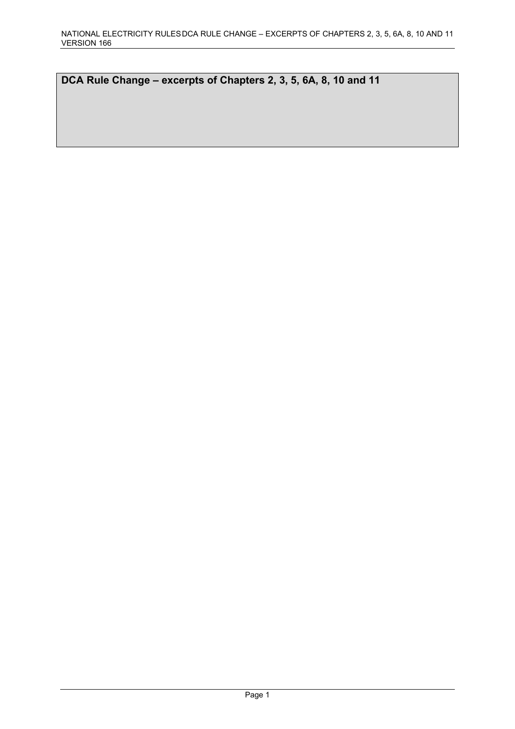# DCA Rule Change – excerpts of Chapters 2, 3, 5, 6A, 8, 10 and 11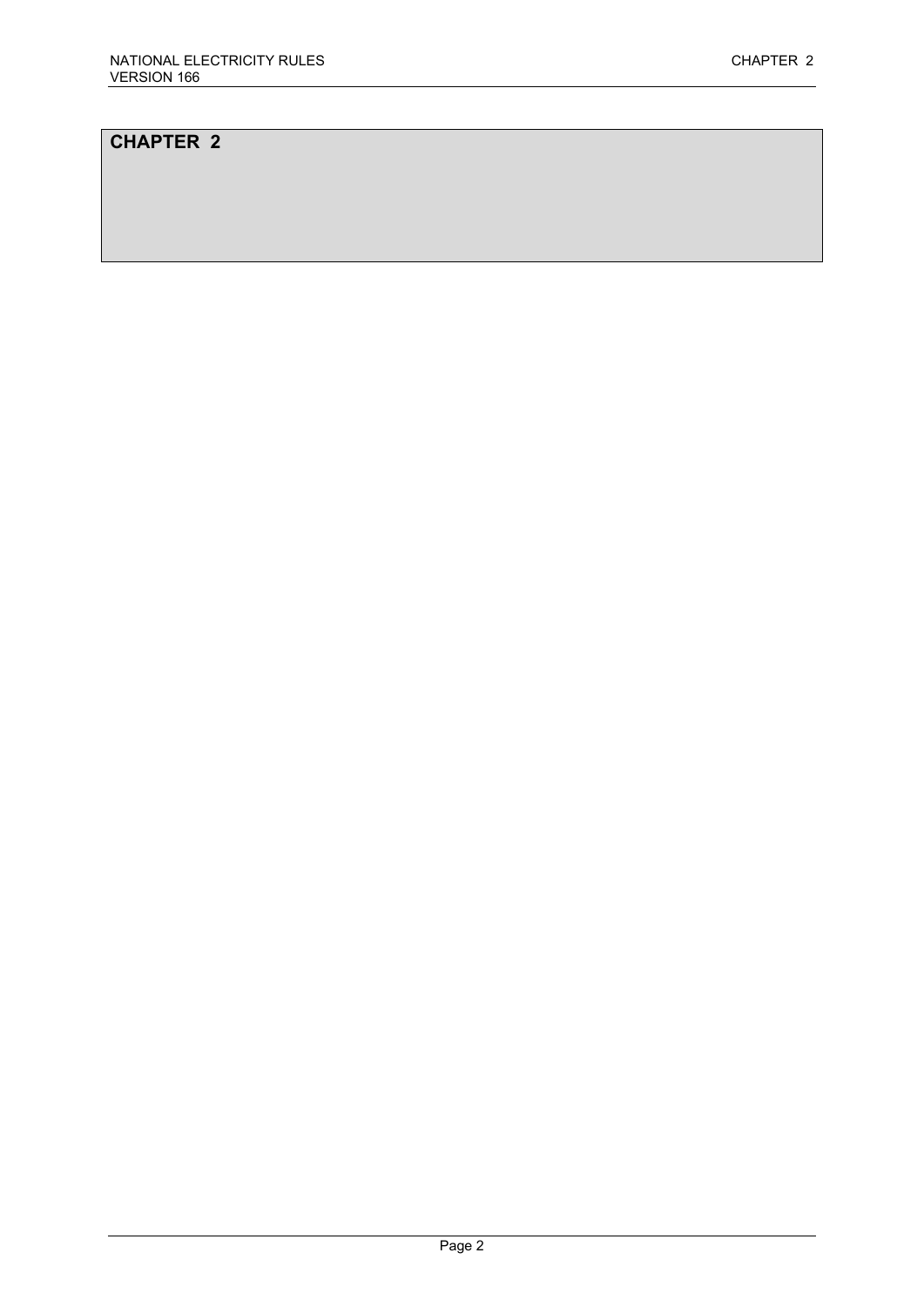# CHAPTER 2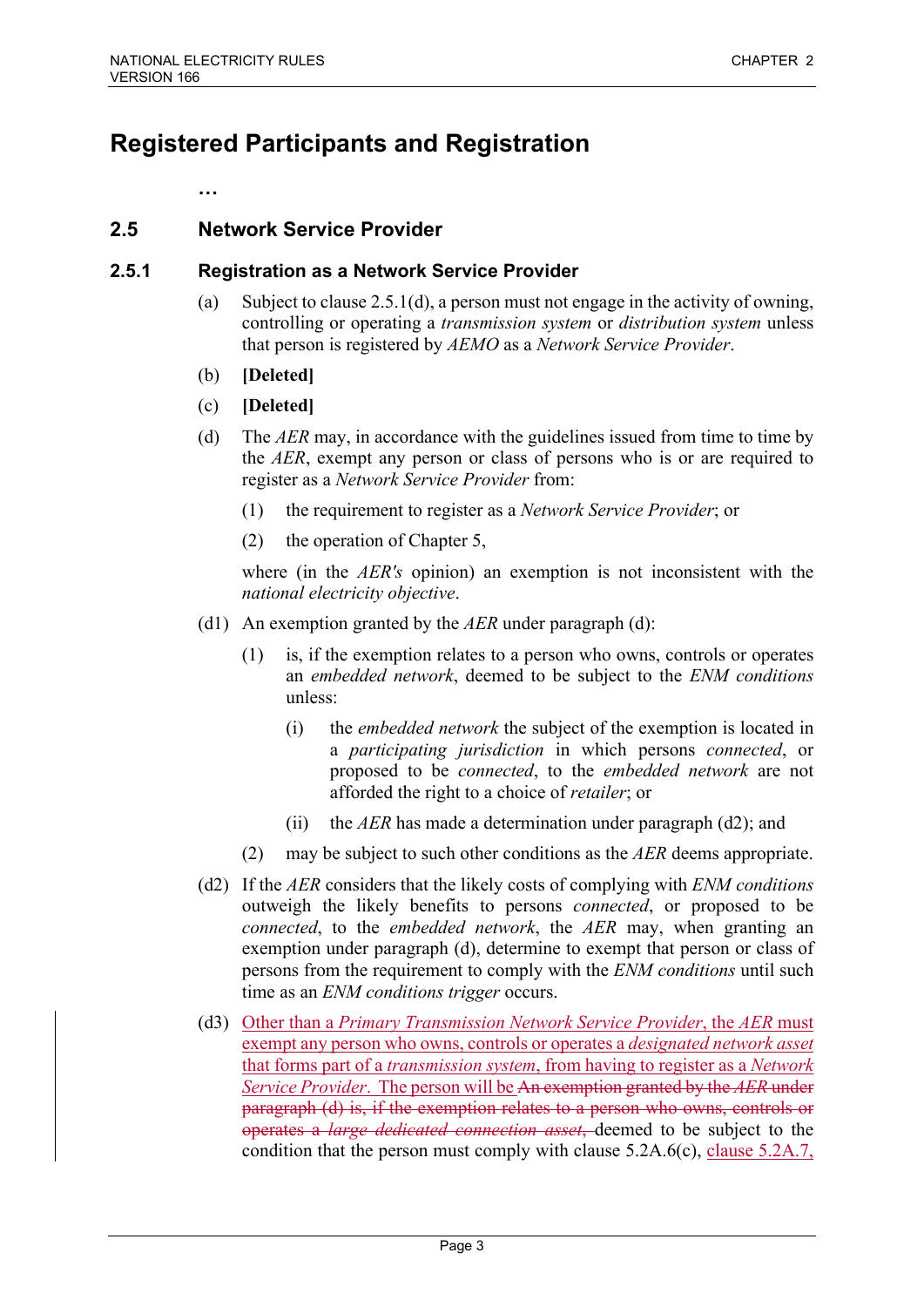# Registered Participants and Registration

…

## 2.5 Network Service Provider

### 2.5.1 Registration as a Network Service Provider

(a) Subject to clause 2.5.1(d), a person must not engage in the activity of owning, controlling or operating a *transmission system* or *distribution system* unless that person is registered by *AEMO* as a *Network Service Provider*.

(b) **[Deleted]**

(c) **[Deleted]**

(d) The *AER* may, in accordance with the guidelines issued from time to time by the *AER*, exempt any person or class of persons who is or are required to register as a *Network Service Provider* from:

(1) the requirement to register as a *Network Service Provider*; or

(2) the operation of Chapter 5,

where (in the *AER's* opinion) an exemption is not inconsistent with the *national electricity objective*.

(d1) An exemption granted by the *AER* under paragraph (d):

(1) is, if the exemption relates to a person who owns, controls or operates an *embedded network*, deemed to be subject to the *ENM conditions* unless:

(i) the *embedded network* the subject of the exemption is located in a *participating jurisdiction* in which persons *connected*, or proposed to be *connected*, to the *embedded network* are not afforded the right to a choice of *retailer*; or

(ii) the *AER* has made a determination under paragraph (d2); and

(2) may be subject to such other conditions as the *AER* deems appropriate.

(d2) If the *AER* considers that the likely costs of complying with *ENM conditions* outweigh the likely benefits to persons *connected*, or proposed to be *connected*, to the *embedded network*, the *AER* may, when granting an exemption under paragraph (d), determine to exempt that person or class of persons from the requirement to comply with the *ENM conditions* until such time as an *ENM conditions trigger* occurs.

(d3) Other than a *Primary Transmission Network Service Provider*, the *AER* must exempt any person who owns, controls or operates a *designated network asset* that forms part of a *transmission system*, from having to register as a *Network Service Provider*. The person will be ~~An exemption granted by the *AER* under paragraph (d) is, if the exemption relates to a person who owns, controls or operates a *large dedicated connection asset*,~~ deemed to be subject to the condition that the person must comply with clause 5.2A.6(c), clause 5.2A.7,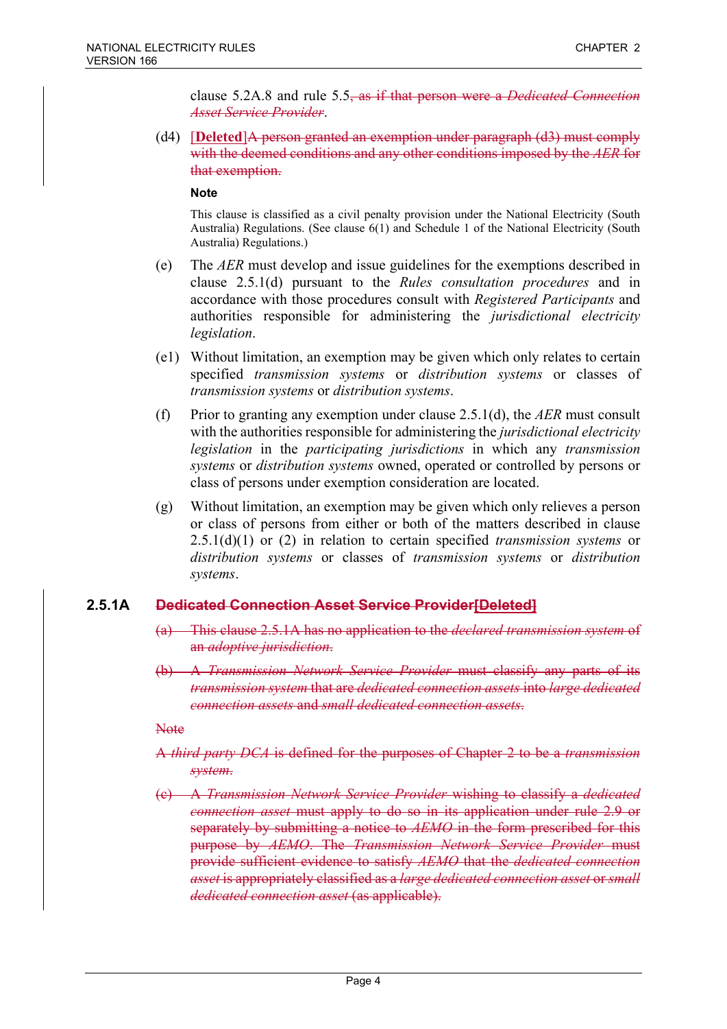clause 5.2A.8 and rule 5.5~~, as if that person were a *Dedicated Connection Asset Service Provider*~~.

(d4) **[Deleted]**~~A person granted an exemption under paragraph (d3) must comply with the deemed conditions and any other conditions imposed by the *AER* for that exemption.~~

**Note**

This clause is classified as a civil penalty provision under the National Electricity (South Australia) Regulations. (See clause 6(1) and Schedule 1 of the National Electricity (South Australia) Regulations.)

(e) The *AER* must develop and issue guidelines for the exemptions described in clause 2.5.1(d) pursuant to the *Rules consultation procedures* and in accordance with those procedures consult with *Registered Participants* and authorities responsible for administering the *jurisdictional electricity legislation*.

(e1) Without limitation, an exemption may be given which only relates to certain specified *transmission systems* or *distribution systems* or classes of *transmission systems* or *distribution systems*.

(f) Prior to granting any exemption under clause 2.5.1(d), the *AER* must consult with the authorities responsible for administering the *jurisdictional electricity legislation* in the *participating jurisdictions* in which any *transmission systems* or *distribution systems* owned, operated or controlled by persons or class of persons under exemption consideration are located.

(g) Without limitation, an exemption may be given which only relieves a person or class of persons from either or both of the matters described in clause 2.5.1(d)(1) or (2) in relation to certain specified *transmission systems* or *distribution systems* or classes of *transmission systems* or *distribution systems*.

### 2.5.1A ~~Dedicated Connection Asset Service Provider~~**[Deleted]**

~~(a) This clause 2.5.1A has no application to the *declared transmission system* of an *adoptive jurisdiction*.~~

~~(b) A *Transmission Network Service Provider* must classify any parts of its *transmission system* that are *dedicated connection assets* into *large dedicated connection assets* and *small dedicated connection assets*.~~

~~Note~~

~~A *third party DCA* is defined for the purposes of Chapter 2 to be a *transmission system*.~~

~~(c) A *Transmission Network Service Provider* wishing to classify a *dedicated connection asset* must apply to do so in its application under rule 2.9 or separately by submitting a notice to *AEMO* in the form prescribed for this purpose by *AEMO*. The *Transmission Network Service Provider* must provide sufficient evidence to satisfy *AEMO* that the *dedicated connection asset* is appropriately classified as a *large dedicated connection asset* or *small dedicated connection asset* (as applicable).~~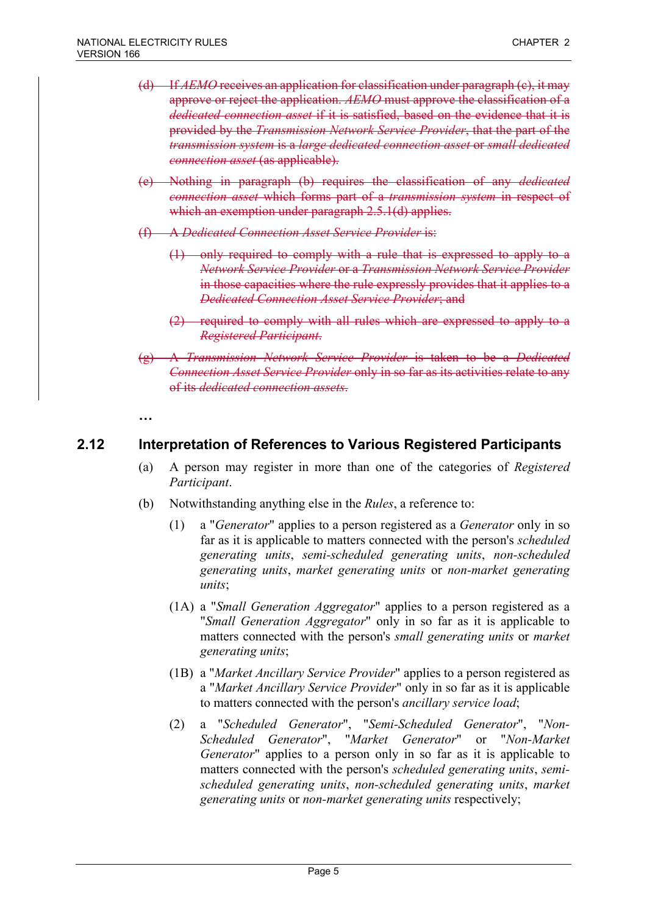~~(d) If *AEMO* receives an application for classification under paragraph (c), it may approve or reject the application. *AEMO* must approve the classification of a *dedicated connection asset* if it is satisfied, based on the evidence that it is provided by the *Transmission Network Service Provider*, that the part of the *transmission system* is a *large dedicated connection asset* or *small dedicated connection asset* (as applicable).~~

~~(e) Nothing in paragraph (b) requires the classification of any *dedicated connection asset* which forms part of a *transmission system* in respect of which an exemption under paragraph 2.5.1(d) applies.~~

~~(f) A *Dedicated Connection Asset Service Provider* is:~~

~~(1) only required to comply with a rule that is expressed to apply to a *Network Service Provider* or a *Transmission Network Service Provider* in those capacities where the rule expressly provides that it applies to a *Dedicated Connection Asset Service Provider*; and~~

~~(2) required to comply with all rules which are expressed to apply to a *Registered Participant*.~~

~~(g) A *Transmission Network Service Provider* is taken to be a *Dedicated Connection Asset Service Provider* only in so far as its activities relate to any of its *dedicated connection assets*.~~

**…**

## 2.12 Interpretation of References to Various Registered Participants

(a) A person may register in more than one of the categories of *Registered Participant*.

(b) Notwithstanding anything else in the *Rules*, a reference to:

(1) a "*Generator*" applies to a person registered as a *Generator* only in so far as it is applicable to matters connected with the person's *scheduled generating units*, *semi-scheduled generating units*, *non-scheduled generating units*, *market generating units* or *non-market generating units*;

(1A) a "*Small Generation Aggregator*" applies to a person registered as a "*Small Generation Aggregator*" only in so far as it is applicable to matters connected with the person's *small generating units* or *market generating units*;

(1B) a "*Market Ancillary Service Provider*" applies to a person registered as a "*Market Ancillary Service Provider*" only in so far as it is applicable to matters connected with the person's *ancillary service load*;

(2) a "*Scheduled Generator*", "*Semi-Scheduled Generator*", "*Non-Scheduled Generator*", "*Market Generator*" or "*Non-Market Generator*" applies to a person only in so far as it is applicable to matters connected with the person's *scheduled generating units*, *semi-scheduled generating units*, *non-scheduled generating units*, *market generating units* or *non-market generating units* respectively;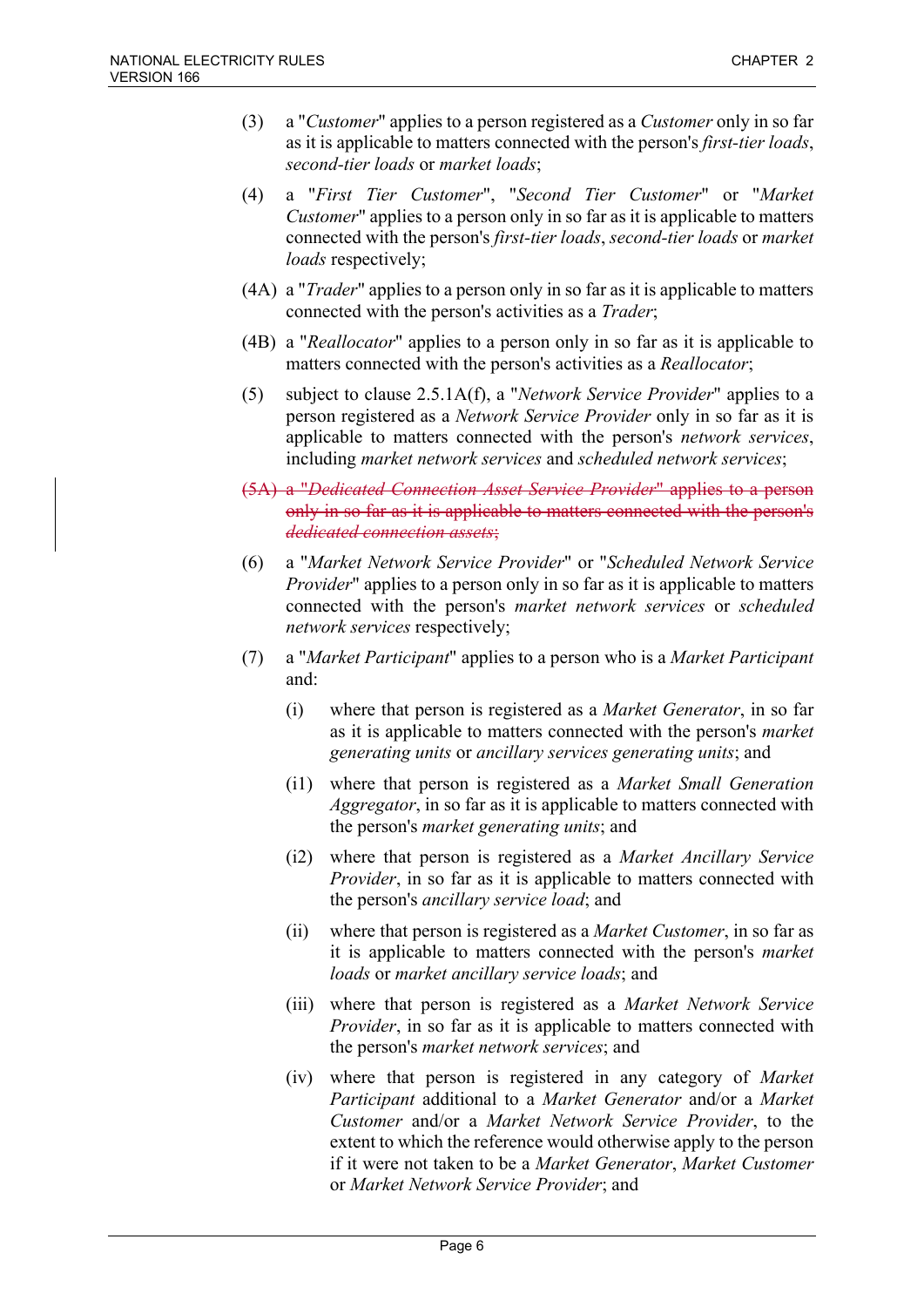(3) a "*Customer*" applies to a person registered as a *Customer* only in so far as it is applicable to matters connected with the person's *first-tier loads*, *second-tier loads* or *market loads*;

(4) a "*First Tier Customer*", "*Second Tier Customer*" or "*Market Customer*" applies to a person only in so far as it is applicable to matters connected with the person's *first-tier loads*, *second-tier loads* or *market loads* respectively;

(4A) a "*Trader*" applies to a person only in so far as it is applicable to matters connected with the person's activities as a *Trader*;

(4B) a "*Reallocator*" applies to a person only in so far as it is applicable to matters connected with the person's activities as a *Reallocator*;

(5) subject to clause 2.5.1A(f), a "*Network Service Provider*" applies to a person registered as a *Network Service Provider* only in so far as it is applicable to matters connected with the person's *network services*, including *market network services* and *scheduled network services*;

~~(5A) a "*Dedicated Connection Asset Service Provider*" applies to a person only in so far as it is applicable to matters connected with the person's *dedicated connection assets*;~~

(6) a "*Market Network Service Provider*" or "*Scheduled Network Service Provider*" applies to a person only in so far as it is applicable to matters connected with the person's *market network services* or *scheduled network services* respectively;

(7) a "*Market Participant*" applies to a person who is a *Market Participant* and:

(i) where that person is registered as a *Market Generator*, in so far as it is applicable to matters connected with the person's *market generating units* or *ancillary services generating units*; and

(i1) where that person is registered as a *Market Small Generation Aggregator*, in so far as it is applicable to matters connected with the person's *market generating units*; and

(i2) where that person is registered as a *Market Ancillary Service Provider*, in so far as it is applicable to matters connected with the person's *ancillary service load*; and

(ii) where that person is registered as a *Market Customer*, in so far as it is applicable to matters connected with the person's *market loads* or *market ancillary service loads*; and

(iii) where that person is registered as a *Market Network Service Provider*, in so far as it is applicable to matters connected with the person's *market network services*; and

(iv) where that person is registered in any category of *Market Participant* additional to a *Market Generator* and/or a *Market Customer* and/or a *Market Network Service Provider*, to the extent to which the reference would otherwise apply to the person if it were not taken to be a *Market Generator*, *Market Customer* or *Market Network Service Provider*; and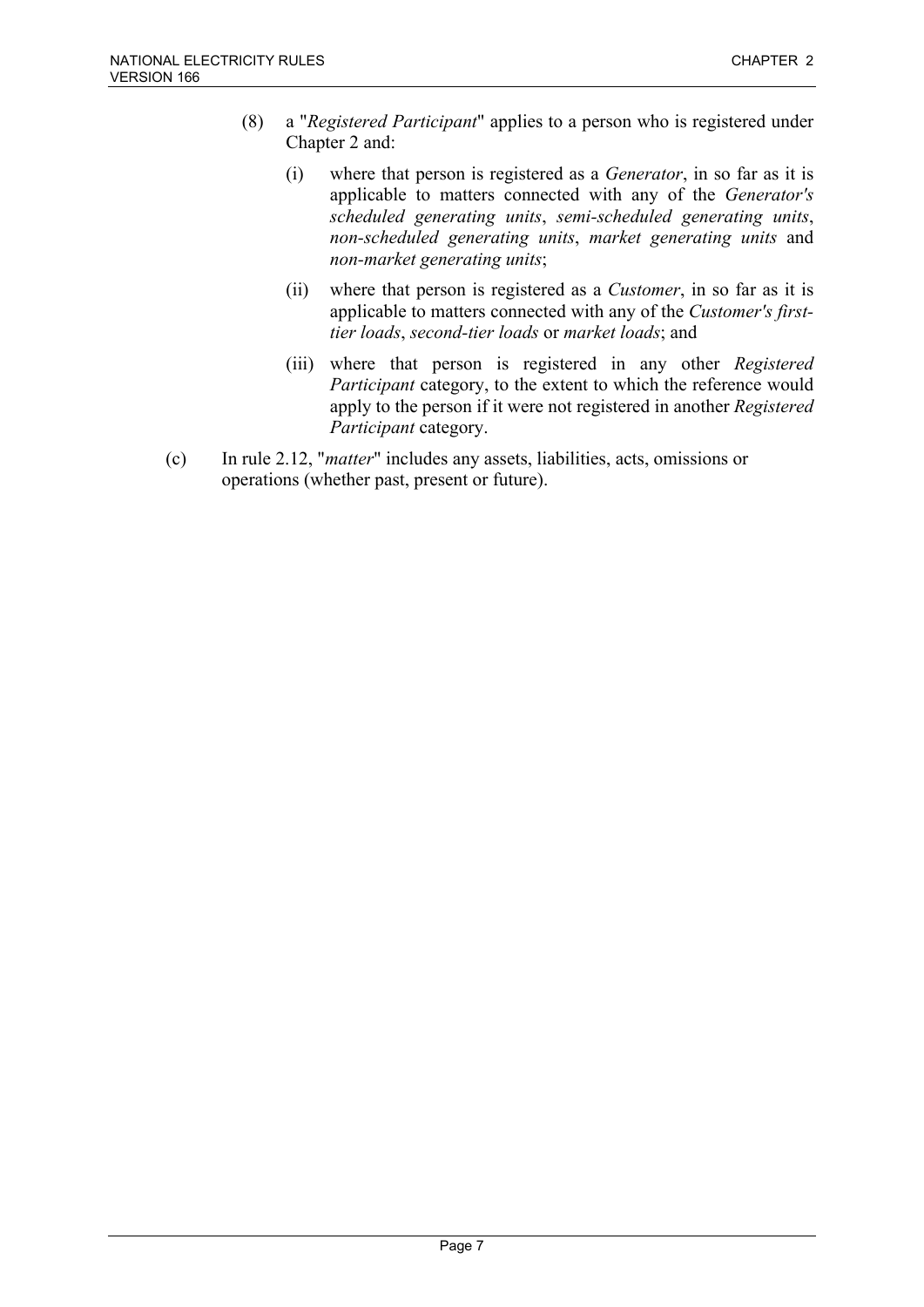(8) a "*Registered Participant*" applies to a person who is registered under Chapter 2 and:

   (i) where that person is registered as a *Generator*, in so far as it is applicable to matters connected with any of the *Generator's scheduled generating units*, *semi-scheduled generating units*, *non-scheduled generating units*, *market generating units* and *non-market generating units*;

   (ii) where that person is registered as a *Customer*, in so far as it is applicable to matters connected with any of the *Customer's first-tier loads*, *second-tier loads* or *market loads*; and

   (iii) where that person is registered in any other *Registered Participant* category, to the extent to which the reference would apply to the person if it were not registered in another *Registered Participant* category.

(c) In rule 2.12, "*matter*" includes any assets, liabilities, acts, omissions or operations (whether past, present or future).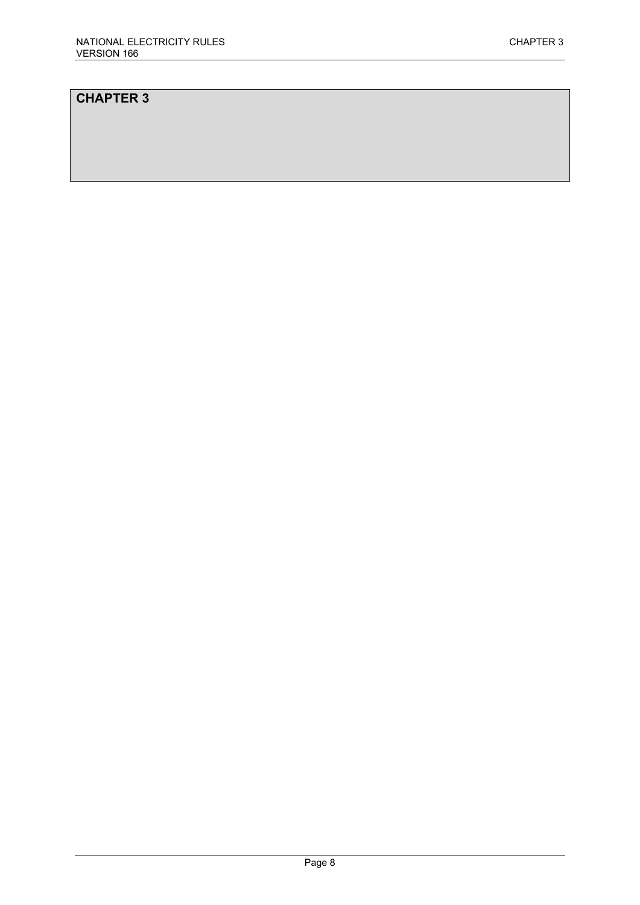# CHAPTER 3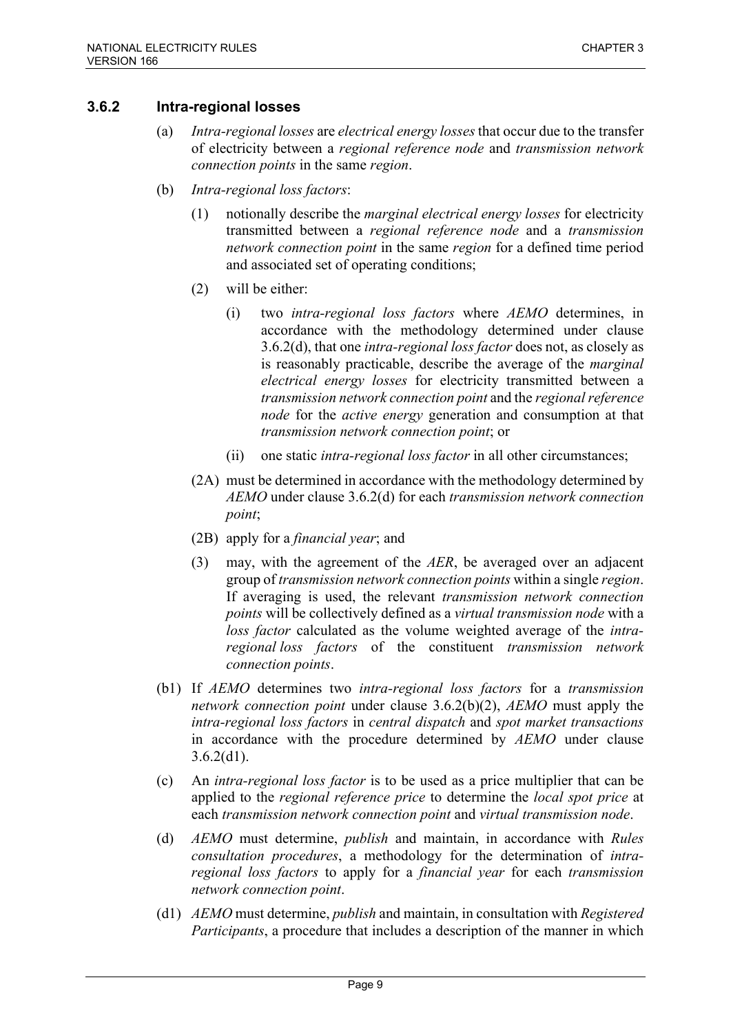### 3.6.2 Intra-regional losses

(a) *Intra-regional losses* are *electrical energy losses* that occur due to the transfer of electricity between a *regional reference node* and *transmission network connection points* in the same *region*.

(b) *Intra-regional loss factors*:

(1) notionally describe the *marginal electrical energy losses* for electricity transmitted between a *regional reference node* and a *transmission network connection point* in the same *region* for a defined time period and associated set of operating conditions;

(2) will be either:

(i) two *intra-regional loss factors* where *AEMO* determines, in accordance with the methodology determined under clause 3.6.2(d), that one *intra-regional loss factor* does not, as closely as is reasonably practicable, describe the average of the *marginal electrical energy losses* for electricity transmitted between a *transmission network connection point* and the *regional reference node* for the *active energy* generation and consumption at that *transmission network connection point*; or

(ii) one static *intra-regional loss factor* in all other circumstances;

(2A) must be determined in accordance with the methodology determined by *AEMO* under clause 3.6.2(d) for each *transmission network connection point*;

(2B) apply for a *financial year*; and

(3) may, with the agreement of the *AER*, be averaged over an adjacent group of *transmission network connection points* within a single *region*. If averaging is used, the relevant *transmission network connection points* will be collectively defined as a *virtual transmission node* with a *loss factor* calculated as the volume weighted average of the *intra-regional loss factors* of the constituent *transmission network connection points*.

(b1) If *AEMO* determines two *intra-regional loss factors* for a *transmission network connection point* under clause 3.6.2(b)(2), *AEMO* must apply the *intra-regional loss factors* in *central dispatch* and *spot market transactions* in accordance with the procedure determined by *AEMO* under clause 3.6.2(d1).

(c) An *intra-regional loss factor* is to be used as a price multiplier that can be applied to the *regional reference price* to determine the *local spot price* at each *transmission network connection point* and *virtual transmission node*.

(d) *AEMO* must determine, *publish* and maintain, in accordance with *Rules consultation procedures*, a methodology for the determination of *intra-regional loss factors* to apply for a *financial year* for each *transmission network connection point*.

(d1) *AEMO* must determine, *publish* and maintain, in consultation with *Registered Participants*, a procedure that includes a description of the manner in which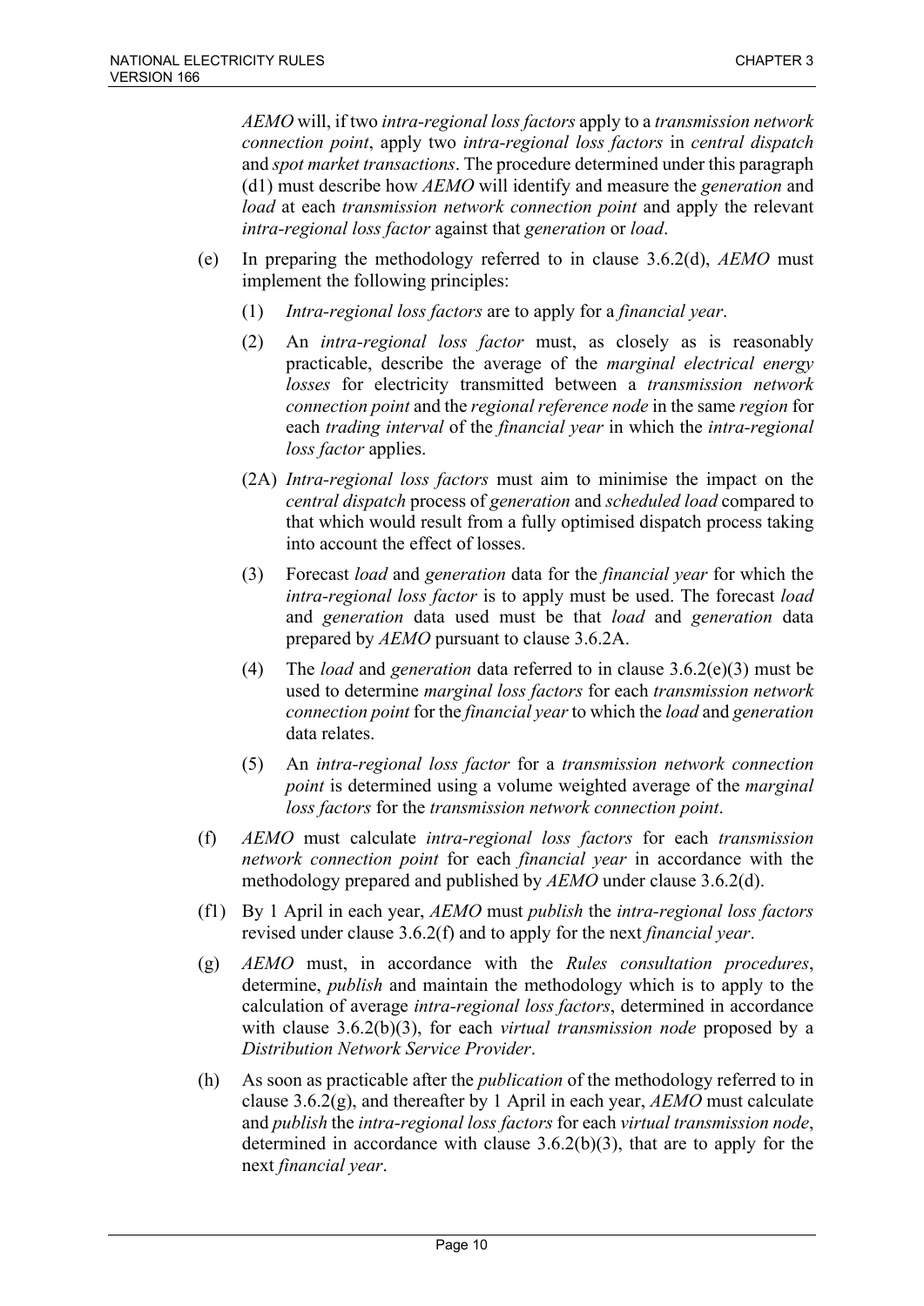*AEMO* will, if two *intra-regional loss factors* apply to a *transmission network connection point*, apply two *intra-regional loss factors* in *central dispatch* and *spot market transactions*. The procedure determined under this paragraph (d1) must describe how *AEMO* will identify and measure the *generation* and *load* at each *transmission network connection point* and apply the relevant *intra-regional loss factor* against that *generation* or *load*.

(e) In preparing the methodology referred to in clause 3.6.2(d), *AEMO* must implement the following principles:

  (1) *Intra-regional loss factors* are to apply for a *financial year*.

  (2) An *intra-regional loss factor* must, as closely as is reasonably practicable, describe the average of the *marginal electrical energy losses* for electricity transmitted between a *transmission network connection point* and the *regional reference node* in the same *region* for each *trading interval* of the *financial year* in which the *intra-regional loss factor* applies.

  (2A) *Intra-regional loss factors* must aim to minimise the impact on the *central dispatch* process of *generation* and *scheduled load* compared to that which would result from a fully optimised dispatch process taking into account the effect of losses.

  (3) Forecast *load* and *generation* data for the *financial year* for which the *intra-regional loss factor* is to apply must be used. The forecast *load* and *generation* data used must be that *load* and *generation* data prepared by *AEMO* pursuant to clause 3.6.2A.

  (4) The *load* and *generation* data referred to in clause 3.6.2(e)(3) must be used to determine *marginal loss factors* for each *transmission network connection point* for the *financial year* to which the *load* and *generation* data relates.

  (5) An *intra-regional loss factor* for a *transmission network connection point* is determined using a volume weighted average of the *marginal loss factors* for the *transmission network connection point*.

(f) *AEMO* must calculate *intra-regional loss factors* for each *transmission network connection point* for each *financial year* in accordance with the methodology prepared and published by *AEMO* under clause 3.6.2(d).

(f1) By 1 April in each year, *AEMO* must *publish* the *intra-regional loss factors* revised under clause 3.6.2(f) and to apply for the next *financial year*.

(g) *AEMO* must, in accordance with the *Rules consultation procedures*, determine, *publish* and maintain the methodology which is to apply to the calculation of average *intra-regional loss factors*, determined in accordance with clause 3.6.2(b)(3), for each *virtual transmission node* proposed by a *Distribution Network Service Provider*.

(h) As soon as practicable after the *publication* of the methodology referred to in clause 3.6.2(g), and thereafter by 1 April in each year, *AEMO* must calculate and *publish* the *intra-regional loss factors* for each *virtual transmission node*, determined in accordance with clause 3.6.2(b)(3), that are to apply for the next *financial year*.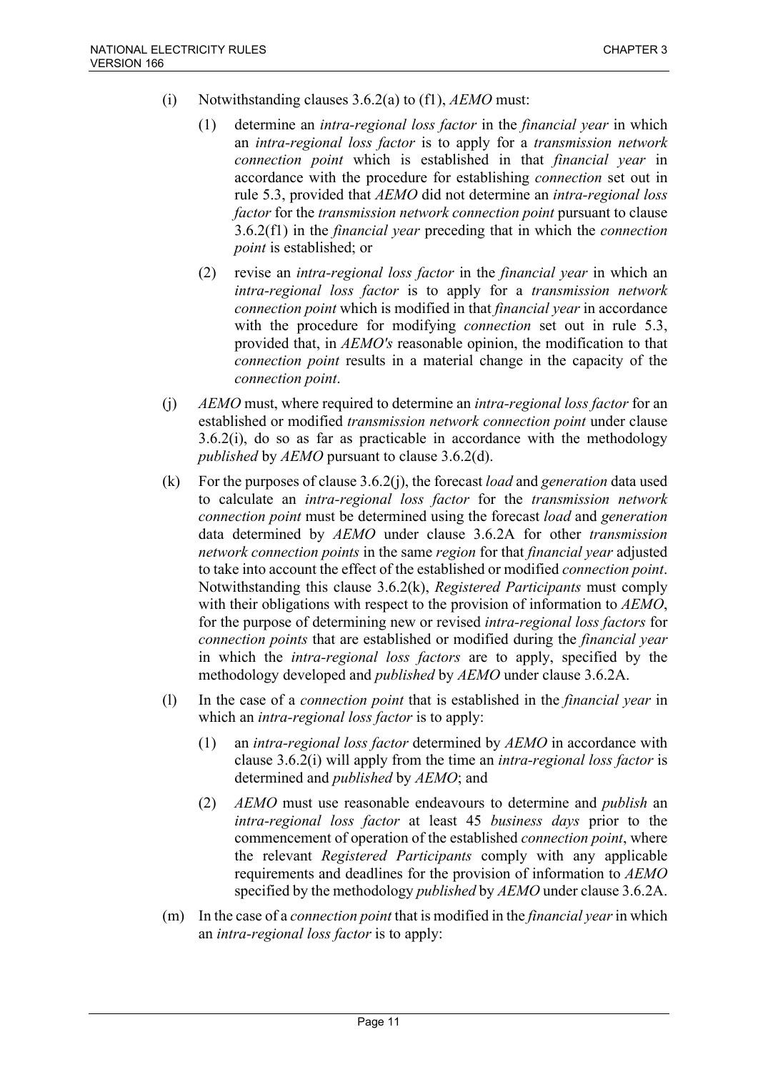(i) Notwithstanding clauses 3.6.2(a) to (f1), *AEMO* must:

   (1) determine an *intra-regional loss factor* in the *financial year* in which an *intra-regional loss factor* is to apply for a *transmission network connection point* which is established in that *financial year* in accordance with the procedure for establishing *connection* set out in rule 5.3, provided that *AEMO* did not determine an *intra-regional loss factor* for the *transmission network connection point* pursuant to clause 3.6.2(f1) in the *financial year* preceding that in which the *connection point* is established; or

   (2) revise an *intra-regional loss factor* in the *financial year* in which an *intra-regional loss factor* is to apply for a *transmission network connection point* which is modified in that *financial year* in accordance with the procedure for modifying *connection* set out in rule 5.3, provided that, in *AEMO's* reasonable opinion, the modification to that *connection point* results in a material change in the capacity of the *connection point*.

(j) *AEMO* must, where required to determine an *intra-regional loss factor* for an established or modified *transmission network connection point* under clause 3.6.2(i), do so as far as practicable in accordance with the methodology *published* by *AEMO* pursuant to clause 3.6.2(d).

(k) For the purposes of clause 3.6.2(j), the forecast *load* and *generation* data used to calculate an *intra-regional loss factor* for the *transmission network connection point* must be determined using the forecast *load* and *generation* data determined by *AEMO* under clause 3.6.2A for other *transmission network connection points* in the same *region* for that *financial year* adjusted to take into account the effect of the established or modified *connection point*. Notwithstanding this clause 3.6.2(k), *Registered Participants* must comply with their obligations with respect to the provision of information to *AEMO*, for the purpose of determining new or revised *intra-regional loss factors* for *connection points* that are established or modified during the *financial year* in which the *intra-regional loss factors* are to apply, specified by the methodology developed and *published* by *AEMO* under clause 3.6.2A.

(l) In the case of a *connection point* that is established in the *financial year* in which an *intra-regional loss factor* is to apply:

   (1) an *intra-regional loss factor* determined by *AEMO* in accordance with clause 3.6.2(i) will apply from the time an *intra-regional loss factor* is determined and *published* by *AEMO*; and

   (2) *AEMO* must use reasonable endeavours to determine and *publish* an *intra-regional loss factor* at least 45 *business days* prior to the commencement of operation of the established *connection point*, where the relevant *Registered Participants* comply with any applicable requirements and deadlines for the provision of information to *AEMO* specified by the methodology *published* by *AEMO* under clause 3.6.2A.

(m) In the case of a *connection point* that is modified in the *financial year* in which an *intra-regional loss factor* is to apply: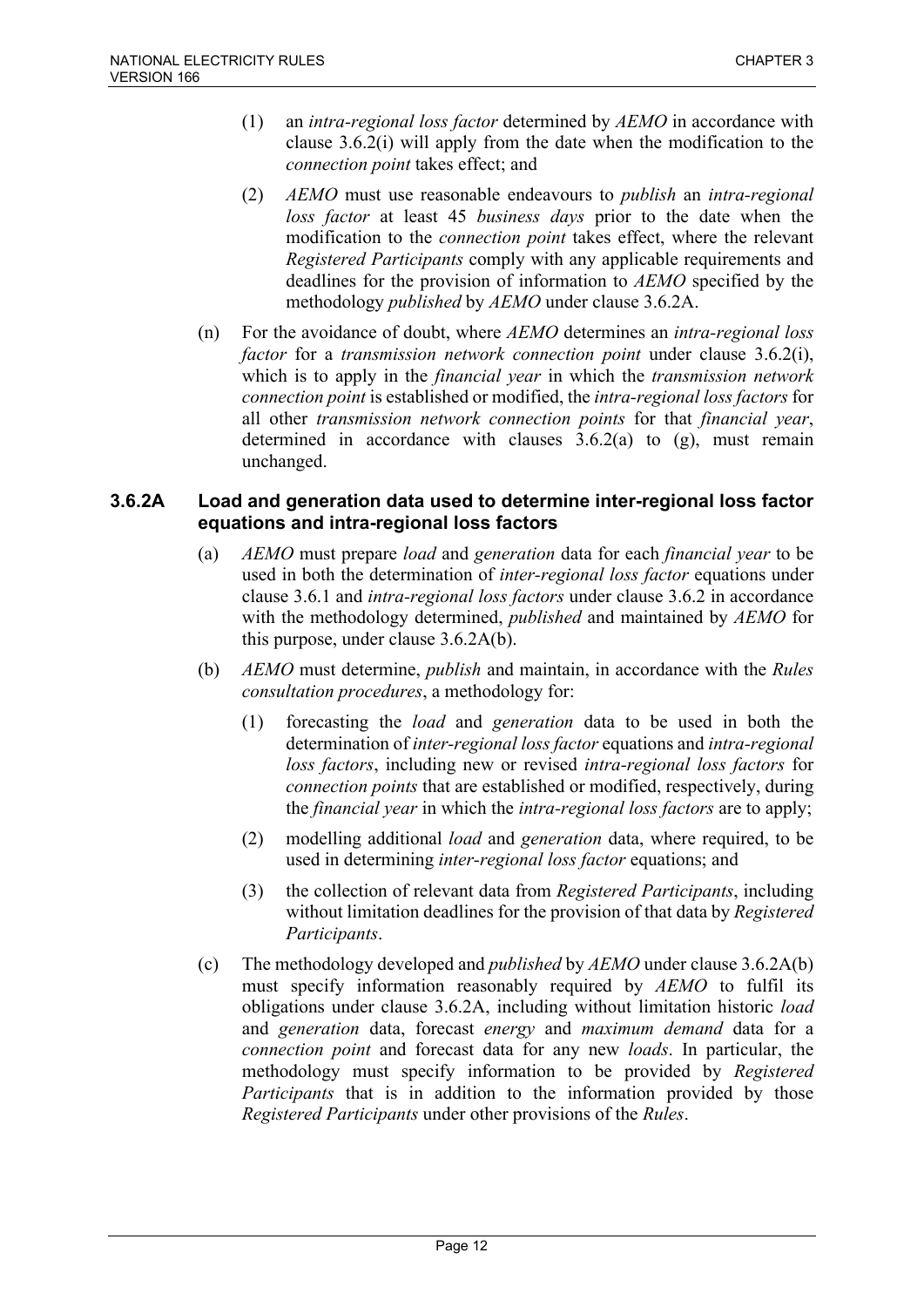(1) an *intra-regional loss factor* determined by *AEMO* in accordance with clause 3.6.2(i) will apply from the date when the modification to the *connection point* takes effect; and

(2) *AEMO* must use reasonable endeavours to *publish* an *intra-regional loss factor* at least 45 *business days* prior to the date when the modification to the *connection point* takes effect, where the relevant *Registered Participants* comply with any applicable requirements and deadlines for the provision of information to *AEMO* specified by the methodology *published* by *AEMO* under clause 3.6.2A.

(n) For the avoidance of doubt, where *AEMO* determines an *intra-regional loss factor* for a *transmission network connection point* under clause 3.6.2(i), which is to apply in the *financial year* in which the *transmission network connection point* is established or modified, the *intra-regional loss factors* for all other *transmission network connection points* for that *financial year*, determined in accordance with clauses 3.6.2(a) to (g), must remain unchanged.

### 3.6.2A Load and generation data used to determine inter-regional loss factor equations and intra-regional loss factors

(a) *AEMO* must prepare *load* and *generation* data for each *financial year* to be used in both the determination of *inter-regional loss factor* equations under clause 3.6.1 and *intra-regional loss factors* under clause 3.6.2 in accordance with the methodology determined, *published* and maintained by *AEMO* for this purpose, under clause 3.6.2A(b).

(b) *AEMO* must determine, *publish* and maintain, in accordance with the *Rules consultation procedures*, a methodology for:

(1) forecasting the *load* and *generation* data to be used in both the determination of *inter-regional loss factor* equations and *intra-regional loss factors*, including new or revised *intra-regional loss factors* for *connection points* that are established or modified, respectively, during the *financial year* in which the *intra-regional loss factors* are to apply;

(2) modelling additional *load* and *generation* data, where required, to be used in determining *inter-regional loss factor* equations; and

(3) the collection of relevant data from *Registered Participants*, including without limitation deadlines for the provision of that data by *Registered Participants*.

(c) The methodology developed and *published* by *AEMO* under clause 3.6.2A(b) must specify information reasonably required by *AEMO* to fulfil its obligations under clause 3.6.2A, including without limitation historic *load* and *generation* data, forecast *energy* and *maximum demand* data for a *connection point* and forecast data for any new *loads*. In particular, the methodology must specify information to be provided by *Registered Participants* that is in addition to the information provided by those *Registered Participants* under other provisions of the *Rules*.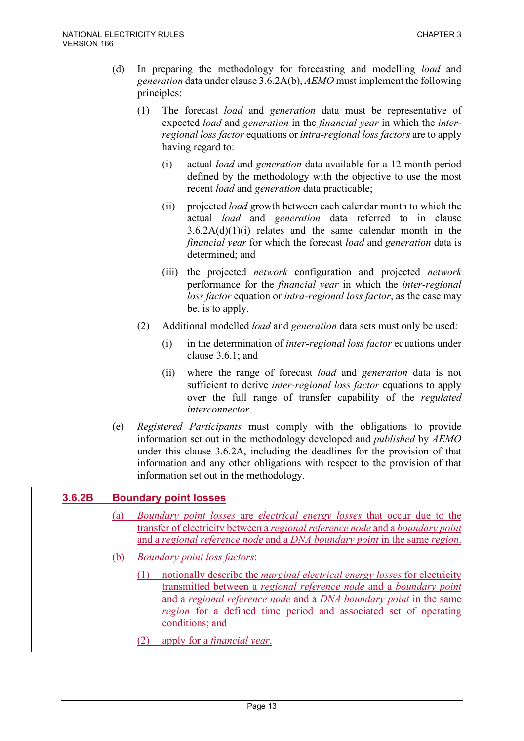(d) In preparing the methodology for forecasting and modelling *load* and *generation* data under clause 3.6.2A(b), *AEMO* must implement the following principles:

(1) The forecast *load* and *generation* data must be representative of expected *load* and *generation* in the *financial year* in which the *inter-regional loss factor* equations or *intra-regional loss factors* are to apply having regard to:

(i) actual *load* and *generation* data available for a 12 month period defined by the methodology with the objective to use the most recent *load* and *generation* data practicable;

(ii) projected *load* growth between each calendar month to which the actual *load* and *generation* data referred to in clause 3.6.2A(d)(1)(i) relates and the same calendar month in the *financial year* for which the forecast *load* and *generation* data is determined; and

(iii) the projected *network* configuration and projected *network* performance for the *financial year* in which the *inter-regional loss factor* equation or *intra-regional loss factor*, as the case may be, is to apply.

(2) Additional modelled *load* and *generation* data sets must only be used:

(i) in the determination of *inter-regional loss factor* equations under clause 3.6.1; and

(ii) where the range of forecast *load* and *generation* data is not sufficient to derive *inter-regional loss factor* equations to apply over the full range of transfer capability of the *regulated interconnector*.

(e) *Registered Participants* must comply with the obligations to provide information set out in the methodology developed and *published* by *AEMO* under this clause 3.6.2A, including the deadlines for the provision of that information and any other obligations with respect to the provision of that information set out in the methodology.

### 3.6.2B Boundary point losses

(a) *Boundary point losses* are *electrical energy losses* that occur due to the transfer of electricity between a *regional reference node* and a *boundary point* and a *regional reference node* and a *DNA boundary point* in the same *region*.

(b) *Boundary point loss factors*:

(1) notionally describe the *marginal electrical energy losses* for electricity transmitted between a *regional reference node* and a *boundary point* and a *regional reference node* and a *DNA boundary point* in the same *region* for a defined time period and associated set of operating conditions; and

(2) apply for a *financial year*.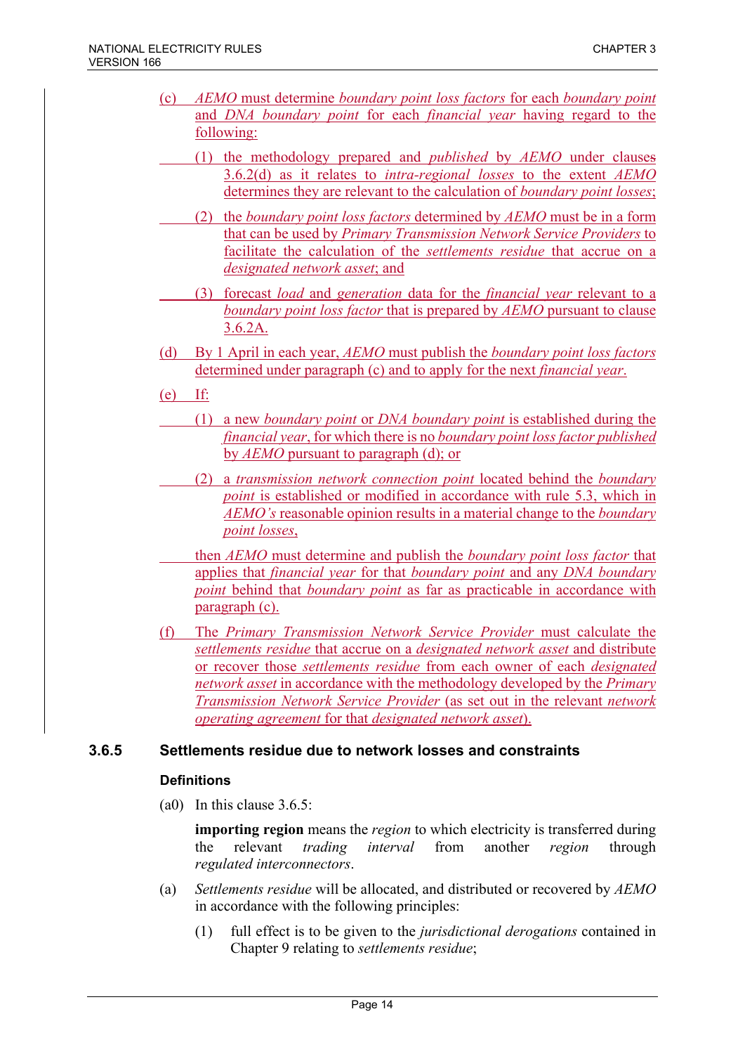(c) *AEMO* must determine *boundary point loss factors* for each *boundary point* and *DNA boundary point* for each *financial year* having regard to the following:

(1) the methodology prepared and *published* by *AEMO* under clauses 3.6.2(d) as it relates to *intra-regional losses* to the extent *AEMO* determines they are relevant to the calculation of *boundary point losses*;

(2) the *boundary point loss factors* determined by *AEMO* must be in a form that can be used by *Primary Transmission Network Service Providers* to facilitate the calculation of the *settlements residue* that accrue on a *designated network asset*; and

(3) forecast *load* and *generation* data for the *financial year* relevant to a *boundary point loss factor* that is prepared by *AEMO* pursuant to clause 3.6.2A.

(d) By 1 April in each year, *AEMO* must publish the *boundary point loss factors* determined under paragraph (c) and to apply for the next *financial year*.

(e) If:

(1) a new *boundary point* or *DNA boundary point* is established during the *financial year*, for which there is no *boundary point loss factor published* by *AEMO* pursuant to paragraph (d); or

(2) a *transmission network connection point* located behind the *boundary point* is established or modified in accordance with rule 5.3, which in *AEMO's* reasonable opinion results in a material change to the *boundary point losses*,

then *AEMO* must determine and publish the *boundary point loss factor* that applies that *financial year* for that *boundary point* and any *DNA boundary point* behind that *boundary point* as far as practicable in accordance with paragraph (c).

(f) The *Primary Transmission Network Service Provider* must calculate the *settlements residue* that accrue on a *designated network asset* and distribute or recover those *settlements residue* from each owner of each *designated network asset* in accordance with the methodology developed by the *Primary Transmission Network Service Provider* (as set out in the relevant *network operating agreement* for that *designated network asset*).

### 3.6.5 Settlements residue due to network losses and constraints

#### Definitions

(a0) In this clause 3.6.5:

**importing region** means the *region* to which electricity is transferred during the relevant *trading interval* from another *region* through *regulated interconnectors*.

(a) *Settlements residue* will be allocated, and distributed or recovered by *AEMO* in accordance with the following principles:

(1) full effect is to be given to the *jurisdictional derogations* contained in Chapter 9 relating to *settlements residue*;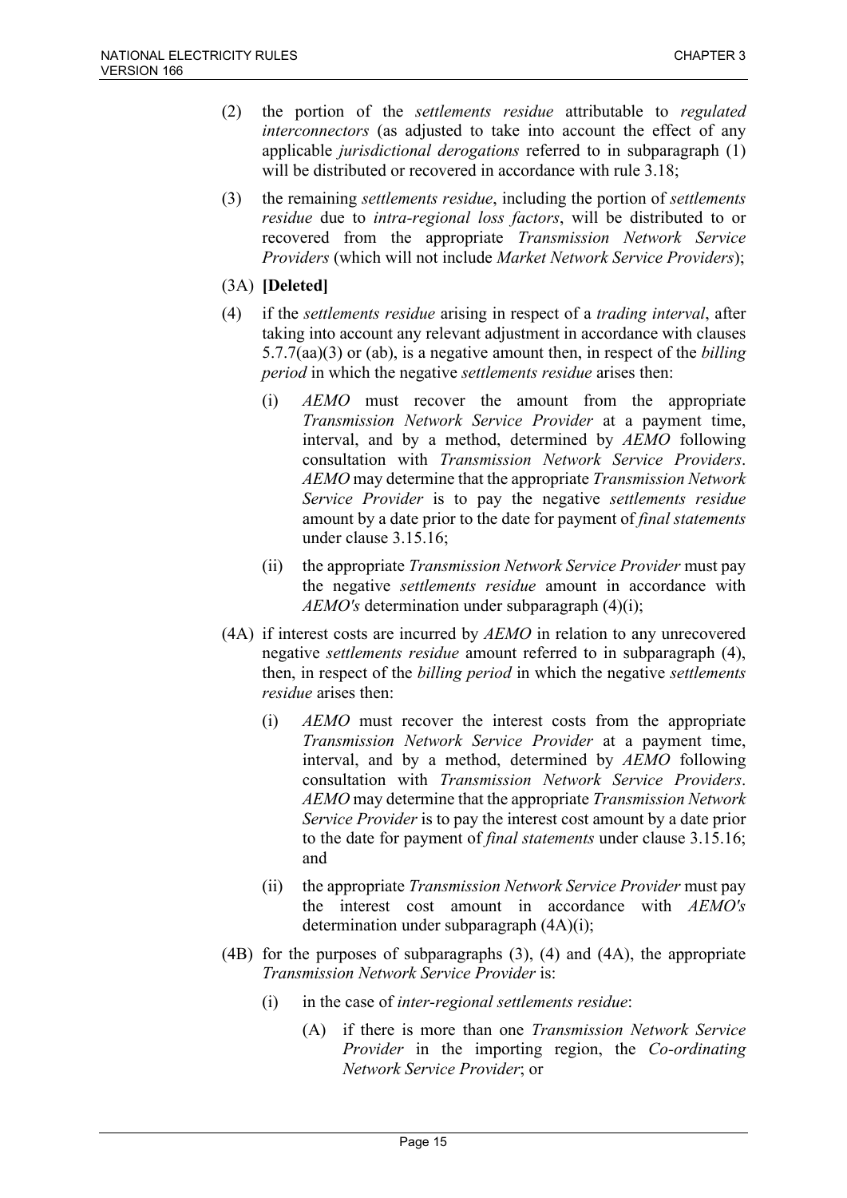(2) the portion of the *settlements residue* attributable to *regulated interconnectors* (as adjusted to take into account the effect of any applicable *jurisdictional derogations* referred to in subparagraph (1) will be distributed or recovered in accordance with rule 3.18;

(3) the remaining *settlements residue*, including the portion of *settlements residue* due to *intra-regional loss factors*, will be distributed to or recovered from the appropriate *Transmission Network Service Providers* (which will not include *Market Network Service Providers*);

(3A) **[Deleted]**

(4) if the *settlements residue* arising in respect of a *trading interval*, after taking into account any relevant adjustment in accordance with clauses 5.7.7(aa)(3) or (ab), is a negative amount then, in respect of the *billing period* in which the negative *settlements residue* arises then:

   (i) *AEMO* must recover the amount from the appropriate *Transmission Network Service Provider* at a payment time, interval, and by a method, determined by *AEMO* following consultation with *Transmission Network Service Providers*. *AEMO* may determine that the appropriate *Transmission Network Service Provider* is to pay the negative *settlements residue* amount by a date prior to the date for payment of *final statements* under clause 3.15.16;

   (ii) the appropriate *Transmission Network Service Provider* must pay the negative *settlements residue* amount in accordance with *AEMO's* determination under subparagraph (4)(i);

(4A) if interest costs are incurred by *AEMO* in relation to any unrecovered negative *settlements residue* amount referred to in subparagraph (4), then, in respect of the *billing period* in which the negative *settlements residue* arises then:

   (i) *AEMO* must recover the interest costs from the appropriate *Transmission Network Service Provider* at a payment time, interval, and by a method, determined by *AEMO* following consultation with *Transmission Network Service Providers*. *AEMO* may determine that the appropriate *Transmission Network Service Provider* is to pay the interest cost amount by a date prior to the date for payment of *final statements* under clause 3.15.16; and

   (ii) the appropriate *Transmission Network Service Provider* must pay the interest cost amount in accordance with *AEMO's* determination under subparagraph (4A)(i);

(4B) for the purposes of subparagraphs (3), (4) and (4A), the appropriate *Transmission Network Service Provider* is:

   (i) in the case of *inter-regional settlements residue*:

      (A) if there is more than one *Transmission Network Service Provider* in the importing region, the *Co-ordinating Network Service Provider*; or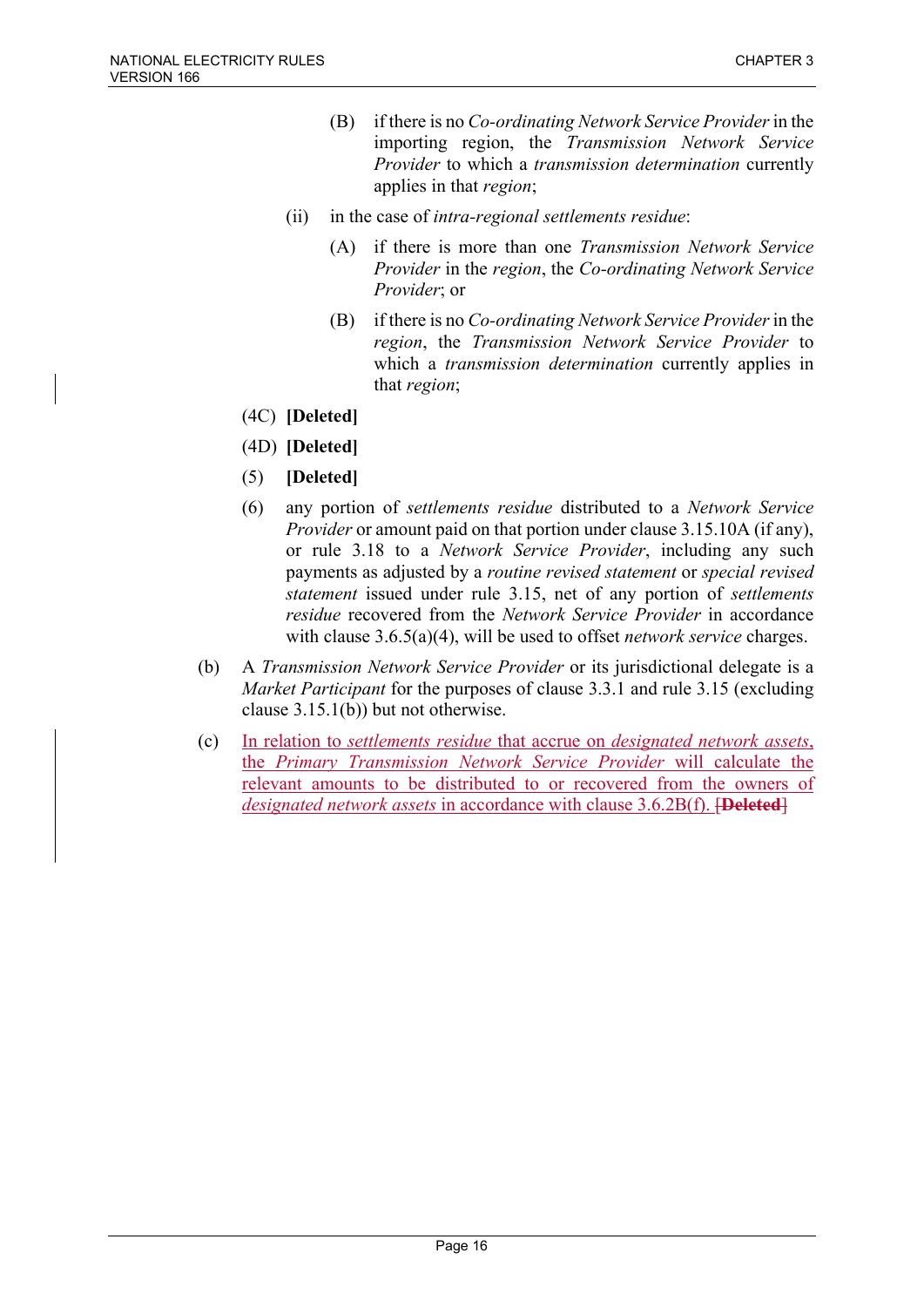(B) if there is no *Co-ordinating Network Service Provider* in the importing region, the *Transmission Network Service Provider* to which a *transmission determination* currently applies in that *region*;

(ii) in the case of *intra-regional settlements residue*:

(A) if there is more than one *Transmission Network Service Provider* in the *region*, the *Co-ordinating Network Service Provider*; or

(B) if there is no *Co-ordinating Network Service Provider* in the *region*, the *Transmission Network Service Provider* to which a *transmission determination* currently applies in that *region*;

(4C) **[Deleted]**

(4D) **[Deleted]**

(5) **[Deleted]**

(6) any portion of *settlements residue* distributed to a *Network Service Provider* or amount paid on that portion under clause 3.15.10A (if any), or rule 3.18 to a *Network Service Provider*, including any such payments as adjusted by a *routine revised statement* or *special revised statement* issued under rule 3.15, net of any portion of *settlements residue* recovered from the *Network Service Provider* in accordance with clause 3.6.5(a)(4), will be used to offset *network service* charges.

(b) A *Transmission Network Service Provider* or its jurisdictional delegate is a *Market Participant* for the purposes of clause 3.3.1 and rule 3.15 (excluding clause 3.15.1(b)) but not otherwise.

(c) In relation to *settlements residue* that accrue on *designated network assets*, the *Primary Transmission Network Service Provider* will calculate the relevant amounts to be distributed to or recovered from the owners of *designated network assets* in accordance with clause 3.6.2B(f). ~~[**Deleted**]~~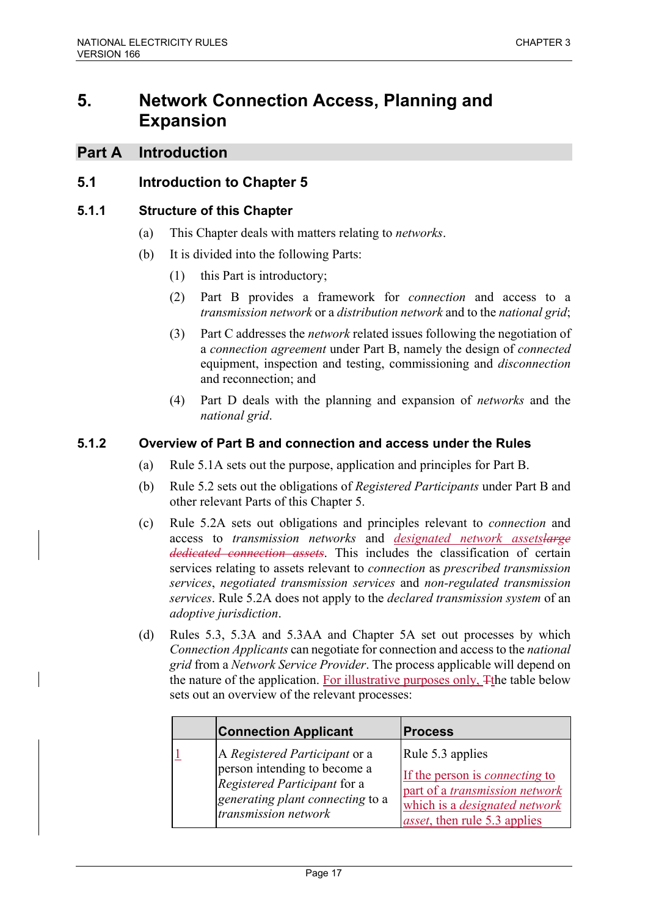# 5. Network Connection Access, Planning and Expansion

## Part A Introduction

### 5.1 Introduction to Chapter 5

#### 5.1.1 Structure of this Chapter

(a) This Chapter deals with matters relating to *networks*.

(b) It is divided into the following Parts:

(1) this Part is introductory;

(2) Part B provides a framework for *connection* and access to a *transmission network* or a *distribution network* and to the *national grid*;

(3) Part C addresses the *network* related issues following the negotiation of a *connection agreement* under Part B, namely the design of *connected* equipment, inspection and testing, commissioning and *disconnection* and reconnection; and

(4) Part D deals with the planning and expansion of *networks* and the *national grid*.

#### 5.1.2 Overview of Part B and connection and access under the Rules

(a) Rule 5.1A sets out the purpose, application and principles for Part B.

(b) Rule 5.2 sets out the obligations of *Registered Participants* under Part B and other relevant Parts of this Chapter 5.

(c) Rule 5.2A sets out obligations and principles relevant to *connection* and access to *transmission networks* and *designated network assets*~~*large dedicated connection assets*~~. This includes the classification of certain services relating to assets relevant to *connection* as *prescribed transmission services*, *negotiated transmission services* and *non-regulated transmission services*. Rule 5.2A does not apply to the *declared transmission system* of an *adoptive jurisdiction*.

(d) Rules 5.3, 5.3A and 5.3AA and Chapter 5A set out processes by which *Connection Applicants* can negotiate for connection and access to the *national grid* from a *Network Service Provider*. The process applicable will depend on the nature of the application. For illustrative purposes only, ~~T~~the table below sets out an overview of the relevant processes:

| | Connection Applicant | Process |
|---|---|---|
| 1 | A *Registered Participant* or a person intending to become a *Registered Participant* for a *generating plant connecting* to a *transmission network* | Rule 5.3 applies<br><br>If the person is *connecting* to part of a *transmission network* which is a *designated network asset*, then rule 5.3 applies |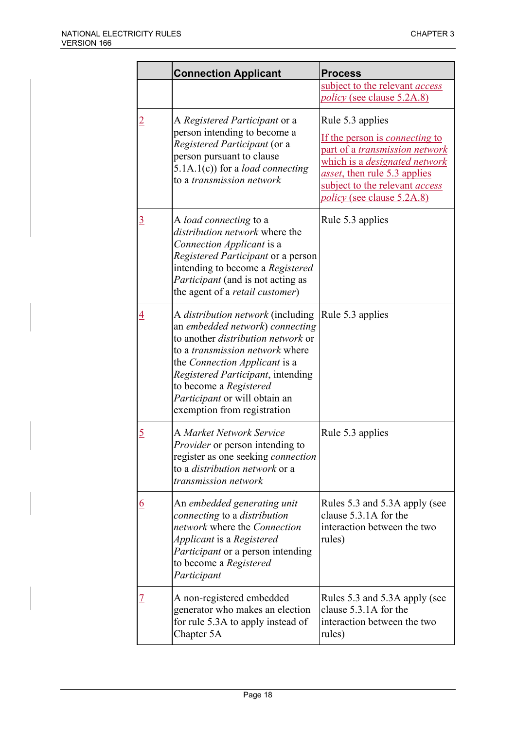| | Connection Applicant | Process |
|---|---|---|
| | | subject to the relevant *access policy* (see clause 5.2A.8) |
| 2 | A *Registered Participant* or a person intending to become a *Registered Participant* (or a person pursuant to clause 5.1A.1(c)) for a *load connecting* to a *transmission network* | Rule 5.3 applies<br><br>If the person is *connecting* to part of a *transmission network* which is a *designated network asset*, then rule 5.3 applies subject to the relevant *access policy* (see clause 5.2A.8) |
| 3 | A *load connecting* to a *distribution network* where the *Connection Applicant* is a *Registered Participant* or a person intending to become a *Registered Participant* (and is not acting as the agent of a *retail customer*) | Rule 5.3 applies |
| 4 | A *distribution network* (including an *embedded network*) *connecting* to another *distribution network* or to a *transmission network* where the *Connection Applicant* is a *Registered Participant*, intending to become a *Registered Participant* or will obtain an exemption from registration | Rule 5.3 applies |
| 5 | A *Market Network Service Provider* or person intending to register as one seeking *connection* to a *distribution network* or a *transmission network* | Rule 5.3 applies |
| 6 | An *embedded generating unit connecting* to a *distribution network* where the *Connection Applicant* is a *Registered Participant* or a person intending to become a *Registered Participant* | Rules 5.3 and 5.3A apply (see clause 5.3.1A for the interaction between the two rules) |
| 7 | A non-registered embedded generator who makes an election for rule 5.3A to apply instead of Chapter 5A | Rules 5.3 and 5.3A apply (see clause 5.3.1A for the interaction between the two rules) |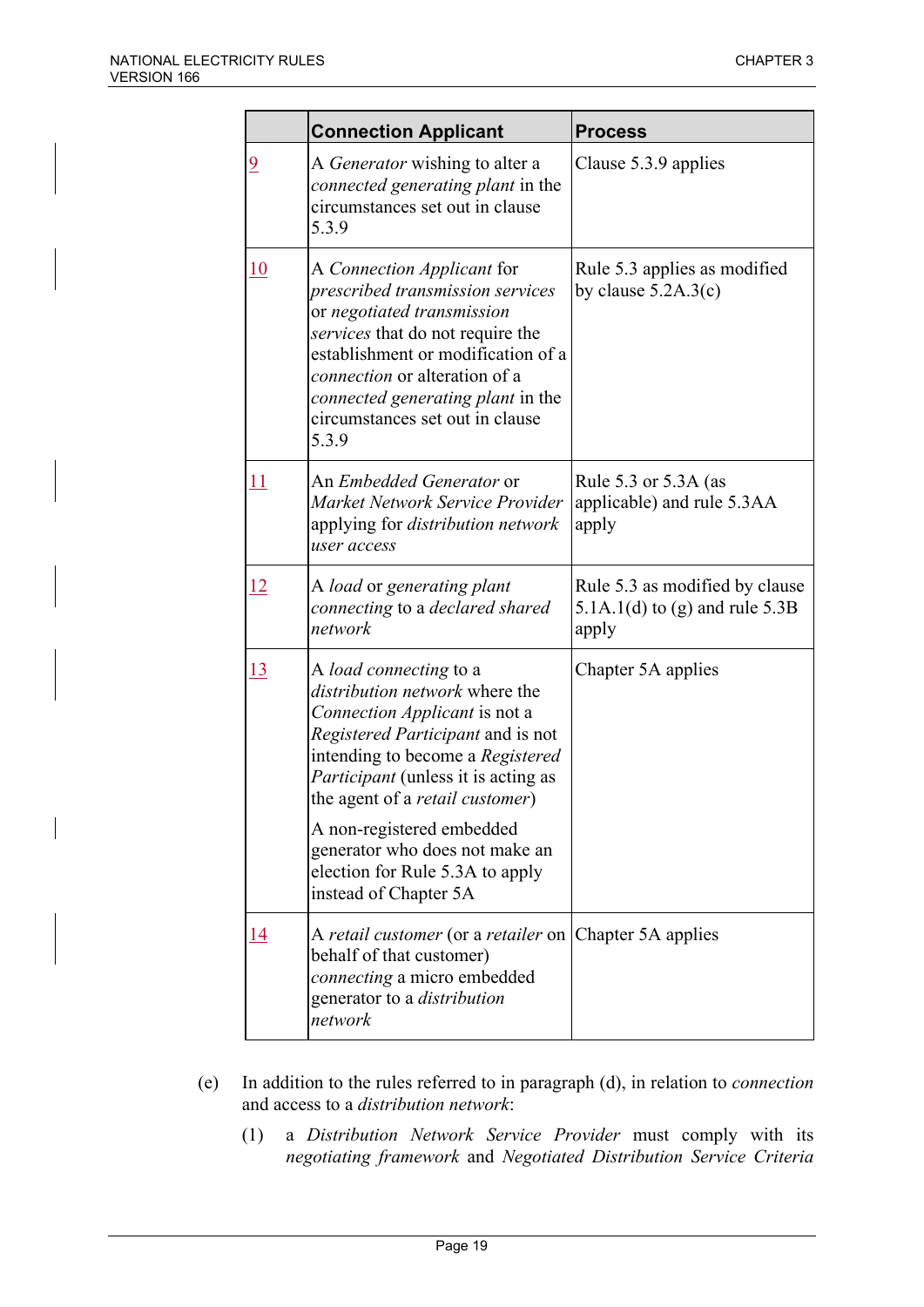| | Connection Applicant | Process |
|---|---|---|
| 9 | A *Generator* wishing to alter a *connected generating plant* in the circumstances set out in clause 5.3.9 | Clause 5.3.9 applies |
| 10 | A *Connection Applicant* for *prescribed transmission services* or *negotiated transmission services* that do not require the establishment or modification of a *connection* or alteration of a *connected generating plant* in the circumstances set out in clause 5.3.9 | Rule 5.3 applies as modified by clause 5.2A.3(c) |
| 11 | An *Embedded Generator* or *Market Network Service Provider* applying for *distribution network user access* | Rule 5.3 or 5.3A (as applicable) and rule 5.3AA apply |
| 12 | A *load* or *generating plant* *connecting* to a *declared shared network* | Rule 5.3 as modified by clause 5.1A.1(d) to (g) and rule 5.3B apply |
| 13 | A *load connecting* to a *distribution network* where the *Connection Applicant* is not a *Registered Participant* and is not intending to become a *Registered Participant* (unless it is acting as the agent of a *retail customer*)<br><br>A non-registered embedded generator who does not make an election for Rule 5.3A to apply instead of Chapter 5A | Chapter 5A applies |
| 14 | A *retail customer* (or a *retailer* on behalf of that customer) *connecting* a micro embedded generator to a *distribution network* | Chapter 5A applies |

(e) In addition to the rules referred to in paragraph (d), in relation to *connection* and access to a *distribution network*:

(1) a *Distribution Network Service Provider* must comply with its *negotiating framework* and *Negotiated Distribution Service Criteria*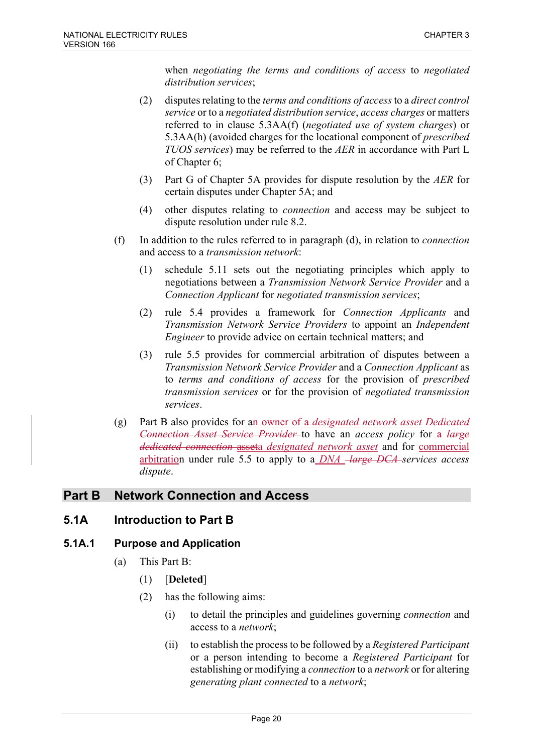when *negotiating the terms and conditions of access* to *negotiated distribution services*;

(2) disputes relating to the *terms and conditions of access* to a *direct control service* or to a *negotiated distribution service*, *access charges* or matters referred to in clause 5.3AA(f) (*negotiated use of system charges*) or 5.3AA(h) (avoided charges for the locational component of *prescribed TUOS services*) may be referred to the *AER* in accordance with Part L of Chapter 6;

(3) Part G of Chapter 5A provides for dispute resolution by the *AER* for certain disputes under Chapter 5A; and

(4) other disputes relating to *connection* and access may be subject to dispute resolution under rule 8.2.

(f) In addition to the rules referred to in paragraph (d), in relation to *connection* and access to a *transmission network*:

(1) schedule 5.11 sets out the negotiating principles which apply to negotiations between a *Transmission Network Service Provider* and a *Connection Applicant* for *negotiated transmission services*;

(2) rule 5.4 provides a framework for *Connection Applicants* and *Transmission Network Service Providers* to appoint an *Independent Engineer* to provide advice on certain technical matters; and

(3) rule 5.5 provides for commercial arbitration of disputes between a *Transmission Network Service Provider* and a *Connection Applicant* as to *terms and conditions of access* for the provision of *prescribed transmission services* or for the provision of *negotiated transmission services*.

(g) Part B also provides for an owner of a *designated network asset* ~~*Dedicated Connection Asset Service Provider*~~ to have an *access policy* for ~~a *large dedicated connection* asset~~a *designated network asset* and for commercial arbitration under rule 5.5 to apply to a *DNA* ~~*large DCA*~~ *services access dispute*.

# Part B Network Connection and Access

## 5.1A Introduction to Part B

### 5.1A.1 Purpose and Application

(a) This Part B:

(1) [**Deleted**]

(2) has the following aims:

(i) to detail the principles and guidelines governing *connection* and access to a *network*;

(ii) to establish the process to be followed by a *Registered Participant* or a person intending to become a *Registered Participant* for establishing or modifying a *connection* to a *network* or for altering *generating plant connected* to a *network*;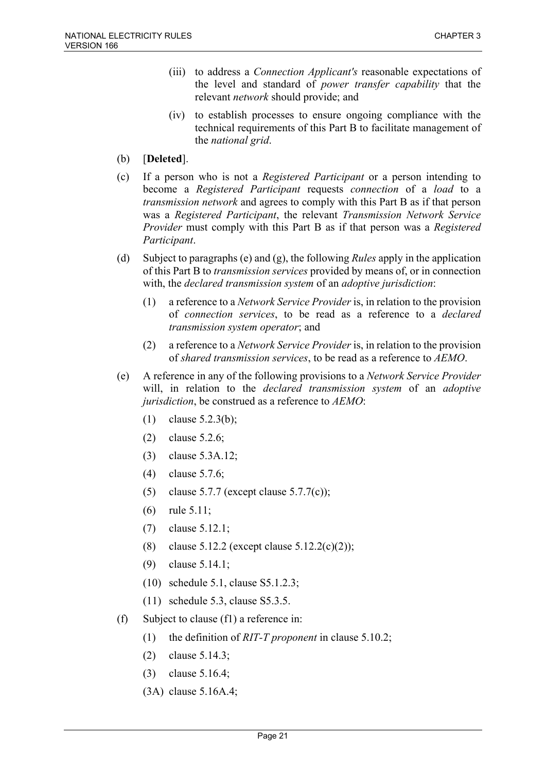(iii) to address a *Connection Applicant's* reasonable expectations of the level and standard of *power transfer capability* that the relevant *network* should provide; and

(iv) to establish processes to ensure ongoing compliance with the technical requirements of this Part B to facilitate management of the *national grid*.

(b) [**Deleted**].

(c) If a person who is not a *Registered Participant* or a person intending to become a *Registered Participant* requests *connection* of a *load* to a *transmission network* and agrees to comply with this Part B as if that person was a *Registered Participant*, the relevant *Transmission Network Service Provider* must comply with this Part B as if that person was a *Registered Participant*.

(d) Subject to paragraphs (e) and (g), the following *Rules* apply in the application of this Part B to *transmission services* provided by means of, or in connection with, the *declared transmission system* of an *adoptive jurisdiction*:

(1) a reference to a *Network Service Provider* is, in relation to the provision of *connection services*, to be read as a reference to a *declared transmission system operator*; and

(2) a reference to a *Network Service Provider* is, in relation to the provision of *shared transmission services*, to be read as a reference to *AEMO*.

(e) A reference in any of the following provisions to a *Network Service Provider* will, in relation to the *declared transmission system* of an *adoptive jurisdiction*, be construed as a reference to *AEMO*:

(1) clause 5.2.3(b);

(2) clause 5.2.6;

(3) clause 5.3A.12;

(4) clause 5.7.6;

(5) clause 5.7.7 (except clause 5.7.7(c));

(6) rule 5.11;

(7) clause 5.12.1;

(8) clause 5.12.2 (except clause 5.12.2(c)(2));

(9) clause 5.14.1;

(10) schedule 5.1, clause S5.1.2.3;

(11) schedule 5.3, clause S5.3.5.

(f) Subject to clause (f1) a reference in:

(1) the definition of *RIT-T proponent* in clause 5.10.2;

(2) clause 5.14.3;

(3) clause 5.16.4;

(3A) clause 5.16A.4;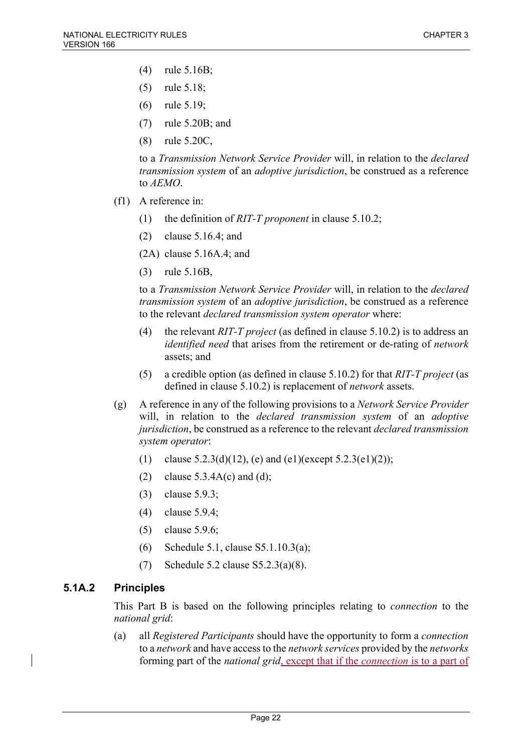(4) rule 5.16B;

(5) rule 5.18;

(6) rule 5.19;

(7) rule 5.20B; and

(8) rule 5.20C,

to a *Transmission Network Service Provider* will, in relation to the *declared transmission system* of an *adoptive jurisdiction*, be construed as a reference to *AEMO*.

(f1) A reference in:

(1) the definition of *RIT-T proponent* in clause 5.10.2;

(2) clause 5.16.4; and

(2A) clause 5.16A.4; and

(3) rule 5.16B,

to a *Transmission Network Service Provider* will, in relation to the *declared transmission system* of an *adoptive jurisdiction*, be construed as a reference to the relevant *declared transmission system operator* where:

(4) the relevant *RIT-T project* (as defined in clause 5.10.2) is to address an *identified need* that arises from the retirement or de-rating of *network* assets; and

(5) a credible option (as defined in clause 5.10.2) for that *RIT-T project* (as defined in clause 5.10.2) is replacement of *network* assets.

(g) A reference in any of the following provisions to a *Network Service Provider* will, in relation to the *declared transmission system* of an *adoptive jurisdiction*, be construed as a reference to the relevant *declared transmission system operator*:

(1) clause 5.2.3(d)(12), (e) and (e1)(except 5.2.3(e1)(2));

(2) clause 5.3.4A(c) and (d);

(3) clause 5.9.3;

(4) clause 5.9.4;

(5) clause 5.9.6;

(6) Schedule 5.1, clause S5.1.10.3(a);

(7) Schedule 5.2 clause S5.2.3(a)(8).

### 5.1A.2 Principles

This Part B is based on the following principles relating to *connection* to the *national grid*:

(a) all *Registered Participants* should have the opportunity to form a *connection* to a *network* and have access to the *network services* provided by the *networks* forming part of the *national grid*, except that if the *connection* is to a part of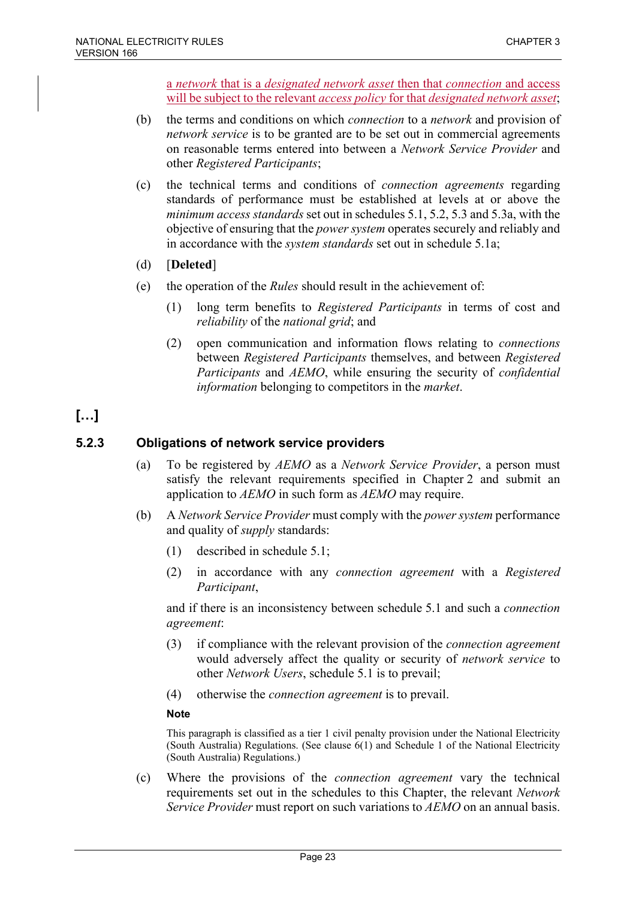a *network* that is a *designated network asset* then that *connection* and access will be subject to the relevant *access policy* for that *designated network asset*;

(b) the terms and conditions on which *connection* to a *network* and provision of *network service* is to be granted are to be set out in commercial agreements on reasonable terms entered into between a *Network Service Provider* and other *Registered Participants*;

(c) the technical terms and conditions of *connection agreements* regarding standards of performance must be established at levels at or above the *minimum access standards* set out in schedules 5.1, 5.2, 5.3 and 5.3a, with the objective of ensuring that the *power system* operates securely and reliably and in accordance with the *system standards* set out in schedule 5.1a;

(d) [**Deleted**]

(e) the operation of the *Rules* should result in the achievement of:

   (1) long term benefits to *Registered Participants* in terms of cost and *reliability* of the *national grid*; and

   (2) open communication and information flows relating to *connections* between *Registered Participants* themselves, and between *Registered Participants* and *AEMO*, while ensuring the security of *confidential information* belonging to competitors in the *market*.

**[…]**

### 5.2.3 Obligations of network service providers

(a) To be registered by *AEMO* as a *Network Service Provider*, a person must satisfy the relevant requirements specified in Chapter 2 and submit an application to *AEMO* in such form as *AEMO* may require.

(b) A *Network Service Provider* must comply with the *power system* performance and quality of *supply* standards:

   (1) described in schedule 5.1;

   (2) in accordance with any *connection agreement* with a *Registered Participant*,

and if there is an inconsistency between schedule 5.1 and such a *connection agreement*:

   (3) if compliance with the relevant provision of the *connection agreement* would adversely affect the quality or security of *network service* to other *Network Users*, schedule 5.1 is to prevail;

   (4) otherwise the *connection agreement* is to prevail.

**Note**

This paragraph is classified as a tier 1 civil penalty provision under the National Electricity (South Australia) Regulations. (See clause 6(1) and Schedule 1 of the National Electricity (South Australia) Regulations.)

(c) Where the provisions of the *connection agreement* vary the technical requirements set out in the schedules to this Chapter, the relevant *Network Service Provider* must report on such variations to *AEMO* on an annual basis.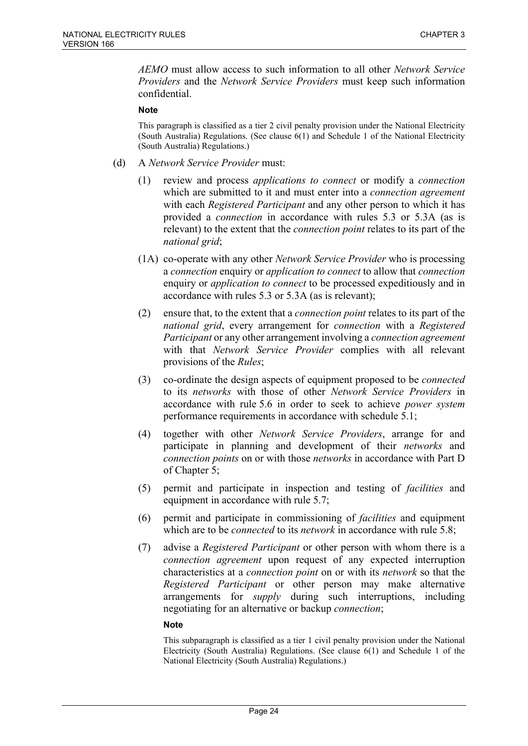*AEMO* must allow access to such information to all other *Network Service Providers* and the *Network Service Providers* must keep such information confidential.

**Note**

This paragraph is classified as a tier 2 civil penalty provision under the National Electricity (South Australia) Regulations. (See clause 6(1) and Schedule 1 of the National Electricity (South Australia) Regulations.)

(d) A *Network Service Provider* must:

(1) review and process *applications to connect* or modify a *connection* which are submitted to it and must enter into a *connection agreement* with each *Registered Participant* and any other person to which it has provided a *connection* in accordance with rules 5.3 or 5.3A (as is relevant) to the extent that the *connection point* relates to its part of the *national grid*;

(1A) co-operate with any other *Network Service Provider* who is processing a *connection* enquiry or *application to connect* to allow that *connection* enquiry or *application to connect* to be processed expeditiously and in accordance with rules 5.3 or 5.3A (as is relevant);

(2) ensure that, to the extent that a *connection point* relates to its part of the *national grid*, every arrangement for *connection* with a *Registered Participant* or any other arrangement involving a *connection agreement* with that *Network Service Provider* complies with all relevant provisions of the *Rules*;

(3) co-ordinate the design aspects of equipment proposed to be *connected* to its *networks* with those of other *Network Service Providers* in accordance with rule 5.6 in order to seek to achieve *power system* performance requirements in accordance with schedule 5.1;

(4) together with other *Network Service Providers*, arrange for and participate in planning and development of their *networks* and *connection points* on or with those *networks* in accordance with Part D of Chapter 5;

(5) permit and participate in inspection and testing of *facilities* and equipment in accordance with rule 5.7;

(6) permit and participate in commissioning of *facilities* and equipment which are to be *connected* to its *network* in accordance with rule 5.8;

(7) advise a *Registered Participant* or other person with whom there is a *connection agreement* upon request of any expected interruption characteristics at a *connection point* on or with its *network* so that the *Registered Participant* or other person may make alternative arrangements for *supply* during such interruptions, including negotiating for an alternative or backup *connection*;

**Note**

This subparagraph is classified as a tier 1 civil penalty provision under the National Electricity (South Australia) Regulations. (See clause 6(1) and Schedule 1 of the National Electricity (South Australia) Regulations.)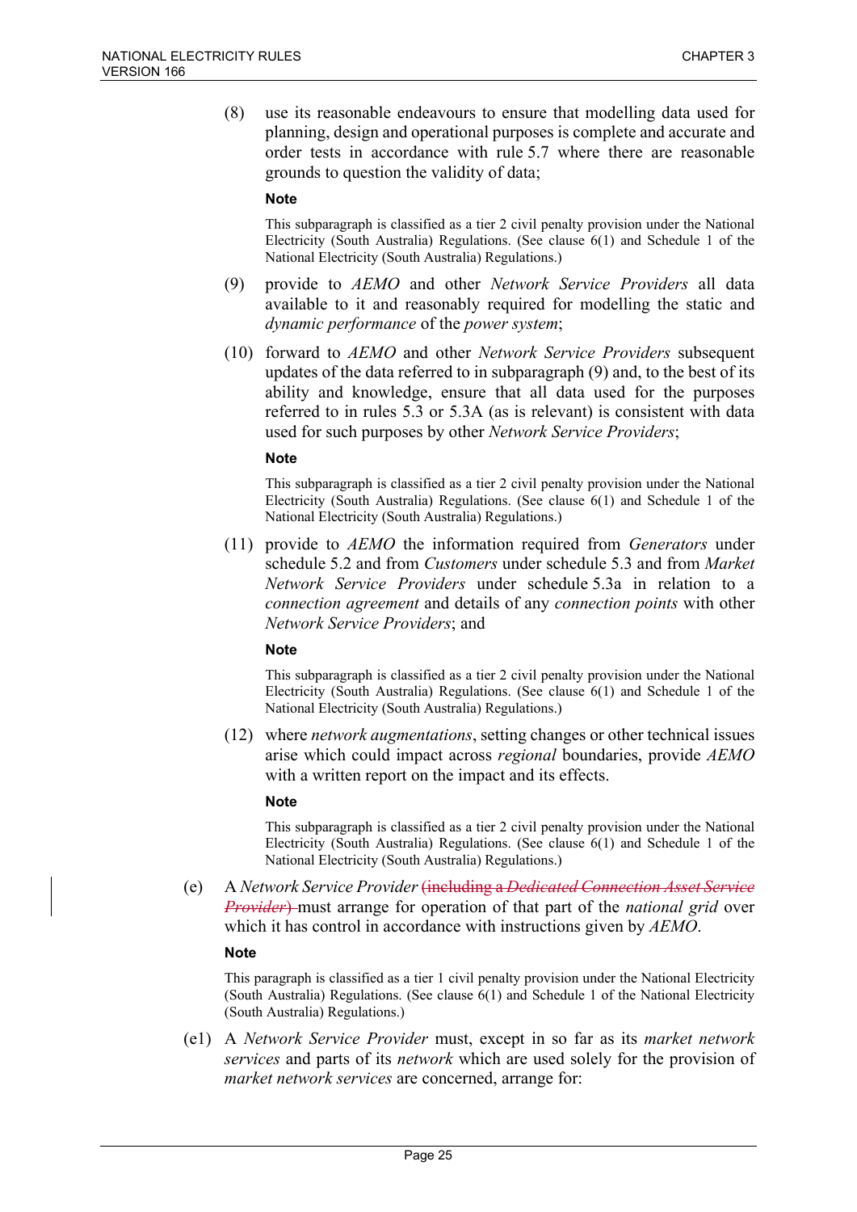(8) use its reasonable endeavours to ensure that modelling data used for planning, design and operational purposes is complete and accurate and order tests in accordance with rule 5.7 where there are reasonable grounds to question the validity of data;

**Note**

This subparagraph is classified as a tier 2 civil penalty provision under the National Electricity (South Australia) Regulations. (See clause 6(1) and Schedule 1 of the National Electricity (South Australia) Regulations.)

(9) provide to *AEMO* and other *Network Service Providers* all data available to it and reasonably required for modelling the static and *dynamic performance* of the *power system*;

(10) forward to *AEMO* and other *Network Service Providers* subsequent updates of the data referred to in subparagraph (9) and, to the best of its ability and knowledge, ensure that all data used for the purposes referred to in rules 5.3 or 5.3A (as is relevant) is consistent with data used for such purposes by other *Network Service Providers*;

**Note**

This subparagraph is classified as a tier 2 civil penalty provision under the National Electricity (South Australia) Regulations. (See clause 6(1) and Schedule 1 of the National Electricity (South Australia) Regulations.)

(11) provide to *AEMO* the information required from *Generators* under schedule 5.2 and from *Customers* under schedule 5.3 and from *Market Network Service Providers* under schedule 5.3a in relation to a *connection agreement* and details of any *connection points* with other *Network Service Providers*; and

**Note**

This subparagraph is classified as a tier 2 civil penalty provision under the National Electricity (South Australia) Regulations. (See clause 6(1) and Schedule 1 of the National Electricity (South Australia) Regulations.)

(12) where *network augmentations*, setting changes or other technical issues arise which could impact across *regional* boundaries, provide *AEMO* with a written report on the impact and its effects.

**Note**

This subparagraph is classified as a tier 2 civil penalty provision under the National Electricity (South Australia) Regulations. (See clause 6(1) and Schedule 1 of the National Electricity (South Australia) Regulations.)

(e) A *Network Service Provider* ~~(including a *Dedicated Connection Asset Service Provider*)~~ must arrange for operation of that part of the *national grid* over which it has control in accordance with instructions given by *AEMO*.

**Note**

This paragraph is classified as a tier 1 civil penalty provision under the National Electricity (South Australia) Regulations. (See clause 6(1) and Schedule 1 of the National Electricity (South Australia) Regulations.)

(e1) A *Network Service Provider* must, except in so far as its *market network services* and parts of its *network* which are used solely for the provision of *market network services* are concerned, arrange for: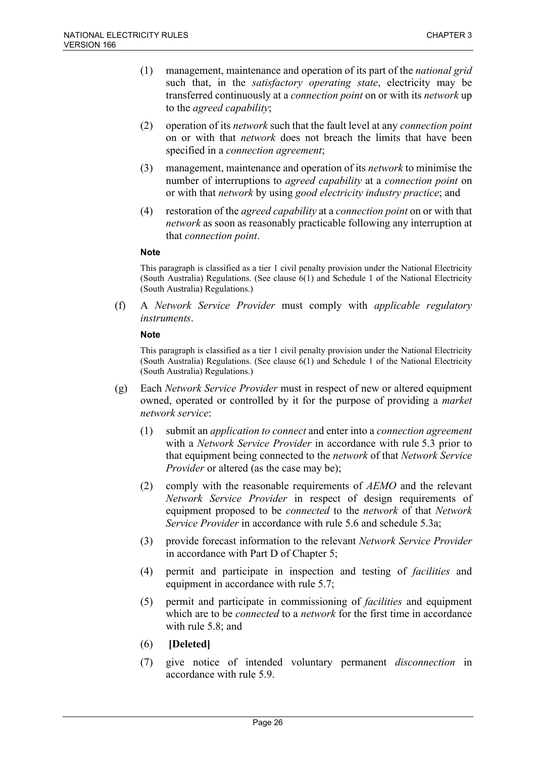(1) management, maintenance and operation of its part of the *national grid* such that, in the *satisfactory operating state*, electricity may be transferred continuously at a *connection point* on or with its *network* up to the *agreed capability*;

(2) operation of its *network* such that the fault level at any *connection point* on or with that *network* does not breach the limits that have been specified in a *connection agreement*;

(3) management, maintenance and operation of its *network* to minimise the number of interruptions to *agreed capability* at a *connection point* on or with that *network* by using *good electricity industry practice*; and

(4) restoration of the *agreed capability* at a *connection point* on or with that *network* as soon as reasonably practicable following any interruption at that *connection point*.

**Note**

This paragraph is classified as a tier 1 civil penalty provision under the National Electricity (South Australia) Regulations. (See clause 6(1) and Schedule 1 of the National Electricity (South Australia) Regulations.)

(f) A *Network Service Provider* must comply with *applicable regulatory instruments*.

**Note**

This paragraph is classified as a tier 1 civil penalty provision under the National Electricity (South Australia) Regulations. (See clause 6(1) and Schedule 1 of the National Electricity (South Australia) Regulations.)

(g) Each *Network Service Provider* must in respect of new or altered equipment owned, operated or controlled by it for the purpose of providing a *market network service*:

(1) submit an *application to connect* and enter into a *connection agreement* with a *Network Service Provider* in accordance with rule 5.3 prior to that equipment being connected to the *network* of that *Network Service Provider* or altered (as the case may be);

(2) comply with the reasonable requirements of *AEMO* and the relevant *Network Service Provider* in respect of design requirements of equipment proposed to be *connected* to the *network* of that *Network Service Provider* in accordance with rule 5.6 and schedule 5.3a;

(3) provide forecast information to the relevant *Network Service Provider* in accordance with Part D of Chapter 5;

(4) permit and participate in inspection and testing of *facilities* and equipment in accordance with rule 5.7;

(5) permit and participate in commissioning of *facilities* and equipment which are to be *connected* to a *network* for the first time in accordance with rule 5.8; and

(6) **[Deleted]**

(7) give notice of intended voluntary permanent *disconnection* in accordance with rule 5.9.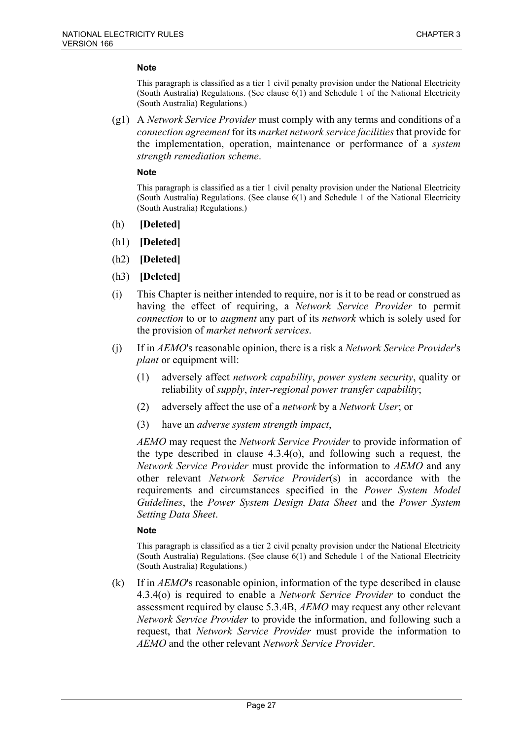**Note**

This paragraph is classified as a tier 1 civil penalty provision under the National Electricity (South Australia) Regulations. (See clause 6(1) and Schedule 1 of the National Electricity (South Australia) Regulations.)

(g1) A *Network Service Provider* must comply with any terms and conditions of a *connection agreement* for its *market network service facilities* that provide for the implementation, operation, maintenance or performance of a *system strength remediation scheme*.

**Note**

This paragraph is classified as a tier 1 civil penalty provision under the National Electricity (South Australia) Regulations. (See clause 6(1) and Schedule 1 of the National Electricity (South Australia) Regulations.)

(h) **[Deleted]**

(h1) **[Deleted]**

(h2) **[Deleted]**

(h3) **[Deleted]**

(i) This Chapter is neither intended to require, nor is it to be read or construed as having the effect of requiring, a *Network Service Provider* to permit *connection* to or to *augment* any part of its *network* which is solely used for the provision of *market network services*.

(j) If in *AEMO*'s reasonable opinion, there is a risk a *Network Service Provider*'s *plant* or equipment will:

(1) adversely affect *network capability*, *power system security*, quality or reliability of *supply*, *inter-regional power transfer capability*;

(2) adversely affect the use of a *network* by a *Network User*; or

(3) have an *adverse system strength impact*,

*AEMO* may request the *Network Service Provider* to provide information of the type described in clause 4.3.4(o), and following such a request, the *Network Service Provider* must provide the information to *AEMO* and any other relevant *Network Service Provider*(s) in accordance with the requirements and circumstances specified in the *Power System Model Guidelines*, the *Power System Design Data Sheet* and the *Power System Setting Data Sheet*.

**Note**

This paragraph is classified as a tier 2 civil penalty provision under the National Electricity (South Australia) Regulations. (See clause 6(1) and Schedule 1 of the National Electricity (South Australia) Regulations.)

(k) If in *AEMO*'s reasonable opinion, information of the type described in clause 4.3.4(o) is required to enable a *Network Service Provider* to conduct the assessment required by clause 5.3.4B, *AEMO* may request any other relevant *Network Service Provider* to provide the information, and following such a request, that *Network Service Provider* must provide the information to *AEMO* and the other relevant *Network Service Provider*.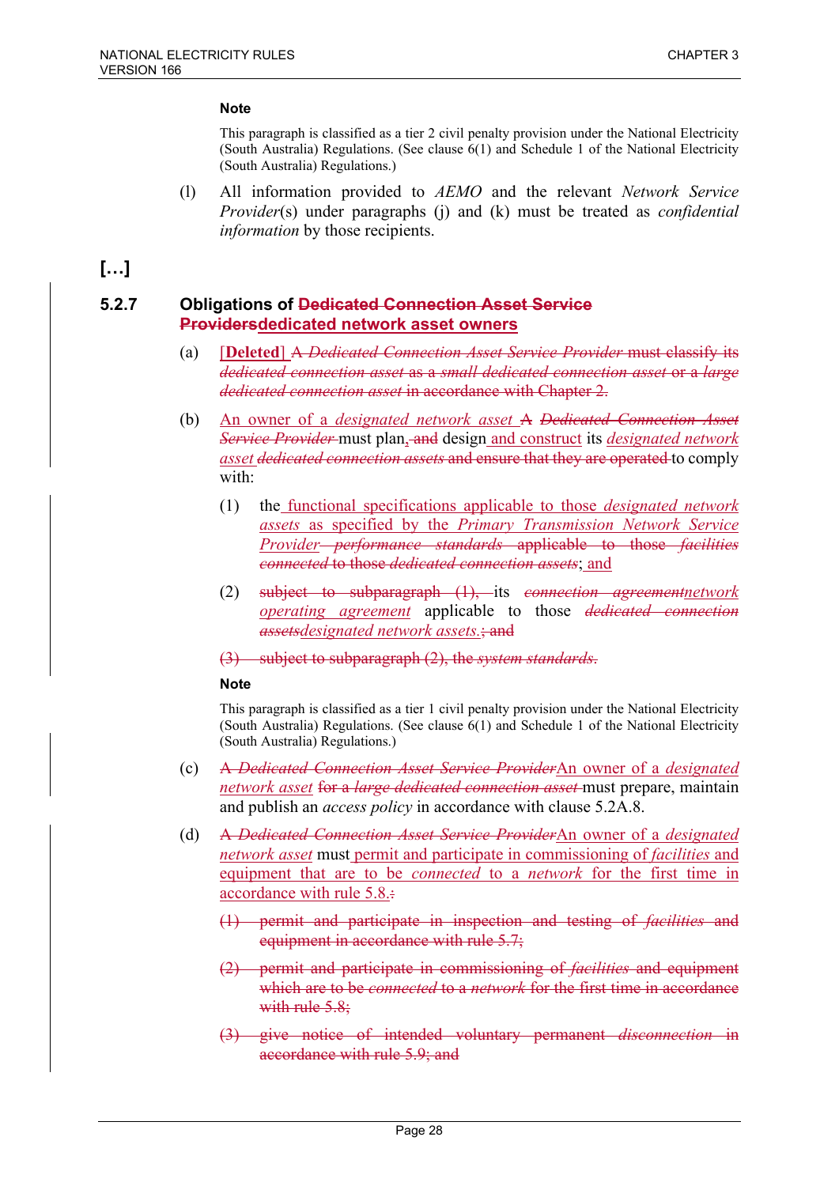**Note**

This paragraph is classified as a tier 2 civil penalty provision under the National Electricity (South Australia) Regulations. (See clause 6(1) and Schedule 1 of the National Electricity (South Australia) Regulations.)

(l) All information provided to *AEMO* and the relevant *Network Service Provider*(s) under paragraphs (j) and (k) must be treated as *confidential information* by those recipients.

**[…]**

## 5.2.7 Obligations of ~~Dedicated Connection Asset Service Providers~~dedicated network asset owners

(a) [**Deleted**] ~~A *Dedicated Connection Asset Service Provider* must classify its *dedicated connection asset* as a *small dedicated connection asset* or a *large dedicated connection asset* in accordance with Chapter 2.~~

(b) An owner of a *designated network asset* ~~A *Dedicated Connection Asset Service Provider*~~ must plan,~~ and~~ design and construct its *designated network asset* ~~*dedicated connection assets* and ensure that they are operated~~ to comply with:

(1) the functional specifications applicable to those *designated network assets* as specified by the *Primary Transmission Network Service Provider*~~ *performance standards* applicable to those *facilities connected* to those *dedicated connection assets*~~; and

(2) ~~subject to subparagraph (1),~~ its ~~*connection agreement*~~*network operating agreement* applicable to those ~~*dedicated connection assets*~~*designated network assets*.~~; and~~

~~(3) subject to subparagraph (2), the *system standards*.~~

**Note**

This paragraph is classified as a tier 1 civil penalty provision under the National Electricity (South Australia) Regulations. (See clause 6(1) and Schedule 1 of the National Electricity (South Australia) Regulations.)

(c) ~~A *Dedicated Connection Asset Service Provider*~~An owner of a *designated network asset* ~~for a *large dedicated connection asset*~~ must prepare, maintain and publish an *access policy* in accordance with clause 5.2A.8.

(d) ~~A *Dedicated Connection Asset Service Provider*~~An owner of a *designated network asset* must permit and participate in commissioning of *facilities* and equipment that are to be *connected* to a *network* for the first time in accordance with rule 5.8.~~:~~

~~(1) permit and participate in inspection and testing of *facilities* and equipment in accordance with rule 5.7;~~

~~(2) permit and participate in commissioning of *facilities* and equipment which are to be *connected* to a *network* for the first time in accordance with rule 5.8;~~

~~(3) give notice of intended voluntary permanent *disconnection* in accordance with rule 5.9; and~~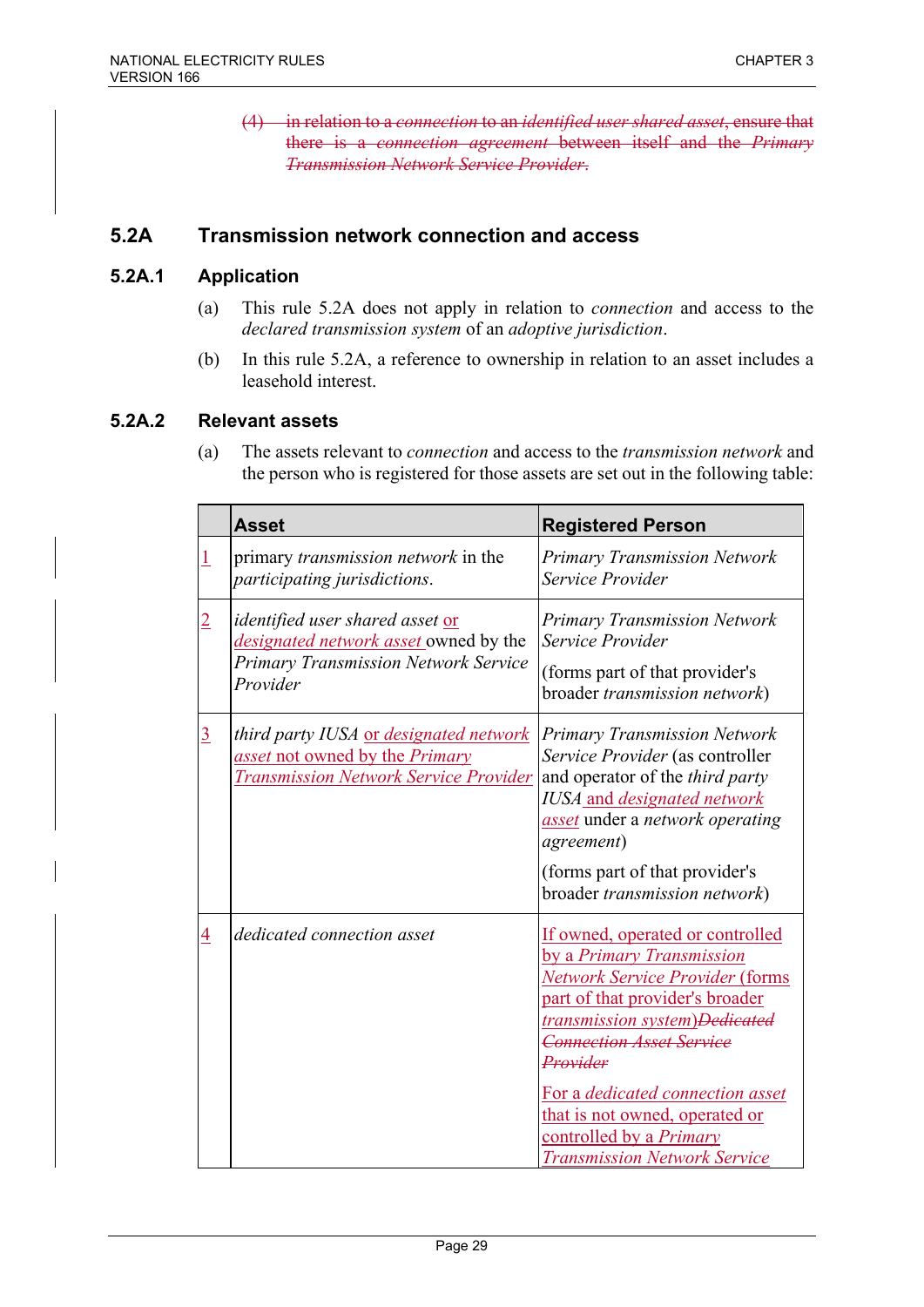(4) ~~in relation to a *connection* to an *identified user shared asset*, ensure that there is a *connection agreement* between itself and the *Primary Transmission Network Service Provider*.~~

## 5.2A Transmission network connection and access

### 5.2A.1 Application

(a) This rule 5.2A does not apply in relation to *connection* and access to the *declared transmission system* of an *adoptive jurisdiction*.

(b) In this rule 5.2A, a reference to ownership in relation to an asset includes a leasehold interest.

### 5.2A.2 Relevant assets

(a) The assets relevant to *connection* and access to the *transmission network* and the person who is registered for those assets are set out in the following table:

| | **Asset** | **Registered Person** |
|---|---|---|
| 1 | primary *transmission network* in the *participating jurisdictions*. | *Primary Transmission Network Service Provider* |
| 2 | *identified user shared asset* or *designated network asset* owned by the *Primary Transmission Network Service Provider* | *Primary Transmission Network Service Provider* (forms part of that provider's broader *transmission network*) |
| 3 | *third party IUSA* or *designated network asset* not owned by the *Primary Transmission Network Service Provider* | *Primary Transmission Network Service Provider* (as controller and operator of the *third party IUSA* and *designated network asset* under a *network operating agreement*) (forms part of that provider's broader *transmission network*) |
| 4 | *dedicated connection asset* | If owned, operated or controlled by a *Primary Transmission Network Service Provider* (forms part of that provider's broader *transmission system*)~~*Dedicated Connection Asset Service Provider*~~ For a *dedicated connection asset* that is not owned, operated or controlled by a *Primary Transmission Network Service* |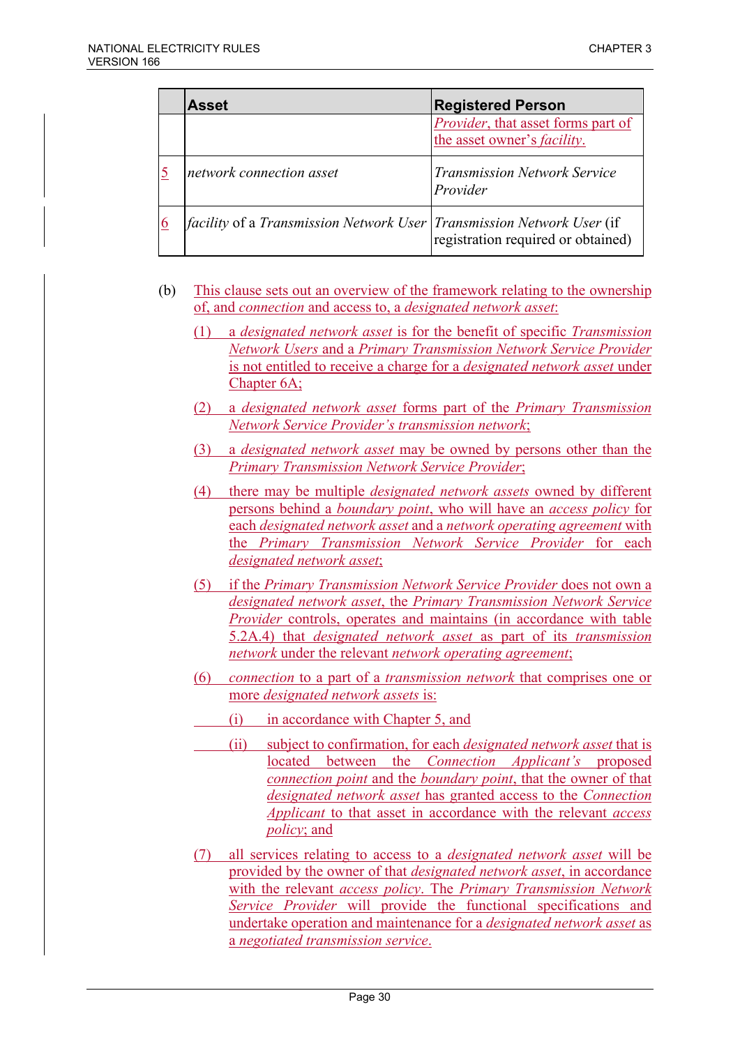| | Asset | Registered Person |
|---|---|---|
| | | *Provider*, that asset forms part of the asset owner's *facility*. |
| 5 | *network connection asset* | *Transmission Network Service Provider* |
| 6 | *facility* of a *Transmission Network User* | *Transmission Network User* (if registration required or obtained) |

(b) This clause sets out an overview of the framework relating to the ownership of, and *connection* and access to, a *designated network asset*:

(1) a *designated network asset* is for the benefit of specific *Transmission Network Users* and a *Primary Transmission Network Service Provider* is not entitled to receive a charge for a *designated network asset* under Chapter 6A;

(2) a *designated network asset* forms part of the *Primary Transmission Network Service Provider's transmission network*;

(3) a *designated network asset* may be owned by persons other than the *Primary Transmission Network Service Provider*;

(4) there may be multiple *designated network assets* owned by different persons behind a *boundary point*, who will have an *access policy* for each *designated network asset* and a *network operating agreement* with the *Primary Transmission Network Service Provider* for each *designated network asset*;

(5) if the *Primary Transmission Network Service Provider* does not own a *designated network asset*, the *Primary Transmission Network Service Provider* controls, operates and maintains (in accordance with table 5.2A.4) that *designated network asset* as part of its *transmission network* under the relevant *network operating agreement*;

(6) *connection* to a part of a *transmission network* that comprises one or more *designated network assets* is:

(i) in accordance with Chapter 5, and

(ii) subject to confirmation, for each *designated network asset* that is located between the *Connection Applicant's* proposed *connection point* and the *boundary point*, that the owner of that *designated network asset* has granted access to the *Connection Applicant* to that asset in accordance with the relevant *access policy*; and

(7) all services relating to access to a *designated network asset* will be provided by the owner of that *designated network asset*, in accordance with the relevant *access policy*. The *Primary Transmission Network Service Provider* will provide the functional specifications and undertake operation and maintenance for a *designated network asset* as a *negotiated transmission service*.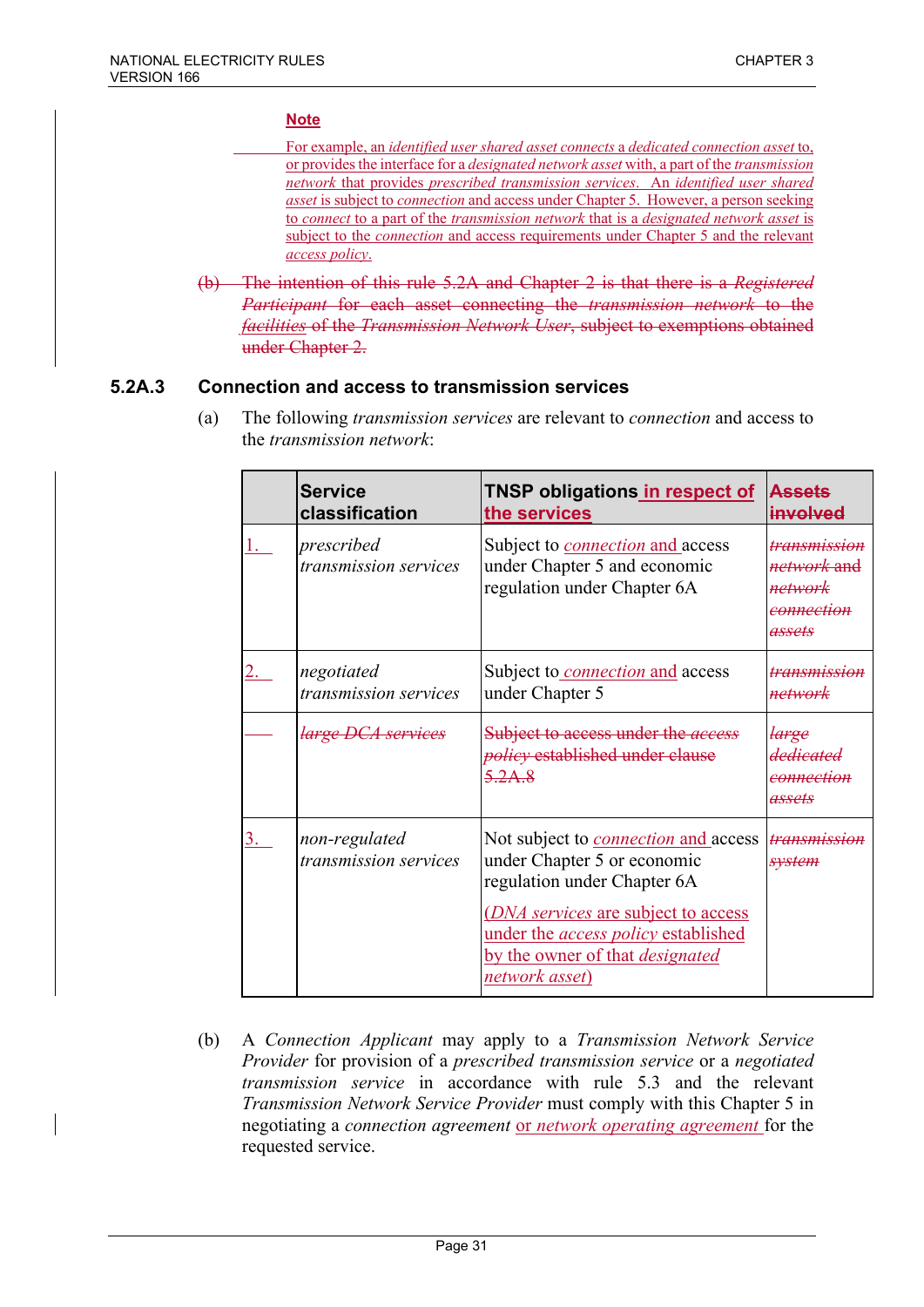**Note**

For example, an *identified user shared asset connects* a *dedicated connection asset* to, or provides the interface for a *designated network asset* with, a part of the *transmission network* that provides *prescribed transmission services*. An *identified user shared asset* is subject to *connection* and access under Chapter 5. However, a person seeking to *connect* to a part of the *transmission network* that is a *designated network asset* is subject to the *connection* and access requirements under Chapter 5 and the relevant *access policy*.

~~(b) The intention of this rule 5.2A and Chapter 2 is that there is a *Registered Participant* for each asset connecting the *transmission network* to the *facilities* of the *Transmission Network User*, subject to exemptions obtained under Chapter 2.~~

### 5.2A.3 Connection and access to transmission services

(a) The following *transmission services* are relevant to *connection* and access to the *transmission network*:

| | Service classification | TNSP obligations in respect of the services | ~~Assets involved~~ |
|---|---|---|---|
| 1. | *prescribed transmission services* | Subject to *connection* and access under Chapter 5 and economic regulation under Chapter 6A | ~~*transmission network* and *network connection assets*~~ |
| 2. | *negotiated transmission services* | Subject to *connection* and access under Chapter 5 | ~~*transmission network*~~ |
| | ~~*large DCA services*~~ | ~~Subject to access under the *access policy* established under clause 5.2A.8~~ | ~~*large dedicated connection assets*~~ |
| 3. | *non-regulated transmission services* | Not subject to *connection* and access under Chapter 5 or economic regulation under Chapter 6A<br><br>(*DNA services* are subject to access under the *access policy* established by the owner of that *designated network asset*) | ~~*transmission system*~~ |

(b) A *Connection Applicant* may apply to a *Transmission Network Service Provider* for provision of a *prescribed transmission service* or a *negotiated transmission service* in accordance with rule 5.3 and the relevant *Transmission Network Service Provider* must comply with this Chapter 5 in negotiating a *connection agreement* or *network operating agreement* for the requested service.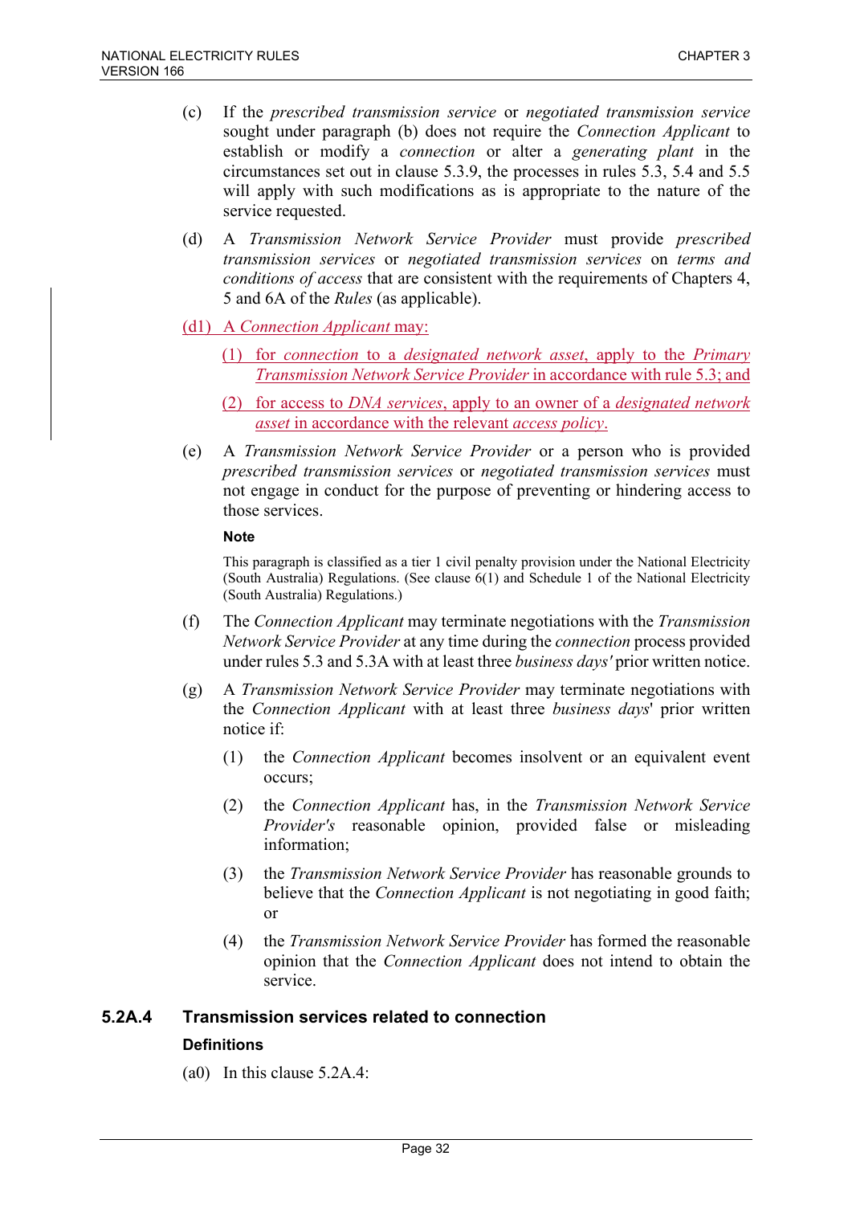(c) If the *prescribed transmission service* or *negotiated transmission service* sought under paragraph (b) does not require the *Connection Applicant* to establish or modify a *connection* or alter a *generating plant* in the circumstances set out in clause 5.3.9, the processes in rules 5.3, 5.4 and 5.5 will apply with such modifications as is appropriate to the nature of the service requested.

(d) A *Transmission Network Service Provider* must provide *prescribed transmission services* or *negotiated transmission services* on *terms and conditions of access* that are consistent with the requirements of Chapters 4, 5 and 6A of the *Rules* (as applicable).

(d1) A *Connection Applicant* may:

(1) for *connection* to a *designated network asset*, apply to the *Primary Transmission Network Service Provider* in accordance with rule 5.3; and

(2) for access to *DNA services*, apply to an owner of a *designated network asset* in accordance with the relevant *access policy*.

(e) A *Transmission Network Service Provider* or a person who is provided *prescribed transmission services* or *negotiated transmission services* must not engage in conduct for the purpose of preventing or hindering access to those services.

**Note**

This paragraph is classified as a tier 1 civil penalty provision under the National Electricity (South Australia) Regulations. (See clause 6(1) and Schedule 1 of the National Electricity (South Australia) Regulations.)

(f) The *Connection Applicant* may terminate negotiations with the *Transmission Network Service Provider* at any time during the *connection* process provided under rules 5.3 and 5.3A with at least three *business days'* prior written notice.

(g) A *Transmission Network Service Provider* may terminate negotiations with the *Connection Applicant* with at least three *business days*' prior written notice if:

(1) the *Connection Applicant* becomes insolvent or an equivalent event occurs;

(2) the *Connection Applicant* has, in the *Transmission Network Service Provider's* reasonable opinion, provided false or misleading information;

(3) the *Transmission Network Service Provider* has reasonable grounds to believe that the *Connection Applicant* is not negotiating in good faith; or

(4) the *Transmission Network Service Provider* has formed the reasonable opinion that the *Connection Applicant* does not intend to obtain the service.

### 5.2A.4 Transmission services related to connection

**Definitions**

(a0) In this clause 5.2A.4: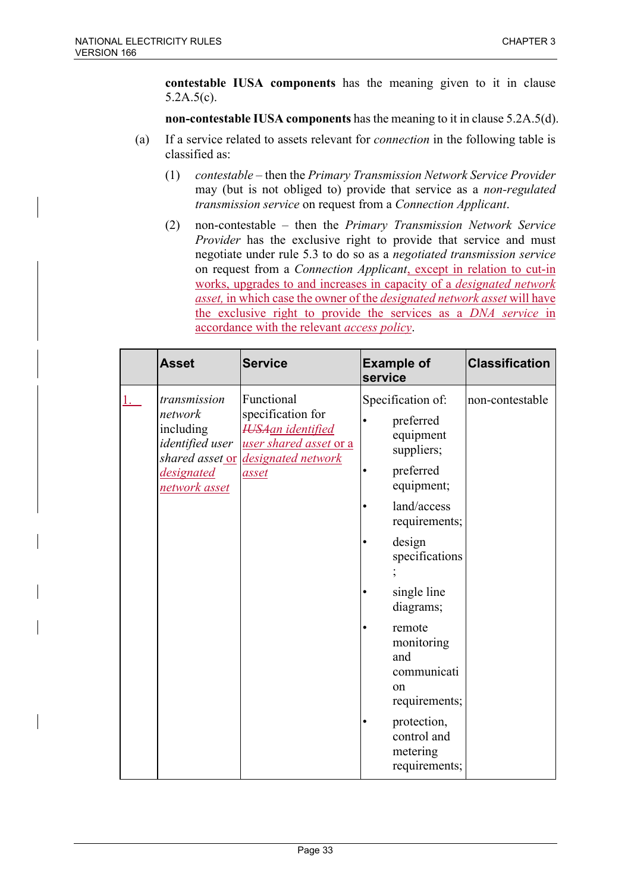**contestable IUSA components** has the meaning given to it in clause 5.2A.5(c).

**non-contestable IUSA components** has the meaning to it in clause 5.2A.5(d).

(a) If a service related to assets relevant for *connection* in the following table is classified as:

(1) *contestable* – then the *Primary Transmission Network Service Provider* may (but is not obliged to) provide that service as a *non-regulated transmission service* on request from a *Connection Applicant*.

(2) non-contestable – then the *Primary Transmission Network Service Provider* has the exclusive right to provide that service and must negotiate under rule 5.3 to do so as a *negotiated transmission service* on request from a *Connection Applicant*, except in relation to cut-in works, upgrades to and increases in capacity of a *designated network asset*, in which case the owner of the *designated network asset* will have the exclusive right to provide the services as a *DNA service* in accordance with the relevant *access policy*.

| | Asset | Service | Example of service | Classification |
|---|---|---|---|---|
| 1. | *transmission network* including *identified user shared asset* or *designated network asset* | Functional specification for ~~*IUSA*~~an *identified user shared asset* or a *designated network asset* | Specification of:<br>• preferred equipment suppliers;<br>• preferred equipment;<br>• land/access requirements;<br>• design specifications;<br>• single line diagrams;<br>• remote monitoring and communication requirements;<br>• protection, control and metering requirements; | non-contestable |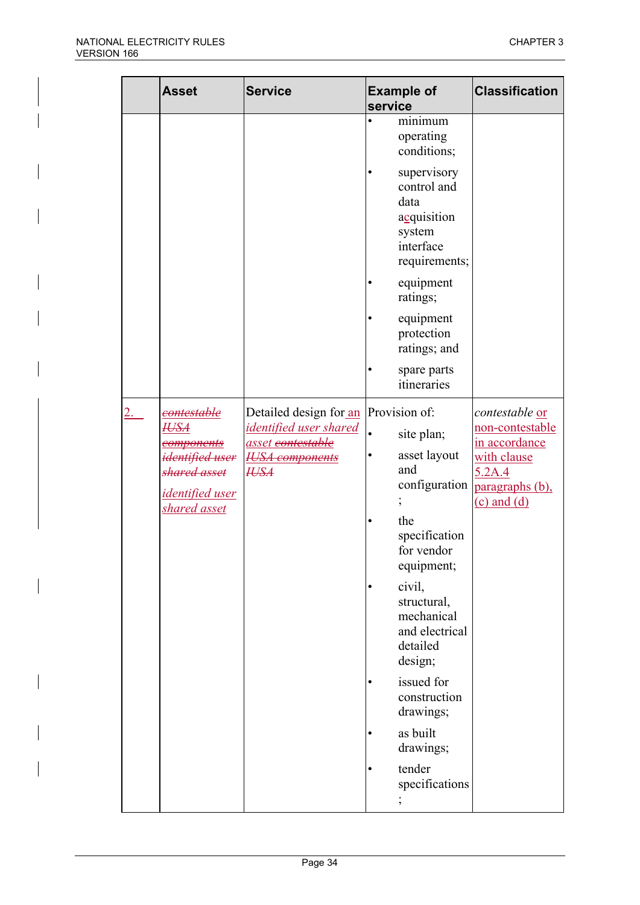| | Asset | Service | Example of service | Classification |
|---|---|---|---|---|
| | | | • minimum operating conditions;<br>• supervisory control and data acquisition system interface requirements;<br>• equipment ratings;<br>• equipment protection ratings; and<br>• spare parts itineraries | |
| 2. | ~~*contestable IUSA components*~~ ~~*identified user shared asset*~~<br>*identified user shared asset* | Detailed design for an *identified user shared asset* ~~*contestable IUSA components*~~ ~~*IUSA*~~ | Provision of:<br>• site plan;<br>• asset layout and configuration;<br>• the specification for vendor equipment;<br>• civil, structural, mechanical and electrical detailed design;<br>• issued for construction drawings;<br>• as built drawings;<br>• tender specifications; | *contestable* or non-contestable in accordance with clause 5.2A.4 paragraphs (b), (c) and (d) |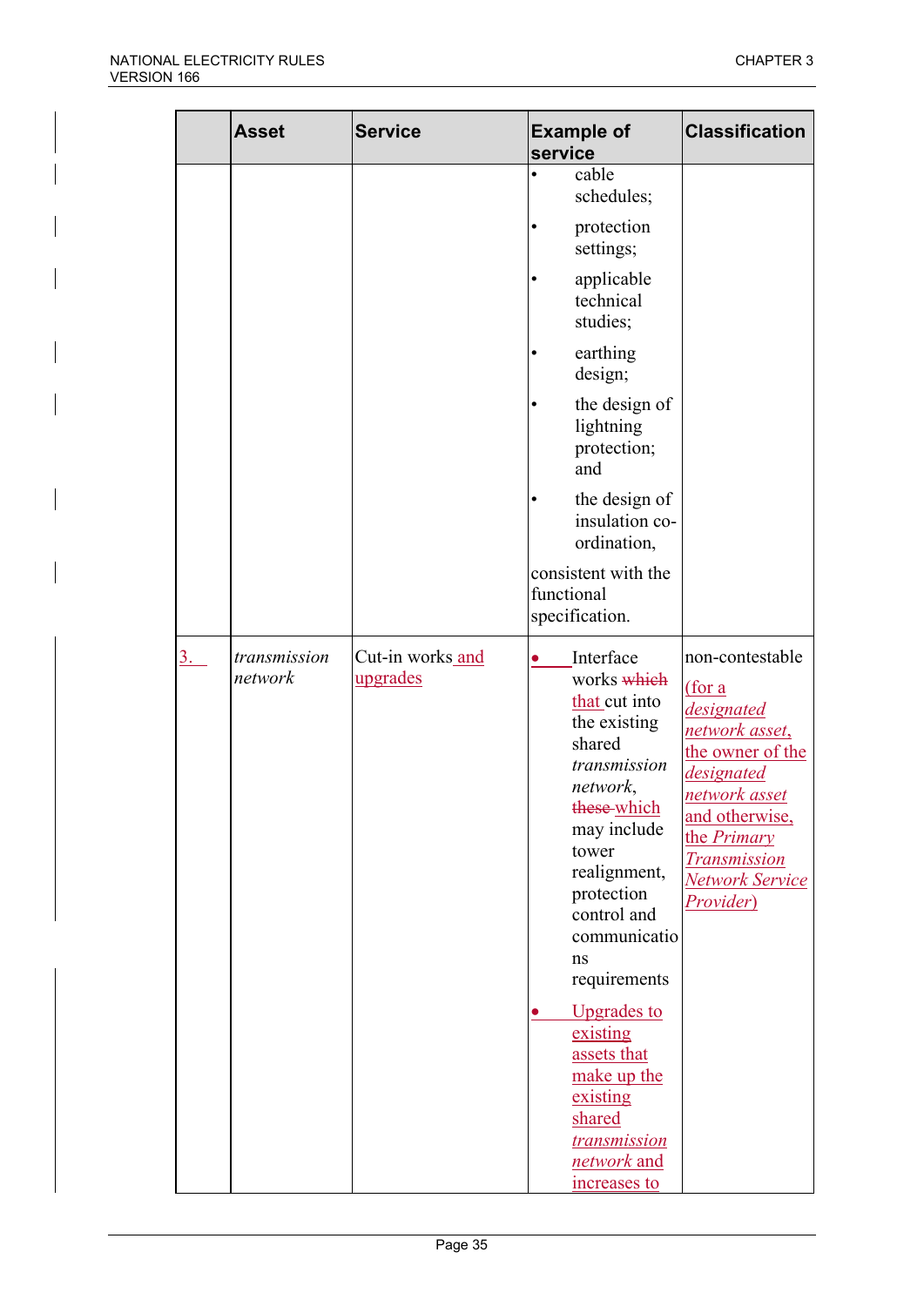| | Asset | Service | Example of service | Classification |
|---|---|---|---|---|
| | | | • cable schedules;<br>• protection settings;<br>• applicable technical studies;<br>• earthing design;<br>• the design of lightning protection; and<br>• the design of insulation co-ordination,<br>consistent with the functional specification. | |
| 3. | *transmission network* | Cut-in works and upgrades | • Interface works ~~which~~ that cut into the existing shared *transmission network*, ~~these~~ which may include tower realignment, protection control and communications requirements<br>• Upgrades to existing assets that make up the existing shared *transmission network* and increases to | non-contestable (for a *designated network asset*, the owner of the *designated network asset* and otherwise, the *Primary Transmission Network Service Provider*) |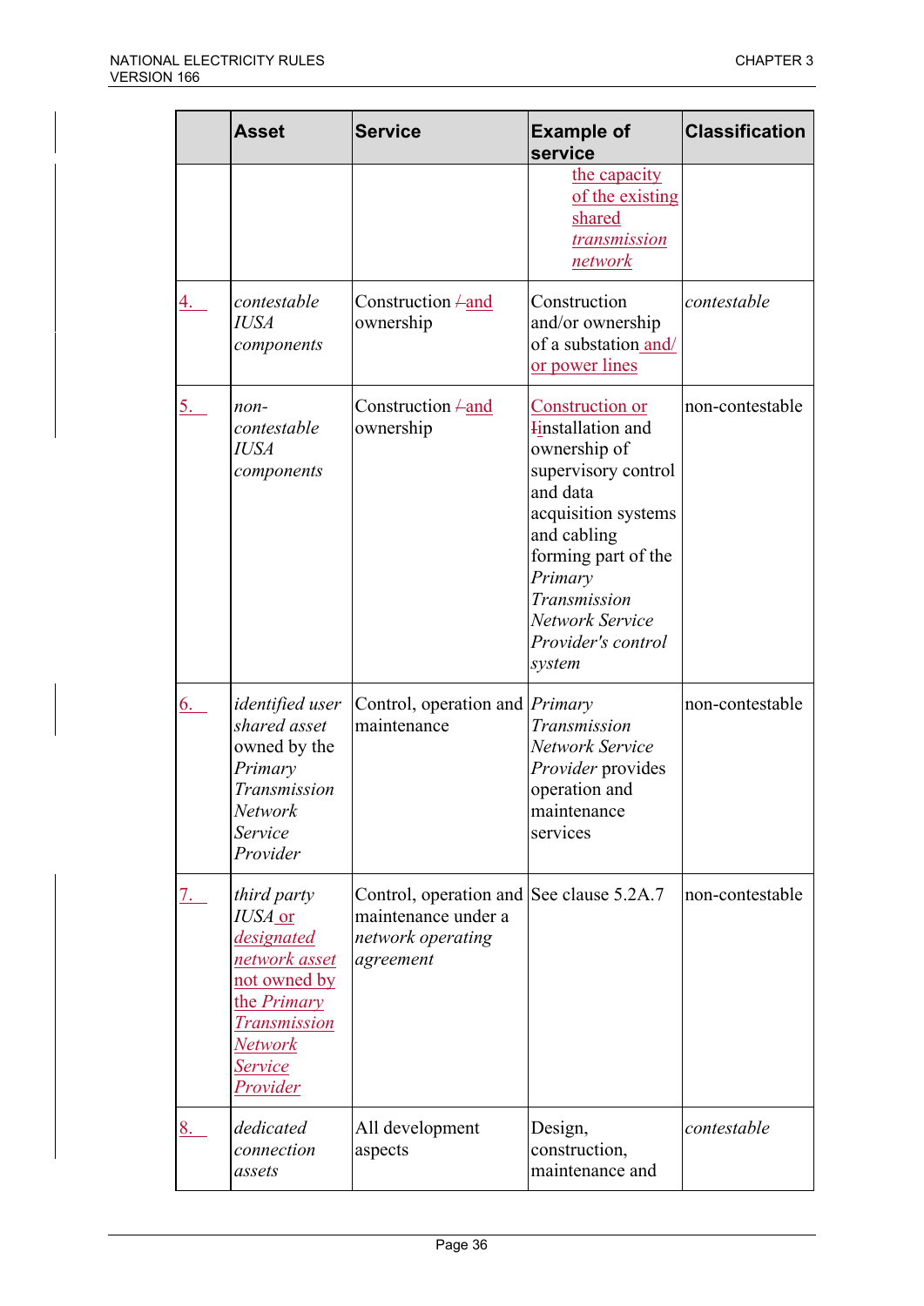| | Asset | Service | Example of service | Classification |
|---|---|---|---|---|
| | | | the capacity of the existing shared *transmission network* | |
| 4. | *contestable IUSA components* | Construction /and ownership | Construction and/or ownership of a substation and/ or power lines | *contestable* |
| 5. | *non-contestable IUSA components* | Construction /and ownership | Construction or Iinstallation and ownership of supervisory control and data acquisition systems and cabling forming part of the *Primary Transmission Network Service Provider's control system* | non-contestable |
| 6. | *identified user shared asset* owned by the *Primary Transmission Network Service Provider* | Control, operation and maintenance | *Primary Transmission Network Service Provider* provides operation and maintenance services | non-contestable |
| 7. | *third party IUSA* or *designated network asset* not owned by the *Primary Transmission Network Service Provider* | Control, operation and maintenance under a *network operating agreement* | See clause 5.2A.7 | non-contestable |
| 8. | *dedicated connection assets* | All development aspects | Design, construction, maintenance and | *contestable* |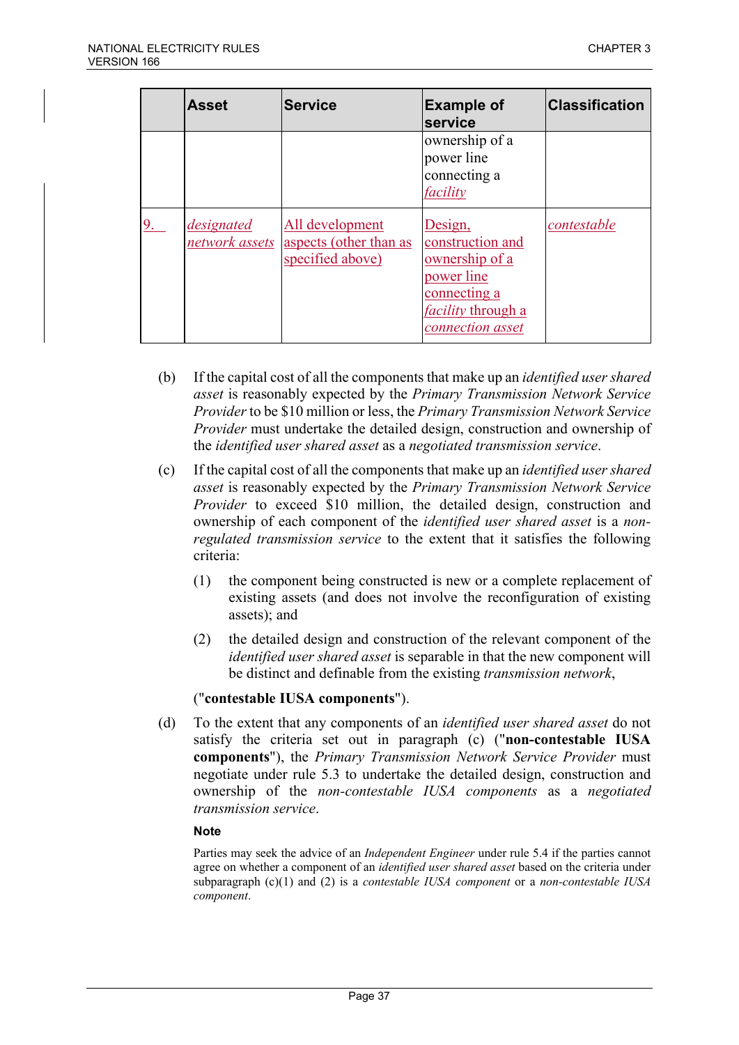| | Asset | Service | Example of service | Classification |
|---|---|---|---|---|
| | | | ownership of a power line connecting a *facility* | |
| 9. | *designated network assets* | All development aspects (other than as specified above) | Design, construction and ownership of a power line connecting a *facility* through a *connection asset* | *contestable* |

(b) If the capital cost of all the components that make up an *identified user shared asset* is reasonably expected by the *Primary Transmission Network Service Provider* to be $10 million or less, the *Primary Transmission Network Service Provider* must undertake the detailed design, construction and ownership of the *identified user shared asset* as a *negotiated transmission service*.

(c) If the capital cost of all the components that make up an *identified user shared asset* is reasonably expected by the *Primary Transmission Network Service Provider* to exceed $10 million, the detailed design, construction and ownership of each component of the *identified user shared asset* is a *non-regulated transmission service* to the extent that it satisfies the following criteria:

(1) the component being constructed is new or a complete replacement of existing assets (and does not involve the reconfiguration of existing assets); and

(2) the detailed design and construction of the relevant component of the *identified user shared asset* is separable in that the new component will be distinct and definable from the existing *transmission network*,

("**contestable IUSA components**").

(d) To the extent that any components of an *identified user shared asset* do not satisfy the criteria set out in paragraph (c) ("**non-contestable IUSA components**"), the *Primary Transmission Network Service Provider* must negotiate under rule 5.3 to undertake the detailed design, construction and ownership of the *non-contestable IUSA components* as a *negotiated transmission service*.

**Note**

Parties may seek the advice of an *Independent Engineer* under rule 5.4 if the parties cannot agree on whether a component of an *identified user shared asset* based on the criteria under subparagraph (c)(1) and (2) is a *contestable IUSA component* or a *non-contestable IUSA component*.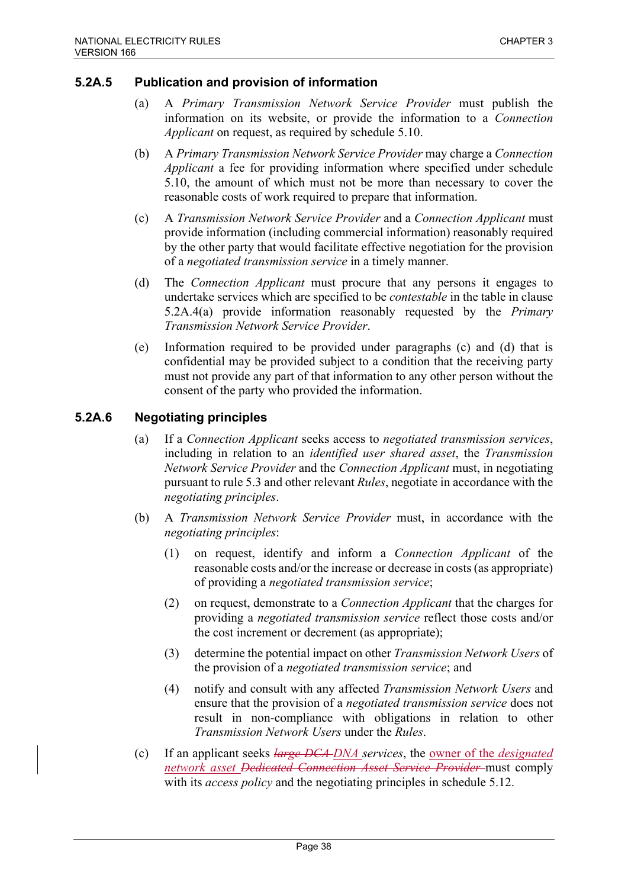### 5.2A.5 Publication and provision of information

(a) A *Primary Transmission Network Service Provider* must publish the information on its website, or provide the information to a *Connection Applicant* on request, as required by schedule 5.10.

(b) A *Primary Transmission Network Service Provider* may charge a *Connection Applicant* a fee for providing information where specified under schedule 5.10, the amount of which must not be more than necessary to cover the reasonable costs of work required to prepare that information.

(c) A *Transmission Network Service Provider* and a *Connection Applicant* must provide information (including commercial information) reasonably required by the other party that would facilitate effective negotiation for the provision of a *negotiated transmission service* in a timely manner.

(d) The *Connection Applicant* must procure that any persons it engages to undertake services which are specified to be *contestable* in the table in clause 5.2A.4(a) provide information reasonably requested by the *Primary Transmission Network Service Provider*.

(e) Information required to be provided under paragraphs (c) and (d) that is confidential may be provided subject to a condition that the receiving party must not provide any part of that information to any other person without the consent of the party who provided the information.

### 5.2A.6 Negotiating principles

(a) If a *Connection Applicant* seeks access to *negotiated transmission services*, including in relation to an *identified user shared asset*, the *Transmission Network Service Provider* and the *Connection Applicant* must, in negotiating pursuant to rule 5.3 and other relevant *Rules*, negotiate in accordance with the *negotiating principles*.

(b) A *Transmission Network Service Provider* must, in accordance with the *negotiating principles*:

(1) on request, identify and inform a *Connection Applicant* of the reasonable costs and/or the increase or decrease in costs (as appropriate) of providing a *negotiated transmission service*;

(2) on request, demonstrate to a *Connection Applicant* that the charges for providing a *negotiated transmission service* reflect those costs and/or the cost increment or decrement (as appropriate);

(3) determine the potential impact on other *Transmission Network Users* of the provision of a *negotiated transmission service*; and

(4) notify and consult with any affected *Transmission Network Users* and ensure that the provision of a *negotiated transmission service* does not result in non-compliance with obligations in relation to other *Transmission Network Users* under the *Rules*.

(c) If an applicant seeks ~~*large DCA*~~ *DNA* *services*, the owner of the *designated network asset* ~~*Dedicated Connection Asset Service Provider*~~ must comply with its *access policy* and the negotiating principles in schedule 5.12.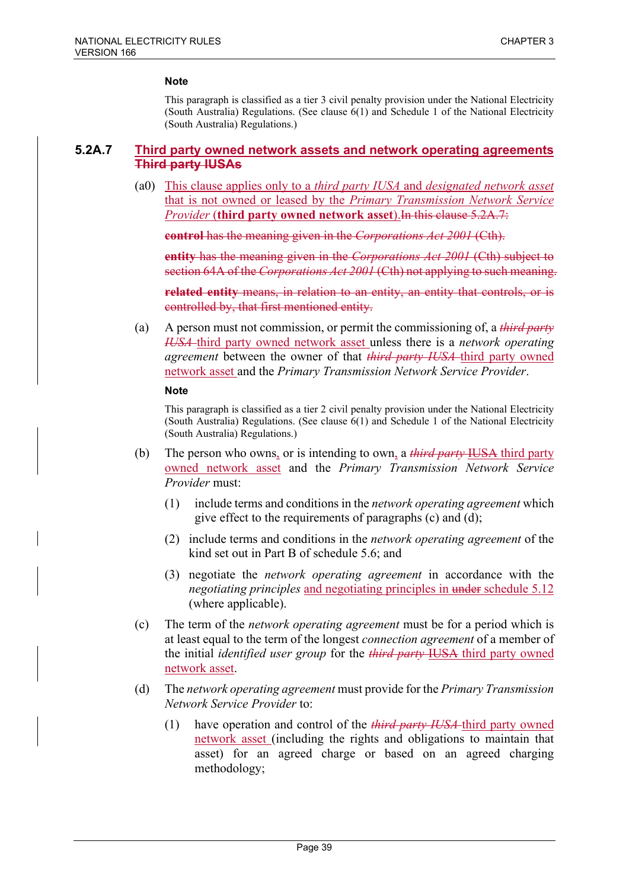**Note**

This paragraph is classified as a tier 3 civil penalty provision under the National Electricity (South Australia) Regulations. (See clause 6(1) and Schedule 1 of the National Electricity (South Australia) Regulations.)

### 5.2A.7 Third party owned network assets and network operating agreements ~~Third party IUSAs~~

(a0) This clause applies only to a *third party IUSA* and *designated network asset* that is not owned or leased by the *Primary Transmission Network Service Provider* (**third party owned network asset**).~~In this clause 5.2A.7:~~

~~**control** has the meaning given in the *Corporations Act 2001* (Cth).~~

~~**entity** has the meaning given in the *Corporations Act 2001* (Cth) subject to section 64A of the *Corporations Act 2001* (Cth) not applying to such meaning.~~

~~**related entity** means, in relation to an entity, an entity that controls, or is controlled by, that first mentioned entity.~~

(a) A person must not commission, or permit the commissioning of, a ~~*third party IUSA*~~ third party owned network asset unless there is a *network operating agreement* between the owner of that ~~*third party IUSA*~~ third party owned network asset and the *Primary Transmission Network Service Provider*.

**Note**

This paragraph is classified as a tier 2 civil penalty provision under the National Electricity (South Australia) Regulations. (See clause 6(1) and Schedule 1 of the National Electricity (South Australia) Regulations.)

(b) The person who owns, or is intending to own, a ~~*third party* IUSA~~ third party owned network asset and the *Primary Transmission Network Service Provider* must:

(1) include terms and conditions in the *network operating agreement* which give effect to the requirements of paragraphs (c) and (d);

(2) include terms and conditions in the *network operating agreement* of the kind set out in Part B of schedule 5.6; and

(3) negotiate the *network operating agreement* in accordance with the *negotiating principles* and negotiating principles in ~~under~~ schedule 5.12 (where applicable).

(c) The term of the *network operating agreement* must be for a period which is at least equal to the term of the longest *connection agreement* of a member of the initial *identified user group* for the ~~*third party* IUSA~~ third party owned network asset.

(d) The *network operating agreement* must provide for the *Primary Transmission Network Service Provider* to:

(1) have operation and control of the ~~*third party IUSA*~~ third party owned network asset (including the rights and obligations to maintain that asset) for an agreed charge or based on an agreed charging methodology;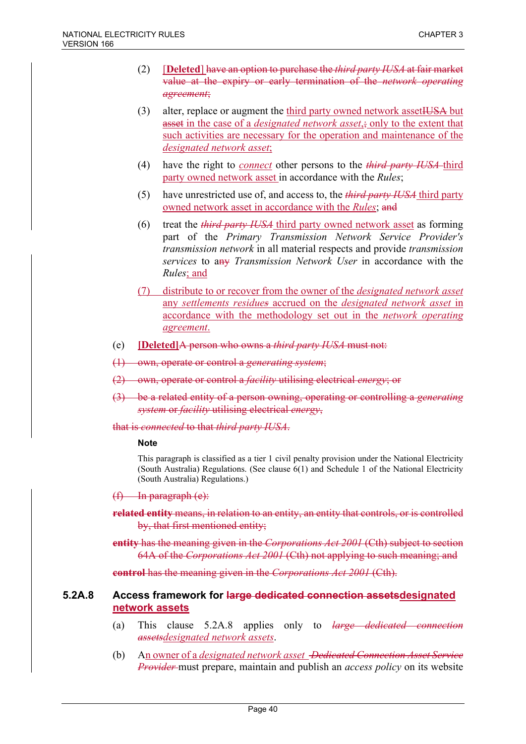(2) [**Deleted**] have an option to purchase the *third party IUSA* at fair market value at the expiry or early termination of the *network operating agreement*;

(3) alter, replace or augment the third party owned network assetIUSA but asset in the case of a *designated network asset*,; only to the extent that such activities are necessary for the operation and maintenance of the *designated network asset*;

(4) have the right to *connect* other persons to the *third party IUSA* third party owned network asset in accordance with the *Rules*;

(5) have unrestricted use of, and access to, the *third party IUSA* third party owned network asset in accordance with the *Rules*; and

(6) treat the *third party IUSA* third party owned network asset as forming part of the *Primary Transmission Network Service Provider's transmission network* in all material respects and provide *transmission services* to any *Transmission Network User* in accordance with the *Rules*; and

(7) distribute to or recover from the owner of the *designated network asset* any *settlements residues* accrued on the *designated network asset* in accordance with the methodology set out in the *network operating agreement*.

(e) **[Deleted]**A person who owns a *third party IUSA* must not:

(1) own, operate or control a *generating system*;

(2) own, operate or control a *facility* utilising electrical *energy*; or

(3) be a related entity of a person owning, operating or controlling a *generating system* or *facility* utilising electrical *energy*,

that is *connected* to that *third party IUSA*.

**Note**

This paragraph is classified as a tier 1 civil penalty provision under the National Electricity (South Australia) Regulations. (See clause 6(1) and Schedule 1 of the National Electricity (South Australia) Regulations.)

(f) In paragraph (e):

**related entity** means, in relation to an entity, an entity that controls, or is controlled by, that first mentioned entity;

**entity** has the meaning given in the *Corporations Act 2001* (Cth) subject to section 64A of the *Corporations Act 2001* (Cth) not applying to such meaning; and

**control** has the meaning given in the *Corporations Act 2001* (Cth).

### 5.2A.8 Access framework for large dedicated connection assetsdesignated network assets

(a) This clause 5.2A.8 applies only to *large dedicated connection assetsdesignated network assets*.

(b) An owner of a *designated network asset* *Dedicated Connection Asset Service Provider* must prepare, maintain and publish an *access policy* on its website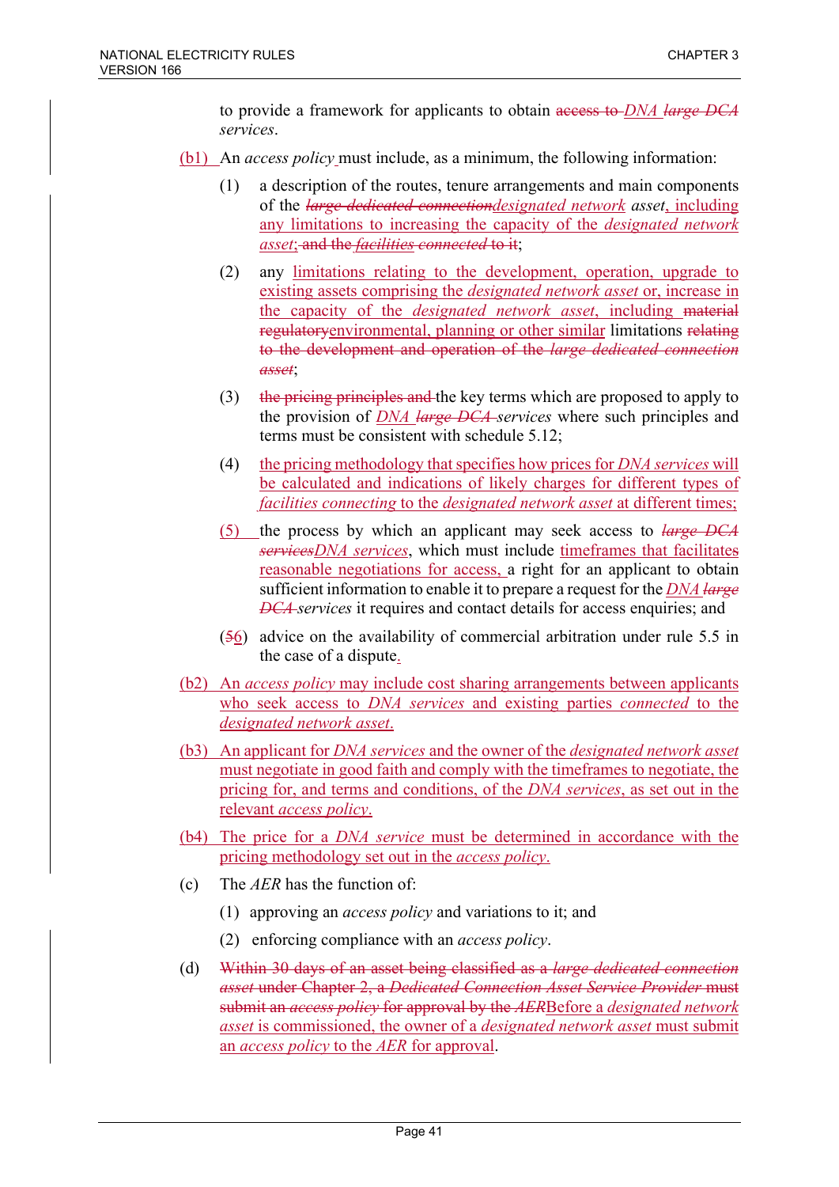to provide a framework for applicants to obtain ~~access to~~ *DNA* ~~*large DCA*~~ *services*.

(b1) An *access policy* must include, as a minimum, the following information:

(1) a description of the routes, tenure arrangements and main components of the ~~*large dedicated connection*~~*designated network* *asset*, including any limitations to increasing the capacity of the *designated network asset*; ~~and the *facilities connected* to it~~;

(2) any limitations relating to the development, operation, upgrade to existing assets comprising the *designated network asset* or, increase in the capacity of the *designated network asset*, including ~~material regulatory~~environmental, planning or other similar limitations ~~relating to the development and operation of the *large dedicated connection asset*~~;

(3) ~~the pricing principles and~~ the key terms which are proposed to apply to the provision of *DNA* ~~*large DCA*~~ *services* where such principles and terms must be consistent with schedule 5.12;

(4) the pricing methodology that specifies how prices for *DNA services* will be calculated and indications of likely charges for different types of *facilities connecting* to the *designated network asset* at different times;

(5) the process by which an applicant may seek access to ~~*large DCA services*~~*DNA services*, which must include timeframes that facilitates reasonable negotiations for access, a right for an applicant to obtain sufficient information to enable it to prepare a request for the *DNA* ~~*large DCA*~~ *services* it requires and contact details for access enquiries; and

(~~5~~6) advice on the availability of commercial arbitration under rule 5.5 in the case of a dispute.

(b2) An *access policy* may include cost sharing arrangements between applicants who seek access to *DNA services* and existing parties *connected* to the *designated network asset*.

(b3) An applicant for *DNA services* and the owner of the *designated network asset* must negotiate in good faith and comply with the timeframes to negotiate, the pricing for, and terms and conditions, of the *DNA services*, as set out in the relevant *access policy*.

(b4) The price for a *DNA service* must be determined in accordance with the pricing methodology set out in the *access policy*.

(c) The *AER* has the function of:

(1) approving an *access policy* and variations to it; and

(2) enforcing compliance with an *access policy*.

(d) ~~Within 30 days of an asset being classified as a *large dedicated connection asset* under Chapter 2, a *Dedicated Connection Asset Service Provider* must submit an *access policy* for approval by the *AER*~~Before a *designated network asset* is commissioned, the owner of a *designated network asset* must submit an *access policy* to the *AER* for approval.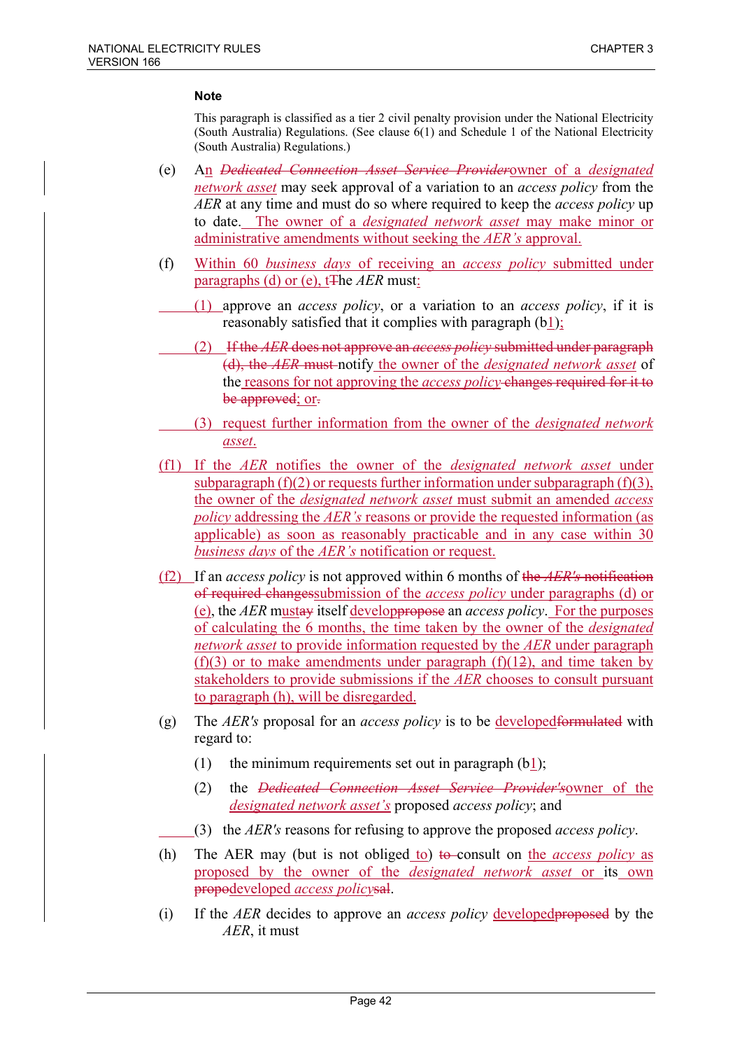**Note**

This paragraph is classified as a tier 2 civil penalty provision under the National Electricity (South Australia) Regulations. (See clause 6(1) and Schedule 1 of the National Electricity (South Australia) Regulations.)

(e) An ~~*Dedicated Connection Asset Service Provider*~~owner of a *designated network asset* may seek approval of a variation to an *access policy* from the *AER* at any time and must do so where required to keep the *access policy* up to date. The owner of a *designated network asset* may make minor or administrative amendments without seeking the *AER's* approval.

(f) Within 60 *business days* of receiving an *access policy* submitted under paragraphs (d) or (e), t~~T~~he *AER* must:

(1) approve an *access policy*, or a variation to an *access policy*, if it is reasonably satisfied that it complies with paragraph (b1);

(2) ~~If the *AER* does not approve an *access policy* submitted under paragraph (d), the *AER* must~~ notify the owner of the *designated network asset* of the reasons for not approving the *access policy* ~~changes required for it to be approved~~; or~~.~~

(3) request further information from the owner of the *designated network asset*.

(f1) If the *AER* notifies the owner of the *designated network asset* under subparagraph (f)(2) or requests further information under subparagraph (f)(3), the owner of the *designated network asset* must submit an amended *access policy* addressing the *AER's* reasons or provide the requested information (as applicable) as soon as reasonably practicable and in any case within 30 *business days* of the *AER's* notification or request.

(f2) If an *access policy* is not approved within 6 months of ~~the *AER's* notification of required changes~~submission of the *access policy* under paragraphs (d) or (e), the *AER* must~~ay~~ itself develop~~propose~~ an *access policy*. For the purposes of calculating the 6 months, the time taken by the owner of the *designated network asset* to provide information requested by the *AER* under paragraph (f)(3) or to make amendments under paragraph (f)(1~~2~~), and time taken by stakeholders to provide submissions if the *AER* chooses to consult pursuant to paragraph (h), will be disregarded.

(g) The *AER's* proposal for an *access policy* is to be developed~~formulated~~ with regard to:

(1) the minimum requirements set out in paragraph (b1);

(2) the ~~*Dedicated Connection Asset Service Provider's*~~owner of the *designated network asset's* proposed *access policy*; and

(3) the *AER's* reasons for refusing to approve the proposed *access policy*.

(h) The AER may (but is not obliged to) ~~to~~ consult on the *access policy* as proposed by the owner of the *designated network asset* or its own ~~propo~~developed *access policy*~~sal~~.

(i) If the *AER* decides to approve an *access policy* developed~~proposed~~ by the *AER*, it must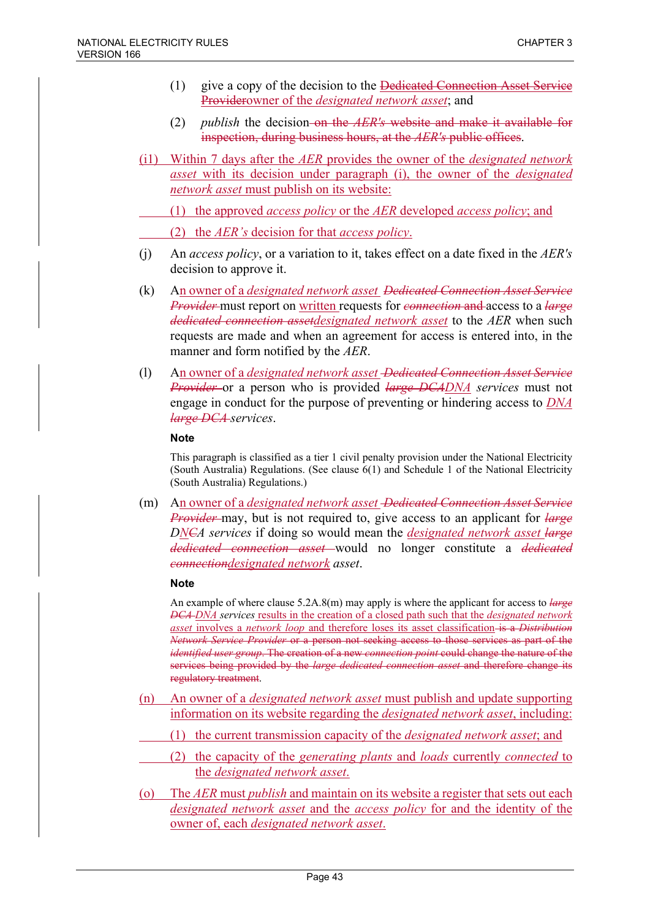(1) give a copy of the decision to the ~~Dedicated Connection Asset Service Provider~~owner of the *designated network asset*; and

(2) *publish* the decision ~~on the *AER's* website and make it available for inspection, during business hours, at the *AER's* public offices~~.

(i1) Within 7 days after the *AER* provides the owner of the *designated network asset* with its decision under paragraph (i), the owner of the *designated network asset* must publish on its website:

(1) the approved *access policy* or the *AER* developed *access policy*; and

(2) the *AER's* decision for that *access policy*.

(j) An *access policy*, or a variation to it, takes effect on a date fixed in the *AER's* decision to approve it.

(k) An owner of a *designated network asset* ~~*Dedicated Connection Asset Service Provider*~~ must report on written requests for ~~*connection* and~~ access to a ~~*large dedicated connection asset*~~*designated network asset* to the *AER* when such requests are made and when an agreement for access is entered into, in the manner and form notified by the *AER*.

(l) An owner of a *designated network asset* ~~*Dedicated Connection Asset Service Provider*~~ or a person who is provided ~~*large DCA*~~*DNA* *services* must not engage in conduct for the purpose of preventing or hindering access to *DNA* ~~*large DCA*~~ *services*.

**Note**

This paragraph is classified as a tier 1 civil penalty provision under the National Electricity (South Australia) Regulations. (See clause 6(1) and Schedule 1 of the National Electricity (South Australia) Regulations.)

(m) An owner of a *designated network asset* ~~*Dedicated Connection Asset Service Provider*~~ may, but is not required to, give access to an applicant for ~~*large*~~ *DNCA services* if doing so would mean the *designated network asset* ~~*large dedicated connection asset*~~ would no longer constitute a ~~*dedicated connection*~~*designated network* *asset*.

**Note**

An example of where clause 5.2A.8(m) may apply is where the applicant for access to ~~*large DCA*~~ *DNA services* results in the creation of a closed path such that the *designated network asset* involves a *network loop* and therefore loses its asset classification ~~is a *Distribution Network Service Provider* or a person not seeking access to those services as part of the *identified user group*. The creation of a new *connection point* could change the nature of the services being provided by the *large dedicated connection asset* and therefore change its regulatory treatment~~.

(n) An owner of a *designated network asset* must publish and update supporting information on its website regarding the *designated network asset*, including:

(1) the current transmission capacity of the *designated network asset*; and

(2) the capacity of the *generating plants* and *loads* currently *connected* to the *designated network asset*.

(o) The *AER* must *publish* and maintain on its website a register that sets out each *designated network asset* and the *access policy* for and the identity of the owner of, each *designated network asset*.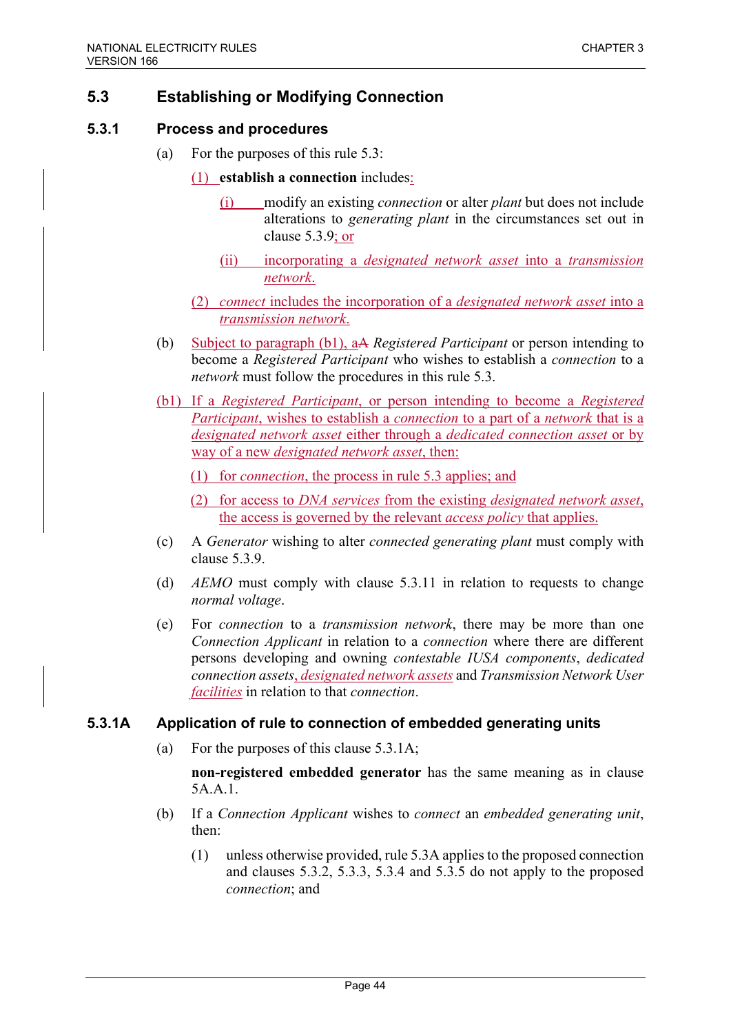## 5.3 Establishing or Modifying Connection

### 5.3.1 Process and procedures

(a) For the purposes of this rule 5.3:

(1) **establish a connection** includes:

(i) modify an existing *connection* or alter *plant* but does not include alterations to *generating plant* in the circumstances set out in clause 5.3.9; or

(ii) incorporating a *designated network asset* into a *transmission network*.

(2) *connect* includes the incorporation of a *designated network asset* into a *transmission network*.

(b) Subject to paragraph (b1), aA *Registered Participant* or person intending to become a *Registered Participant* who wishes to establish a *connection* to a *network* must follow the procedures in this rule 5.3.

(b1) If a *Registered Participant*, or person intending to become a *Registered Participant*, wishes to establish a *connection* to a part of a *network* that is a *designated network asset* either through a *dedicated connection asset* or by way of a new *designated network asset*, then:

(1) for *connection*, the process in rule 5.3 applies; and

(2) for access to *DNA services* from the existing *designated network asset*, the access is governed by the relevant *access policy* that applies.

(c) A *Generator* wishing to alter *connected generating plant* must comply with clause 5.3.9.

(d) *AEMO* must comply with clause 5.3.11 in relation to requests to change *normal voltage*.

(e) For *connection* to a *transmission network*, there may be more than one *Connection Applicant* in relation to a *connection* where there are different persons developing and owning *contestable IUSA components*, *dedicated connection assets*, *designated network assets* and *Transmission Network User facilities* in relation to that *connection*.

### 5.3.1A Application of rule to connection of embedded generating units

(a) For the purposes of this clause 5.3.1A;

**non-registered embedded generator** has the same meaning as in clause 5A.A.1.

(b) If a *Connection Applicant* wishes to *connect* an *embedded generating unit*, then:

(1) unless otherwise provided, rule 5.3A applies to the proposed connection and clauses 5.3.2, 5.3.3, 5.3.4 and 5.3.5 do not apply to the proposed *connection*; and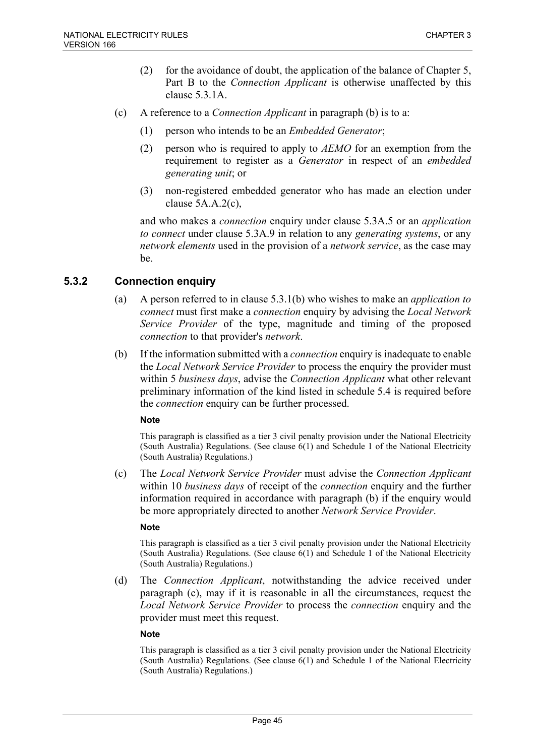(2) for the avoidance of doubt, the application of the balance of Chapter 5, Part B to the *Connection Applicant* is otherwise unaffected by this clause 5.3.1A.

(c) A reference to a *Connection Applicant* in paragraph (b) is to a:

(1) person who intends to be an *Embedded Generator*;

(2) person who is required to apply to *AEMO* for an exemption from the requirement to register as a *Generator* in respect of an *embedded generating unit*; or

(3) non-registered embedded generator who has made an election under clause 5A.A.2(c),

and who makes a *connection* enquiry under clause 5.3A.5 or an *application to connect* under clause 5.3A.9 in relation to any *generating systems*, or any *network elements* used in the provision of a *network service*, as the case may be.

### 5.3.2 Connection enquiry

(a) A person referred to in clause 5.3.1(b) who wishes to make an *application to connect* must first make a *connection* enquiry by advising the *Local Network Service Provider* of the type, magnitude and timing of the proposed *connection* to that provider's *network*.

(b) If the information submitted with a *connection* enquiry is inadequate to enable the *Local Network Service Provider* to process the enquiry the provider must within 5 *business days*, advise the *Connection Applicant* what other relevant preliminary information of the kind listed in schedule 5.4 is required before the *connection* enquiry can be further processed.

**Note**

This paragraph is classified as a tier 3 civil penalty provision under the National Electricity (South Australia) Regulations. (See clause 6(1) and Schedule 1 of the National Electricity (South Australia) Regulations.)

(c) The *Local Network Service Provider* must advise the *Connection Applicant* within 10 *business days* of receipt of the *connection* enquiry and the further information required in accordance with paragraph (b) if the enquiry would be more appropriately directed to another *Network Service Provider*.

**Note**

This paragraph is classified as a tier 3 civil penalty provision under the National Electricity (South Australia) Regulations. (See clause 6(1) and Schedule 1 of the National Electricity (South Australia) Regulations.)

(d) The *Connection Applicant*, notwithstanding the advice received under paragraph (c), may if it is reasonable in all the circumstances, request the *Local Network Service Provider* to process the *connection* enquiry and the provider must meet this request.

**Note**

This paragraph is classified as a tier 3 civil penalty provision under the National Electricity (South Australia) Regulations. (See clause 6(1) and Schedule 1 of the National Electricity (South Australia) Regulations.)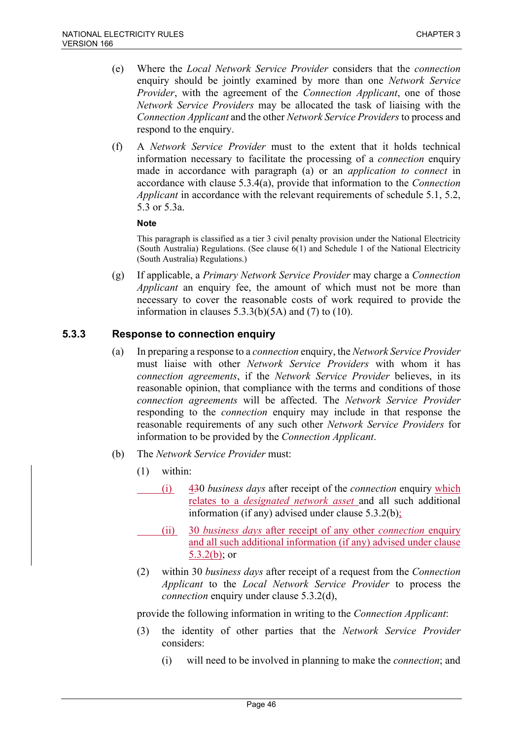(e) Where the *Local Network Service Provider* considers that the *connection* enquiry should be jointly examined by more than one *Network Service Provider*, with the agreement of the *Connection Applicant*, one of those *Network Service Providers* may be allocated the task of liaising with the *Connection Applicant* and the other *Network Service Providers* to process and respond to the enquiry.

(f) A *Network Service Provider* must to the extent that it holds technical information necessary to facilitate the processing of a *connection* enquiry made in accordance with paragraph (a) or an *application to connect* in accordance with clause 5.3.4(a), provide that information to the *Connection Applicant* in accordance with the relevant requirements of schedule 5.1, 5.2, 5.3 or 5.3a.

**Note**

This paragraph is classified as a tier 3 civil penalty provision under the National Electricity (South Australia) Regulations. (See clause 6(1) and Schedule 1 of the National Electricity (South Australia) Regulations.)

(g) If applicable, a *Primary Network Service Provider* may charge a *Connection Applicant* an enquiry fee, the amount of which must not be more than necessary to cover the reasonable costs of work required to provide the information in clauses 5.3.3(b)(5A) and (7) to (10).

### 5.3.3 Response to connection enquiry

(a) In preparing a response to a *connection* enquiry, the *Network Service Provider* must liaise with other *Network Service Providers* with whom it has *connection agreements*, if the *Network Service Provider* believes, in its reasonable opinion, that compliance with the terms and conditions of those *connection agreements* will be affected. The *Network Service Provider* responding to the *connection* enquiry may include in that response the reasonable requirements of any such other *Network Service Providers* for information to be provided by the *Connection Applicant*.

(b) The *Network Service Provider* must:

(1) within:

(i) ~~4~~30 *business days* after receipt of the *connection* enquiry which relates to a *designated network asset* and all such additional information (if any) advised under clause 5.3.2(b);

(ii) 30 *business days* after receipt of any other *connection* enquiry and all such additional information (if any) advised under clause 5.3.2(b); or

(2) within 30 *business days* after receipt of a request from the *Connection Applicant* to the *Local Network Service Provider* to process the *connection* enquiry under clause 5.3.2(d),

provide the following information in writing to the *Connection Applicant*:

(3) the identity of other parties that the *Network Service Provider* considers:

(i) will need to be involved in planning to make the *connection*; and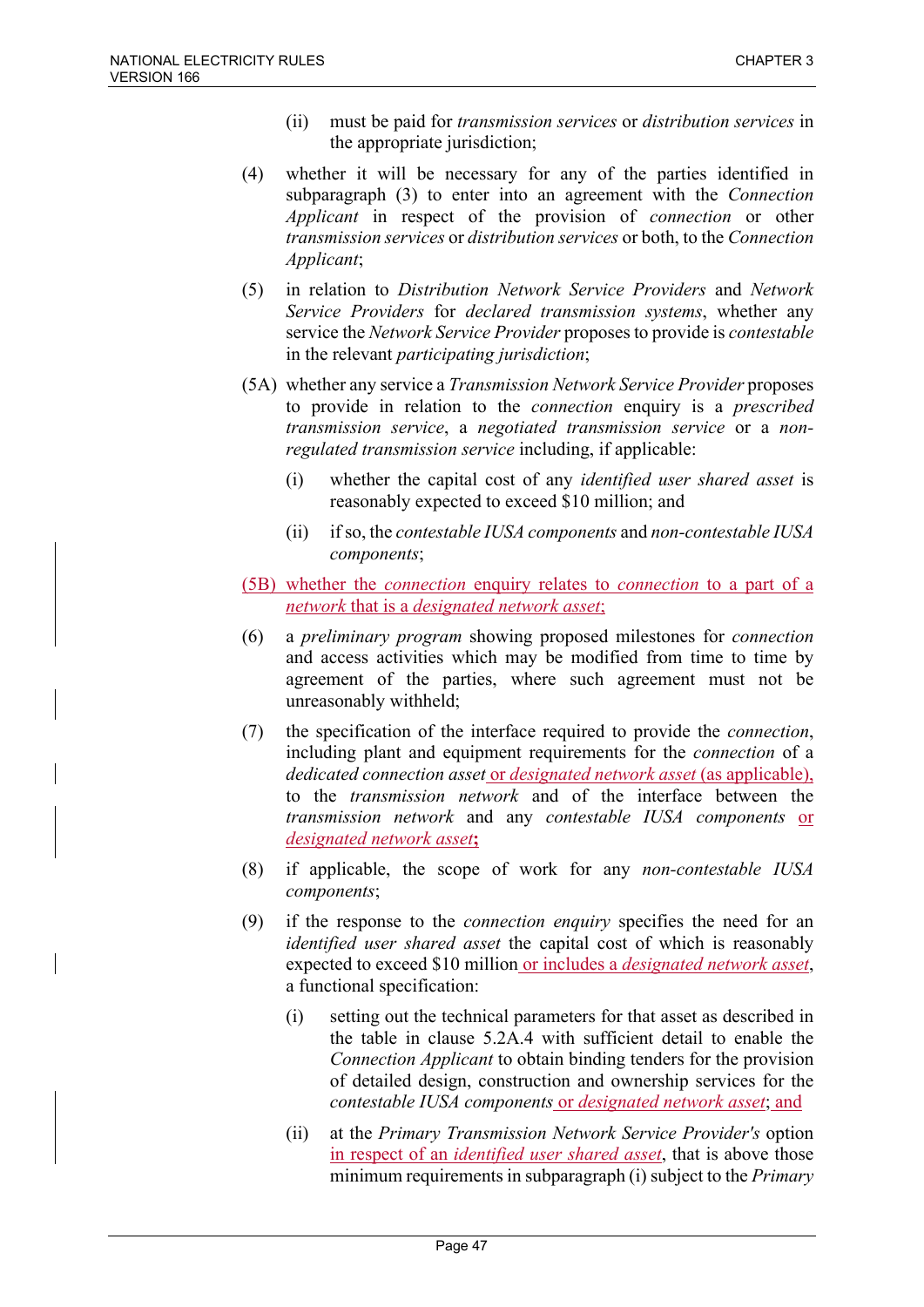(ii) must be paid for *transmission services* or *distribution services* in the appropriate jurisdiction;

(4) whether it will be necessary for any of the parties identified in subparagraph (3) to enter into an agreement with the *Connection Applicant* in respect of the provision of *connection* or other *transmission services* or *distribution services* or both, to the *Connection Applicant*;

(5) in relation to *Distribution Network Service Providers* and *Network Service Providers* for *declared transmission systems*, whether any service the *Network Service Provider* proposes to provide is *contestable* in the relevant *participating jurisdiction*;

(5A) whether any service a *Transmission Network Service Provider* proposes to provide in relation to the *connection* enquiry is a *prescribed transmission service*, a *negotiated transmission service* or a *non-regulated transmission service* including, if applicable:

(i) whether the capital cost of any *identified user shared asset* is reasonably expected to exceed $10 million; and

(ii) if so, the *contestable IUSA components* and *non-contestable IUSA components*;

(5B) whether the *connection* enquiry relates to *connection* to a part of a *network* that is a *designated network asset*;

(6) a *preliminary program* showing proposed milestones for *connection* and access activities which may be modified from time to time by agreement of the parties, where such agreement must not be unreasonably withheld;

(7) the specification of the interface required to provide the *connection*, including plant and equipment requirements for the *connection* of a *dedicated connection asset* or *designated network asset* (as applicable), to the *transmission network* and of the interface between the *transmission network* and any *contestable IUSA components* or *designated network asset*;

(8) if applicable, the scope of work for any *non-contestable IUSA components*;

(9) if the response to the *connection enquiry* specifies the need for an *identified user shared asset* the capital cost of which is reasonably expected to exceed $10 million or includes a *designated network asset*, a functional specification:

(i) setting out the technical parameters for that asset as described in the table in clause 5.2A.4 with sufficient detail to enable the *Connection Applicant* to obtain binding tenders for the provision of detailed design, construction and ownership services for the *contestable IUSA components* or *designated network asset*; and

(ii) at the *Primary Transmission Network Service Provider's* option in respect of an *identified user shared asset*, that is above those minimum requirements in subparagraph (i) subject to the *Primary*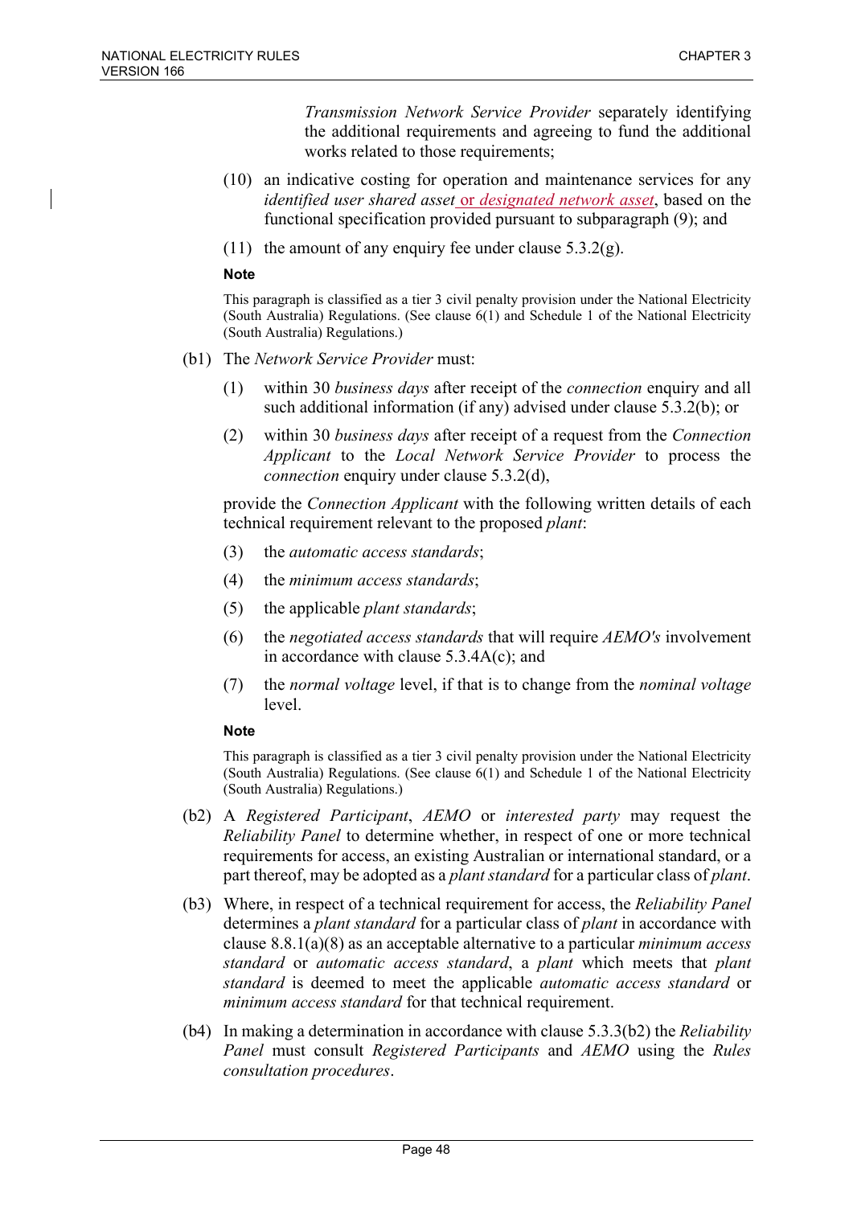*Transmission Network Service Provider* separately identifying the additional requirements and agreeing to fund the additional works related to those requirements;

(10) an indicative costing for operation and maintenance services for any *identified user shared asset* or *designated network asset*, based on the functional specification provided pursuant to subparagraph (9); and

(11) the amount of any enquiry fee under clause 5.3.2(g).

**Note**

This paragraph is classified as a tier 3 civil penalty provision under the National Electricity (South Australia) Regulations. (See clause 6(1) and Schedule 1 of the National Electricity (South Australia) Regulations.)

(b1) The *Network Service Provider* must:

(1) within 30 *business days* after receipt of the *connection* enquiry and all such additional information (if any) advised under clause 5.3.2(b); or

(2) within 30 *business days* after receipt of a request from the *Connection Applicant* to the *Local Network Service Provider* to process the *connection* enquiry under clause 5.3.2(d),

provide the *Connection Applicant* with the following written details of each technical requirement relevant to the proposed *plant*:

(3) the *automatic access standards*;

(4) the *minimum access standards*;

(5) the applicable *plant standards*;

(6) the *negotiated access standards* that will require *AEMO's* involvement in accordance with clause 5.3.4A(c); and

(7) the *normal voltage* level, if that is to change from the *nominal voltage* level.

**Note**

This paragraph is classified as a tier 3 civil penalty provision under the National Electricity (South Australia) Regulations. (See clause 6(1) and Schedule 1 of the National Electricity (South Australia) Regulations.)

(b2) A *Registered Participant*, *AEMO* or *interested party* may request the *Reliability Panel* to determine whether, in respect of one or more technical requirements for access, an existing Australian or international standard, or a part thereof, may be adopted as a *plant standard* for a particular class of *plant*.

(b3) Where, in respect of a technical requirement for access, the *Reliability Panel* determines a *plant standard* for a particular class of *plant* in accordance with clause 8.8.1(a)(8) as an acceptable alternative to a particular *minimum access standard* or *automatic access standard*, a *plant* which meets that *plant standard* is deemed to meet the applicable *automatic access standard* or *minimum access standard* for that technical requirement.

(b4) In making a determination in accordance with clause 5.3.3(b2) the *Reliability Panel* must consult *Registered Participants* and *AEMO* using the *Rules consultation procedures*.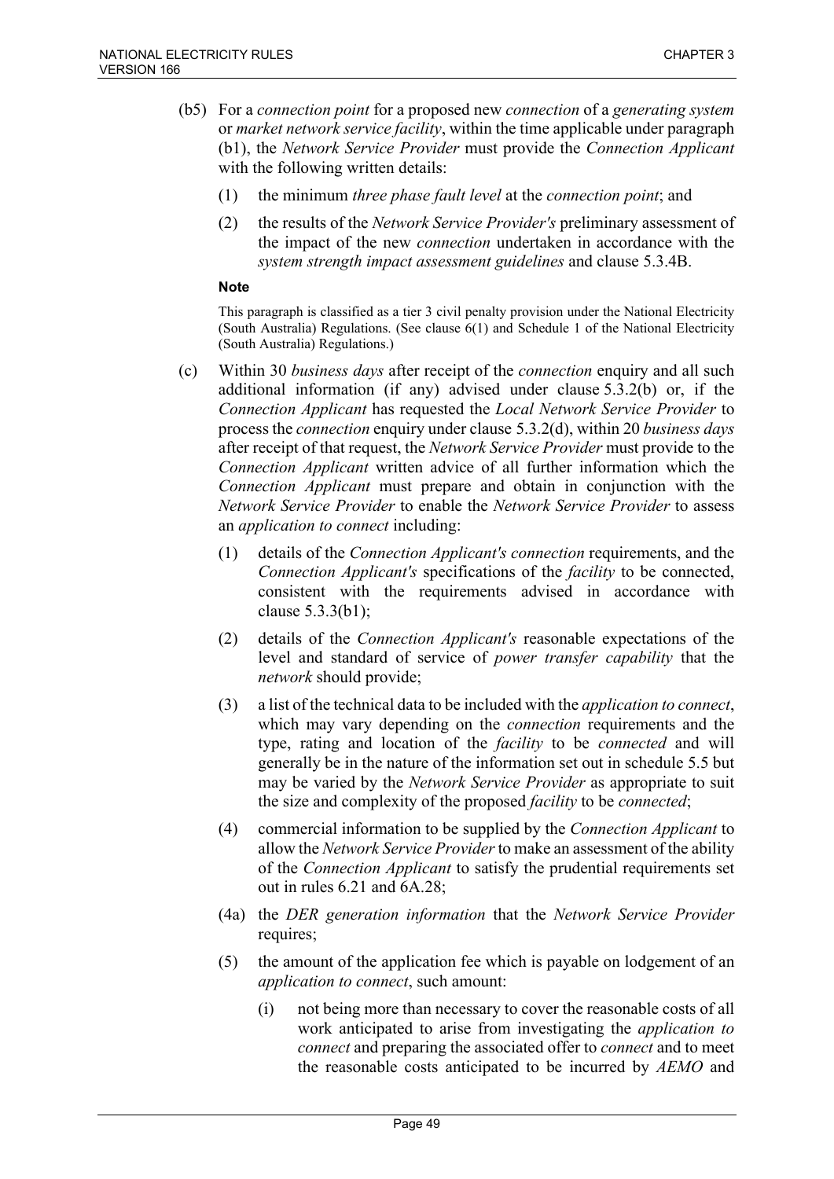(b5) For a *connection point* for a proposed new *connection* of a *generating system* or *market network service facility*, within the time applicable under paragraph (b1), the *Network Service Provider* must provide the *Connection Applicant* with the following written details:

(1) the minimum *three phase fault level* at the *connection point*; and

(2) the results of the *Network Service Provider's* preliminary assessment of the impact of the new *connection* undertaken in accordance with the *system strength impact assessment guidelines* and clause 5.3.4B.

**Note**

This paragraph is classified as a tier 3 civil penalty provision under the National Electricity (South Australia) Regulations. (See clause 6(1) and Schedule 1 of the National Electricity (South Australia) Regulations.)

(c) Within 30 *business days* after receipt of the *connection* enquiry and all such additional information (if any) advised under clause 5.3.2(b) or, if the *Connection Applicant* has requested the *Local Network Service Provider* to process the *connection* enquiry under clause 5.3.2(d), within 20 *business days* after receipt of that request, the *Network Service Provider* must provide to the *Connection Applicant* written advice of all further information which the *Connection Applicant* must prepare and obtain in conjunction with the *Network Service Provider* to enable the *Network Service Provider* to assess an *application to connect* including:

(1) details of the *Connection Applicant's connection* requirements, and the *Connection Applicant's* specifications of the *facility* to be connected, consistent with the requirements advised in accordance with clause 5.3.3(b1);

(2) details of the *Connection Applicant's* reasonable expectations of the level and standard of service of *power transfer capability* that the *network* should provide;

(3) a list of the technical data to be included with the *application to connect*, which may vary depending on the *connection* requirements and the type, rating and location of the *facility* to be *connected* and will generally be in the nature of the information set out in schedule 5.5 but may be varied by the *Network Service Provider* as appropriate to suit the size and complexity of the proposed *facility* to be *connected*;

(4) commercial information to be supplied by the *Connection Applicant* to allow the *Network Service Provider* to make an assessment of the ability of the *Connection Applicant* to satisfy the prudential requirements set out in rules 6.21 and 6A.28;

(4a) the *DER generation information* that the *Network Service Provider* requires;

(5) the amount of the application fee which is payable on lodgement of an *application to connect*, such amount:

(i) not being more than necessary to cover the reasonable costs of all work anticipated to arise from investigating the *application to connect* and preparing the associated offer to *connect* and to meet the reasonable costs anticipated to be incurred by *AEMO* and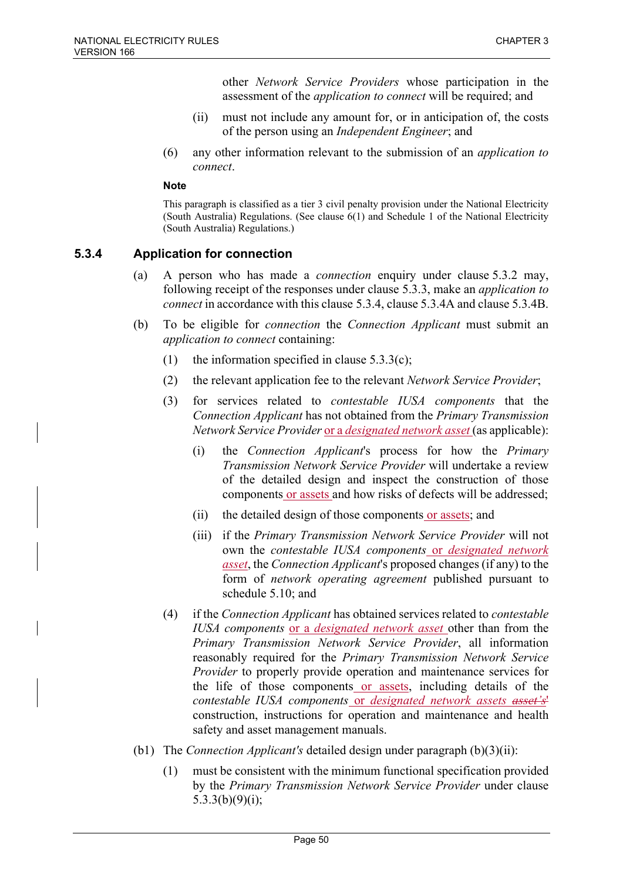other *Network Service Providers* whose participation in the assessment of the *application to connect* will be required; and

(ii) must not include any amount for, or in anticipation of, the costs of the person using an *Independent Engineer*; and

(6) any other information relevant to the submission of an *application to connect*.

**Note**

This paragraph is classified as a tier 3 civil penalty provision under the National Electricity (South Australia) Regulations. (See clause 6(1) and Schedule 1 of the National Electricity (South Australia) Regulations.)

### 5.3.4 Application for connection

(a) A person who has made a *connection* enquiry under clause 5.3.2 may, following receipt of the responses under clause 5.3.3, make an *application to connect* in accordance with this clause 5.3.4, clause 5.3.4A and clause 5.3.4B.

(b) To be eligible for *connection* the *Connection Applicant* must submit an *application to connect* containing:

(1) the information specified in clause 5.3.3(c);

(2) the relevant application fee to the relevant *Network Service Provider*;

(3) for services related to *contestable IUSA components* that the *Connection Applicant* has not obtained from the *Primary Transmission Network Service Provider* or a *designated network asset* (as applicable):

(i) the *Connection Applicant*'s process for how the *Primary Transmission Network Service Provider* will undertake a review of the detailed design and inspect the construction of those components or assets and how risks of defects will be addressed;

(ii) the detailed design of those components or assets; and

(iii) if the *Primary Transmission Network Service Provider* will not own the *contestable IUSA components* or *designated network asset*, the *Connection Applicant*'s proposed changes (if any) to the form of *network operating agreement* published pursuant to schedule 5.10; and

(4) if the *Connection Applicant* has obtained services related to *contestable IUSA components* or a *designated network asset* other than from the *Primary Transmission Network Service Provider*, all information reasonably required for the *Primary Transmission Network Service Provider* to properly provide operation and maintenance services for the life of those components or assets, including details of the *contestable IUSA components* or *designated network assets* ~~asset's~~' construction, instructions for operation and maintenance and health safety and asset management manuals.

(b1) The *Connection Applicant's* detailed design under paragraph (b)(3)(ii):

(1) must be consistent with the minimum functional specification provided by the *Primary Transmission Network Service Provider* under clause 5.3.3(b)(9)(i);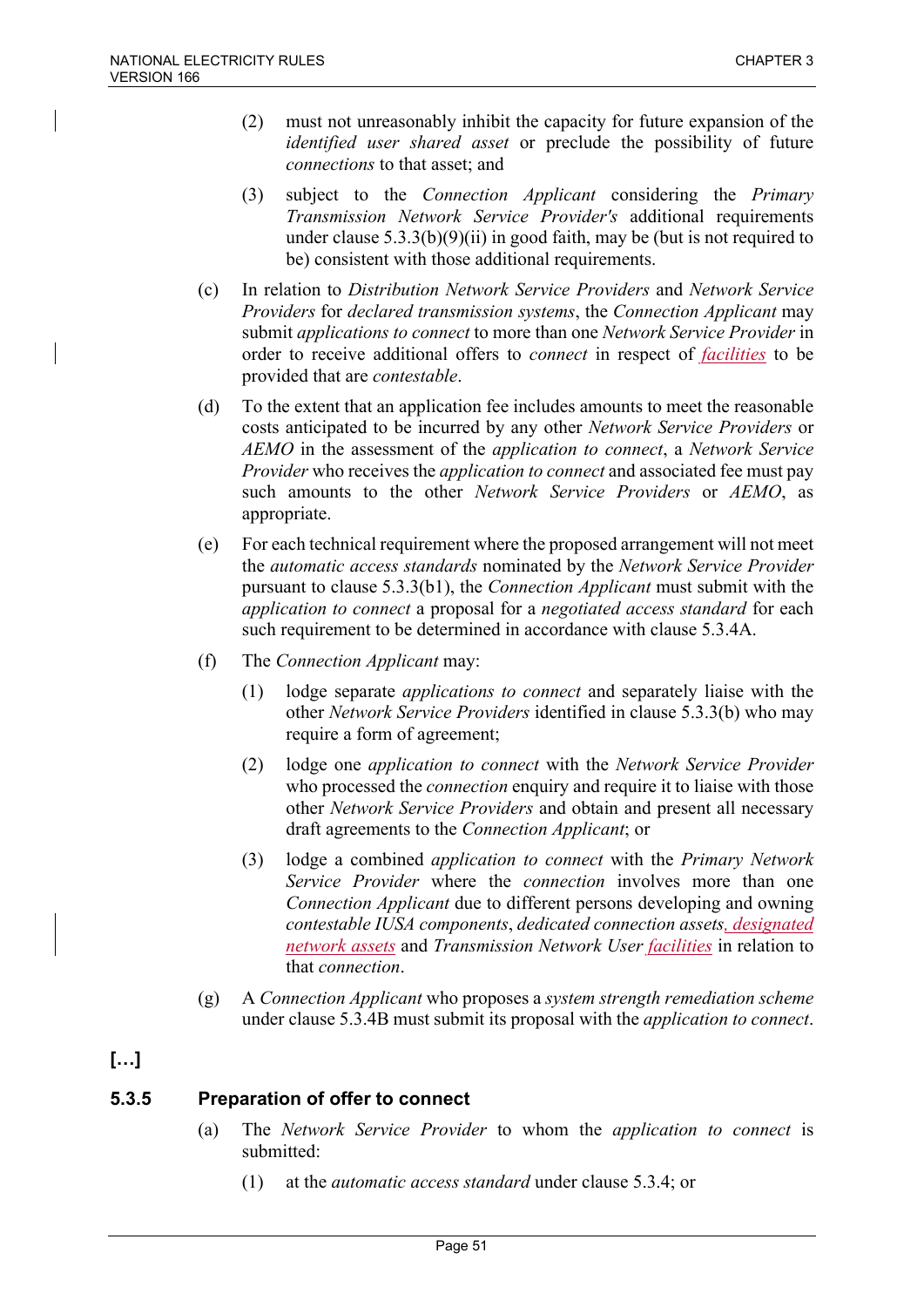(2) must not unreasonably inhibit the capacity for future expansion of the *identified user shared asset* or preclude the possibility of future *connections* to that asset; and

(3) subject to the *Connection Applicant* considering the *Primary Transmission Network Service Provider's* additional requirements under clause 5.3.3(b)(9)(ii) in good faith, may be (but is not required to be) consistent with those additional requirements.

(c) In relation to *Distribution Network Service Providers* and *Network Service Providers* for *declared transmission systems*, the *Connection Applicant* may submit *applications to connect* to more than one *Network Service Provider* in order to receive additional offers to *connect* in respect of *facilities* to be provided that are *contestable*.

(d) To the extent that an application fee includes amounts to meet the reasonable costs anticipated to be incurred by any other *Network Service Providers* or *AEMO* in the assessment of the *application to connect*, a *Network Service Provider* who receives the *application to connect* and associated fee must pay such amounts to the other *Network Service Providers* or *AEMO*, as appropriate.

(e) For each technical requirement where the proposed arrangement will not meet the *automatic access standards* nominated by the *Network Service Provider* pursuant to clause 5.3.3(b1), the *Connection Applicant* must submit with the *application to connect* a proposal for a *negotiated access standard* for each such requirement to be determined in accordance with clause 5.3.4A.

(f) The *Connection Applicant* may:

(1) lodge separate *applications to connect* and separately liaise with the other *Network Service Providers* identified in clause 5.3.3(b) who may require a form of agreement;

(2) lodge one *application to connect* with the *Network Service Provider* who processed the *connection* enquiry and require it to liaise with those other *Network Service Providers* and obtain and present all necessary draft agreements to the *Connection Applicant*; or

(3) lodge a combined *application to connect* with the *Primary Network Service Provider* where the *connection* involves more than one *Connection Applicant* due to different persons developing and owning *contestable IUSA components*, *dedicated connection assets*, *designated network assets* and *Transmission Network User facilities* in relation to that *connection*.

(g) A *Connection Applicant* who proposes a *system strength remediation scheme* under clause 5.3.4B must submit its proposal with the *application to connect*.

**[…]**

### 5.3.5 Preparation of offer to connect

(a) The *Network Service Provider* to whom the *application to connect* is submitted:

(1) at the *automatic access standard* under clause 5.3.4; or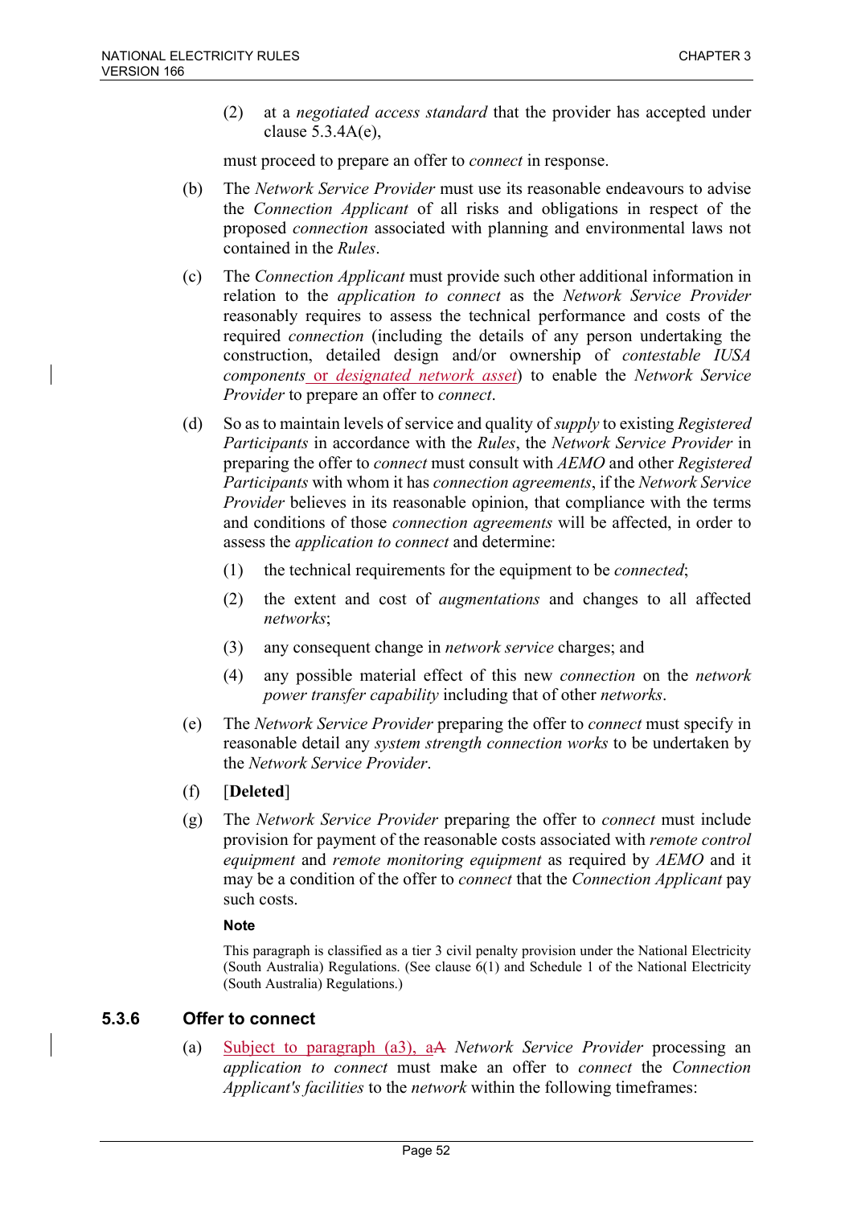(2) at a *negotiated access standard* that the provider has accepted under clause 5.3.4A(e),

must proceed to prepare an offer to *connect* in response.

(b) The *Network Service Provider* must use its reasonable endeavours to advise the *Connection Applicant* of all risks and obligations in respect of the proposed *connection* associated with planning and environmental laws not contained in the *Rules*.

(c) The *Connection Applicant* must provide such other additional information in relation to the *application to connect* as the *Network Service Provider* reasonably requires to assess the technical performance and costs of the required *connection* (including the details of any person undertaking the construction, detailed design and/or ownership of *contestable IUSA components* or *designated network asset*) to enable the *Network Service Provider* to prepare an offer to *connect*.

(d) So as to maintain levels of service and quality of *supply* to existing *Registered Participants* in accordance with the *Rules*, the *Network Service Provider* in preparing the offer to *connect* must consult with *AEMO* and other *Registered Participants* with whom it has *connection agreements*, if the *Network Service Provider* believes in its reasonable opinion, that compliance with the terms and conditions of those *connection agreements* will be affected, in order to assess the *application to connect* and determine:

(1) the technical requirements for the equipment to be *connected*;

(2) the extent and cost of *augmentations* and changes to all affected *networks*;

(3) any consequent change in *network service* charges; and

(4) any possible material effect of this new *connection* on the *network power transfer capability* including that of other *networks*.

(e) The *Network Service Provider* preparing the offer to *connect* must specify in reasonable detail any *system strength connection works* to be undertaken by the *Network Service Provider*.

(f) [**Deleted**]

(g) The *Network Service Provider* preparing the offer to *connect* must include provision for payment of the reasonable costs associated with *remote control equipment* and *remote monitoring equipment* as required by *AEMO* and it may be a condition of the offer to *connect* that the *Connection Applicant* pay such costs.

**Note**

This paragraph is classified as a tier 3 civil penalty provision under the National Electricity (South Australia) Regulations. (See clause 6(1) and Schedule 1 of the National Electricity (South Australia) Regulations.)

### 5.3.6 Offer to connect

(a) Subject to paragraph (a3), aA *Network Service Provider* processing an *application to connect* must make an offer to *connect* the *Connection Applicant's facilities* to the *network* within the following timeframes: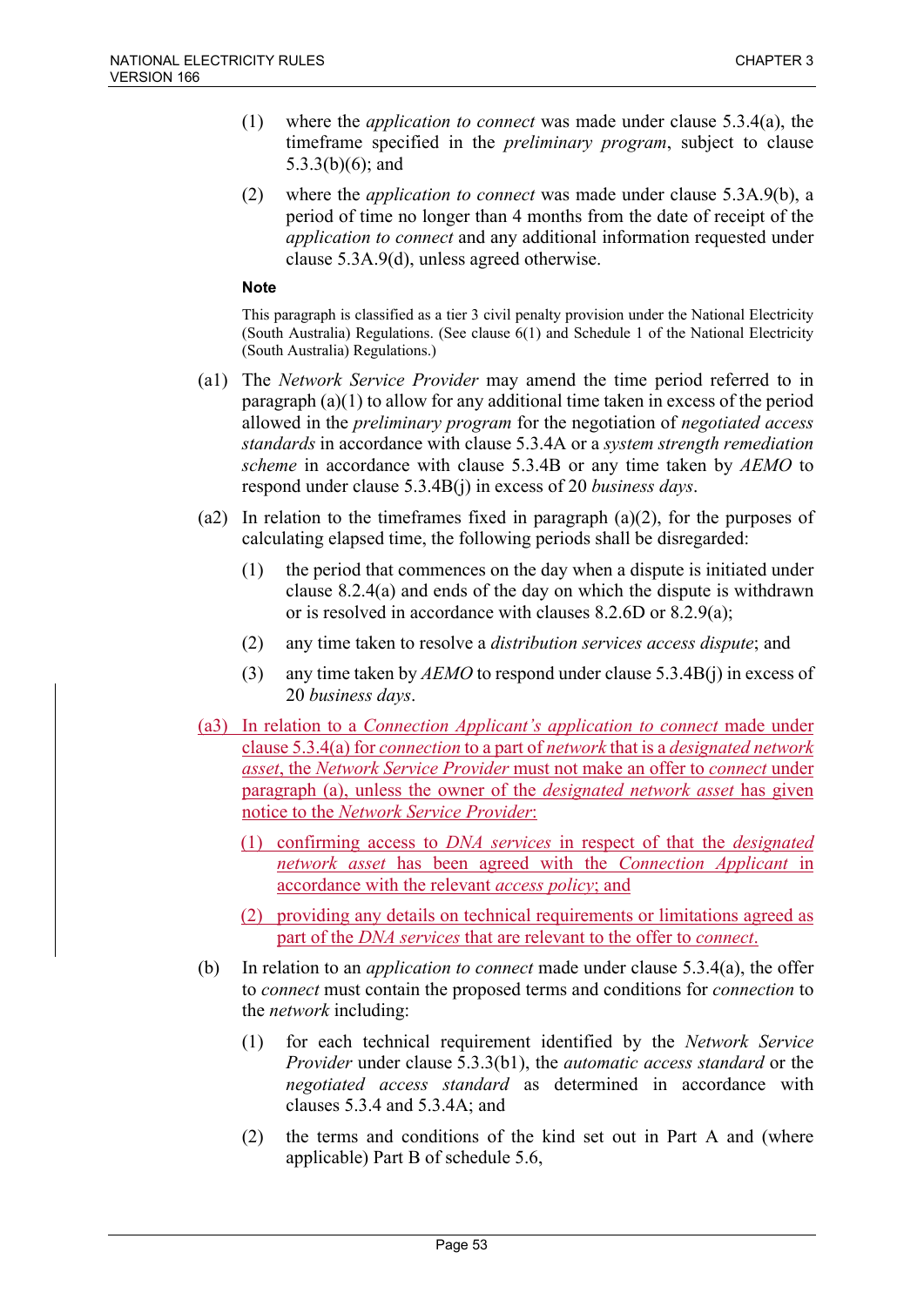(1) where the *application to connect* was made under clause 5.3.4(a), the timeframe specified in the *preliminary program*, subject to clause 5.3.3(b)(6); and

(2) where the *application to connect* was made under clause 5.3A.9(b), a period of time no longer than 4 months from the date of receipt of the *application to connect* and any additional information requested under clause 5.3A.9(d), unless agreed otherwise.

**Note**

This paragraph is classified as a tier 3 civil penalty provision under the National Electricity (South Australia) Regulations. (See clause 6(1) and Schedule 1 of the National Electricity (South Australia) Regulations.)

(a1) The *Network Service Provider* may amend the time period referred to in paragraph (a)(1) to allow for any additional time taken in excess of the period allowed in the *preliminary program* for the negotiation of *negotiated access standards* in accordance with clause 5.3.4A or a *system strength remediation scheme* in accordance with clause 5.3.4B or any time taken by *AEMO* to respond under clause 5.3.4B(j) in excess of 20 *business days*.

(a2) In relation to the timeframes fixed in paragraph (a)(2), for the purposes of calculating elapsed time, the following periods shall be disregarded:

(1) the period that commences on the day when a dispute is initiated under clause 8.2.4(a) and ends of the day on which the dispute is withdrawn or is resolved in accordance with clauses 8.2.6D or 8.2.9(a);

(2) any time taken to resolve a *distribution services access dispute*; and

(3) any time taken by *AEMO* to respond under clause 5.3.4B(j) in excess of 20 *business days*.

(a3) In relation to a *Connection Applicant's application to connect* made under clause 5.3.4(a) for *connection* to a part of *network* that is a *designated network asset*, the *Network Service Provider* must not make an offer to *connect* under paragraph (a), unless the owner of the *designated network asset* has given notice to the *Network Service Provider*:

(1) confirming access to *DNA services* in respect of that the *designated network asset* has been agreed with the *Connection Applicant* in accordance with the relevant *access policy*; and

(2) providing any details on technical requirements or limitations agreed as part of the *DNA services* that are relevant to the offer to *connect*.

(b) In relation to an *application to connect* made under clause 5.3.4(a), the offer to *connect* must contain the proposed terms and conditions for *connection* to the *network* including:

(1) for each technical requirement identified by the *Network Service Provider* under clause 5.3.3(b1), the *automatic access standard* or the *negotiated access standard* as determined in accordance with clauses 5.3.4 and 5.3.4A; and

(2) the terms and conditions of the kind set out in Part A and (where applicable) Part B of schedule 5.6,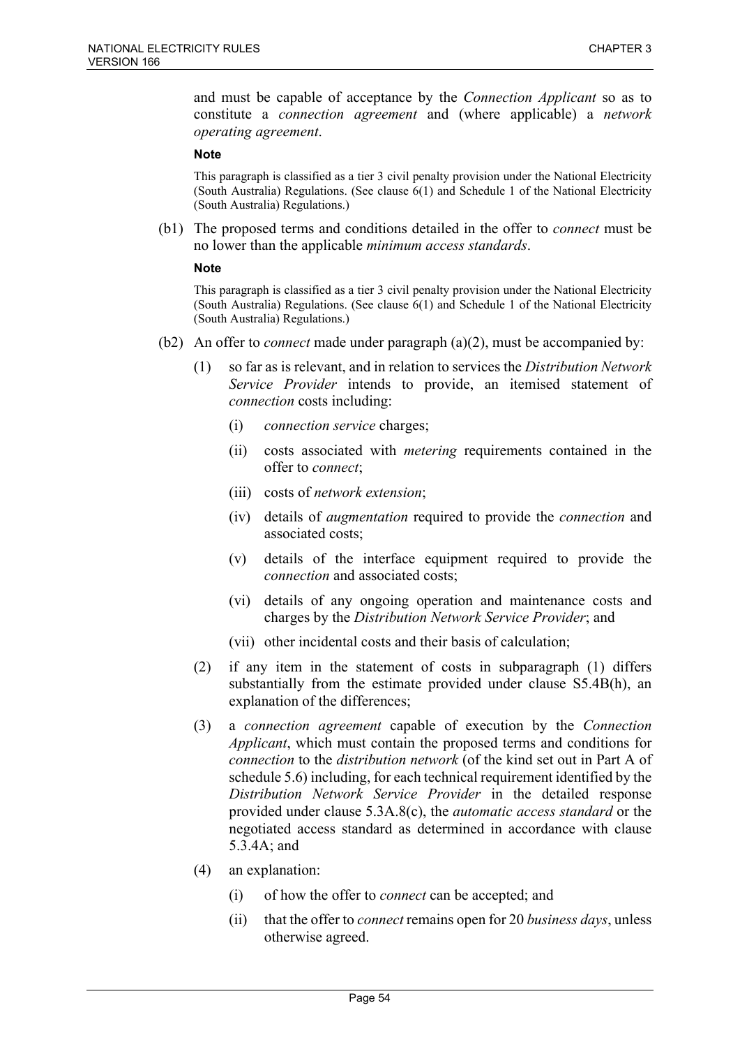and must be capable of acceptance by the *Connection Applicant* so as to constitute a *connection agreement* and (where applicable) a *network operating agreement*.

**Note**

This paragraph is classified as a tier 3 civil penalty provision under the National Electricity (South Australia) Regulations. (See clause 6(1) and Schedule 1 of the National Electricity (South Australia) Regulations.)

(b1) The proposed terms and conditions detailed in the offer to *connect* must be no lower than the applicable *minimum access standards*.

**Note**

This paragraph is classified as a tier 3 civil penalty provision under the National Electricity (South Australia) Regulations. (See clause 6(1) and Schedule 1 of the National Electricity (South Australia) Regulations.)

(b2) An offer to *connect* made under paragraph (a)(2), must be accompanied by:

(1) so far as is relevant, and in relation to services the *Distribution Network Service Provider* intends to provide, an itemised statement of *connection* costs including:

(i) *connection service* charges;

(ii) costs associated with *metering* requirements contained in the offer to *connect*;

(iii) costs of *network extension*;

(iv) details of *augmentation* required to provide the *connection* and associated costs;

(v) details of the interface equipment required to provide the *connection* and associated costs;

(vi) details of any ongoing operation and maintenance costs and charges by the *Distribution Network Service Provider*; and

(vii) other incidental costs and their basis of calculation;

(2) if any item in the statement of costs in subparagraph (1) differs substantially from the estimate provided under clause S5.4B(h), an explanation of the differences;

(3) a *connection agreement* capable of execution by the *Connection Applicant*, which must contain the proposed terms and conditions for *connection* to the *distribution network* (of the kind set out in Part A of schedule 5.6) including, for each technical requirement identified by the *Distribution Network Service Provider* in the detailed response provided under clause 5.3A.8(c), the *automatic access standard* or the negotiated access standard as determined in accordance with clause 5.3.4A; and

(4) an explanation:

(i) of how the offer to *connect* can be accepted; and

(ii) that the offer to *connect* remains open for 20 *business days*, unless otherwise agreed.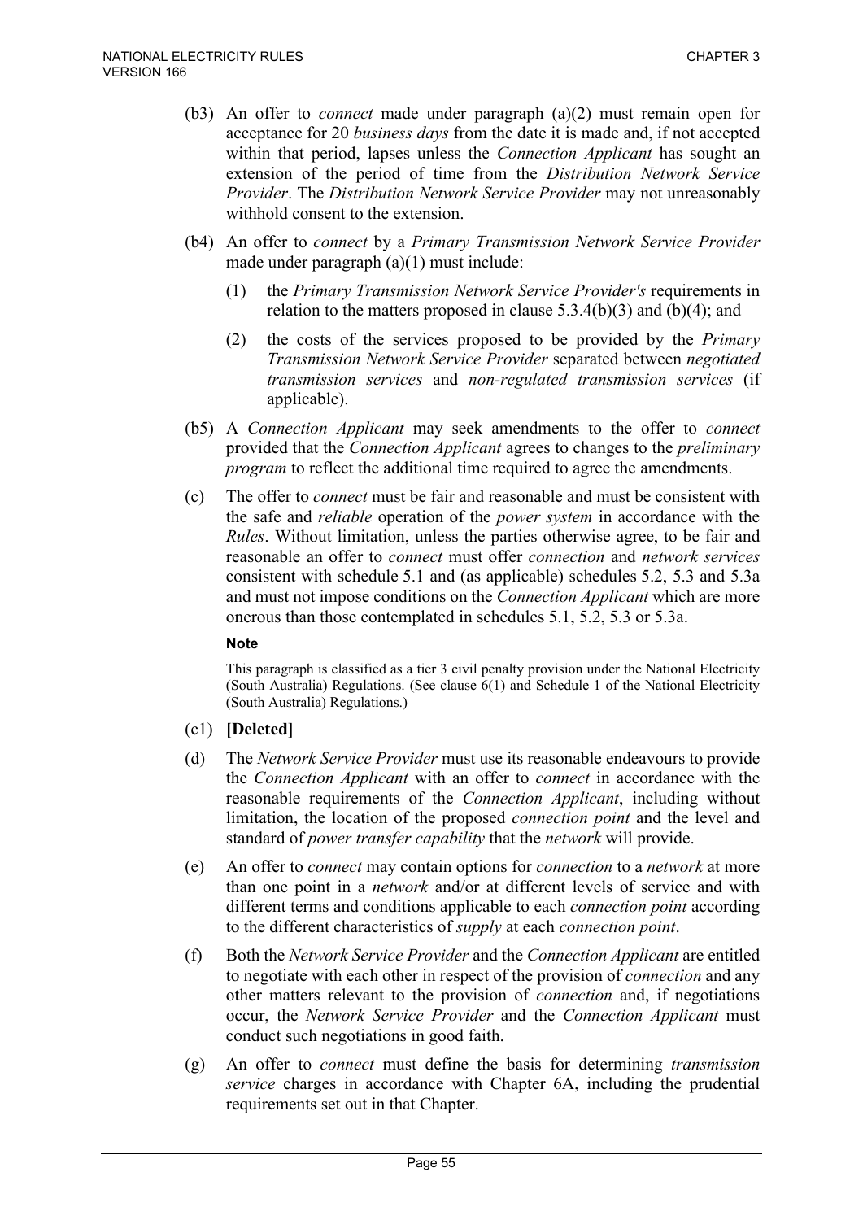(b3) An offer to *connect* made under paragraph (a)(2) must remain open for acceptance for 20 *business days* from the date it is made and, if not accepted within that period, lapses unless the *Connection Applicant* has sought an extension of the period of time from the *Distribution Network Service Provider*. The *Distribution Network Service Provider* may not unreasonably withhold consent to the extension.

(b4) An offer to *connect* by a *Primary Transmission Network Service Provider* made under paragraph (a)(1) must include:

(1) the *Primary Transmission Network Service Provider's* requirements in relation to the matters proposed in clause 5.3.4(b)(3) and (b)(4); and

(2) the costs of the services proposed to be provided by the *Primary Transmission Network Service Provider* separated between *negotiated transmission services* and *non-regulated transmission services* (if applicable).

(b5) A *Connection Applicant* may seek amendments to the offer to *connect* provided that the *Connection Applicant* agrees to changes to the *preliminary program* to reflect the additional time required to agree the amendments.

(c) The offer to *connect* must be fair and reasonable and must be consistent with the safe and *reliable* operation of the *power system* in accordance with the *Rules*. Without limitation, unless the parties otherwise agree, to be fair and reasonable an offer to *connect* must offer *connection* and *network services* consistent with schedule 5.1 and (as applicable) schedules 5.2, 5.3 and 5.3a and must not impose conditions on the *Connection Applicant* which are more onerous than those contemplated in schedules 5.1, 5.2, 5.3 or 5.3a.

**Note**

This paragraph is classified as a tier 3 civil penalty provision under the National Electricity (South Australia) Regulations. (See clause 6(1) and Schedule 1 of the National Electricity (South Australia) Regulations.)

(c1) **[Deleted]**

(d) The *Network Service Provider* must use its reasonable endeavours to provide the *Connection Applicant* with an offer to *connect* in accordance with the reasonable requirements of the *Connection Applicant*, including without limitation, the location of the proposed *connection point* and the level and standard of *power transfer capability* that the *network* will provide.

(e) An offer to *connect* may contain options for *connection* to a *network* at more than one point in a *network* and/or at different levels of service and with different terms and conditions applicable to each *connection point* according to the different characteristics of *supply* at each *connection point*.

(f) Both the *Network Service Provider* and the *Connection Applicant* are entitled to negotiate with each other in respect of the provision of *connection* and any other matters relevant to the provision of *connection* and, if negotiations occur, the *Network Service Provider* and the *Connection Applicant* must conduct such negotiations in good faith.

(g) An offer to *connect* must define the basis for determining *transmission service* charges in accordance with Chapter 6A, including the prudential requirements set out in that Chapter.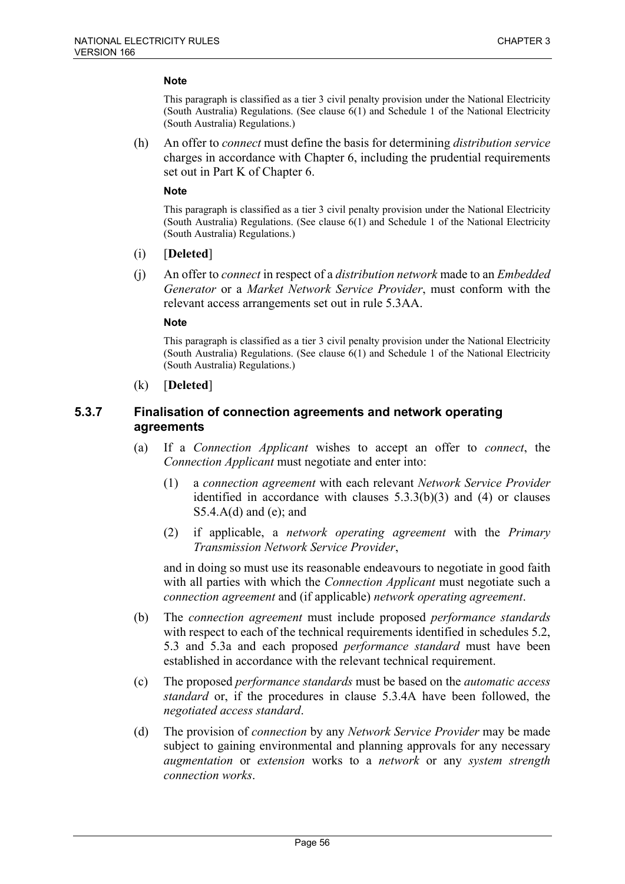**Note**

This paragraph is classified as a tier 3 civil penalty provision under the National Electricity (South Australia) Regulations. (See clause 6(1) and Schedule 1 of the National Electricity (South Australia) Regulations.)

(h) An offer to *connect* must define the basis for determining *distribution service* charges in accordance with Chapter 6, including the prudential requirements set out in Part K of Chapter 6.

**Note**

This paragraph is classified as a tier 3 civil penalty provision under the National Electricity (South Australia) Regulations. (See clause 6(1) and Schedule 1 of the National Electricity (South Australia) Regulations.)

(i) [**Deleted**]

(j) An offer to *connect* in respect of a *distribution network* made to an *Embedded Generator* or a *Market Network Service Provider*, must conform with the relevant access arrangements set out in rule 5.3AA.

**Note**

This paragraph is classified as a tier 3 civil penalty provision under the National Electricity (South Australia) Regulations. (See clause 6(1) and Schedule 1 of the National Electricity (South Australia) Regulations.)

(k) [**Deleted**]

### 5.3.7 Finalisation of connection agreements and network operating agreements

(a) If a *Connection Applicant* wishes to accept an offer to *connect*, the *Connection Applicant* must negotiate and enter into:

(1) a *connection agreement* with each relevant *Network Service Provider* identified in accordance with clauses 5.3.3(b)(3) and (4) or clauses S5.4.A(d) and (e); and

(2) if applicable, a *network operating agreement* with the *Primary Transmission Network Service Provider*,

and in doing so must use its reasonable endeavours to negotiate in good faith with all parties with which the *Connection Applicant* must negotiate such a *connection agreement* and (if applicable) *network operating agreement*.

(b) The *connection agreement* must include proposed *performance standards* with respect to each of the technical requirements identified in schedules 5.2, 5.3 and 5.3a and each proposed *performance standard* must have been established in accordance with the relevant technical requirement.

(c) The proposed *performance standards* must be based on the *automatic access standard* or, if the procedures in clause 5.3.4A have been followed, the *negotiated access standard*.

(d) The provision of *connection* by any *Network Service Provider* may be made subject to gaining environmental and planning approvals for any necessary *augmentation* or *extension* works to a *network* or any *system strength connection works*.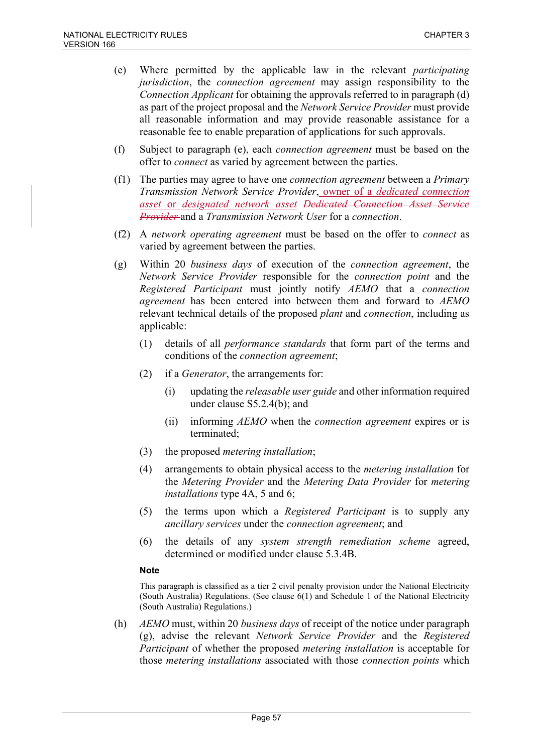(e) Where permitted by the applicable law in the relevant *participating jurisdiction*, the *connection agreement* may assign responsibility to the *Connection Applicant* for obtaining the approvals referred to in paragraph (d) as part of the project proposal and the *Network Service Provider* must provide all reasonable information and may provide reasonable assistance for a reasonable fee to enable preparation of applications for such approvals.

(f) Subject to paragraph (e), each *connection agreement* must be based on the offer to *connect* as varied by agreement between the parties.

(f1) The parties may agree to have one *connection agreement* between a *Primary Transmission Network Service Provider*, <ins>owner of a *dedicated connection asset* or *designated network asset*</ins> ~~*Dedicated Connection Asset Service Provider*~~ and a *Transmission Network User* for a *connection*.

(f2) A *network operating agreement* must be based on the offer to *connect* as varied by agreement between the parties.

(g) Within 20 *business days* of execution of the *connection agreement*, the *Network Service Provider* responsible for the *connection point* and the *Registered Participant* must jointly notify *AEMO* that a *connection agreement* has been entered into between them and forward to *AEMO* relevant technical details of the proposed *plant* and *connection*, including as applicable:

   (1) details of all *performance standards* that form part of the terms and conditions of the *connection agreement*;

   (2) if a *Generator*, the arrangements for:

      (i) updating the *releasable user guide* and other information required under clause S5.2.4(b); and

      (ii) informing *AEMO* when the *connection agreement* expires or is terminated;

   (3) the proposed *metering installation*;

   (4) arrangements to obtain physical access to the *metering installation* for the *Metering Provider* and the *Metering Data Provider* for *metering installations* type 4A, 5 and 6;

   (5) the terms upon which a *Registered Participant* is to supply any *ancillary services* under the *connection agreement*; and

   (6) the details of any *system strength remediation scheme* agreed, determined or modified under clause 5.3.4B.

   **Note**

   This paragraph is classified as a tier 2 civil penalty provision under the National Electricity (South Australia) Regulations. (See clause 6(1) and Schedule 1 of the National Electricity (South Australia) Regulations.)

(h) *AEMO* must, within 20 *business days* of receipt of the notice under paragraph (g), advise the relevant *Network Service Provider* and the *Registered Participant* of whether the proposed *metering installation* is acceptable for those *metering installations* associated with those *connection points* which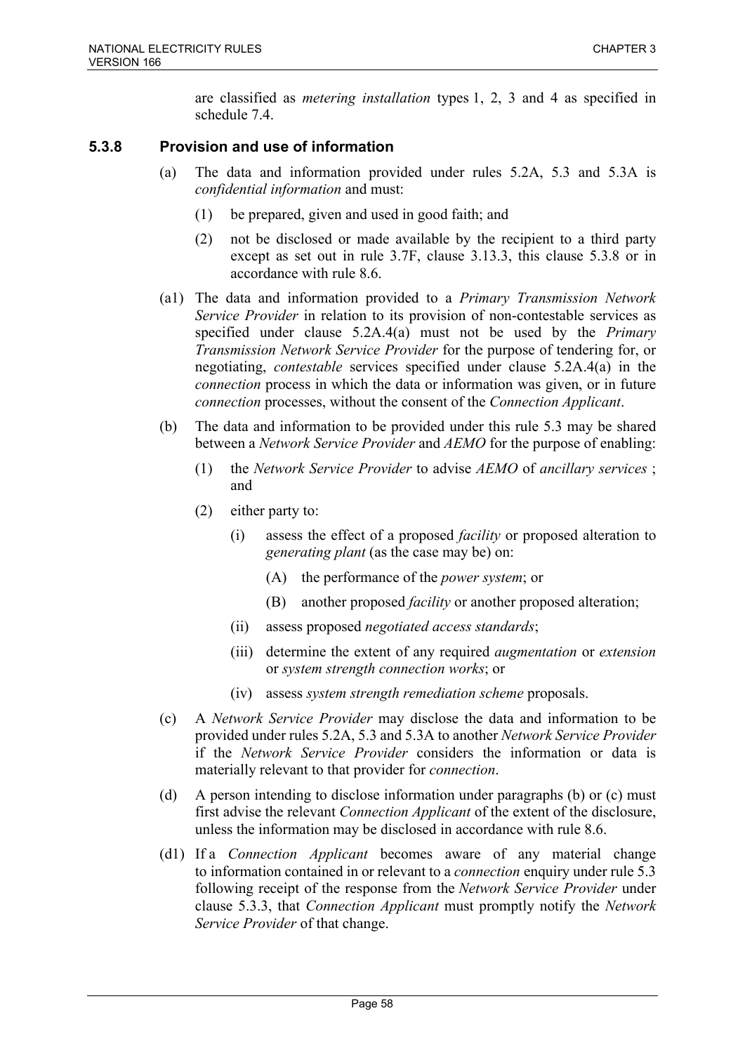are classified as *metering installation* types 1, 2, 3 and 4 as specified in schedule 7.4.

### 5.3.8 Provision and use of information

(a) The data and information provided under rules 5.2A, 5.3 and 5.3A is *confidential information* and must:

(1) be prepared, given and used in good faith; and

(2) not be disclosed or made available by the recipient to a third party except as set out in rule 3.7F, clause 3.13.3, this clause 5.3.8 or in accordance with rule 8.6.

(a1) The data and information provided to a *Primary Transmission Network Service Provider* in relation to its provision of non-contestable services as specified under clause 5.2A.4(a) must not be used by the *Primary Transmission Network Service Provider* for the purpose of tendering for, or negotiating, *contestable* services specified under clause 5.2A.4(a) in the *connection* process in which the data or information was given, or in future *connection* processes, without the consent of the *Connection Applicant*.

(b) The data and information to be provided under this rule 5.3 may be shared between a *Network Service Provider* and *AEMO* for the purpose of enabling:

(1) the *Network Service Provider* to advise *AEMO* of *ancillary services* ; and

(2) either party to:

(i) assess the effect of a proposed *facility* or proposed alteration to *generating plant* (as the case may be) on:

(A) the performance of the *power system*; or

(B) another proposed *facility* or another proposed alteration;

(ii) assess proposed *negotiated access standards*;

(iii) determine the extent of any required *augmentation* or *extension* or *system strength connection works*; or

(iv) assess *system strength remediation scheme* proposals.

(c) A *Network Service Provider* may disclose the data and information to be provided under rules 5.2A, 5.3 and 5.3A to another *Network Service Provider* if the *Network Service Provider* considers the information or data is materially relevant to that provider for *connection*.

(d) A person intending to disclose information under paragraphs (b) or (c) must first advise the relevant *Connection Applicant* of the extent of the disclosure, unless the information may be disclosed in accordance with rule 8.6.

(d1) If a *Connection Applicant* becomes aware of any material change to information contained in or relevant to a *connection* enquiry under rule 5.3 following receipt of the response from the *Network Service Provider* under clause 5.3.3, that *Connection Applicant* must promptly notify the *Network Service Provider* of that change.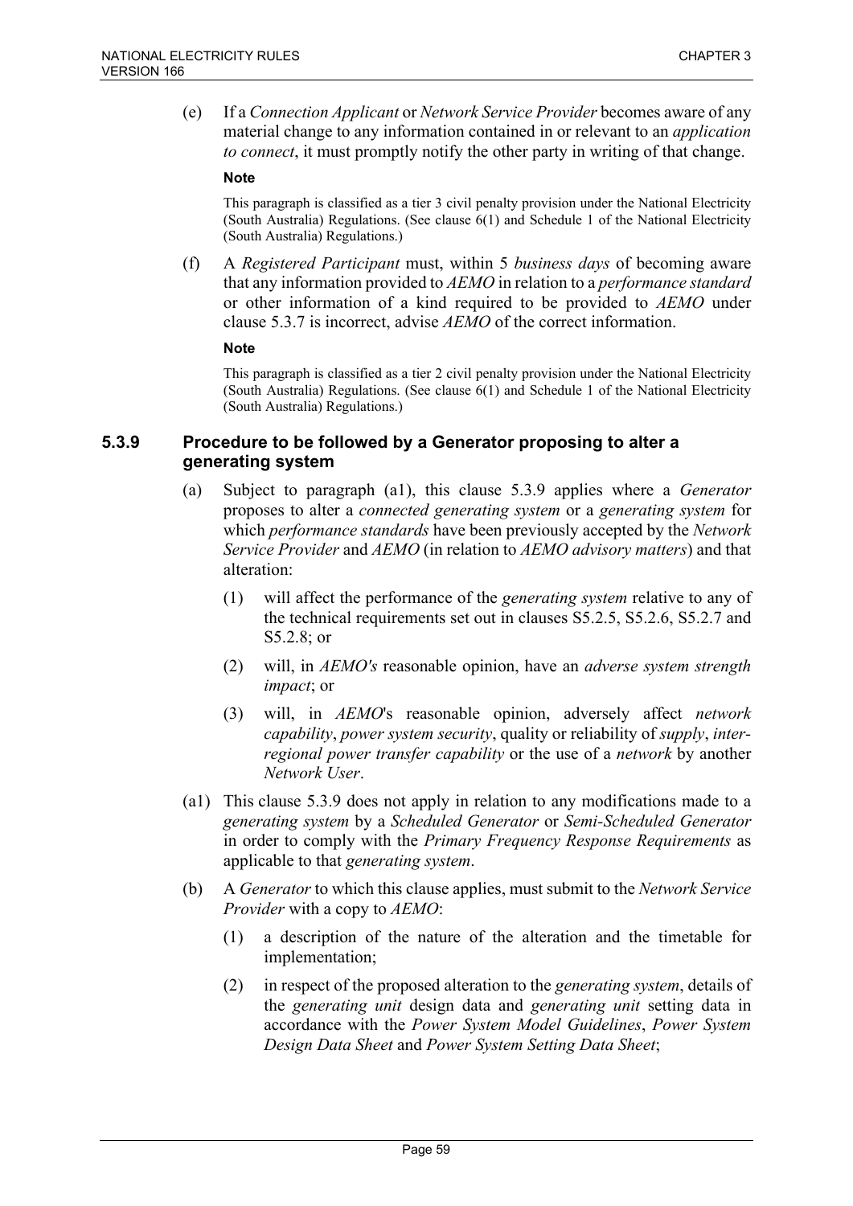(e) If a *Connection Applicant* or *Network Service Provider* becomes aware of any material change to any information contained in or relevant to an *application to connect*, it must promptly notify the other party in writing of that change.

**Note**

This paragraph is classified as a tier 3 civil penalty provision under the National Electricity (South Australia) Regulations. (See clause 6(1) and Schedule 1 of the National Electricity (South Australia) Regulations.)

(f) A *Registered Participant* must, within 5 *business days* of becoming aware that any information provided to *AEMO* in relation to a *performance standard* or other information of a kind required to be provided to *AEMO* under clause 5.3.7 is incorrect, advise *AEMO* of the correct information.

**Note**

This paragraph is classified as a tier 2 civil penalty provision under the National Electricity (South Australia) Regulations. (See clause 6(1) and Schedule 1 of the National Electricity (South Australia) Regulations.)

### 5.3.9 Procedure to be followed by a Generator proposing to alter a generating system

(a) Subject to paragraph (a1), this clause 5.3.9 applies where a *Generator* proposes to alter a *connected generating system* or a *generating system* for which *performance standards* have been previously accepted by the *Network Service Provider* and *AEMO* (in relation to *AEMO advisory matters*) and that alteration:

   (1) will affect the performance of the *generating system* relative to any of the technical requirements set out in clauses S5.2.5, S5.2.6, S5.2.7 and S5.2.8; or

   (2) will, in *AEMO's* reasonable opinion, have an *adverse system strength impact*; or

   (3) will, in *AEMO*'s reasonable opinion, adversely affect *network capability*, *power system security*, quality or reliability of *supply*, *inter-regional power transfer capability* or the use of a *network* by another *Network User*.

(a1) This clause 5.3.9 does not apply in relation to any modifications made to a *generating system* by a *Scheduled Generator* or *Semi-Scheduled Generator* in order to comply with the *Primary Frequency Response Requirements* as applicable to that *generating system*.

(b) A *Generator* to which this clause applies, must submit to the *Network Service Provider* with a copy to *AEMO*:

   (1) a description of the nature of the alteration and the timetable for implementation;

   (2) in respect of the proposed alteration to the *generating system*, details of the *generating unit* design data and *generating unit* setting data in accordance with the *Power System Model Guidelines*, *Power System Design Data Sheet* and *Power System Setting Data Sheet*;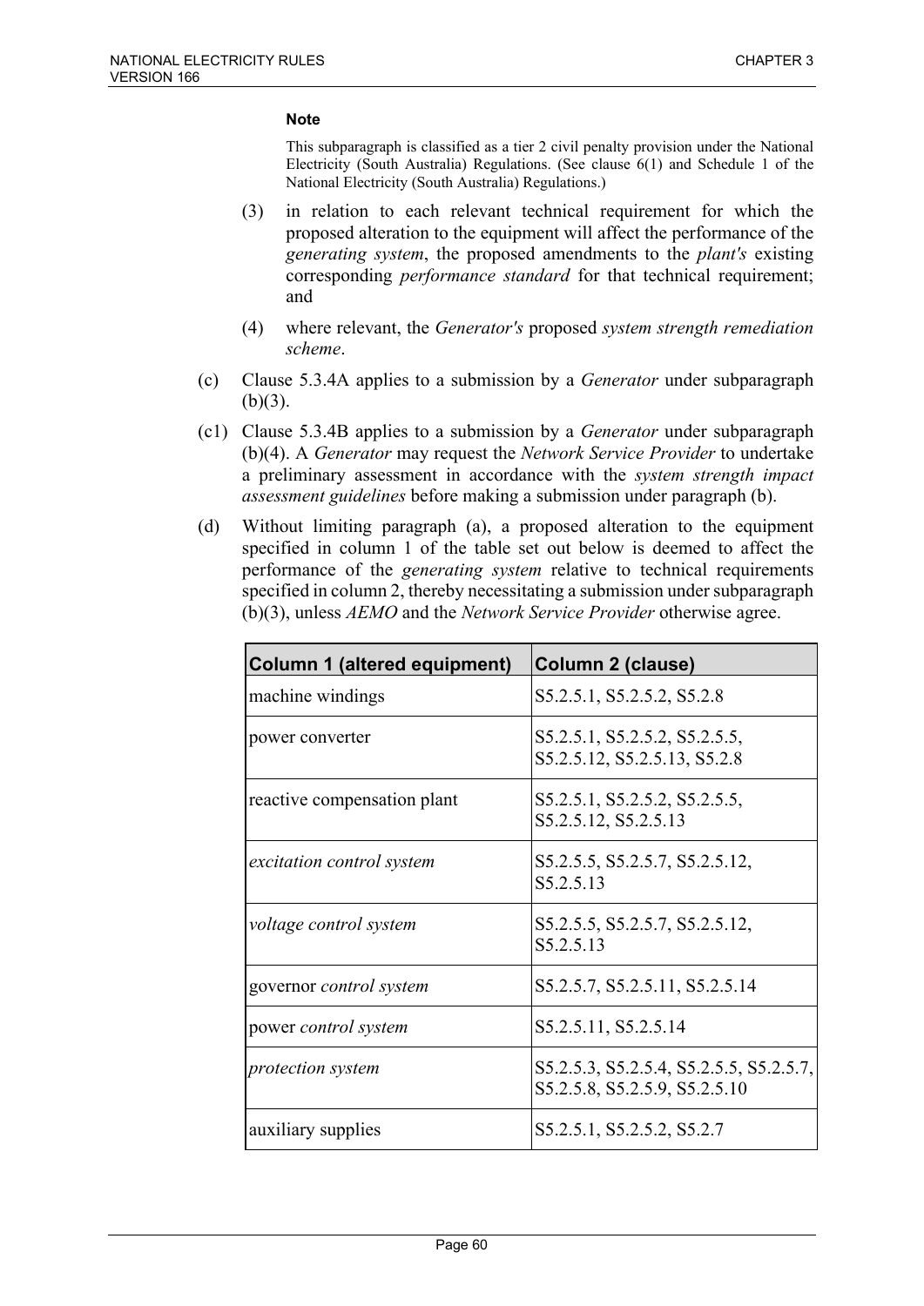**Note**

This subparagraph is classified as a tier 2 civil penalty provision under the National Electricity (South Australia) Regulations. (See clause 6(1) and Schedule 1 of the National Electricity (South Australia) Regulations.)

(3) in relation to each relevant technical requirement for which the proposed alteration to the equipment will affect the performance of the *generating system*, the proposed amendments to the *plant's* existing corresponding *performance standard* for that technical requirement; and

(4) where relevant, the *Generator's* proposed *system strength remediation scheme*.

(c) Clause 5.3.4A applies to a submission by a *Generator* under subparagraph (b)(3).

(c1) Clause 5.3.4B applies to a submission by a *Generator* under subparagraph (b)(4). A *Generator* may request the *Network Service Provider* to undertake a preliminary assessment in accordance with the *system strength impact assessment guidelines* before making a submission under paragraph (b).

(d) Without limiting paragraph (a), a proposed alteration to the equipment specified in column 1 of the table set out below is deemed to affect the performance of the *generating system* relative to technical requirements specified in column 2, thereby necessitating a submission under subparagraph (b)(3), unless *AEMO* and the *Network Service Provider* otherwise agree.

| Column 1 (altered equipment) | Column 2 (clause) |
| --- | --- |
| machine windings | S5.2.5.1, S5.2.5.2, S5.2.8 |
| power converter | S5.2.5.1, S5.2.5.2, S5.2.5.5, S5.2.5.12, S5.2.5.13, S5.2.8 |
| reactive compensation plant | S5.2.5.1, S5.2.5.2, S5.2.5.5, S5.2.5.12, S5.2.5.13 |
| *excitation control system* | S5.2.5.5, S5.2.5.7, S5.2.5.12, S5.2.5.13 |
| *voltage control system* | S5.2.5.5, S5.2.5.7, S5.2.5.12, S5.2.5.13 |
| governor *control system* | S5.2.5.7, S5.2.5.11, S5.2.5.14 |
| power *control system* | S5.2.5.11, S5.2.5.14 |
| *protection system* | S5.2.5.3, S5.2.5.4, S5.2.5.5, S5.2.5.7, S5.2.5.8, S5.2.5.9, S5.2.5.10 |
| auxiliary supplies | S5.2.5.1, S5.2.5.2, S5.2.7 |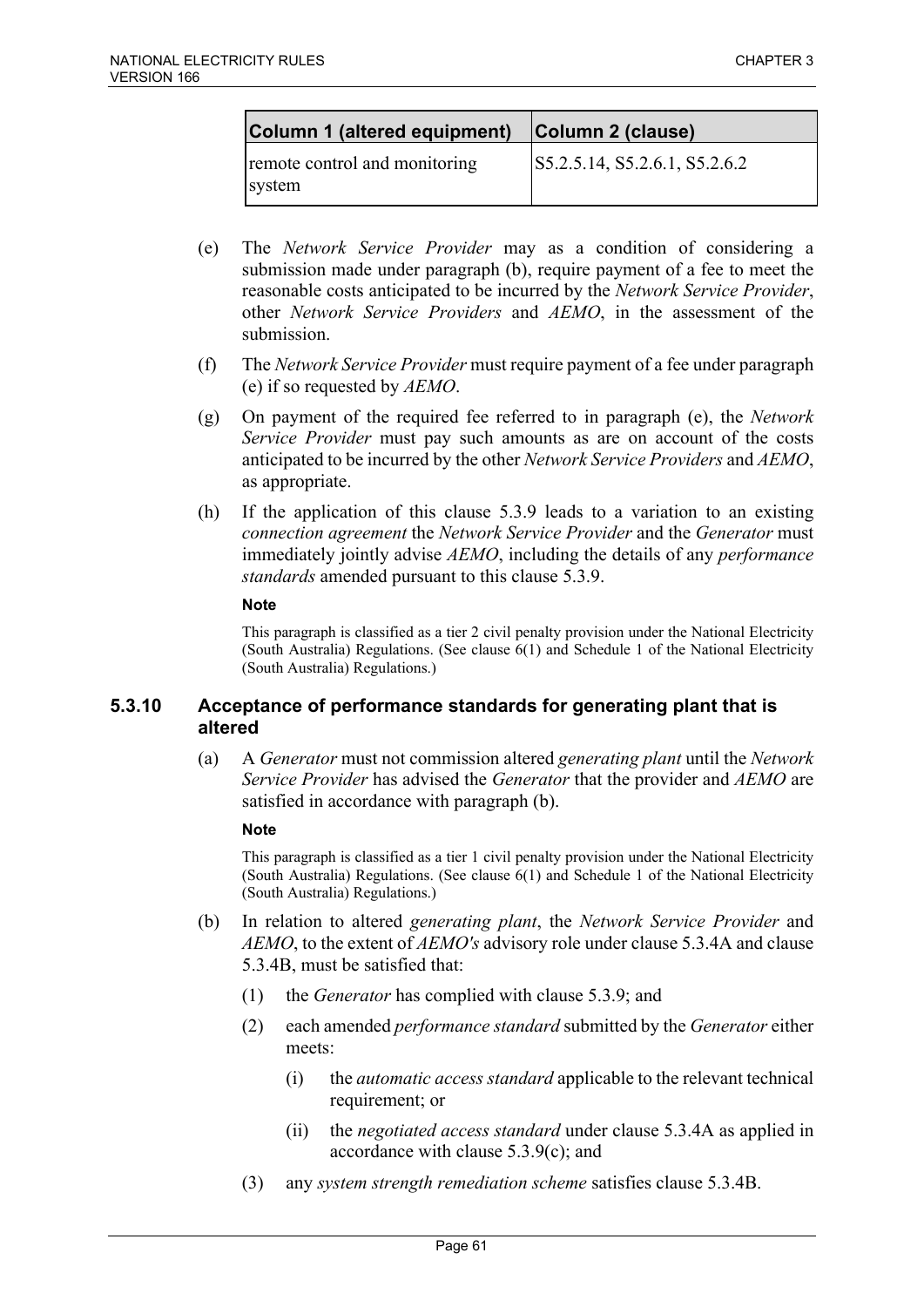| Column 1 (altered equipment) | Column 2 (clause) |
| --- | --- |
| remote control and monitoring system | S5.2.5.14, S5.2.6.1, S5.2.6.2 |

(e) The *Network Service Provider* may as a condition of considering a submission made under paragraph (b), require payment of a fee to meet the reasonable costs anticipated to be incurred by the *Network Service Provider*, other *Network Service Providers* and *AEMO*, in the assessment of the submission.

(f) The *Network Service Provider* must require payment of a fee under paragraph (e) if so requested by *AEMO*.

(g) On payment of the required fee referred to in paragraph (e), the *Network Service Provider* must pay such amounts as are on account of the costs anticipated to be incurred by the other *Network Service Providers* and *AEMO*, as appropriate.

(h) If the application of this clause 5.3.9 leads to a variation to an existing *connection agreement* the *Network Service Provider* and the *Generator* must immediately jointly advise *AEMO*, including the details of any *performance standards* amended pursuant to this clause 5.3.9.

**Note**

This paragraph is classified as a tier 2 civil penalty provision under the National Electricity (South Australia) Regulations. (See clause 6(1) and Schedule 1 of the National Electricity (South Australia) Regulations.)

### 5.3.10 Acceptance of performance standards for generating plant that is altered

(a) A *Generator* must not commission altered *generating plant* until the *Network Service Provider* has advised the *Generator* that the provider and *AEMO* are satisfied in accordance with paragraph (b).

**Note**

This paragraph is classified as a tier 1 civil penalty provision under the National Electricity (South Australia) Regulations. (See clause 6(1) and Schedule 1 of the National Electricity (South Australia) Regulations.)

(b) In relation to altered *generating plant*, the *Network Service Provider* and *AEMO*, to the extent of *AEMO's* advisory role under clause 5.3.4A and clause 5.3.4B, must be satisfied that:

(1) the *Generator* has complied with clause 5.3.9; and

(2) each amended *performance standard* submitted by the *Generator* either meets:

(i) the *automatic access standard* applicable to the relevant technical requirement; or

(ii) the *negotiated access standard* under clause 5.3.4A as applied in accordance with clause 5.3.9(c); and

(3) any *system strength remediation scheme* satisfies clause 5.3.4B.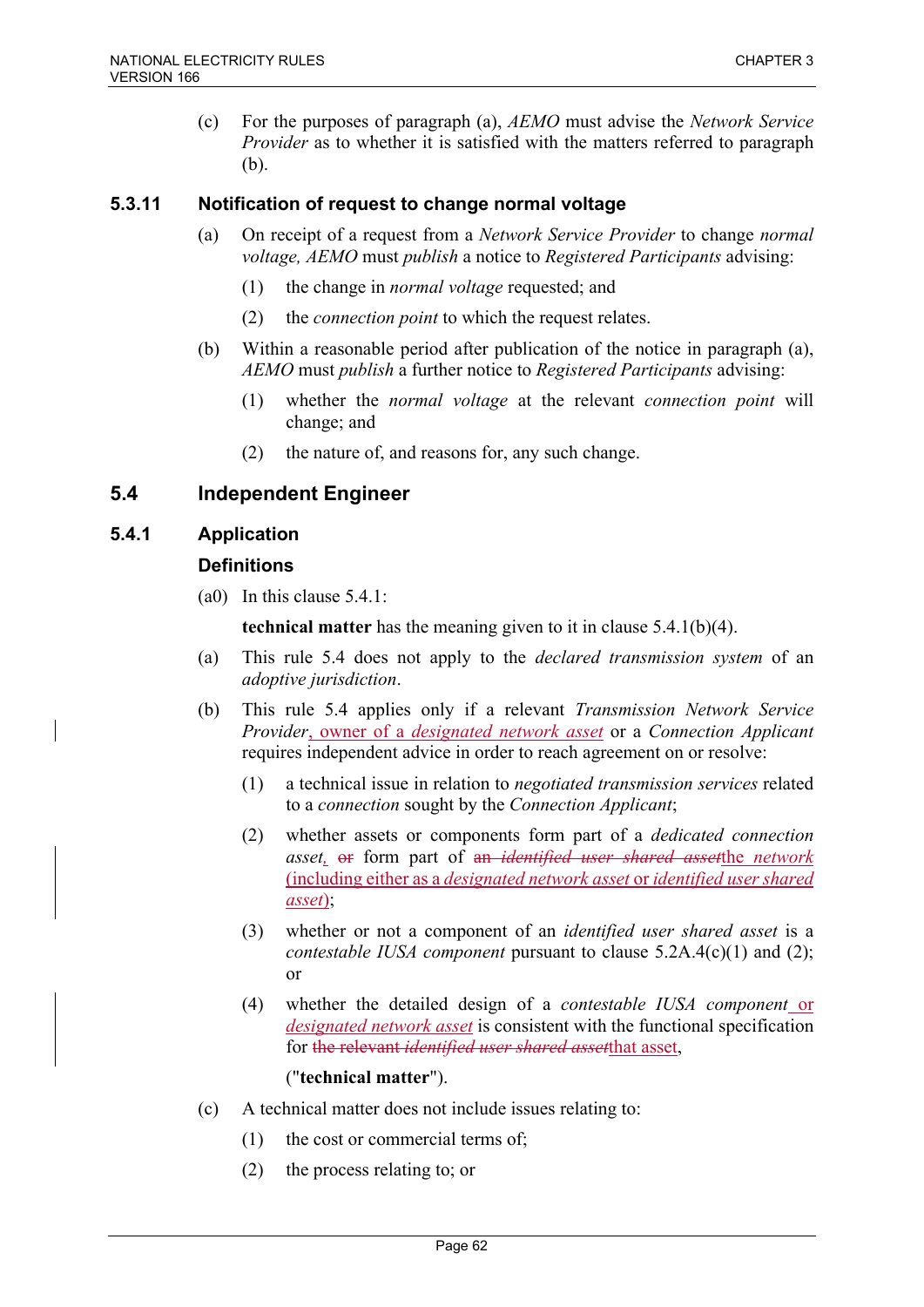(c) For the purposes of paragraph (a), *AEMO* must advise the *Network Service Provider* as to whether it is satisfied with the matters referred to paragraph (b).

### 5.3.11 Notification of request to change normal voltage

(a) On receipt of a request from a *Network Service Provider* to change *normal voltage, AEMO* must *publish* a notice to *Registered Participants* advising:

(1) the change in *normal voltage* requested; and

(2) the *connection point* to which the request relates.

(b) Within a reasonable period after publication of the notice in paragraph (a), *AEMO* must *publish* a further notice to *Registered Participants* advising:

(1) whether the *normal voltage* at the relevant *connection point* will change; and

(2) the nature of, and reasons for, any such change.

## 5.4 Independent Engineer

### 5.4.1 Application

#### Definitions

(a0) In this clause 5.4.1:

**technical matter** has the meaning given to it in clause 5.4.1(b)(4).

(a) This rule 5.4 does not apply to the *declared transmission system* of an *adoptive jurisdiction*.

(b) This rule 5.4 applies only if a relevant *Transmission Network Service Provider*, owner of a *designated network asset* or a *Connection Applicant* requires independent advice in order to reach agreement on or resolve:

(1) a technical issue in relation to *negotiated transmission services* related to a *connection* sought by the *Connection Applicant*;

(2) whether assets or components form part of a *dedicated connection asset*, ~~or~~ form part of ~~an *identified user shared asset*~~the *network* (including either as a *designated network asset* or *identified user shared asset*);

(3) whether or not a component of an *identified user shared asset* is a *contestable IUSA component* pursuant to clause 5.2A.4(c)(1) and (2); or

(4) whether the detailed design of a *contestable IUSA component* or *designated network asset* is consistent with the functional specification for ~~the relevant *identified user shared asset*~~that asset,

("**technical matter**").

(c) A technical matter does not include issues relating to:

(1) the cost or commercial terms of;

(2) the process relating to; or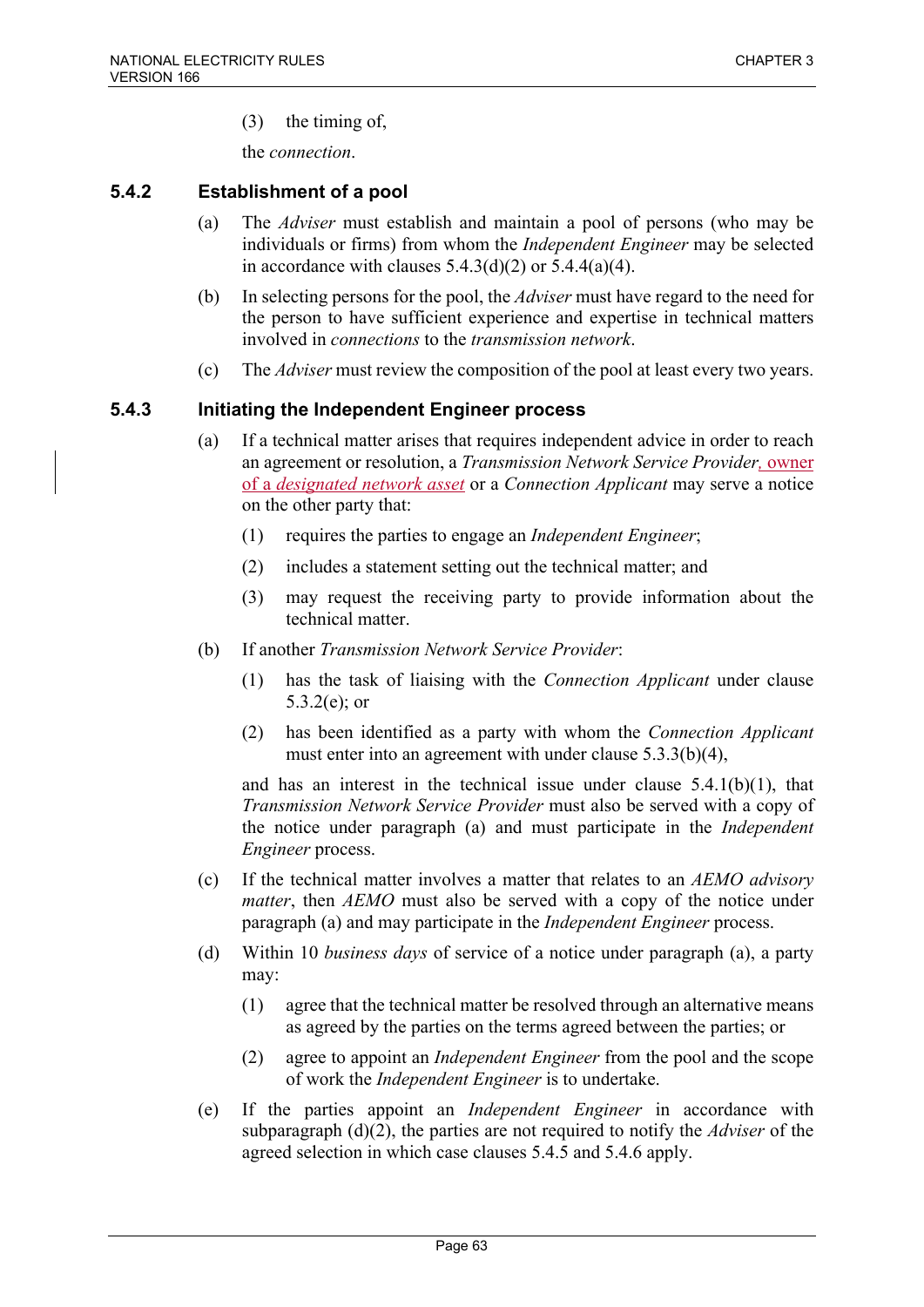(3) the timing of,

the *connection*.

### 5.4.2 Establishment of a pool

(a) The *Adviser* must establish and maintain a pool of persons (who may be individuals or firms) from whom the *Independent Engineer* may be selected in accordance with clauses 5.4.3(d)(2) or 5.4.4(a)(4).

(b) In selecting persons for the pool, the *Adviser* must have regard to the need for the person to have sufficient experience and expertise in technical matters involved in *connections* to the *transmission network*.

(c) The *Adviser* must review the composition of the pool at least every two years.

### 5.4.3 Initiating the Independent Engineer process

(a) If a technical matter arises that requires independent advice in order to reach an agreement or resolution, a *Transmission Network Service Provider*, owner of a *designated network asset* or a *Connection Applicant* may serve a notice on the other party that:

(1) requires the parties to engage an *Independent Engineer*;

(2) includes a statement setting out the technical matter; and

(3) may request the receiving party to provide information about the technical matter.

(b) If another *Transmission Network Service Provider*:

(1) has the task of liaising with the *Connection Applicant* under clause 5.3.2(e); or

(2) has been identified as a party with whom the *Connection Applicant* must enter into an agreement with under clause 5.3.3(b)(4),

and has an interest in the technical issue under clause 5.4.1(b)(1), that *Transmission Network Service Provider* must also be served with a copy of the notice under paragraph (a) and must participate in the *Independent Engineer* process.

(c) If the technical matter involves a matter that relates to an *AEMO advisory matter*, then *AEMO* must also be served with a copy of the notice under paragraph (a) and may participate in the *Independent Engineer* process.

(d) Within 10 *business days* of service of a notice under paragraph (a), a party may:

(1) agree that the technical matter be resolved through an alternative means as agreed by the parties on the terms agreed between the parties; or

(2) agree to appoint an *Independent Engineer* from the pool and the scope of work the *Independent Engineer* is to undertake.

(e) If the parties appoint an *Independent Engineer* in accordance with subparagraph (d)(2), the parties are not required to notify the *Adviser* of the agreed selection in which case clauses 5.4.5 and 5.4.6 apply.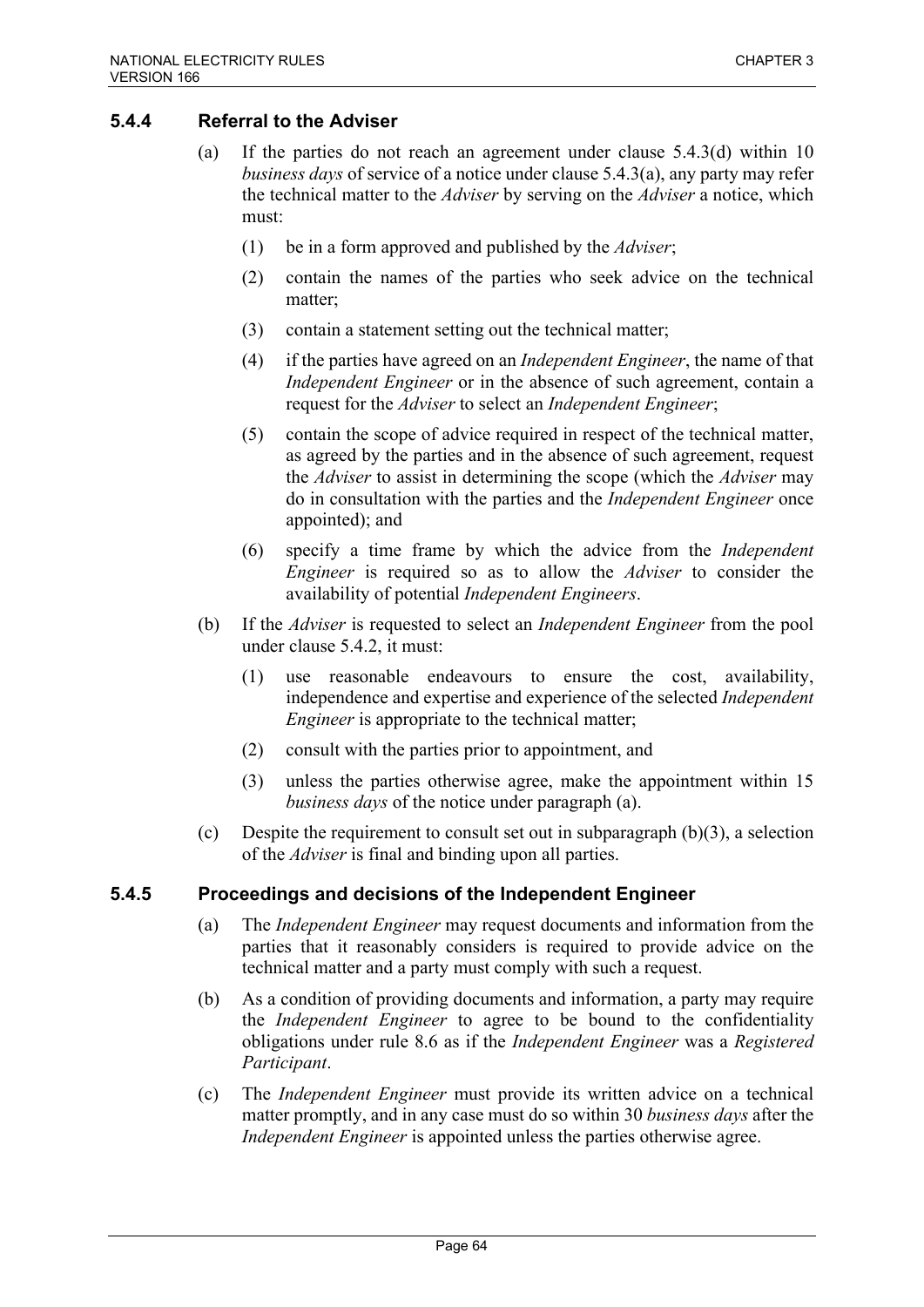### 5.4.4 Referral to the Adviser

(a) If the parties do not reach an agreement under clause 5.4.3(d) within 10 *business days* of service of a notice under clause 5.4.3(a), any party may refer the technical matter to the *Adviser* by serving on the *Adviser* a notice, which must:

(1) be in a form approved and published by the *Adviser*;

(2) contain the names of the parties who seek advice on the technical matter;

(3) contain a statement setting out the technical matter;

(4) if the parties have agreed on an *Independent Engineer*, the name of that *Independent Engineer* or in the absence of such agreement, contain a request for the *Adviser* to select an *Independent Engineer*;

(5) contain the scope of advice required in respect of the technical matter, as agreed by the parties and in the absence of such agreement, request the *Adviser* to assist in determining the scope (which the *Adviser* may do in consultation with the parties and the *Independent Engineer* once appointed); and

(6) specify a time frame by which the advice from the *Independent Engineer* is required so as to allow the *Adviser* to consider the availability of potential *Independent Engineers*.

(b) If the *Adviser* is requested to select an *Independent Engineer* from the pool under clause 5.4.2, it must:

(1) use reasonable endeavours to ensure the cost, availability, independence and expertise and experience of the selected *Independent Engineer* is appropriate to the technical matter;

(2) consult with the parties prior to appointment, and

(3) unless the parties otherwise agree, make the appointment within 15 *business days* of the notice under paragraph (a).

(c) Despite the requirement to consult set out in subparagraph (b)(3), a selection of the *Adviser* is final and binding upon all parties.

### 5.4.5 Proceedings and decisions of the Independent Engineer

(a) The *Independent Engineer* may request documents and information from the parties that it reasonably considers is required to provide advice on the technical matter and a party must comply with such a request.

(b) As a condition of providing documents and information, a party may require the *Independent Engineer* to agree to be bound to the confidentiality obligations under rule 8.6 as if the *Independent Engineer* was a *Registered Participant*.

(c) The *Independent Engineer* must provide its written advice on a technical matter promptly, and in any case must do so within 30 *business days* after the *Independent Engineer* is appointed unless the parties otherwise agree.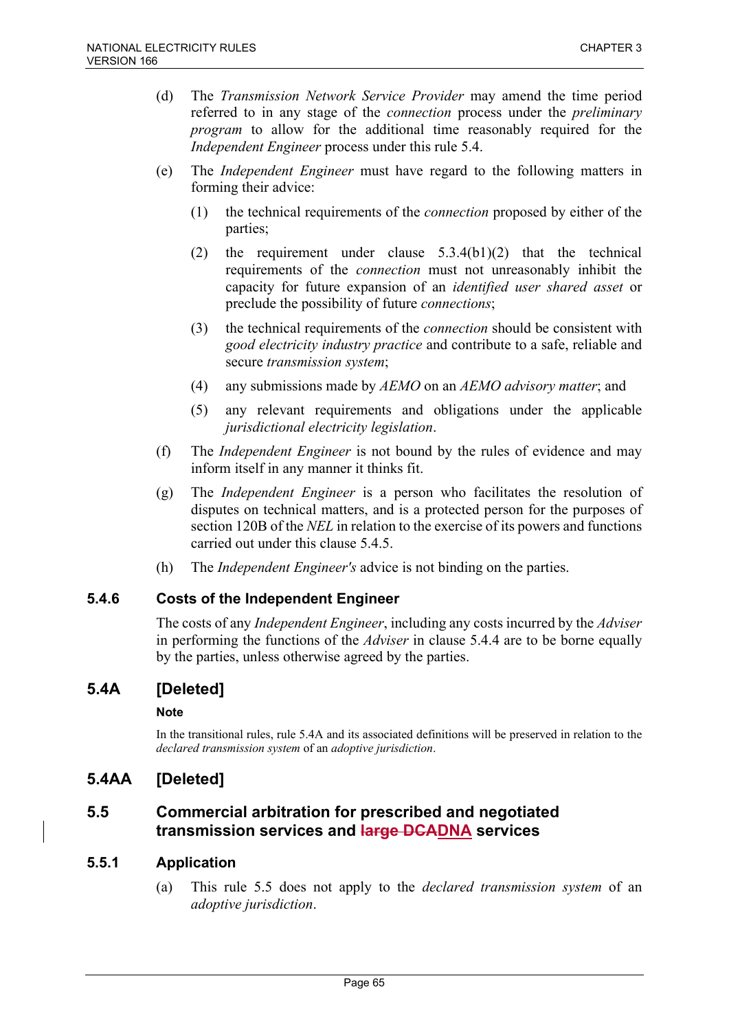(d) The *Transmission Network Service Provider* may amend the time period referred to in any stage of the *connection* process under the *preliminary program* to allow for the additional time reasonably required for the *Independent Engineer* process under this rule 5.4.

(e) The *Independent Engineer* must have regard to the following matters in forming their advice:

(1) the technical requirements of the *connection* proposed by either of the parties;

(2) the requirement under clause 5.3.4(b1)(2) that the technical requirements of the *connection* must not unreasonably inhibit the capacity for future expansion of an *identified user shared asset* or preclude the possibility of future *connections*;

(3) the technical requirements of the *connection* should be consistent with *good electricity industry practice* and contribute to a safe, reliable and secure *transmission system*;

(4) any submissions made by *AEMO* on an *AEMO advisory matter*; and

(5) any relevant requirements and obligations under the applicable *jurisdictional electricity legislation*.

(f) The *Independent Engineer* is not bound by the rules of evidence and may inform itself in any manner it thinks fit.

(g) The *Independent Engineer* is a person who facilitates the resolution of disputes on technical matters, and is a protected person for the purposes of section 120B of the *NEL* in relation to the exercise of its powers and functions carried out under this clause 5.4.5.

(h) The *Independent Engineer's* advice is not binding on the parties.

### 5.4.6 Costs of the Independent Engineer

The costs of any *Independent Engineer*, including any costs incurred by the *Adviser* in performing the functions of the *Adviser* in clause 5.4.4 are to be borne equally by the parties, unless otherwise agreed by the parties.

## 5.4A [Deleted]

**Note**

In the transitional rules, rule 5.4A and its associated definitions will be preserved in relation to the *declared transmission system* of an *adoptive jurisdiction*.

## 5.4AA [Deleted]

## 5.5 Commercial arbitration for prescribed and negotiated transmission services and ~~large DCA~~DNA services

### 5.5.1 Application

(a) This rule 5.5 does not apply to the *declared transmission system* of an *adoptive jurisdiction*.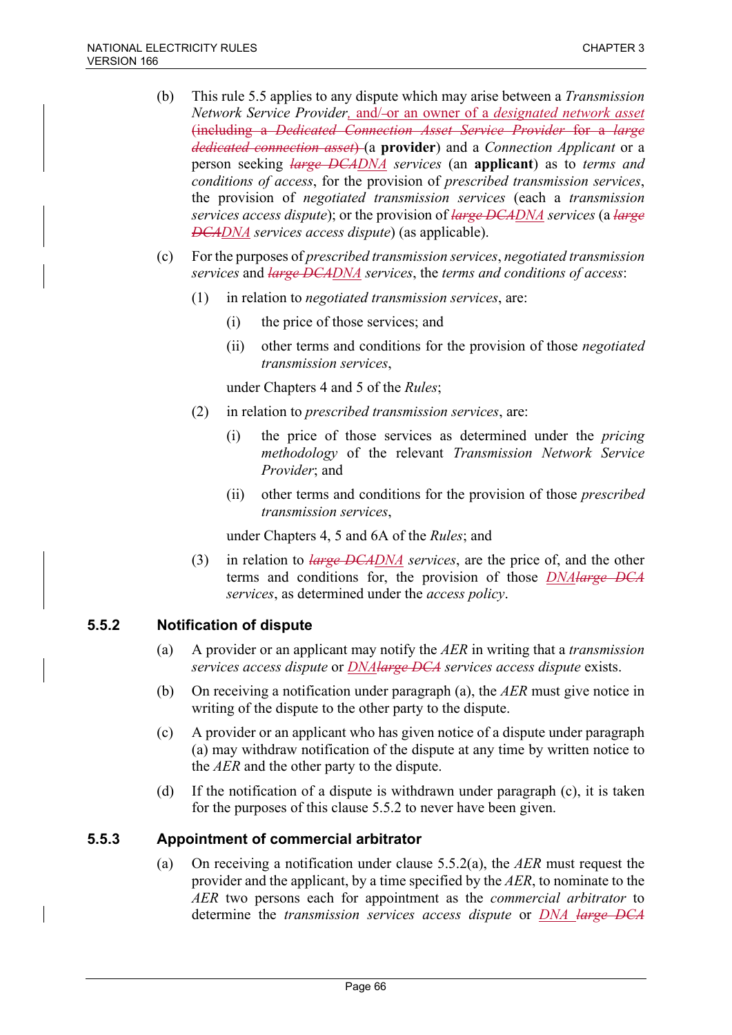(b) This rule 5.5 applies to any dispute which may arise between a *Transmission Network Service Provider*, and/ or an owner of a *designated network asset* ~~(including a *Dedicated Connection Asset Service Provider* for a *large dedicated connection asset*)~~ (a **provider**) and a *Connection Applicant* or a person seeking ~~*large DCA*~~*DNA services* (an **applicant**) as to *terms and conditions of access*, for the provision of *prescribed transmission services*, the provision of *negotiated transmission services* (each a *transmission services access dispute*); or the provision of ~~*large DCA*~~*DNA services* (a ~~*large DCA*~~*DNA services access dispute*) (as applicable).

(c) For the purposes of *prescribed transmission services*, *negotiated transmission services* and ~~*large DCA*~~*DNA services*, the *terms and conditions of access*:

(1) in relation to *negotiated transmission services*, are:

(i) the price of those services; and

(ii) other terms and conditions for the provision of those *negotiated transmission services*,

under Chapters 4 and 5 of the *Rules*;

(2) in relation to *prescribed transmission services*, are:

(i) the price of those services as determined under the *pricing methodology* of the relevant *Transmission Network Service Provider*; and

(ii) other terms and conditions for the provision of those *prescribed transmission services*,

under Chapters 4, 5 and 6A of the *Rules*; and

(3) in relation to ~~*large DCA*~~*DNA services*, are the price of, and the other terms and conditions for, the provision of those *DNA*~~*large DCA*~~ *services*, as determined under the *access policy*.

### 5.5.2 Notification of dispute

(a) A provider or an applicant may notify the *AER* in writing that a *transmission services access dispute* or *DNA*~~*large DCA*~~ *services access dispute* exists.

(b) On receiving a notification under paragraph (a), the *AER* must give notice in writing of the dispute to the other party to the dispute.

(c) A provider or an applicant who has given notice of a dispute under paragraph (a) may withdraw notification of the dispute at any time by written notice to the *AER* and the other party to the dispute.

(d) If the notification of a dispute is withdrawn under paragraph (c), it is taken for the purposes of this clause 5.5.2 to never have been given.

### 5.5.3 Appointment of commercial arbitrator

(a) On receiving a notification under clause 5.5.2(a), the *AER* must request the provider and the applicant, by a time specified by the *AER*, to nominate to the *AER* two persons each for appointment as the *commercial arbitrator* to determine the *transmission services access dispute* or *DNA* ~~*large DCA*~~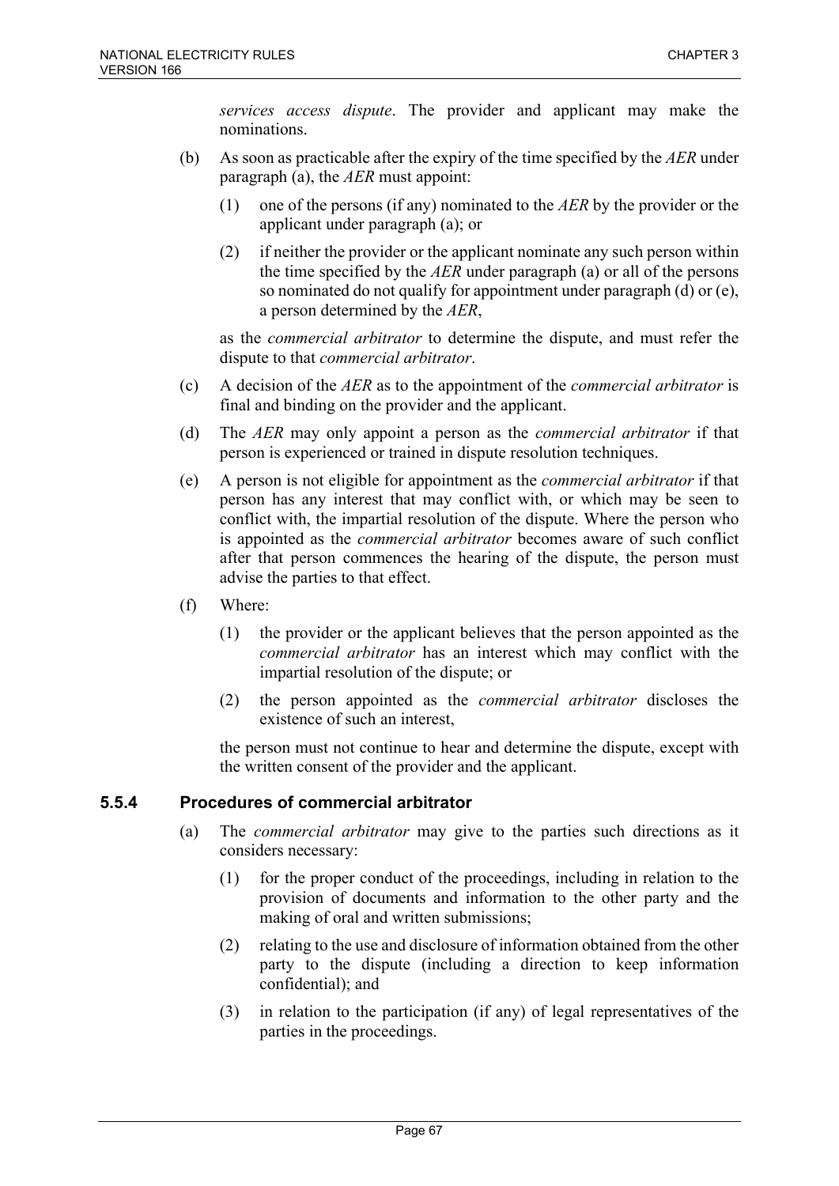*services access dispute*. The provider and applicant may make the nominations.

(b) As soon as practicable after the expiry of the time specified by the *AER* under paragraph (a), the *AER* must appoint:

(1) one of the persons (if any) nominated to the *AER* by the provider or the applicant under paragraph (a); or

(2) if neither the provider or the applicant nominate any such person within the time specified by the *AER* under paragraph (a) or all of the persons so nominated do not qualify for appointment under paragraph (d) or (e), a person determined by the *AER*,

as the *commercial arbitrator* to determine the dispute, and must refer the dispute to that *commercial arbitrator*.

(c) A decision of the *AER* as to the appointment of the *commercial arbitrator* is final and binding on the provider and the applicant.

(d) The *AER* may only appoint a person as the *commercial arbitrator* if that person is experienced or trained in dispute resolution techniques.

(e) A person is not eligible for appointment as the *commercial arbitrator* if that person has any interest that may conflict with, or which may be seen to conflict with, the impartial resolution of the dispute. Where the person who is appointed as the *commercial arbitrator* becomes aware of such conflict after that person commences the hearing of the dispute, the person must advise the parties to that effect.

(f) Where:

(1) the provider or the applicant believes that the person appointed as the *commercial arbitrator* has an interest which may conflict with the impartial resolution of the dispute; or

(2) the person appointed as the *commercial arbitrator* discloses the existence of such an interest,

the person must not continue to hear and determine the dispute, except with the written consent of the provider and the applicant.

### 5.5.4 Procedures of commercial arbitrator

(a) The *commercial arbitrator* may give to the parties such directions as it considers necessary:

(1) for the proper conduct of the proceedings, including in relation to the provision of documents and information to the other party and the making of oral and written submissions;

(2) relating to the use and disclosure of information obtained from the other party to the dispute (including a direction to keep information confidential); and

(3) in relation to the participation (if any) of legal representatives of the parties in the proceedings.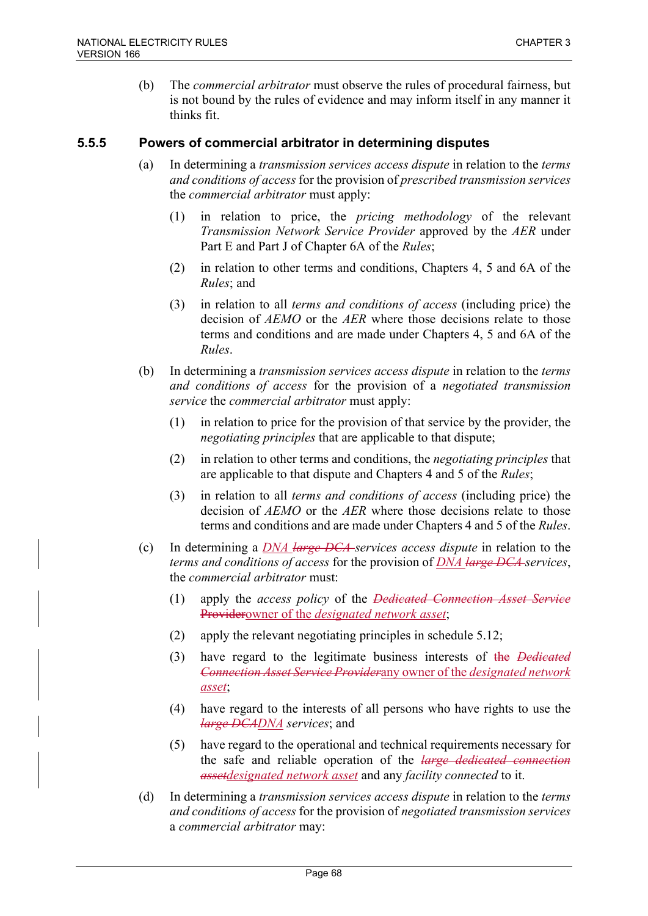(b) The *commercial arbitrator* must observe the rules of procedural fairness, but is not bound by the rules of evidence and may inform itself in any manner it thinks fit.

### 5.5.5 Powers of commercial arbitrator in determining disputes

(a) In determining a *transmission services access dispute* in relation to the *terms and conditions of access* for the provision of *prescribed transmission services* the *commercial arbitrator* must apply:

(1) in relation to price, the *pricing methodology* of the relevant *Transmission Network Service Provider* approved by the *AER* under Part E and Part J of Chapter 6A of the *Rules*;

(2) in relation to other terms and conditions, Chapters 4, 5 and 6A of the *Rules*; and

(3) in relation to all *terms and conditions of access* (including price) the decision of *AEMO* or the *AER* where those decisions relate to those terms and conditions and are made under Chapters 4, 5 and 6A of the *Rules*.

(b) In determining a *transmission services access dispute* in relation to the *terms and conditions of access* for the provision of a *negotiated transmission service* the *commercial arbitrator* must apply:

(1) in relation to price for the provision of that service by the provider, the *negotiating principles* that are applicable to that dispute;

(2) in relation to other terms and conditions, the *negotiating principles* that are applicable to that dispute and Chapters 4 and 5 of the *Rules*;

(3) in relation to all *terms and conditions of access* (including price) the decision of *AEMO* or the *AER* where those decisions relate to those terms and conditions and are made under Chapters 4 and 5 of the *Rules*.

(c) In determining a *DNA* ~~*large DCA*~~ *services access dispute* in relation to the *terms and conditions of access* for the provision of *DNA* ~~*large DCA*~~ *services*, the *commercial arbitrator* must:

(1) apply the *access policy* of the ~~*Dedicated Connection Asset Service Provider*~~owner of the *designated network asset*;

(2) apply the relevant negotiating principles in schedule 5.12;

(3) have regard to the legitimate business interests of ~~the~~ ~~*Dedicated Connection Asset Service Provider*~~any owner of the *designated network asset*;

(4) have regard to the interests of all persons who have rights to use the ~~*large DCA*~~*DNA* *services*; and

(5) have regard to the operational and technical requirements necessary for the safe and reliable operation of the ~~*large dedicated connection asset*~~*designated network asset* and any *facility connected* to it.

(d) In determining a *transmission services access dispute* in relation to the *terms and conditions of access* for the provision of *negotiated transmission services* a *commercial arbitrator* may: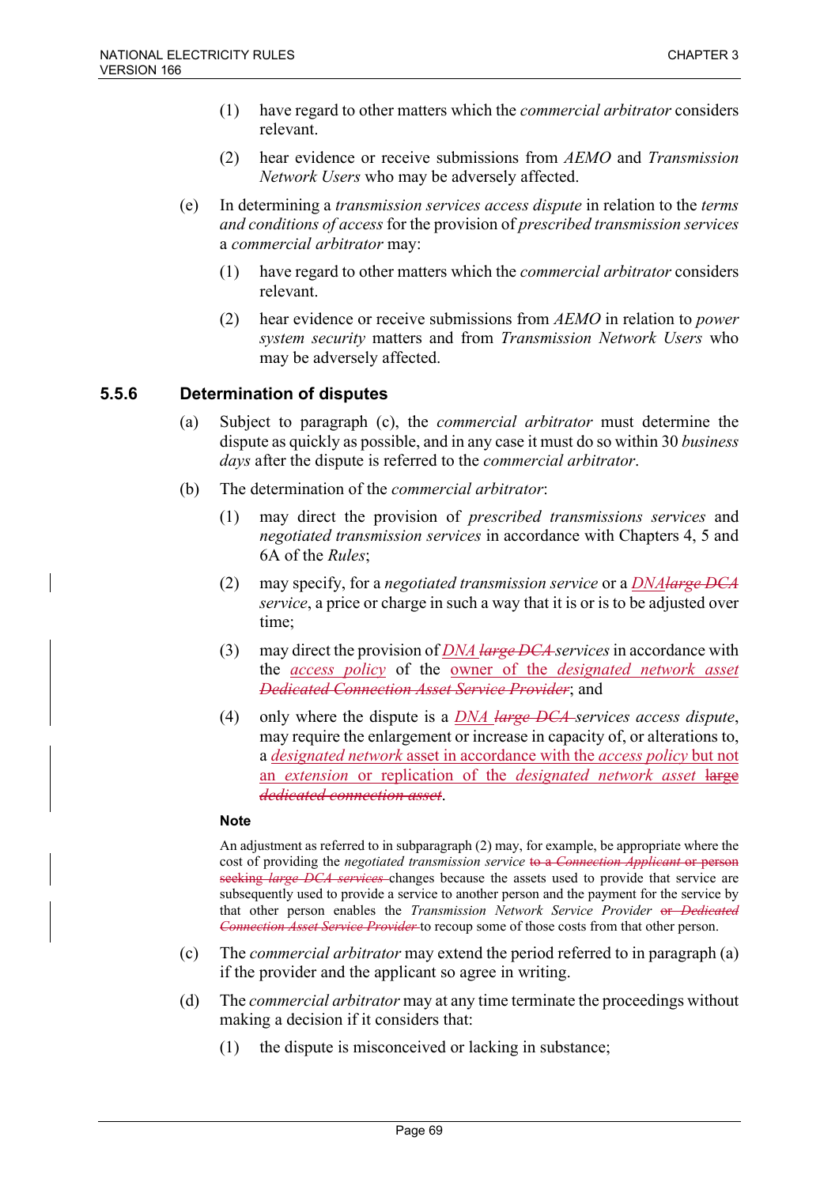(1) have regard to other matters which the *commercial arbitrator* considers relevant.

(2) hear evidence or receive submissions from *AEMO* and *Transmission Network Users* who may be adversely affected.

(e) In determining a *transmission services access dispute* in relation to the *terms and conditions of access* for the provision of *prescribed transmission services* a *commercial arbitrator* may:

(1) have regard to other matters which the *commercial arbitrator* considers relevant.

(2) hear evidence or receive submissions from *AEMO* in relation to *power system security* matters and from *Transmission Network Users* who may be adversely affected.

### 5.5.6 Determination of disputes

(a) Subject to paragraph (c), the *commercial arbitrator* must determine the dispute as quickly as possible, and in any case it must do so within 30 *business days* after the dispute is referred to the *commercial arbitrator*.

(b) The determination of the *commercial arbitrator*:

(1) may direct the provision of *prescribed transmissions services* and *negotiated transmission services* in accordance with Chapters 4, 5 and 6A of the *Rules*;

(2) may specify, for a *negotiated transmission service* or a *DNA*~~*large DCA*~~ *service*, a price or charge in such a way that it is or is to be adjusted over time;

(3) may direct the provision of *DNA* ~~*large DCA*~~ *services* in accordance with the *access policy* of the owner of the *designated network asset* ~~*Dedicated Connection Asset Service Provider*~~; and

(4) only where the dispute is a *DNA* ~~*large DCA*~~ *services access dispute*, may require the enlargement or increase in capacity of, or alterations to, a *designated network* asset in accordance with the *access policy* but not an *extension* or replication of the *designated network asset* ~~large *dedicated connection asset*~~.

**Note**

An adjustment as referred to in subparagraph (2) may, for example, be appropriate where the cost of providing the *negotiated transmission service* ~~to a *Connection Applicant* or person seeking *large DCA services*~~ changes because the assets used to provide that service are subsequently used to provide a service to another person and the payment for the service by that other person enables the *Transmission Network Service Provider* ~~or *Dedicated Connection Asset Service Provider*~~ to recoup some of those costs from that other person.

(c) The *commercial arbitrator* may extend the period referred to in paragraph (a) if the provider and the applicant so agree in writing.

(d) The *commercial arbitrator* may at any time terminate the proceedings without making a decision if it considers that:

(1) the dispute is misconceived or lacking in substance;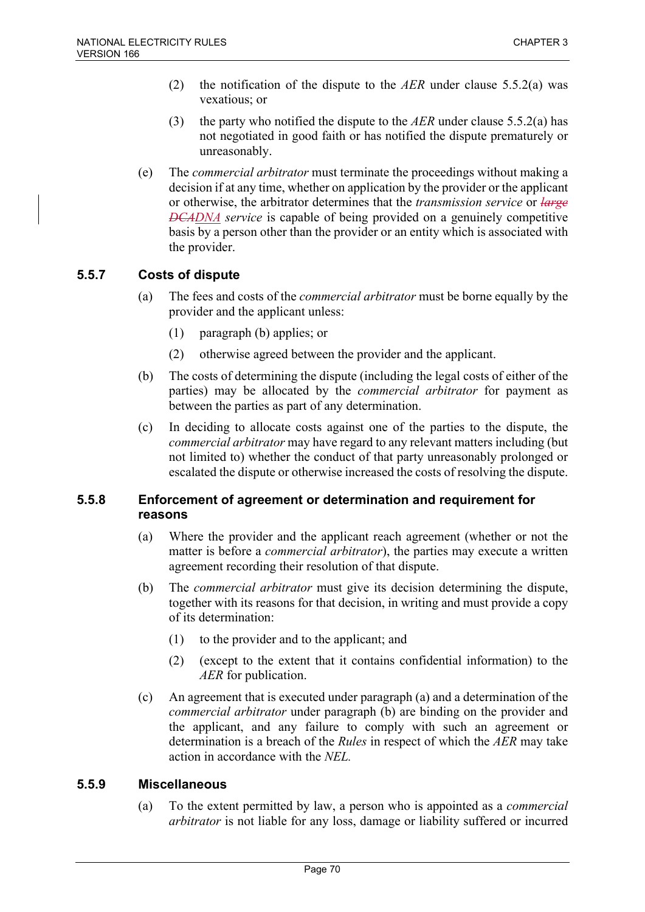(2) the notification of the dispute to the *AER* under clause 5.5.2(a) was vexatious; or

(3) the party who notified the dispute to the *AER* under clause 5.5.2(a) has not negotiated in good faith or has notified the dispute prematurely or unreasonably.

(e) The *commercial arbitrator* must terminate the proceedings without making a decision if at any time, whether on application by the provider or the applicant or otherwise, the arbitrator determines that the *transmission service* or ~~*large DCA*~~*DNA service* is capable of being provided on a genuinely competitive basis by a person other than the provider or an entity which is associated with the provider.

### 5.5.7 Costs of dispute

(a) The fees and costs of the *commercial arbitrator* must be borne equally by the provider and the applicant unless:

(1) paragraph (b) applies; or

(2) otherwise agreed between the provider and the applicant.

(b) The costs of determining the dispute (including the legal costs of either of the parties) may be allocated by the *commercial arbitrator* for payment as between the parties as part of any determination.

(c) In deciding to allocate costs against one of the parties to the dispute, the *commercial arbitrator* may have regard to any relevant matters including (but not limited to) whether the conduct of that party unreasonably prolonged or escalated the dispute or otherwise increased the costs of resolving the dispute.

### 5.5.8 Enforcement of agreement or determination and requirement for reasons

(a) Where the provider and the applicant reach agreement (whether or not the matter is before a *commercial arbitrator*), the parties may execute a written agreement recording their resolution of that dispute.

(b) The *commercial arbitrator* must give its decision determining the dispute, together with its reasons for that decision, in writing and must provide a copy of its determination:

(1) to the provider and to the applicant; and

(2) (except to the extent that it contains confidential information) to the *AER* for publication.

(c) An agreement that is executed under paragraph (a) and a determination of the *commercial arbitrator* under paragraph (b) are binding on the provider and the applicant, and any failure to comply with such an agreement or determination is a breach of the *Rules* in respect of which the *AER* may take action in accordance with the *NEL.*

### 5.5.9 Miscellaneous

(a) To the extent permitted by law, a person who is appointed as a *commercial arbitrator* is not liable for any loss, damage or liability suffered or incurred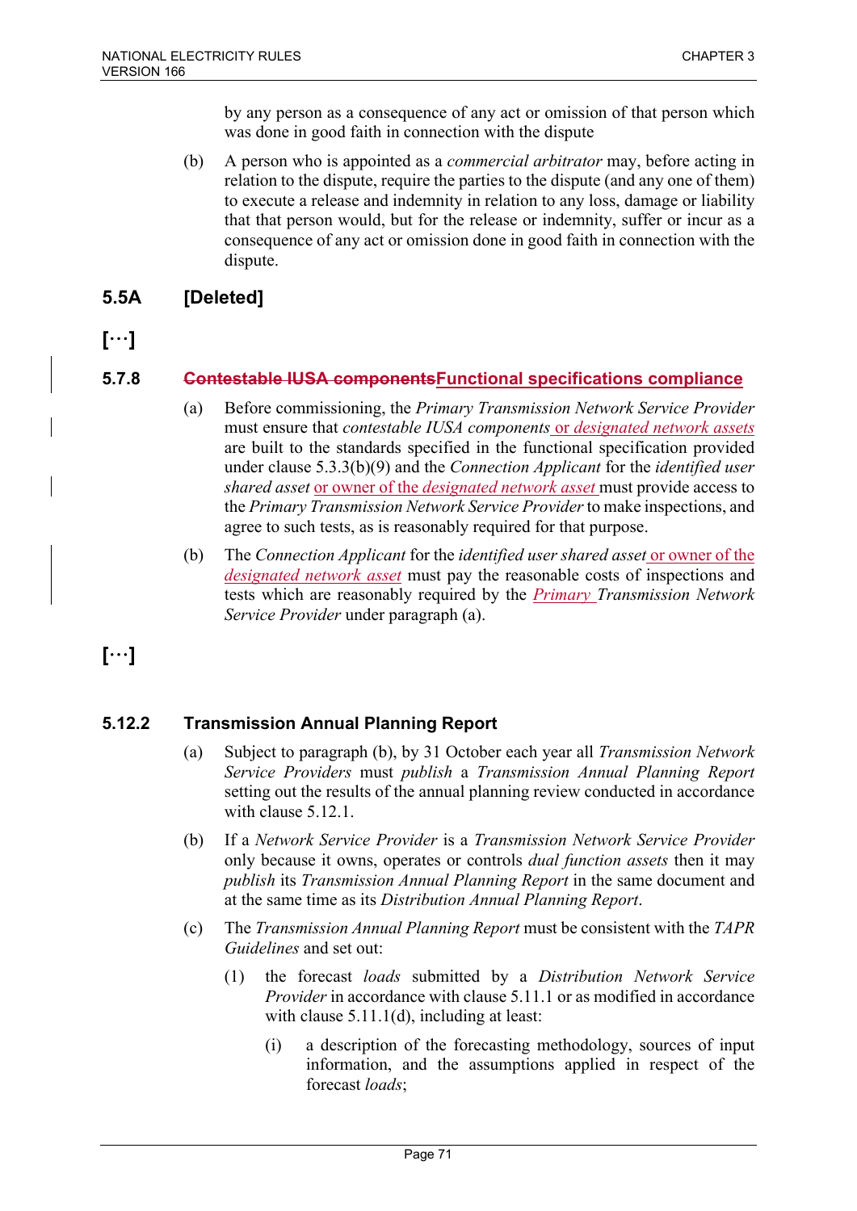by any person as a consequence of any act or omission of that person which was done in good faith in connection with the dispute

(b) A person who is appointed as a *commercial arbitrator* may, before acting in relation to the dispute, require the parties to the dispute (and any one of them) to execute a release and indemnity in relation to any loss, damage or liability that that person would, but for the release or indemnity, suffer or incur as a consequence of any act or omission done in good faith in connection with the dispute.

## 5.5A [Deleted]

## [···]

### 5.7.8 ~~Contestable IUSA components~~Functional specifications compliance

(a) Before commissioning, the *Primary Transmission Network Service Provider* must ensure that *contestable IUSA components* or *designated network assets* are built to the standards specified in the functional specification provided under clause 5.3.3(b)(9) and the *Connection Applicant* for the *identified user shared asset* or owner of the *designated network asset* must provide access to the *Primary Transmission Network Service Provider* to make inspections, and agree to such tests, as is reasonably required for that purpose.

(b) The *Connection Applicant* for the *identified user shared asset* or owner of the *designated network asset* must pay the reasonable costs of inspections and tests which are reasonably required by the *Primary Transmission Network Service Provider* under paragraph (a).

## [···]

### 5.12.2 Transmission Annual Planning Report

(a) Subject to paragraph (b), by 31 October each year all *Transmission Network Service Providers* must *publish* a *Transmission Annual Planning Report* setting out the results of the annual planning review conducted in accordance with clause 5.12.1.

(b) If a *Network Service Provider* is a *Transmission Network Service Provider* only because it owns, operates or controls *dual function assets* then it may *publish* its *Transmission Annual Planning Report* in the same document and at the same time as its *Distribution Annual Planning Report*.

(c) The *Transmission Annual Planning Report* must be consistent with the *TAPR Guidelines* and set out:

(1) the forecast *loads* submitted by a *Distribution Network Service Provider* in accordance with clause 5.11.1 or as modified in accordance with clause 5.11.1(d), including at least:

(i) a description of the forecasting methodology, sources of input information, and the assumptions applied in respect of the forecast *loads*;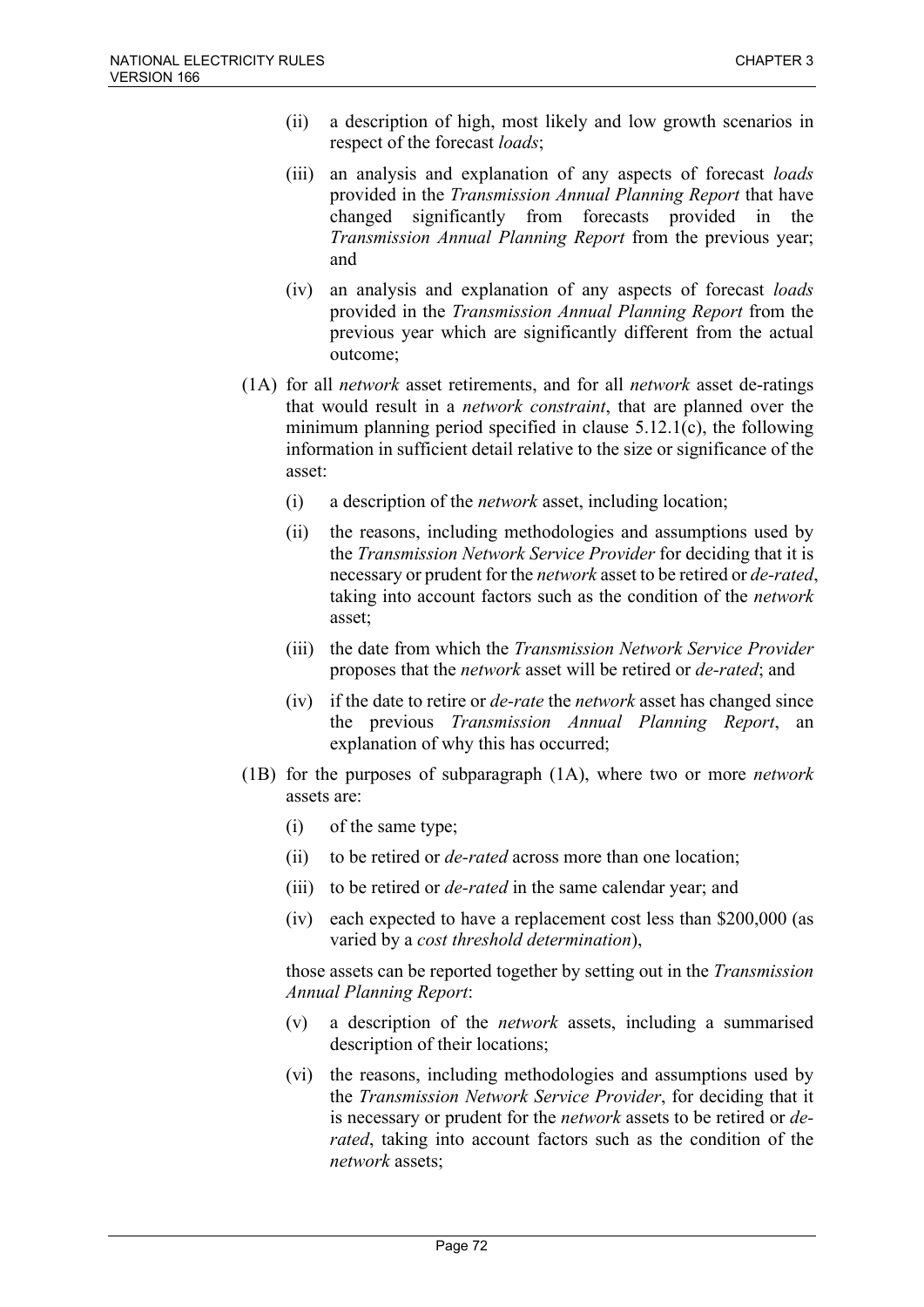(ii) a description of high, most likely and low growth scenarios in respect of the forecast *loads*;

(iii) an analysis and explanation of any aspects of forecast *loads* provided in the *Transmission Annual Planning Report* that have changed significantly from forecasts provided in the *Transmission Annual Planning Report* from the previous year; and

(iv) an analysis and explanation of any aspects of forecast *loads* provided in the *Transmission Annual Planning Report* from the previous year which are significantly different from the actual outcome;

(1A) for all *network* asset retirements, and for all *network* asset de-ratings that would result in a *network constraint*, that are planned over the minimum planning period specified in clause 5.12.1(c), the following information in sufficient detail relative to the size or significance of the asset:

(i) a description of the *network* asset, including location;

(ii) the reasons, including methodologies and assumptions used by the *Transmission Network Service Provider* for deciding that it is necessary or prudent for the *network* asset to be retired or *de-rated*, taking into account factors such as the condition of the *network* asset;

(iii) the date from which the *Transmission Network Service Provider* proposes that the *network* asset will be retired or *de-rated*; and

(iv) if the date to retire or *de-rate* the *network* asset has changed since the previous *Transmission Annual Planning Report*, an explanation of why this has occurred;

(1B) for the purposes of subparagraph (1A), where two or more *network* assets are:

(i) of the same type;

(ii) to be retired or *de-rated* across more than one location;

(iii) to be retired or *de-rated* in the same calendar year; and

(iv) each expected to have a replacement cost less than $200,000 (as varied by a *cost threshold determination*),

those assets can be reported together by setting out in the *Transmission Annual Planning Report*:

(v) a description of the *network* assets, including a summarised description of their locations;

(vi) the reasons, including methodologies and assumptions used by the *Transmission Network Service Provider*, for deciding that it is necessary or prudent for the *network* assets to be retired or *de-rated*, taking into account factors such as the condition of the *network* assets;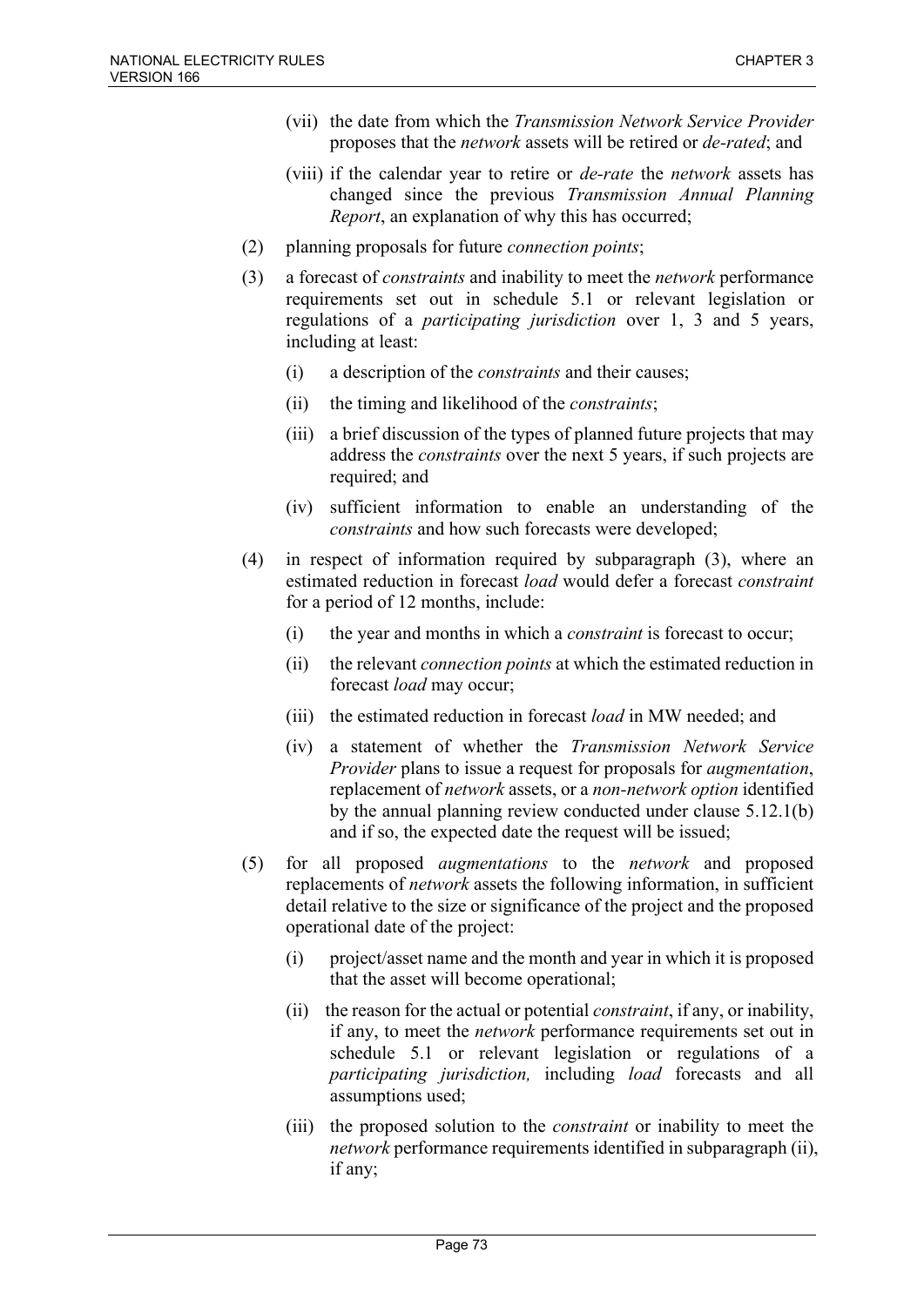(vii) the date from which the *Transmission Network Service Provider* proposes that the *network* assets will be retired or *de-rated*; and

(viii) if the calendar year to retire or *de-rate* the *network* assets has changed since the previous *Transmission Annual Planning Report*, an explanation of why this has occurred;

(2) planning proposals for future *connection points*;

(3) a forecast of *constraints* and inability to meet the *network* performance requirements set out in schedule 5.1 or relevant legislation or regulations of a *participating jurisdiction* over 1, 3 and 5 years, including at least:

(i) a description of the *constraints* and their causes;

(ii) the timing and likelihood of the *constraints*;

(iii) a brief discussion of the types of planned future projects that may address the *constraints* over the next 5 years, if such projects are required; and

(iv) sufficient information to enable an understanding of the *constraints* and how such forecasts were developed;

(4) in respect of information required by subparagraph (3), where an estimated reduction in forecast *load* would defer a forecast *constraint* for a period of 12 months, include:

(i) the year and months in which a *constraint* is forecast to occur;

(ii) the relevant *connection points* at which the estimated reduction in forecast *load* may occur;

(iii) the estimated reduction in forecast *load* in MW needed; and

(iv) a statement of whether the *Transmission Network Service Provider* plans to issue a request for proposals for *augmentation*, replacement of *network* assets, or a *non-network option* identified by the annual planning review conducted under clause 5.12.1(b) and if so, the expected date the request will be issued;

(5) for all proposed *augmentations* to the *network* and proposed replacements of *network* assets the following information, in sufficient detail relative to the size or significance of the project and the proposed operational date of the project:

(i) project/asset name and the month and year in which it is proposed that the asset will become operational;

(ii) the reason for the actual or potential *constraint*, if any, or inability, if any, to meet the *network* performance requirements set out in schedule 5.1 or relevant legislation or regulations of a *participating jurisdiction,* including *load* forecasts and all assumptions used;

(iii) the proposed solution to the *constraint* or inability to meet the *network* performance requirements identified in subparagraph (ii), if any;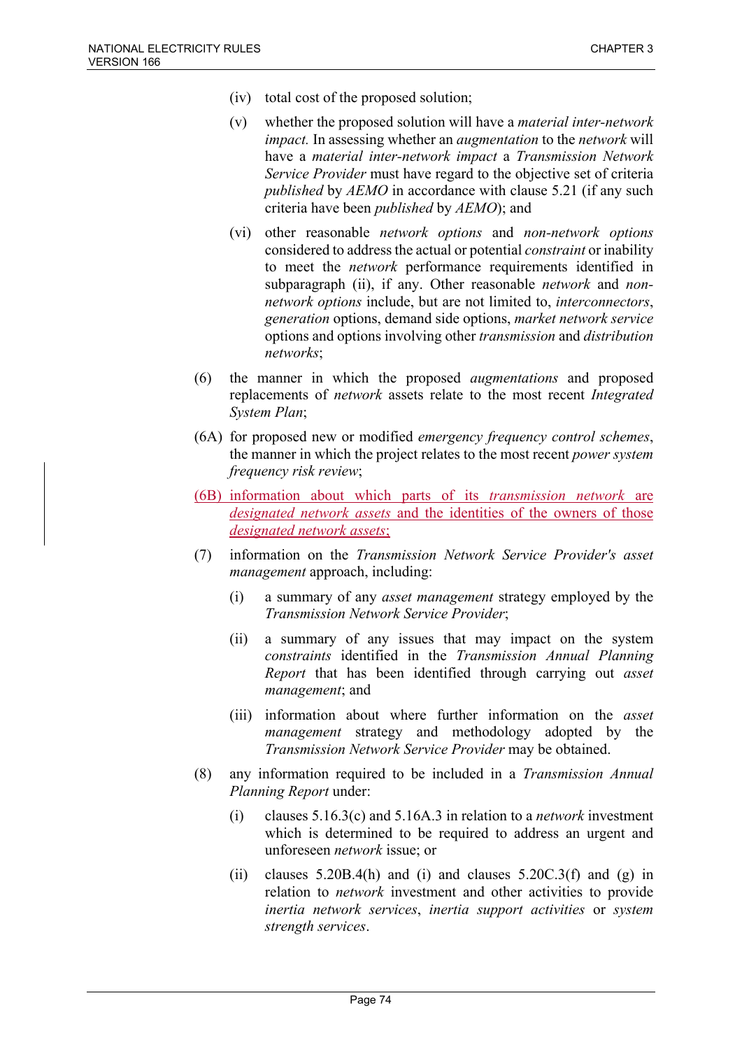(iv) total cost of the proposed solution;

(v) whether the proposed solution will have a *material inter-network impact.* In assessing whether an *augmentation* to the *network* will have a *material inter-network impact* a *Transmission Network Service Provider* must have regard to the objective set of criteria *published* by *AEMO* in accordance with clause 5.21 (if any such criteria have been *published* by *AEMO*); and

(vi) other reasonable *network options* and *non-network options* considered to address the actual or potential *constraint* or inability to meet the *network* performance requirements identified in subparagraph (ii), if any. Other reasonable *network* and *non-network options* include, but are not limited to, *interconnectors*, *generation* options, demand side options, *market network service* options and options involving other *transmission* and *distribution networks*;

(6) the manner in which the proposed *augmentations* and proposed replacements of *network* assets relate to the most recent *Integrated System Plan*;

(6A) for proposed new or modified *emergency frequency control schemes*, the manner in which the project relates to the most recent *power system frequency risk review*;

(6B) information about which parts of its *transmission network* are *designated network assets* and the identities of the owners of those *designated network assets*;

(7) information on the *Transmission Network Service Provider's asset management* approach, including:

(i) a summary of any *asset management* strategy employed by the *Transmission Network Service Provider*;

(ii) a summary of any issues that may impact on the system *constraints* identified in the *Transmission Annual Planning Report* that has been identified through carrying out *asset management*; and

(iii) information about where further information on the *asset management* strategy and methodology adopted by the *Transmission Network Service Provider* may be obtained.

(8) any information required to be included in a *Transmission Annual Planning Report* under:

(i) clauses 5.16.3(c) and 5.16A.3 in relation to a *network* investment which is determined to be required to address an urgent and unforeseen *network* issue; or

(ii) clauses 5.20B.4(h) and (i) and clauses 5.20C.3(f) and (g) in relation to *network* investment and other activities to provide *inertia network services*, *inertia support activities* or *system strength services*.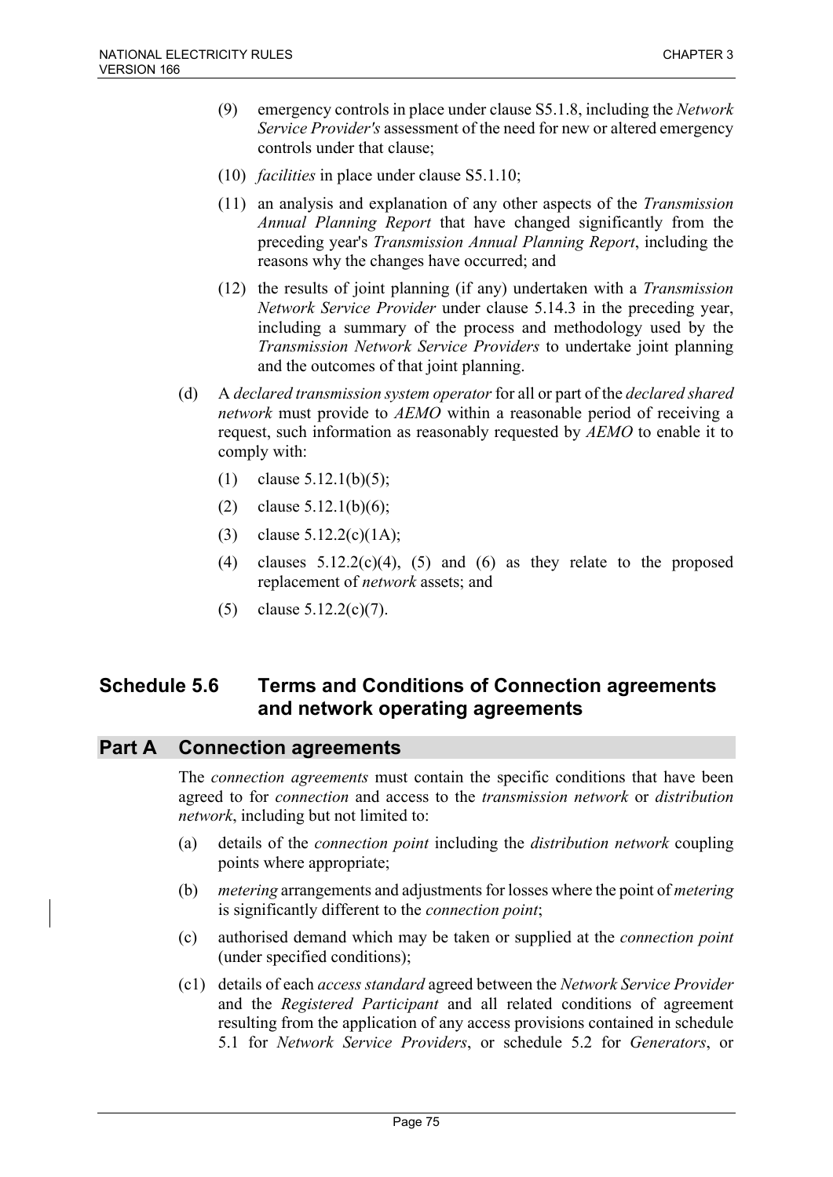(9) emergency controls in place under clause S5.1.8, including the *Network Service Provider's* assessment of the need for new or altered emergency controls under that clause;

(10) *facilities* in place under clause S5.1.10;

(11) an analysis and explanation of any other aspects of the *Transmission Annual Planning Report* that have changed significantly from the preceding year's *Transmission Annual Planning Report*, including the reasons why the changes have occurred; and

(12) the results of joint planning (if any) undertaken with a *Transmission Network Service Provider* under clause 5.14.3 in the preceding year, including a summary of the process and methodology used by the *Transmission Network Service Providers* to undertake joint planning and the outcomes of that joint planning.

(d) A *declared transmission system operator* for all or part of the *declared shared network* must provide to *AEMO* within a reasonable period of receiving a request, such information as reasonably requested by *AEMO* to enable it to comply with:

(1) clause 5.12.1(b)(5);

(2) clause 5.12.1(b)(6);

(3) clause 5.12.2(c)(1A);

(4) clauses 5.12.2(c)(4), (5) and (6) as they relate to the proposed replacement of *network* assets; and

(5) clause 5.12.2(c)(7).

## Schedule 5.6 Terms and Conditions of Connection agreements and network operating agreements

### Part A Connection agreements

The *connection agreements* must contain the specific conditions that have been agreed to for *connection* and access to the *transmission network* or *distribution network*, including but not limited to:

(a) details of the *connection point* including the *distribution network* coupling points where appropriate;

(b) *metering* arrangements and adjustments for losses where the point of *metering* is significantly different to the *connection point*;

(c) authorised demand which may be taken or supplied at the *connection point* (under specified conditions);

(c1) details of each *access standard* agreed between the *Network Service Provider* and the *Registered Participant* and all related conditions of agreement resulting from the application of any access provisions contained in schedule 5.1 for *Network Service Providers*, or schedule 5.2 for *Generators*, or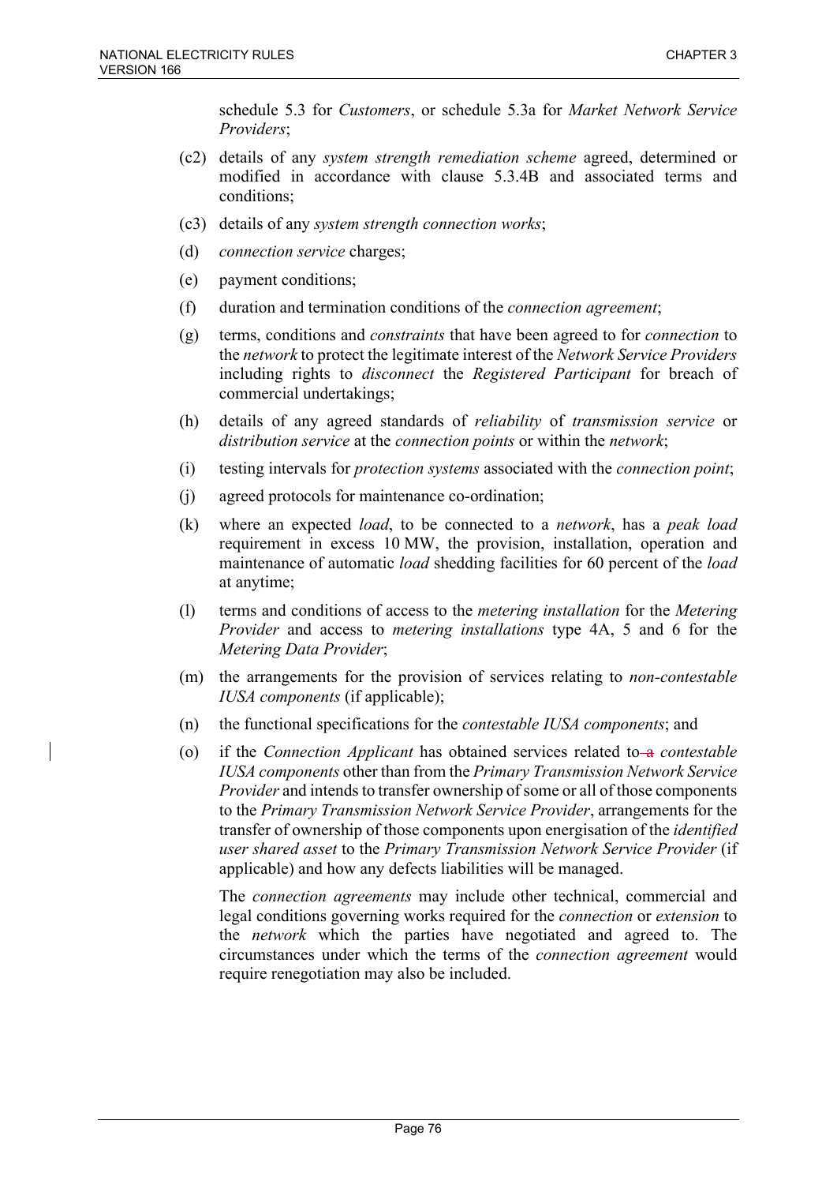schedule 5.3 for *Customers*, or schedule 5.3a for *Market Network Service Providers*;

(c2) details of any *system strength remediation scheme* agreed, determined or modified in accordance with clause 5.3.4B and associated terms and conditions;

(c3) details of any *system strength connection works*;

(d) *connection service* charges;

(e) payment conditions;

(f) duration and termination conditions of the *connection agreement*;

(g) terms, conditions and *constraints* that have been agreed to for *connection* to the *network* to protect the legitimate interest of the *Network Service Providers* including rights to *disconnect* the *Registered Participant* for breach of commercial undertakings;

(h) details of any agreed standards of *reliability* of *transmission service* or *distribution service* at the *connection points* or within the *network*;

(i) testing intervals for *protection systems* associated with the *connection point*;

(j) agreed protocols for maintenance co-ordination;

(k) where an expected *load*, to be connected to a *network*, has a *peak load* requirement in excess 10 MW, the provision, installation, operation and maintenance of automatic *load* shedding facilities for 60 percent of the *load* at anytime;

(l) terms and conditions of access to the *metering installation* for the *Metering Provider* and access to *metering installations* type 4A, 5 and 6 for the *Metering Data Provider*;

(m) the arrangements for the provision of services relating to *non-contestable IUSA components* (if applicable);

(n) the functional specifications for the *contestable IUSA components*; and

(o) if the *Connection Applicant* has obtained services related to ~~a~~ *contestable IUSA components* other than from the *Primary Transmission Network Service Provider* and intends to transfer ownership of some or all of those components to the *Primary Transmission Network Service Provider*, arrangements for the transfer of ownership of those components upon energisation of the *identified user shared asset* to the *Primary Transmission Network Service Provider* (if applicable) and how any defects liabilities will be managed.

The *connection agreements* may include other technical, commercial and legal conditions governing works required for the *connection* or *extension* to the *network* which the parties have negotiated and agreed to. The circumstances under which the terms of the *connection agreement* would require renegotiation may also be included.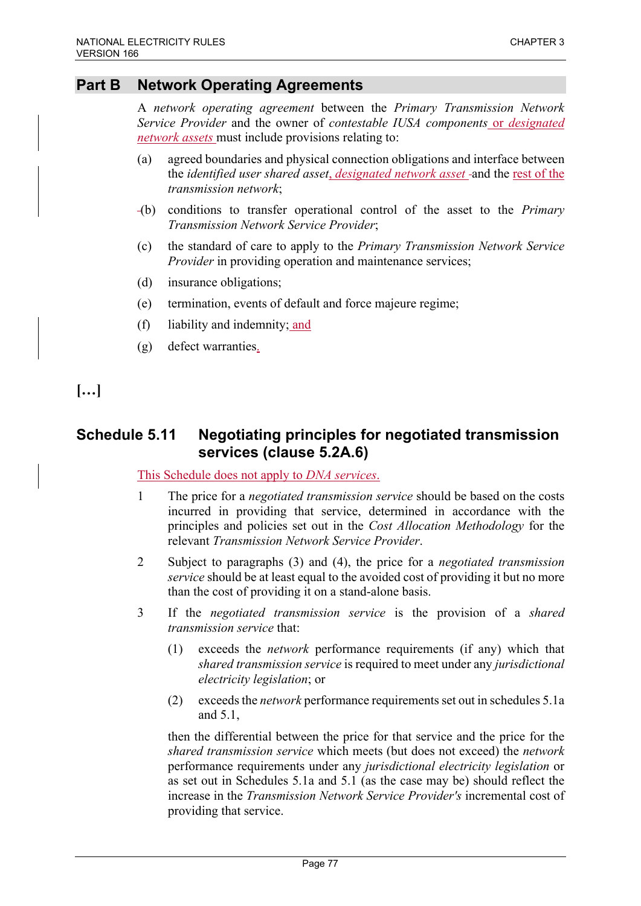## Part B Network Operating Agreements

A *network operating agreement* between the *Primary Transmission Network Service Provider* and the owner of *contestable IUSA components* or *designated network assets* must include provisions relating to:

(a) agreed boundaries and physical connection obligations and interface between the *identified user shared asset*, *designated network asset* and the rest of the *transmission network*;

(b) conditions to transfer operational control of the asset to the *Primary Transmission Network Service Provider*;

(c) the standard of care to apply to the *Primary Transmission Network Service Provider* in providing operation and maintenance services;

(d) insurance obligations;

(e) termination, events of default and force majeure regime;

(f) liability and indemnity; and

(g) defect warranties.

**[…]**

## Schedule 5.11 Negotiating principles for negotiated transmission services (clause 5.2A.6)

This Schedule does not apply to *DNA services*.

1 The price for a *negotiated transmission service* should be based on the costs incurred in providing that service, determined in accordance with the principles and policies set out in the *Cost Allocation Methodology* for the relevant *Transmission Network Service Provider*.

2 Subject to paragraphs (3) and (4), the price for a *negotiated transmission service* should be at least equal to the avoided cost of providing it but no more than the cost of providing it on a stand-alone basis.

3 If the *negotiated transmission service* is the provision of a *shared transmission service* that:

(1) exceeds the *network* performance requirements (if any) which that *shared transmission service* is required to meet under any *jurisdictional electricity legislation*; or

(2) exceeds the *network* performance requirements set out in schedules 5.1a and 5.1,

then the differential between the price for that service and the price for the *shared transmission service* which meets (but does not exceed) the *network* performance requirements under any *jurisdictional electricity legislation* or as set out in Schedules 5.1a and 5.1 (as the case may be) should reflect the increase in the *Transmission Network Service Provider's* incremental cost of providing that service.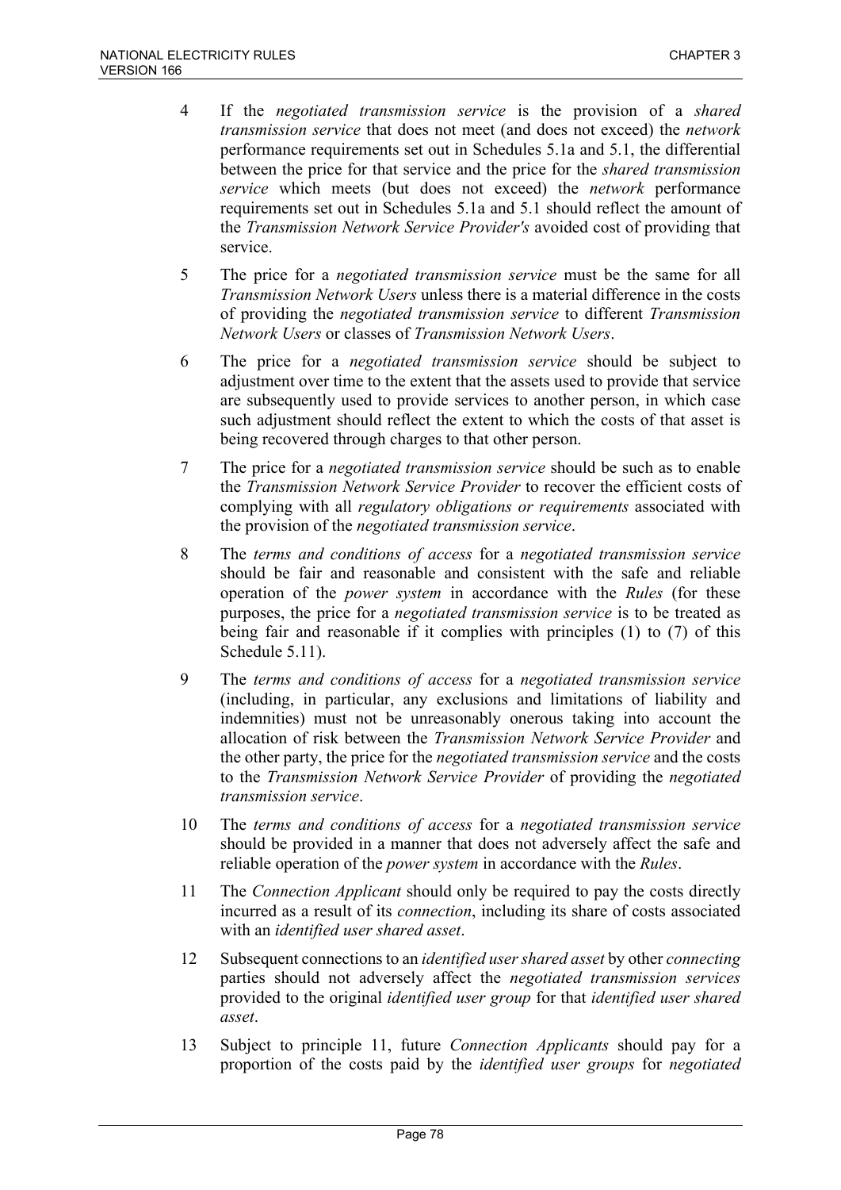4 If the *negotiated transmission service* is the provision of a *shared transmission service* that does not meet (and does not exceed) the *network* performance requirements set out in Schedules 5.1a and 5.1, the differential between the price for that service and the price for the *shared transmission service* which meets (but does not exceed) the *network* performance requirements set out in Schedules 5.1a and 5.1 should reflect the amount of the *Transmission Network Service Provider's* avoided cost of providing that service.

5 The price for a *negotiated transmission service* must be the same for all *Transmission Network Users* unless there is a material difference in the costs of providing the *negotiated transmission service* to different *Transmission Network Users* or classes of *Transmission Network Users*.

6 The price for a *negotiated transmission service* should be subject to adjustment over time to the extent that the assets used to provide that service are subsequently used to provide services to another person, in which case such adjustment should reflect the extent to which the costs of that asset is being recovered through charges to that other person.

7 The price for a *negotiated transmission service* should be such as to enable the *Transmission Network Service Provider* to recover the efficient costs of complying with all *regulatory obligations or requirements* associated with the provision of the *negotiated transmission service*.

8 The *terms and conditions of access* for a *negotiated transmission service* should be fair and reasonable and consistent with the safe and reliable operation of the *power system* in accordance with the *Rules* (for these purposes, the price for a *negotiated transmission service* is to be treated as being fair and reasonable if it complies with principles (1) to (7) of this Schedule 5.11).

9 The *terms and conditions of access* for a *negotiated transmission service* (including, in particular, any exclusions and limitations of liability and indemnities) must not be unreasonably onerous taking into account the allocation of risk between the *Transmission Network Service Provider* and the other party, the price for the *negotiated transmission service* and the costs to the *Transmission Network Service Provider* of providing the *negotiated transmission service*.

10 The *terms and conditions of access* for a *negotiated transmission service* should be provided in a manner that does not adversely affect the safe and reliable operation of the *power system* in accordance with the *Rules*.

11 The *Connection Applicant* should only be required to pay the costs directly incurred as a result of its *connection*, including its share of costs associated with an *identified user shared asset*.

12 Subsequent connections to an *identified user shared asset* by other *connecting* parties should not adversely affect the *negotiated transmission services* provided to the original *identified user group* for that *identified user shared asset*.

13 Subject to principle 11, future *Connection Applicants* should pay for a proportion of the costs paid by the *identified user groups* for *negotiated*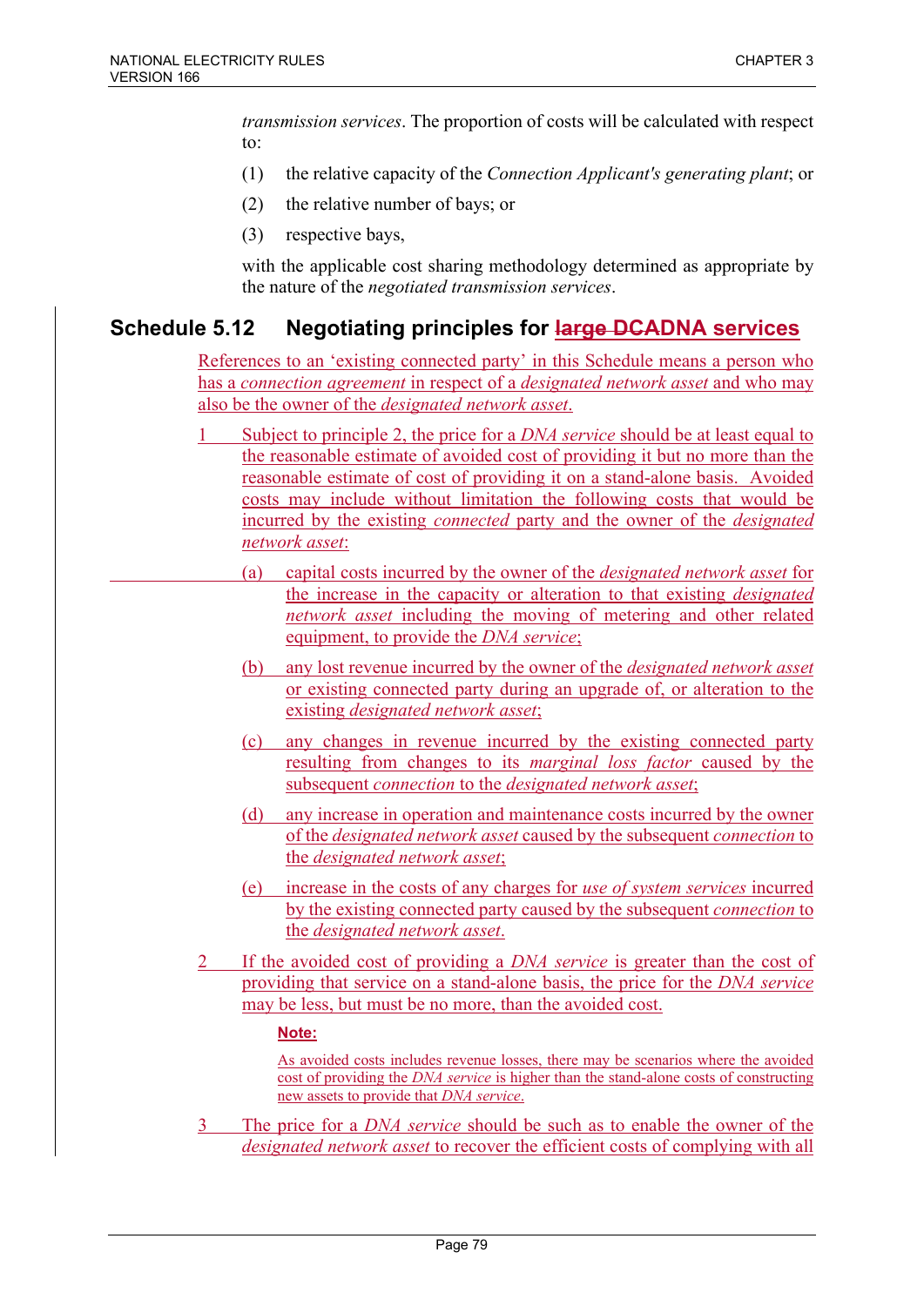*transmission services*. The proportion of costs will be calculated with respect to:

(1) the relative capacity of the *Connection Applicant's generating plant*; or

(2) the relative number of bays; or

(3) respective bays,

with the applicable cost sharing methodology determined as appropriate by the nature of the *negotiated transmission services*.

## Schedule 5.12 Negotiating principles for ~~large DCA~~DNA services

References to an 'existing connected party' in this Schedule means a person who has a *connection agreement* in respect of a *designated network asset* and who may also be the owner of the *designated network asset*.

1 Subject to principle 2, the price for a *DNA service* should be at least equal to the reasonable estimate of avoided cost of providing it but no more than the reasonable estimate of cost of providing it on a stand-alone basis. Avoided costs may include without limitation the following costs that would be incurred by the existing *connected* party and the owner of the *designated network asset*:

(a) capital costs incurred by the owner of the *designated network asset* for the increase in the capacity or alteration to that existing *designated network asset* including the moving of metering and other related equipment, to provide the *DNA service*;

(b) any lost revenue incurred by the owner of the *designated network asset* or existing connected party during an upgrade of, or alteration to the existing *designated network asset*;

(c) any changes in revenue incurred by the existing connected party resulting from changes to its *marginal loss factor* caused by the subsequent *connection* to the *designated network asset*;

(d) any increase in operation and maintenance costs incurred by the owner of the *designated network asset* caused by the subsequent *connection* to the *designated network asset*;

(e) increase in the costs of any charges for *use of system services* incurred by the existing connected party caused by the subsequent *connection* to the *designated network asset*.

2 If the avoided cost of providing a *DNA service* is greater than the cost of providing that service on a stand-alone basis, the price for the *DNA service* may be less, but must be no more, than the avoided cost.

**Note:**

As avoided costs includes revenue losses, there may be scenarios where the avoided cost of providing the *DNA service* is higher than the stand-alone costs of constructing new assets to provide that *DNA service*.

3 The price for a *DNA service* should be such as to enable the owner of the *designated network asset* to recover the efficient costs of complying with all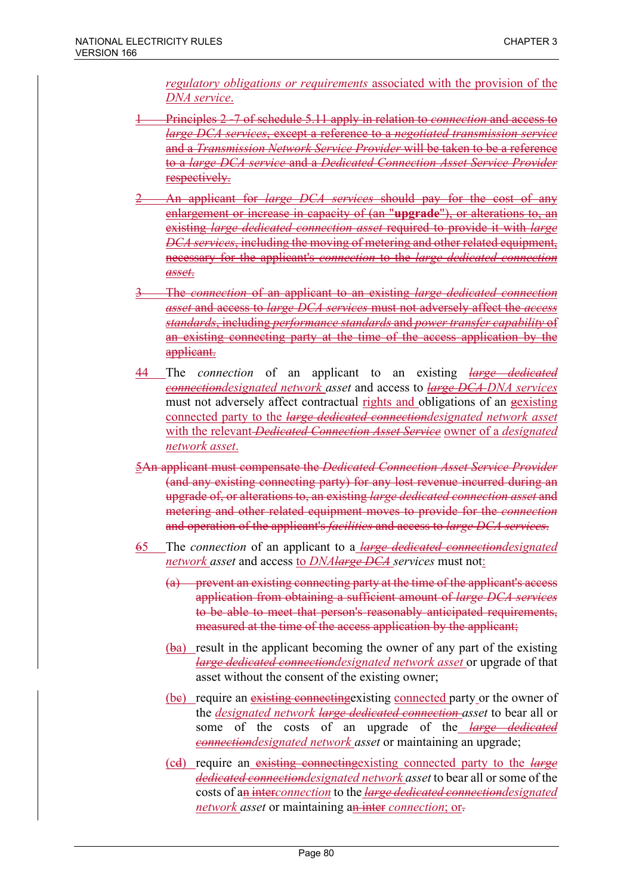*regulatory obligations or requirements* associated with the provision of the *DNA service*.

~~1 Principles 2 -7 of schedule 5.11 apply in relation to *connection* and access to *large DCA services*, except a reference to a *negotiated transmission service* and a *Transmission Network Service Provider* will be taken to be a reference to a *large DCA service* and a *Dedicated Connection Asset Service Provider* respectively.~~

~~2 An applicant for *large DCA services* should pay for the cost of any enlargement or increase in capacity of (an "**upgrade**"), or alterations to, an existing *large dedicated connection asset* required to provide it with *large DCA services*, including the moving of metering and other related equipment, necessary for the applicant's *connection* to the *large dedicated connection asset*.~~

~~3 The *connection* of an applicant to an existing *large dedicated connection asset* and access to *large DCA services* must not adversely affect the *access standards*, including *performance standards* and *power transfer capability* of an existing connecting party at the time of the access application by the applicant.~~

44 The *connection* of an applicant to an existing ~~*large dedicated connection*~~*designated network asset* and access to ~~*large DCA*~~ *DNA services* must not adversely affect contractual rights and obligations of an ~~g~~existing connected party to the ~~*large dedicated connection*~~*designated network asset* with the relevant ~~*Dedicated Connection Asset Service*~~ owner of a *designated network asset*.

~~5An applicant must compensate the *Dedicated Connection Asset Service Provider* (and any existing connecting party) for any lost revenue incurred during an upgrade of, or alterations to, an existing *large dedicated connection asset* and metering and other related equipment moves to provide for the *connection* and operation of the applicant's *facilities* and access to *large DCA services*.~~

~~6~~5 The *connection* of an applicant to a ~~*large dedicated connection*~~*designated network asset* and access to *DNA*~~*large DCA*~~ *services* must not:

~~(a) prevent an existing connecting party at the time of the applicant's access application from obtaining a sufficient amount of *large DCA services* to be able to meet that person's reasonably anticipated requirements, measured at the time of the access application by the applicant;~~

(~~b~~a) result in the applicant becoming the owner of any part of the existing ~~*large dedicated connection*~~*designated network asset* or upgrade of that asset without the consent of the existing owner;

(~~c~~b) require an ~~existing connecting~~existing connected party or the owner of the *designated network* ~~*large dedicated connection*~~ *asset* to bear all or some of the costs of an upgrade of the ~~*large dedicated connection*~~*designated network asset* or maintaining an upgrade;

(~~d~~c) require an ~~existing connecting~~existing connected party to the ~~*large dedicated connection*~~*designated network asset* to bear all or some of the costs of a~~n inter~~*connection* to the ~~*large dedicated connection*~~*designated network asset* or maintaining a~~n inter~~ *connection*; or~~.~~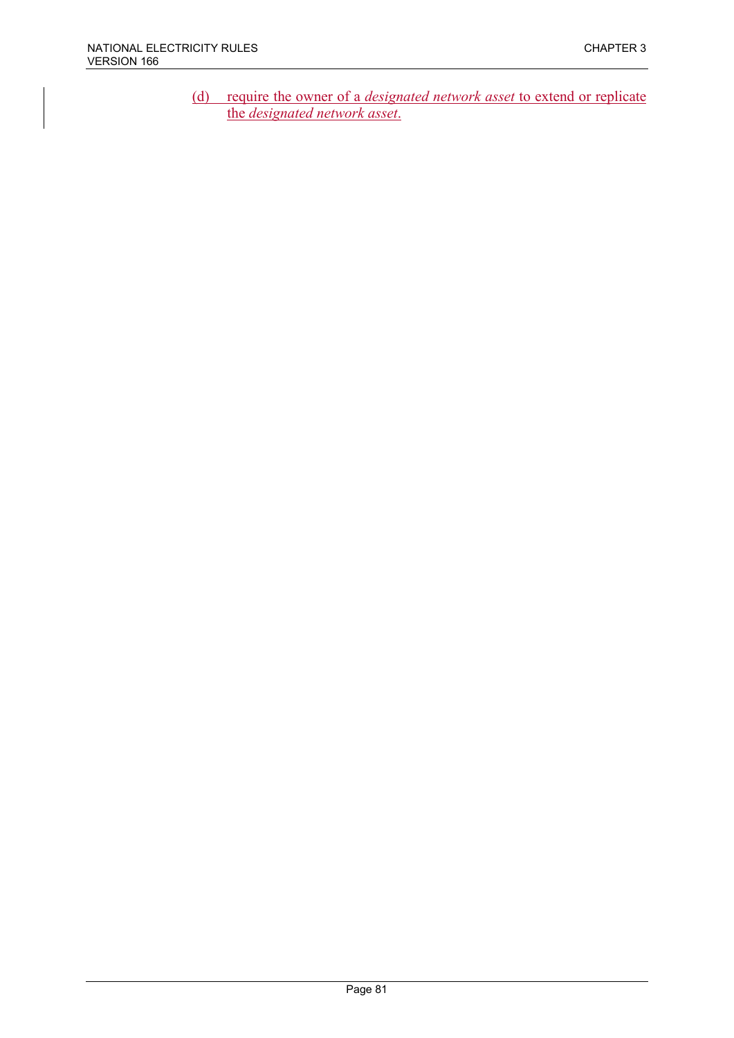(d) require the owner of a *designated network asset* to extend or replicate the *designated network asset*.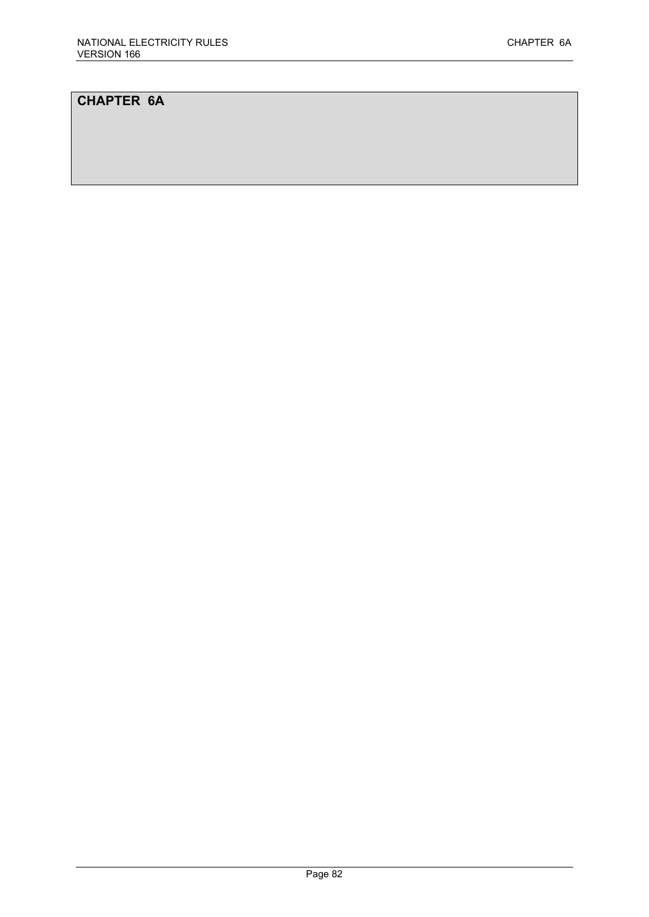# CHAPTER 6A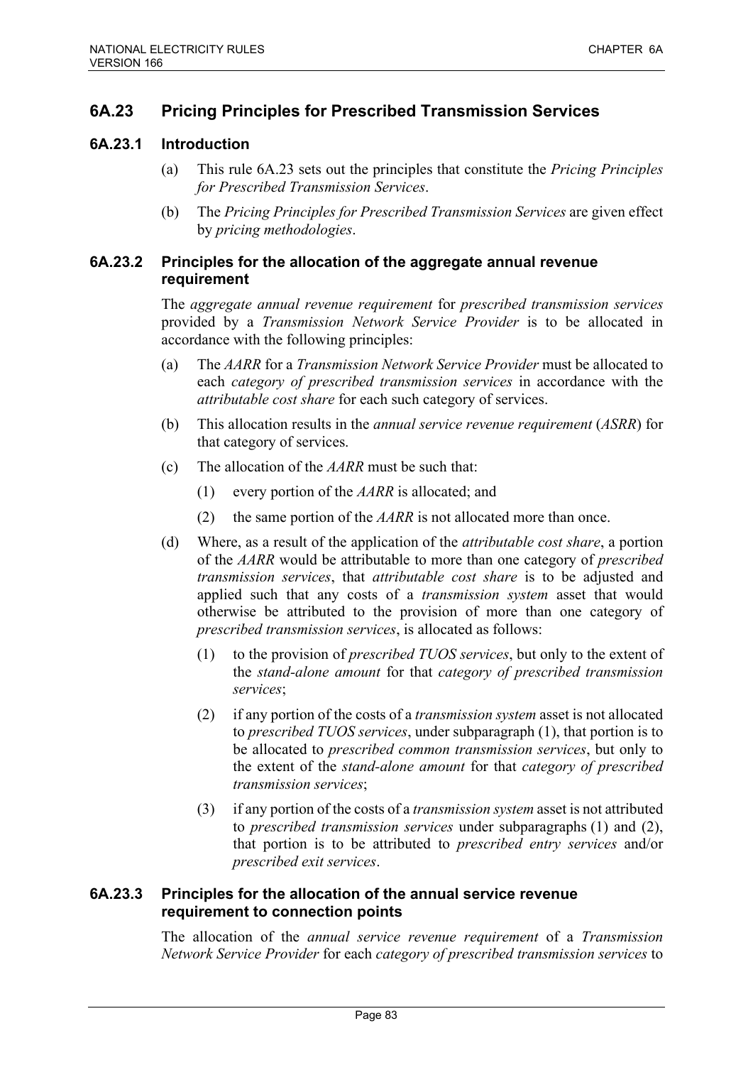## 6A.23 Pricing Principles for Prescribed Transmission Services

### 6A.23.1 Introduction

(a) This rule 6A.23 sets out the principles that constitute the *Pricing Principles for Prescribed Transmission Services*.

(b) The *Pricing Principles for Prescribed Transmission Services* are given effect by *pricing methodologies*.

### 6A.23.2 Principles for the allocation of the aggregate annual revenue requirement

The *aggregate annual revenue requirement* for *prescribed transmission services* provided by a *Transmission Network Service Provider* is to be allocated in accordance with the following principles:

(a) The *AARR* for a *Transmission Network Service Provider* must be allocated to each *category of prescribed transmission services* in accordance with the *attributable cost share* for each such category of services.

(b) This allocation results in the *annual service revenue requirement* (*ASRR*) for that category of services.

(c) The allocation of the *AARR* must be such that:

(1) every portion of the *AARR* is allocated; and

(2) the same portion of the *AARR* is not allocated more than once.

(d) Where, as a result of the application of the *attributable cost share*, a portion of the *AARR* would be attributable to more than one category of *prescribed transmission services*, that *attributable cost share* is to be adjusted and applied such that any costs of a *transmission system* asset that would otherwise be attributed to the provision of more than one category of *prescribed transmission services*, is allocated as follows:

(1) to the provision of *prescribed TUOS services*, but only to the extent of the *stand-alone amount* for that *category of prescribed transmission services*;

(2) if any portion of the costs of a *transmission system* asset is not allocated to *prescribed TUOS services*, under subparagraph (1), that portion is to be allocated to *prescribed common transmission services*, but only to the extent of the *stand-alone amount* for that *category of prescribed transmission services*;

(3) if any portion of the costs of a *transmission system* asset is not attributed to *prescribed transmission services* under subparagraphs (1) and (2), that portion is to be attributed to *prescribed entry services* and/or *prescribed exit services*.

### 6A.23.3 Principles for the allocation of the annual service revenue requirement to connection points

The allocation of the *annual service revenue requirement* of a *Transmission Network Service Provider* for each *category of prescribed transmission services* to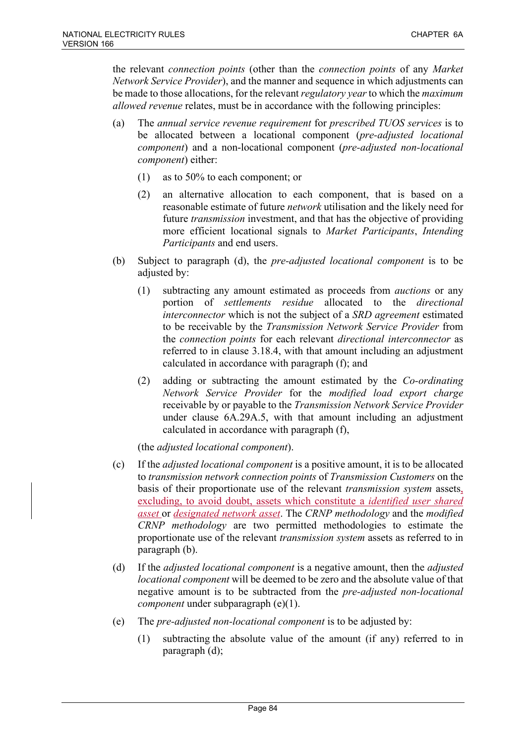the relevant *connection points* (other than the *connection points* of any *Market Network Service Provider*), and the manner and sequence in which adjustments can be made to those allocations, for the relevant *regulatory year* to which the *maximum allowed revenue* relates, must be in accordance with the following principles:

(a) The *annual service revenue requirement* for *prescribed TUOS services* is to be allocated between a locational component (*pre-adjusted locational component*) and a non-locational component (*pre-adjusted non-locational component*) either:

   (1) as to 50% to each component; or

   (2) an alternative allocation to each component, that is based on a reasonable estimate of future *network* utilisation and the likely need for future *transmission* investment, and that has the objective of providing more efficient locational signals to *Market Participants*, *Intending Participants* and end users.

(b) Subject to paragraph (d), the *pre-adjusted locational component* is to be adjusted by:

   (1) subtracting any amount estimated as proceeds from *auctions* or any portion of *settlements residue* allocated to the *directional interconnector* which is not the subject of a *SRD agreement* estimated to be receivable by the *Transmission Network Service Provider* from the *connection points* for each relevant *directional interconnector* as referred to in clause 3.18.4, with that amount including an adjustment calculated in accordance with paragraph (f); and

   (2) adding or subtracting the amount estimated by the *Co-ordinating Network Service Provider* for the *modified load export charge* receivable by or payable to the *Transmission Network Service Provider* under clause 6A.29A.5, with that amount including an adjustment calculated in accordance with paragraph (f),

   (the *adjusted locational component*).

(c) If the *adjusted locational component* is a positive amount, it is to be allocated to *transmission network connection points* of *Transmission Customers* on the basis of their proportionate use of the relevant *transmission system* assets, excluding, to avoid doubt, assets which constitute a *identified user shared asset* or *designated network asset*. The *CRNP methodology* and the *modified CRNP methodology* are two permitted methodologies to estimate the proportionate use of the relevant *transmission system* assets as referred to in paragraph (b).

(d) If the *adjusted locational component* is a negative amount, then the *adjusted locational component* will be deemed to be zero and the absolute value of that negative amount is to be subtracted from the *pre-adjusted non-locational component* under subparagraph (e)(1).

(e) The *pre-adjusted non-locational component* is to be adjusted by:

   (1) subtracting the absolute value of the amount (if any) referred to in paragraph (d);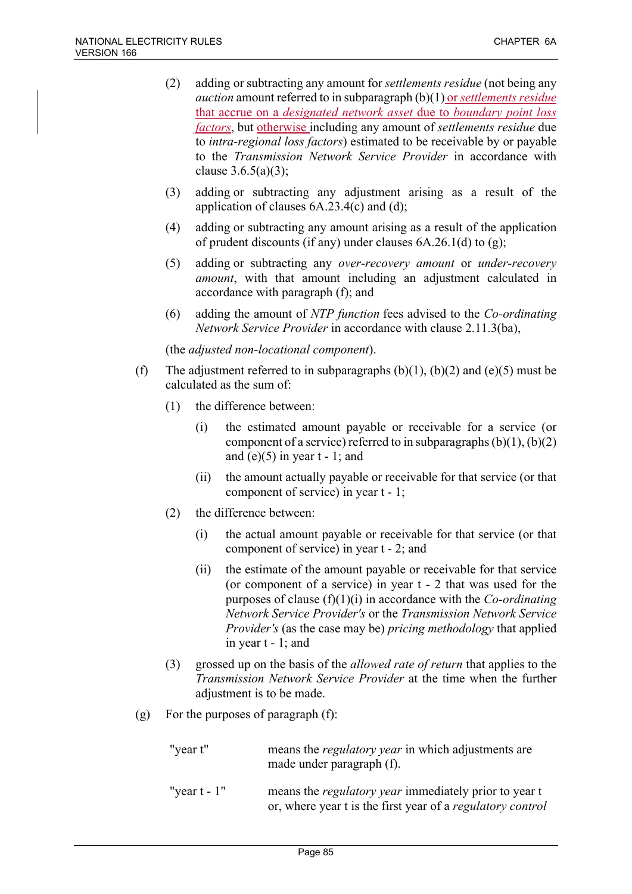(2) adding or subtracting any amount for *settlements residue* (not being any *auction* amount referred to in subparagraph (b)(1) or *settlements residue* that accrue on a *designated network asset* due to *boundary point loss factors*, but otherwise including any amount of *settlements residue* due to *intra-regional loss factors*) estimated to be receivable by or payable to the *Transmission Network Service Provider* in accordance with clause 3.6.5(a)(3);

(3) adding or subtracting any adjustment arising as a result of the application of clauses 6A.23.4(c) and (d);

(4) adding or subtracting any amount arising as a result of the application of prudent discounts (if any) under clauses 6A.26.1(d) to (g);

(5) adding or subtracting any *over-recovery amount* or *under-recovery amount*, with that amount including an adjustment calculated in accordance with paragraph (f); and

(6) adding the amount of *NTP function* fees advised to the *Co-ordinating Network Service Provider* in accordance with clause 2.11.3(ba),

(the *adjusted non-locational component*).

(f) The adjustment referred to in subparagraphs (b)(1), (b)(2) and (e)(5) must be calculated as the sum of:

(1) the difference between:

(i) the estimated amount payable or receivable for a service (or component of a service) referred to in subparagraphs (b)(1), (b)(2) and (e)(5) in year t - 1; and

(ii) the amount actually payable or receivable for that service (or that component of service) in year t - 1;

(2) the difference between:

(i) the actual amount payable or receivable for that service (or that component of service) in year t - 2; and

(ii) the estimate of the amount payable or receivable for that service (or component of a service) in year t - 2 that was used for the purposes of clause (f)(1)(i) in accordance with the *Co-ordinating Network Service Provider's* or the *Transmission Network Service Provider's* (as the case may be) *pricing methodology* that applied in year t - 1; and

(3) grossed up on the basis of the *allowed rate of return* that applies to the *Transmission Network Service Provider* at the time when the further adjustment is to be made.

(g) For the purposes of paragraph (f):

| | |
|---|---|
| "year t" | means the *regulatory year* in which adjustments are made under paragraph (f). |
| "year t - 1" | means the *regulatory year* immediately prior to year t or, where year t is the first year of a *regulatory control* |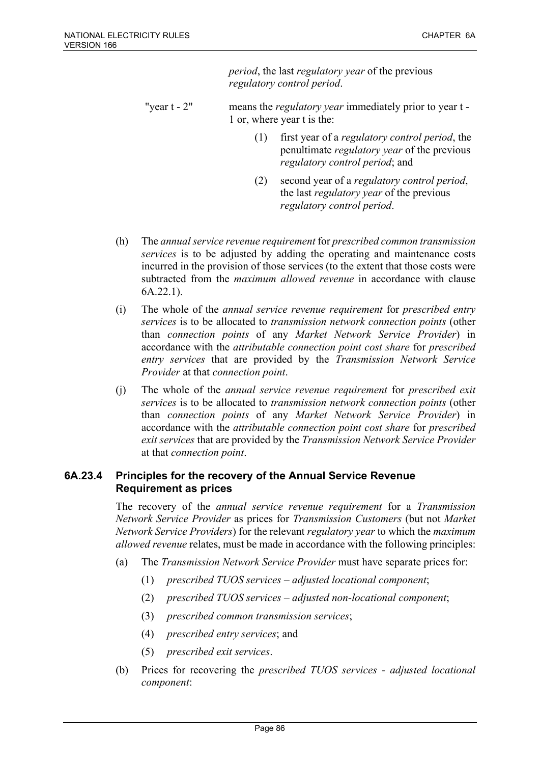*period*, the last *regulatory year* of the previous *regulatory control period*.

"year t - 2" means the *regulatory year* immediately prior to year t - 1 or, where year t is the:

(1) first year of a *regulatory control period*, the penultimate *regulatory year* of the previous *regulatory control period*; and

(2) second year of a *regulatory control period*, the last *regulatory year* of the previous *regulatory control period*.

(h) The *annual service revenue requirement* for *prescribed common transmission services* is to be adjusted by adding the operating and maintenance costs incurred in the provision of those services (to the extent that those costs were subtracted from the *maximum allowed revenue* in accordance with clause 6A.22.1).

(i) The whole of the *annual service revenue requirement* for *prescribed entry services* is to be allocated to *transmission network connection points* (other than *connection points* of any *Market Network Service Provider*) in accordance with the *attributable connection point cost share* for *prescribed entry services* that are provided by the *Transmission Network Service Provider* at that *connection point*.

(j) The whole of the *annual service revenue requirement* for *prescribed exit services* is to be allocated to *transmission network connection points* (other than *connection points* of any *Market Network Service Provider*) in accordance with the *attributable connection point cost share* for *prescribed exit services* that are provided by the *Transmission Network Service Provider* at that *connection point*.

### 6A.23.4 Principles for the recovery of the Annual Service Revenue Requirement as prices

The recovery of the *annual service revenue requirement* for a *Transmission Network Service Provider* as prices for *Transmission Customers* (but not *Market Network Service Providers*) for the relevant *regulatory year* to which the *maximum allowed revenue* relates, must be made in accordance with the following principles:

(a) The *Transmission Network Service Provider* must have separate prices for:

(1) *prescribed TUOS services – adjusted locational component*;

(2) *prescribed TUOS services – adjusted non-locational component*;

(3) *prescribed common transmission services*;

(4) *prescribed entry services*; and

(5) *prescribed exit services*.

(b) Prices for recovering the *prescribed TUOS services* - *adjusted locational component*: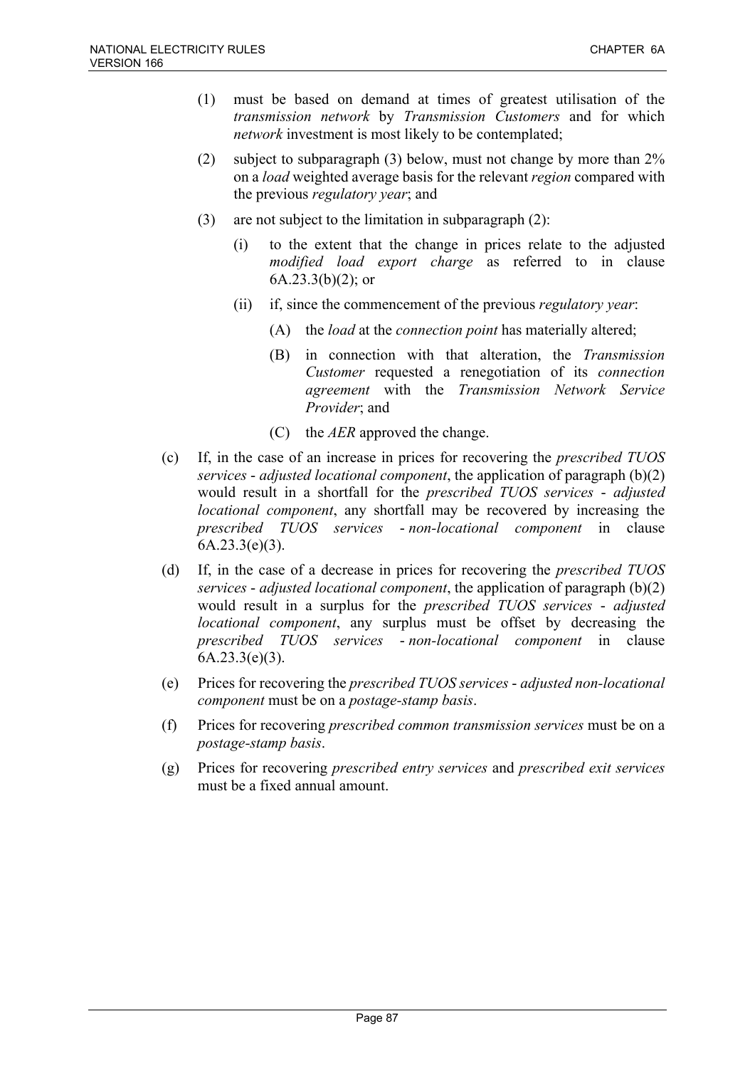(1) must be based on demand at times of greatest utilisation of the *transmission network* by *Transmission Customers* and for which *network* investment is most likely to be contemplated;

(2) subject to subparagraph (3) below, must not change by more than 2% on a *load* weighted average basis for the relevant *region* compared with the previous *regulatory year*; and

(3) are not subject to the limitation in subparagraph (2):

(i) to the extent that the change in prices relate to the adjusted *modified load export charge* as referred to in clause 6A.23.3(b)(2); or

(ii) if, since the commencement of the previous *regulatory year*:

(A) the *load* at the *connection point* has materially altered;

(B) in connection with that alteration, the *Transmission Customer* requested a renegotiation of its *connection agreement* with the *Transmission Network Service Provider*; and

(C) the *AER* approved the change.

(c) If, in the case of an increase in prices for recovering the *prescribed TUOS services* - *adjusted locational component*, the application of paragraph (b)(2) would result in a shortfall for the *prescribed TUOS services* - *adjusted locational component*, any shortfall may be recovered by increasing the *prescribed TUOS services* - *non-locational component* in clause 6A.23.3(e)(3).

(d) If, in the case of a decrease in prices for recovering the *prescribed TUOS services* - *adjusted locational component*, the application of paragraph (b)(2) would result in a surplus for the *prescribed TUOS services* - *adjusted locational component*, any surplus must be offset by decreasing the *prescribed TUOS services* - *non-locational component* in clause 6A.23.3(e)(3).

(e) Prices for recovering the *prescribed TUOS services* - *adjusted non-locational component* must be on a *postage-stamp basis*.

(f) Prices for recovering *prescribed common transmission services* must be on a *postage-stamp basis*.

(g) Prices for recovering *prescribed entry services* and *prescribed exit services* must be a fixed annual amount.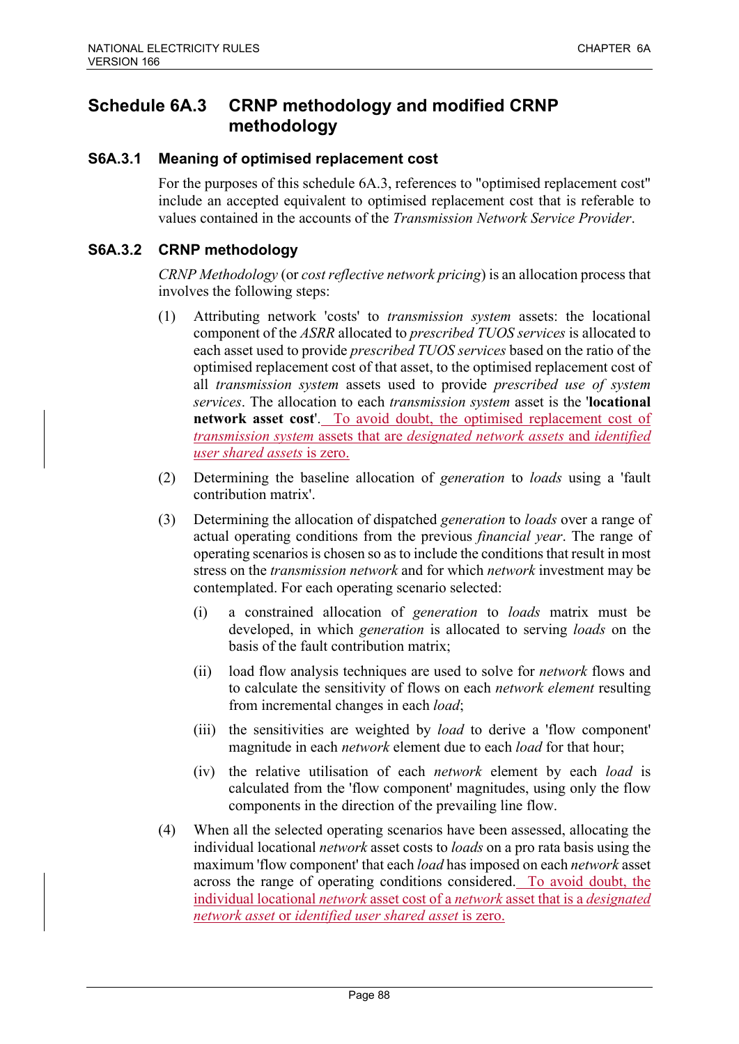# Schedule 6A.3 CRNP methodology and modified CRNP methodology

## S6A.3.1 Meaning of optimised replacement cost

For the purposes of this schedule 6A.3, references to "optimised replacement cost" include an accepted equivalent to optimised replacement cost that is referable to values contained in the accounts of the *Transmission Network Service Provider*.

## S6A.3.2 CRNP methodology

*CRNP Methodology* (or *cost reflective network pricing*) is an allocation process that involves the following steps:

(1) Attributing network 'costs' to *transmission system* assets: the locational component of the *ASRR* allocated to *prescribed TUOS services* is allocated to each asset used to provide *prescribed TUOS services* based on the ratio of the optimised replacement cost of that asset, to the optimised replacement cost of all *transmission system* assets used to provide *prescribed use of system services*. The allocation to each *transmission system* asset is the '**locational network asset cost**'. To avoid doubt, the optimised replacement cost of *transmission system* assets that are *designated network assets* and *identified user shared assets* is zero.

(2) Determining the baseline allocation of *generation* to *loads* using a 'fault contribution matrix'.

(3) Determining the allocation of dispatched *generation* to *loads* over a range of actual operating conditions from the previous *financial year*. The range of operating scenarios is chosen so as to include the conditions that result in most stress on the *transmission network* and for which *network* investment may be contemplated. For each operating scenario selected:

   (i) a constrained allocation of *generation* to *loads* matrix must be developed, in which *generation* is allocated to serving *loads* on the basis of the fault contribution matrix;

   (ii) load flow analysis techniques are used to solve for *network* flows and to calculate the sensitivity of flows on each *network element* resulting from incremental changes in each *load*;

   (iii) the sensitivities are weighted by *load* to derive a 'flow component' magnitude in each *network* element due to each *load* for that hour;

   (iv) the relative utilisation of each *network* element by each *load* is calculated from the 'flow component' magnitudes, using only the flow components in the direction of the prevailing line flow.

(4) When all the selected operating scenarios have been assessed, allocating the individual locational *network* asset costs to *loads* on a pro rata basis using the maximum 'flow component' that each *load* has imposed on each *network* asset across the range of operating conditions considered. To avoid doubt, the individual locational *network* asset cost of a *network* asset that is a *designated network asset* or *identified user shared asset* is zero.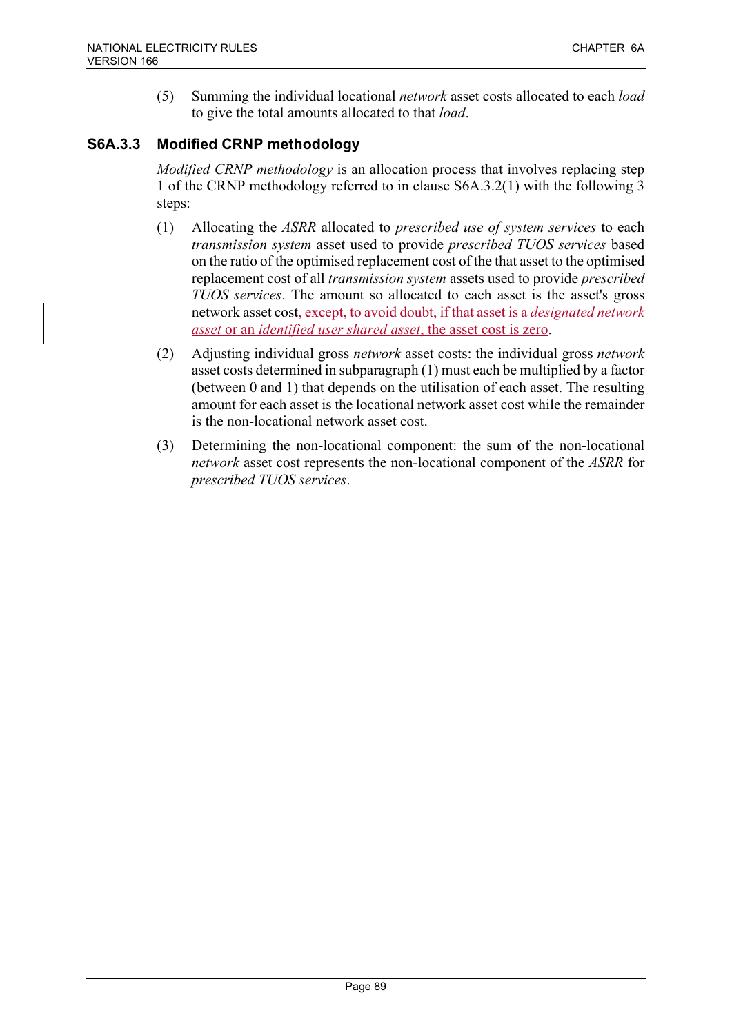(5) Summing the individual locational *network* asset costs allocated to each *load* to give the total amounts allocated to that *load*.

### S6A.3.3 Modified CRNP methodology

*Modified CRNP methodology* is an allocation process that involves replacing step 1 of the CRNP methodology referred to in clause S6A.3.2(1) with the following 3 steps:

(1) Allocating the *ASRR* allocated to *prescribed use of system services* to each *transmission system* asset used to provide *prescribed TUOS services* based on the ratio of the optimised replacement cost of the that asset to the optimised replacement cost of all *transmission system* assets used to provide *prescribed TUOS services*. The amount so allocated to each asset is the asset's gross network asset cost, except, to avoid doubt, if that asset is a *designated network asset* or an *identified user shared asset*, the asset cost is zero.

(2) Adjusting individual gross *network* asset costs: the individual gross *network* asset costs determined in subparagraph (1) must each be multiplied by a factor (between 0 and 1) that depends on the utilisation of each asset. The resulting amount for each asset is the locational network asset cost while the remainder is the non-locational network asset cost.

(3) Determining the non-locational component: the sum of the non-locational *network* asset cost represents the non-locational component of the *ASRR* for *prescribed TUOS services*.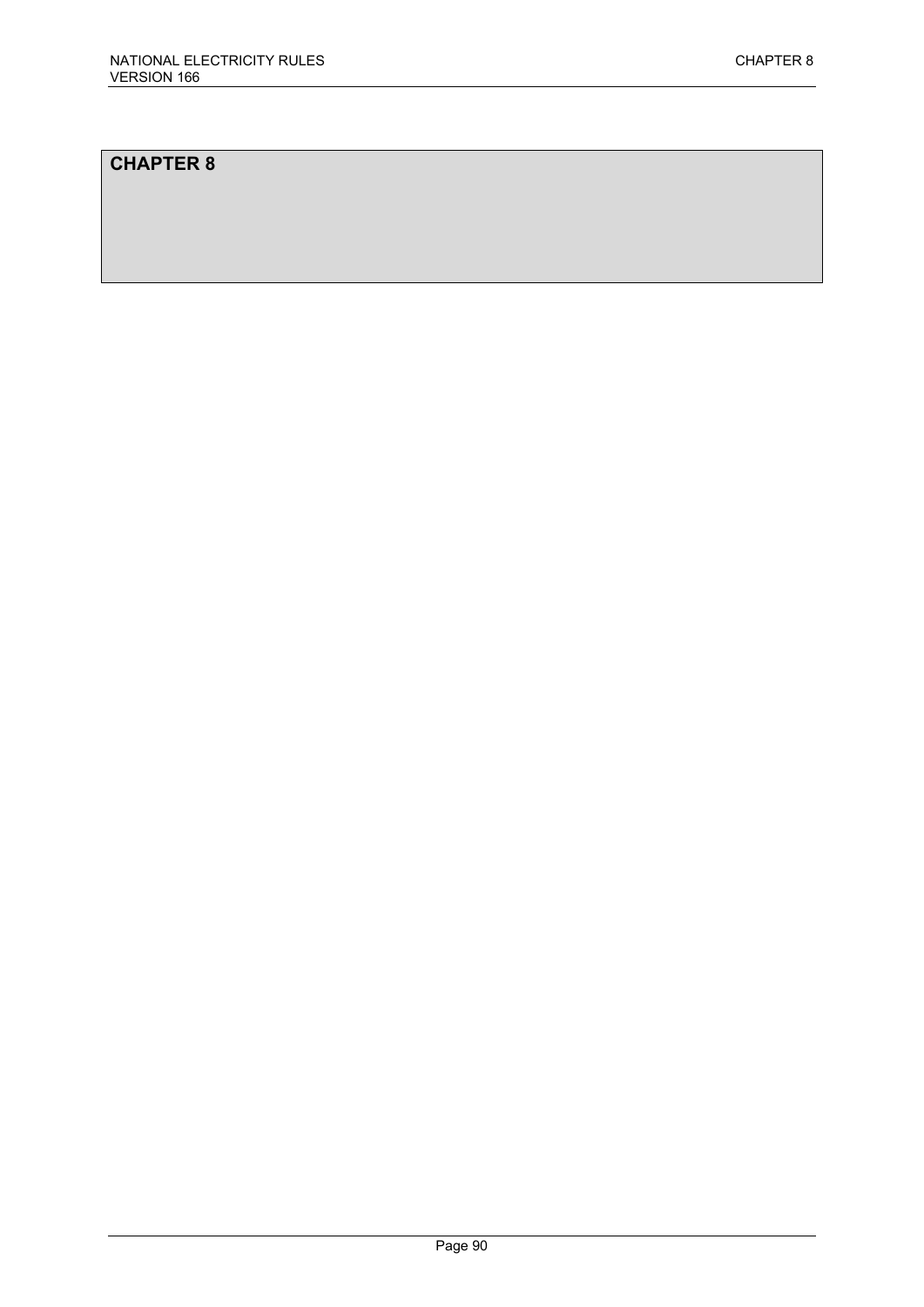# CHAPTER 8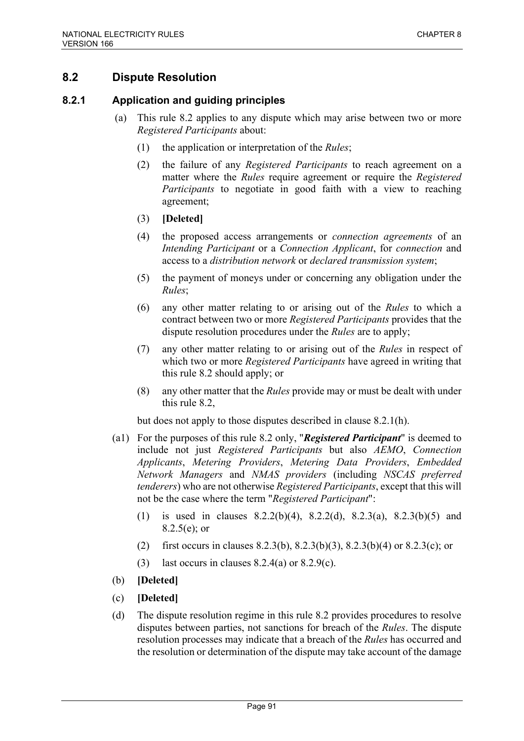## 8.2 Dispute Resolution

### 8.2.1 Application and guiding principles

(a) This rule 8.2 applies to any dispute which may arise between two or more *Registered Participants* about:

(1) the application or interpretation of the *Rules*;

(2) the failure of any *Registered Participants* to reach agreement on a matter where the *Rules* require agreement or require the *Registered Participants* to negotiate in good faith with a view to reaching agreement;

(3) **[Deleted]**

(4) the proposed access arrangements or *connection agreements* of an *Intending Participant* or a *Connection Applicant*, for *connection* and access to a *distribution network* or *declared transmission system*;

(5) the payment of moneys under or concerning any obligation under the *Rules*;

(6) any other matter relating to or arising out of the *Rules* to which a contract between two or more *Registered Participants* provides that the dispute resolution procedures under the *Rules* are to apply;

(7) any other matter relating to or arising out of the *Rules* in respect of which two or more *Registered Participants* have agreed in writing that this rule 8.2 should apply; or

(8) any other matter that the *Rules* provide may or must be dealt with under this rule 8.2,

but does not apply to those disputes described in clause 8.2.1(h).

(a1) For the purposes of this rule 8.2 only, "***Registered Participant***" is deemed to include not just *Registered Participants* but also *AEMO*, *Connection Applicants*, *Metering Providers*, *Metering Data Providers*, *Embedded Network Managers* and *NMAS providers* (including *NSCAS preferred tenderers*) who are not otherwise *Registered Participants*, except that this will not be the case where the term "*Registered Participant*":

(1) is used in clauses 8.2.2(b)(4), 8.2.2(d), 8.2.3(a), 8.2.3(b)(5) and 8.2.5(e); or

(2) first occurs in clauses 8.2.3(b), 8.2.3(b)(3), 8.2.3(b)(4) or 8.2.3(c); or

(3) last occurs in clauses 8.2.4(a) or 8.2.9(c).

(b) **[Deleted]**

(c) **[Deleted]**

(d) The dispute resolution regime in this rule 8.2 provides procedures to resolve disputes between parties, not sanctions for breach of the *Rules*. The dispute resolution processes may indicate that a breach of the *Rules* has occurred and the resolution or determination of the dispute may take account of the damage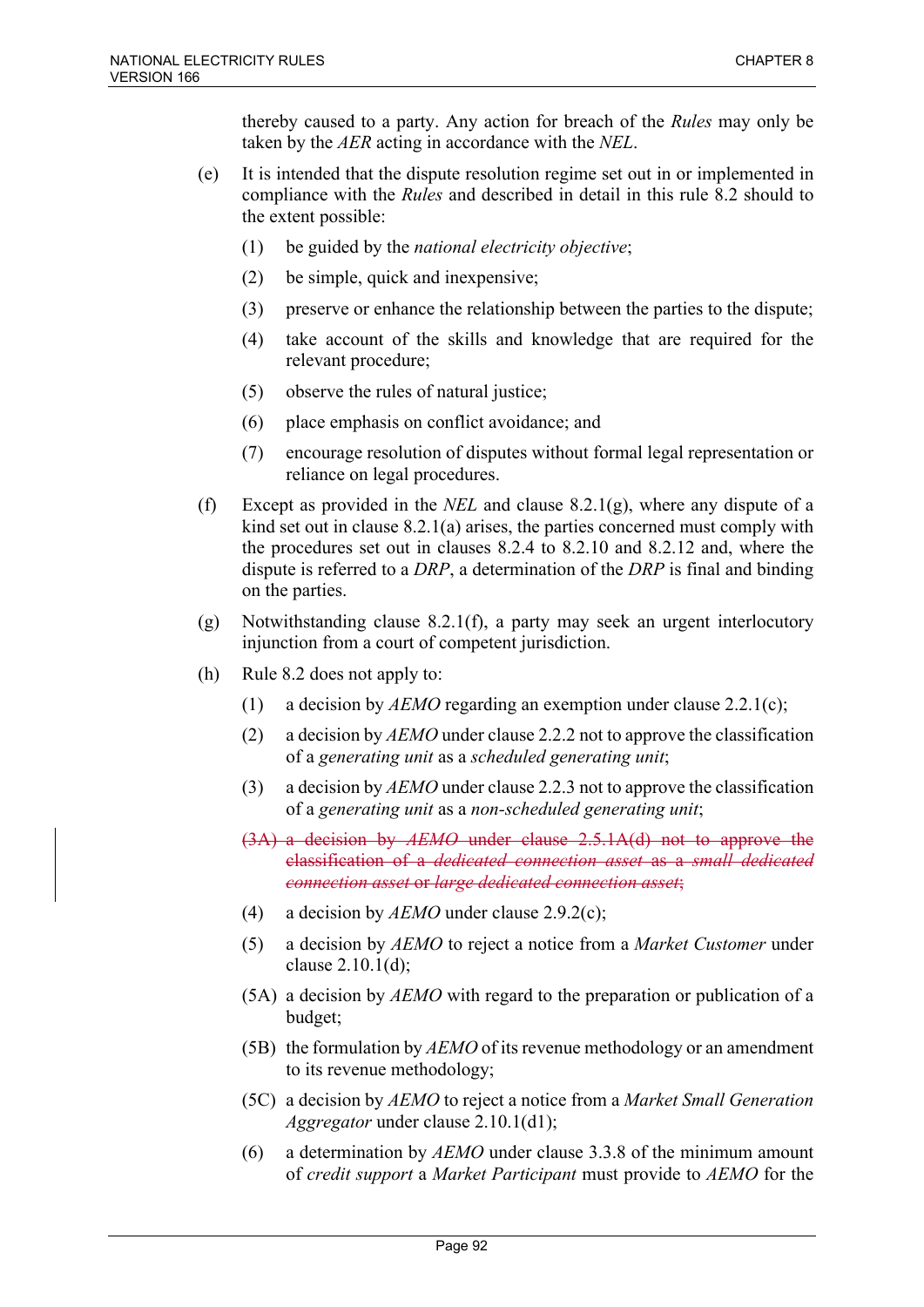thereby caused to a party. Any action for breach of the *Rules* may only be taken by the *AER* acting in accordance with the *NEL*.

(e) It is intended that the dispute resolution regime set out in or implemented in compliance with the *Rules* and described in detail in this rule 8.2 should to the extent possible:

(1) be guided by the *national electricity objective*;

(2) be simple, quick and inexpensive;

(3) preserve or enhance the relationship between the parties to the dispute;

(4) take account of the skills and knowledge that are required for the relevant procedure;

(5) observe the rules of natural justice;

(6) place emphasis on conflict avoidance; and

(7) encourage resolution of disputes without formal legal representation or reliance on legal procedures.

(f) Except as provided in the *NEL* and clause 8.2.1(g), where any dispute of a kind set out in clause 8.2.1(a) arises, the parties concerned must comply with the procedures set out in clauses 8.2.4 to 8.2.10 and 8.2.12 and, where the dispute is referred to a *DRP*, a determination of the *DRP* is final and binding on the parties.

(g) Notwithstanding clause 8.2.1(f), a party may seek an urgent interlocutory injunction from a court of competent jurisdiction.

(h) Rule 8.2 does not apply to:

(1) a decision by *AEMO* regarding an exemption under clause 2.2.1(c);

(2) a decision by *AEMO* under clause 2.2.2 not to approve the classification of a *generating unit* as a *scheduled generating unit*;

(3) a decision by *AEMO* under clause 2.2.3 not to approve the classification of a *generating unit* as a *non-scheduled generating unit*;

~~(3A) a decision by *AEMO* under clause 2.5.1A(d) not to approve the classification of a *dedicated connection asset* as a *small dedicated connection asset* or *large dedicated connection asset*;~~

(4) a decision by *AEMO* under clause 2.9.2(c);

(5) a decision by *AEMO* to reject a notice from a *Market Customer* under clause 2.10.1(d);

(5A) a decision by *AEMO* with regard to the preparation or publication of a budget;

(5B) the formulation by *AEMO* of its revenue methodology or an amendment to its revenue methodology;

(5C) a decision by *AEMO* to reject a notice from a *Market Small Generation Aggregator* under clause 2.10.1(d1);

(6) a determination by *AEMO* under clause 3.3.8 of the minimum amount of *credit support* a *Market Participant* must provide to *AEMO* for the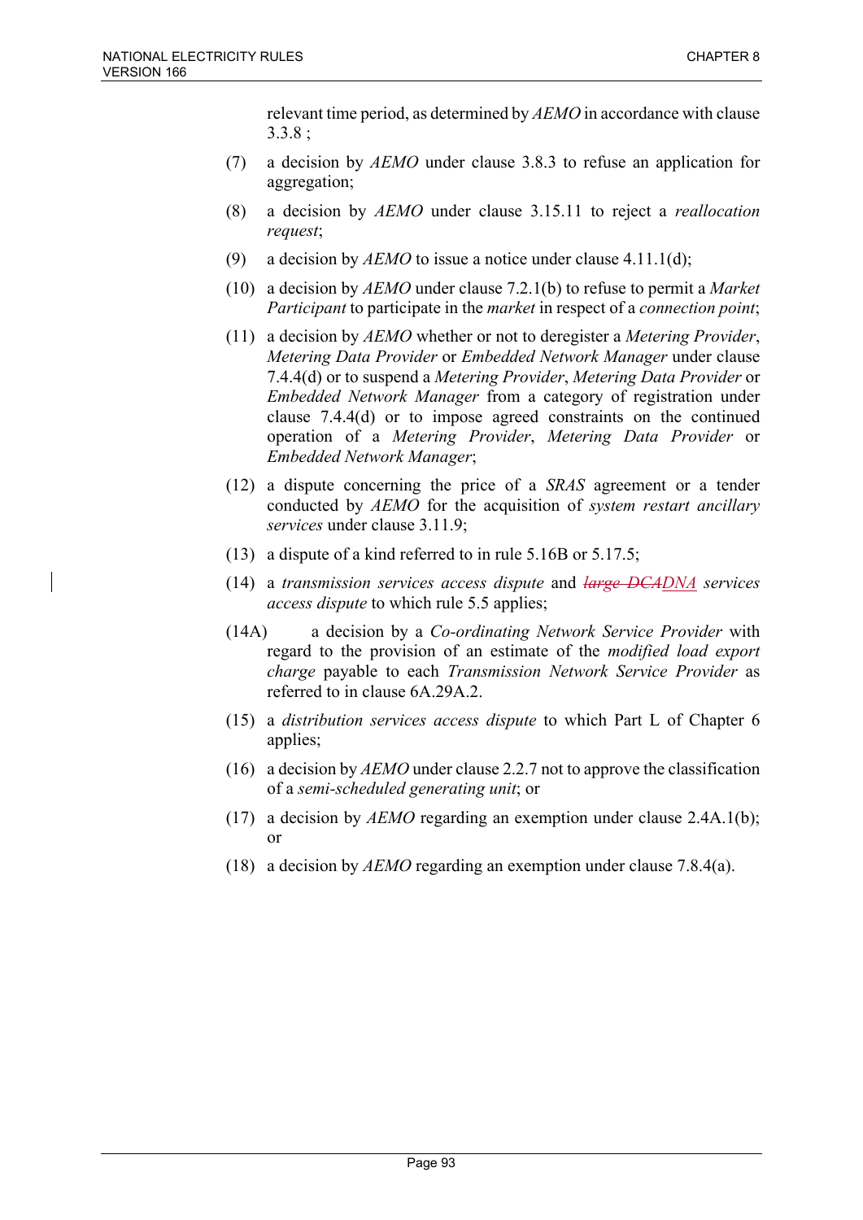relevant time period, as determined by *AEMO* in accordance with clause 3.3.8 ;

(7) a decision by *AEMO* under clause 3.8.3 to refuse an application for aggregation;

(8) a decision by *AEMO* under clause 3.15.11 to reject a *reallocation request*;

(9) a decision by *AEMO* to issue a notice under clause 4.11.1(d);

(10) a decision by *AEMO* under clause 7.2.1(b) to refuse to permit a *Market Participant* to participate in the *market* in respect of a *connection point*;

(11) a decision by *AEMO* whether or not to deregister a *Metering Provider*, *Metering Data Provider* or *Embedded Network Manager* under clause 7.4.4(d) or to suspend a *Metering Provider*, *Metering Data Provider* or *Embedded Network Manager* from a category of registration under clause 7.4.4(d) or to impose agreed constraints on the continued operation of a *Metering Provider*, *Metering Data Provider* or *Embedded Network Manager*;

(12) a dispute concerning the price of a *SRAS* agreement or a tender conducted by *AEMO* for the acquisition of *system restart ancillary services* under clause 3.11.9;

(13) a dispute of a kind referred to in rule 5.16B or 5.17.5;

(14) a *transmission services access dispute* and ~~*large DCA*~~*DNA services access dispute* to which rule 5.5 applies;

(14A) a decision by a *Co-ordinating Network Service Provider* with regard to the provision of an estimate of the *modified load export charge* payable to each *Transmission Network Service Provider* as referred to in clause 6A.29A.2.

(15) a *distribution services access dispute* to which Part L of Chapter 6 applies;

(16) a decision by *AEMO* under clause 2.2.7 not to approve the classification of a *semi-scheduled generating unit*; or

(17) a decision by *AEMO* regarding an exemption under clause 2.4A.1(b); or

(18) a decision by *AEMO* regarding an exemption under clause 7.8.4(a).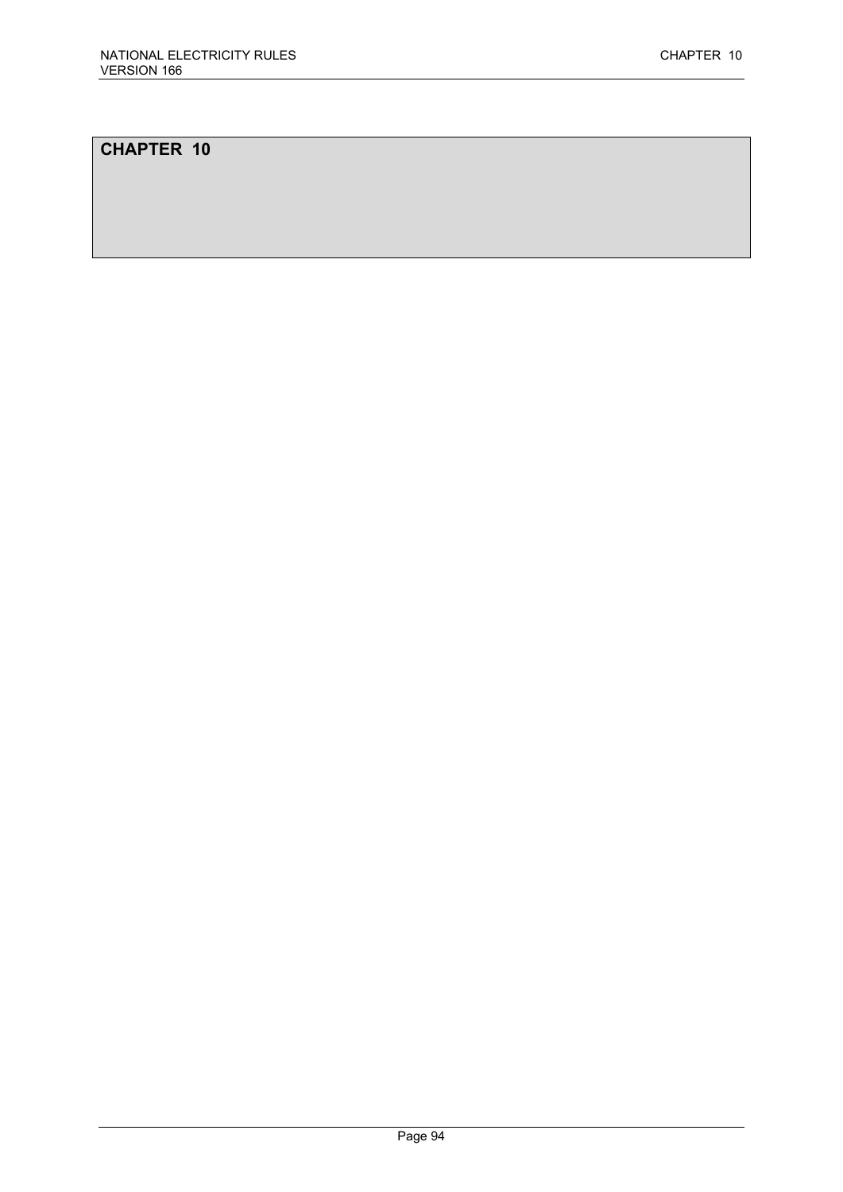# CHAPTER 10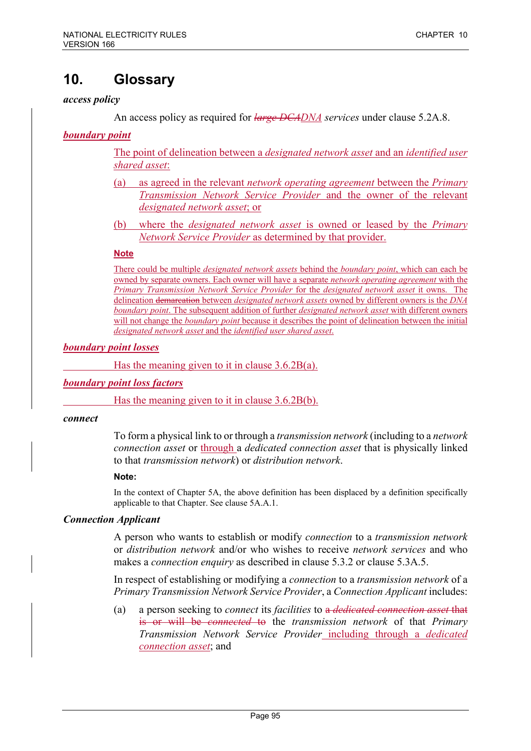# 10. Glossary

***access policy***

An access policy as required for ~~*large DCA*~~*DNA services* under clause 5.2A.8.

***boundary point***

The point of delineation between a *designated network asset* and an *identified user shared asset*:

(a) as agreed in the relevant *network operating agreement* between the *Primary Transmission Network Service Provider* and the owner of the relevant *designated network asset*; or

(b) where the *designated network asset* is owned or leased by the *Primary Network Service Provider* as determined by that provider.

**Note**

There could be multiple *designated network assets* behind the *boundary point*, which can each be owned by separate owners. Each owner will have a separate *network operating agreement* with the *Primary Transmission Network Service Provider* for the *designated network asset* it owns. The delineation ~~demarcation~~ between *designated network assets* owned by different owners is the *DNA boundary point*. The subsequent addition of further *designated network asset* with different owners will not change the *boundary point* because it describes the point of delineation between the initial *designated network asset* and the *identified user shared asset*.

***boundary point losses***

Has the meaning given to it in clause 3.6.2B(a).

***boundary point loss factors***

Has the meaning given to it in clause 3.6.2B(b).

***connect***

To form a physical link to or through a *transmission network* (including to a *network connection asset* or through a *dedicated connection asset* that is physically linked to that *transmission network*) or *distribution network*.

**Note:**

In the context of Chapter 5A, the above definition has been displaced by a definition specifically applicable to that Chapter. See clause 5A.A.1.

***Connection Applicant***

A person who wants to establish or modify *connection* to a *transmission network* or *distribution network* and/or who wishes to receive *network services* and who makes a *connection enquiry* as described in clause 5.3.2 or clause 5.3A.5.

In respect of establishing or modifying a *connection* to a *transmission network* of a *Primary Transmission Network Service Provider*, a *Connection Applicant* includes:

(a) a person seeking to *connect* its *facilities* to ~~a *dedicated connection asset* that is or will be *connected* to~~ the *transmission network* of that *Primary Transmission Network Service Provider* including through a *dedicated connection asset*; and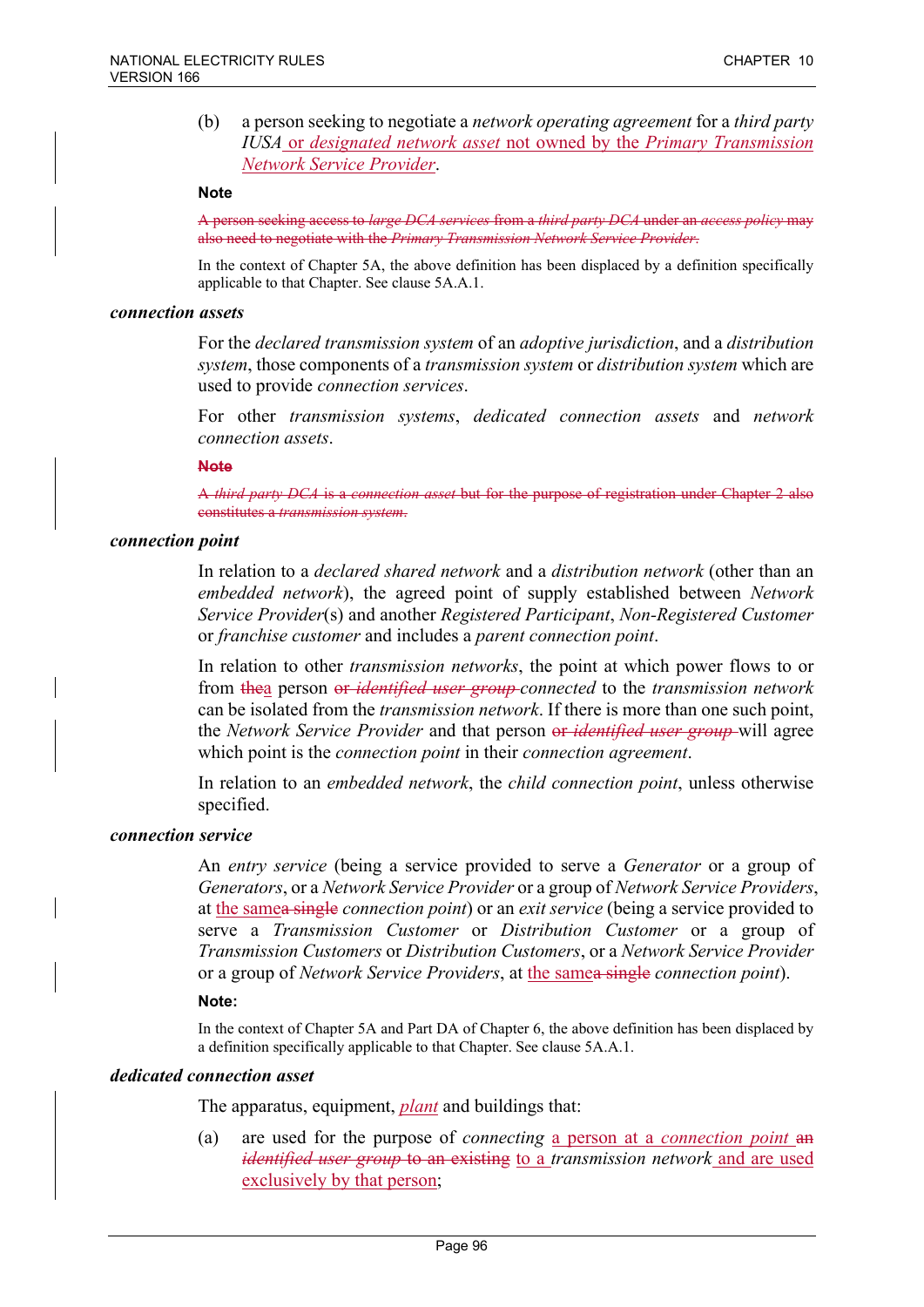(b) a person seeking to negotiate a *network operating agreement* for a *third party IUSA* or *designated network asset* not owned by the *Primary Transmission Network Service Provider*.

**Note**

~~A person seeking access to *large DCA services* from a *third party DCA* under an *access policy* may also need to negotiate with the *Primary Transmission Network Service Provider*.~~

In the context of Chapter 5A, the above definition has been displaced by a definition specifically applicable to that Chapter. See clause 5A.A.1.

***connection assets***

For the *declared transmission system* of an *adoptive jurisdiction*, and a *distribution system*, those components of a *transmission system* or *distribution system* which are used to provide *connection services*.

For other *transmission systems*, *dedicated connection assets* and *network connection assets*.

~~**Note**~~

~~A *third party DCA* is a *connection asset* but for the purpose of registration under Chapter 2 also constitutes a *transmission system*.~~

***connection point***

In relation to a *declared shared network* and a *distribution network* (other than an *embedded network*), the agreed point of supply established between *Network Service Provider*(s) and another *Registered Participant*, *Non-Registered Customer* or *franchise customer* and includes a *parent connection point*.

In relation to other *transmission networks*, the point at which power flows to or from ~~the~~a person ~~or *identified user group*~~ *connected* to the *transmission network* can be isolated from the *transmission network*. If there is more than one such point, the *Network Service Provider* and that person ~~or *identified user group*~~ will agree which point is the *connection point* in their *connection agreement*.

In relation to an *embedded network*, the *child connection point*, unless otherwise specified.

***connection service***

An *entry service* (being a service provided to serve a *Generator* or a group of *Generators*, or a *Network Service Provider* or a group of *Network Service Providers*, at the same~~a single~~ *connection point*) or an *exit service* (being a service provided to serve a *Transmission Customer* or *Distribution Customer* or a group of *Transmission Customers* or *Distribution Customers*, or a *Network Service Provider* or a group of *Network Service Providers*, at the same~~a single~~ *connection point*).

**Note:**

In the context of Chapter 5A and Part DA of Chapter 6, the above definition has been displaced by a definition specifically applicable to that Chapter. See clause 5A.A.1.

***dedicated connection asset***

The apparatus, equipment, *plant* and buildings that:

(a) are used for the purpose of *connecting* a person at a *connection point* ~~an *identified user group* to an existing~~ to a *transmission network* and are used exclusively by that person;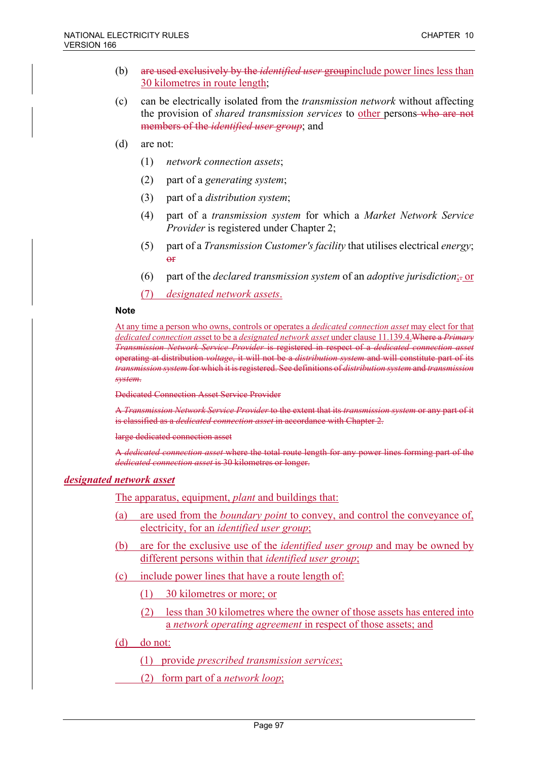(b) ~~are used exclusively by the *identified user* group~~include power lines less than 30 kilometres in route length;

(c) can be electrically isolated from the *transmission network* without affecting the provision of *shared transmission services* to other persons ~~who are not members of the *identified user group*~~; and

(d) are not:

(1) *network connection assets*;

(2) part of a *generating system*;

(3) part of a *distribution system*;

(4) part of a *transmission system* for which a *Market Network Service Provider* is registered under Chapter 2;

(5) part of a *Transmission Customer's facility* that utilises electrical *energy*; ~~or~~

(6) part of the *declared transmission system* of an *adoptive jurisdiction*;~~.~~ or

(7) *designated network assets*.

**Note**

At any time a person who owns, controls or operates a *dedicated connection asset* may elect for that *dedicated connection* asset to be a *designated network asset* under clause 11.139.4.~~Where a *Primary Transmission Network Service Provider* is registered in respect of a *dedicated connection asset* operating at distribution *voltage*, it will not be a *distribution system* and will constitute part of its *transmission system* for which it is registered. See definitions of *distribution system* and *transmission system*.~~

~~Dedicated Connection Asset Service Provider~~

~~A *Transmission Network Service Provider* to the extent that its *transmission system* or any part of it is classified as a *dedicated connection asset* in accordance with Chapter 2.~~

~~large dedicated connection asset~~

~~A *dedicated connection asset* where the total route length for any power lines forming part of the *dedicated connection asset* is 30 kilometres or longer.~~

***designated network asset***

The apparatus, equipment, *plant* and buildings that:

(a) are used from the *boundary point* to convey, and control the conveyance of, electricity, for an *identified user group*;

(b) are for the exclusive use of the *identified user group* and may be owned by different persons within that *identified user group*;

(c) include power lines that have a route length of:

(1) 30 kilometres or more; or

(2) less than 30 kilometres where the owner of those assets has entered into a *network operating agreement* in respect of those assets; and

(d) do not:

(1) provide *prescribed transmission services*;

(2) form part of a *network loop*;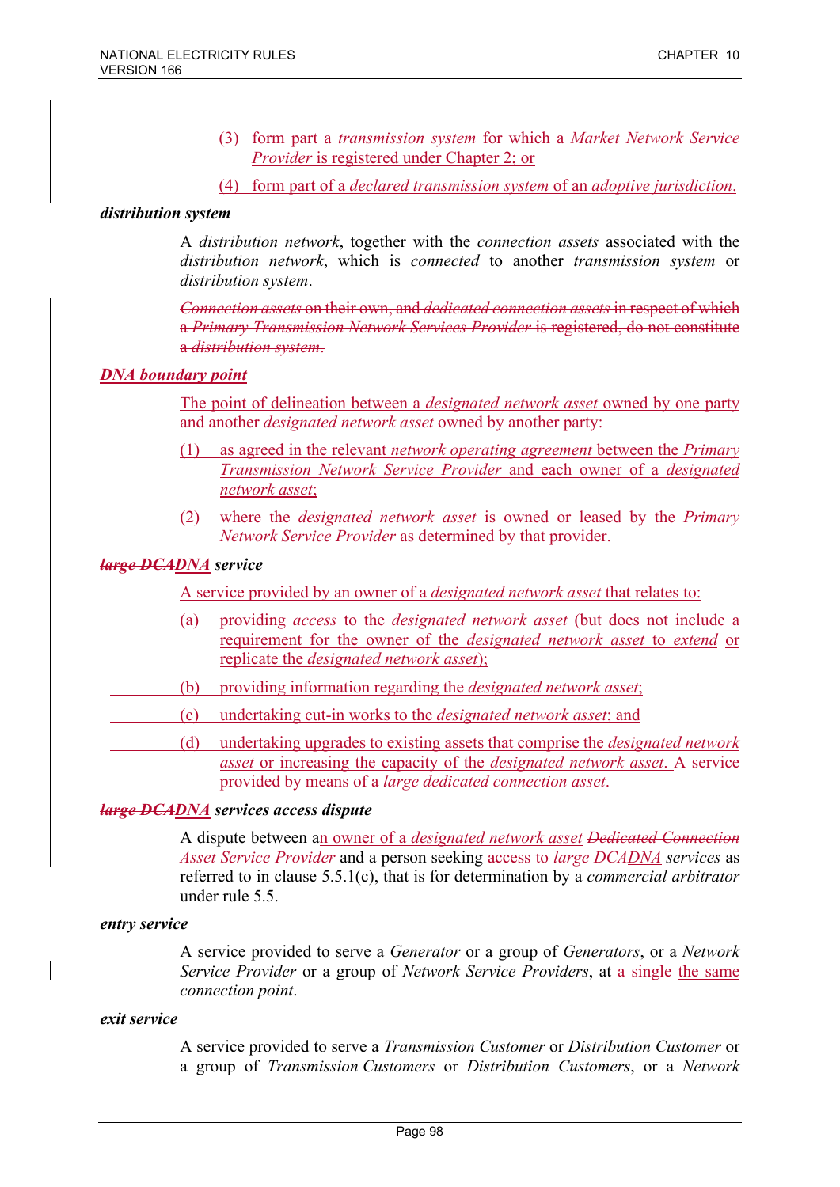(3) form part a *transmission system* for which a *Market Network Service Provider* is registered under Chapter 2; or

(4) form part of a *declared transmission system* of an *adoptive jurisdiction*.

***distribution system***

A *distribution network*, together with the *connection assets* associated with the *distribution network*, which is *connected* to another *transmission system* or *distribution system*.

~~*Connection assets* on their own, and *dedicated connection assets* in respect of which a *Primary Transmission Network Services Provider* is registered, do not constitute a *distribution system*.~~

***DNA boundary point***

The point of delineation between a *designated network asset* owned by one party and another *designated network asset* owned by another party:

(1) as agreed in the relevant *network operating agreement* between the *Primary Transmission Network Service Provider* and each owner of a *designated network asset*;

(2) where the *designated network asset* is owned or leased by the *Primary Network Service Provider* as determined by that provider.

~~***large DCA***~~***DNA service***

A service provided by an owner of a *designated network asset* that relates to:

(a) providing *access* to the *designated network asset* (but does not include a requirement for the owner of the *designated network asset* to *extend* or replicate the *designated network asset*);

(b) providing information regarding the *designated network asset*;

(c) undertaking cut-in works to the *designated network asset*; and

(d) undertaking upgrades to existing assets that comprise the *designated network asset* or increasing the capacity of the *designated network asset*. ~~A service provided by means of a *large dedicated connection asset*.~~

~~***large DCA***~~***DNA services access dispute***

A dispute between an owner of a *designated network asset* ~~*Dedicated Connection Asset Service Provider*~~ and a person seeking ~~access to *large DCA*~~*DNA services* as referred to in clause 5.5.1(c), that is for determination by a *commercial arbitrator* under rule 5.5.

***entry service***

A service provided to serve a *Generator* or a group of *Generators*, or a *Network Service Provider* or a group of *Network Service Providers*, at ~~a single~~ the same *connection point*.

***exit service***

A service provided to serve a *Transmission Customer* or *Distribution Customer* or a group of *Transmission Customers* or *Distribution Customers*, or a *Network*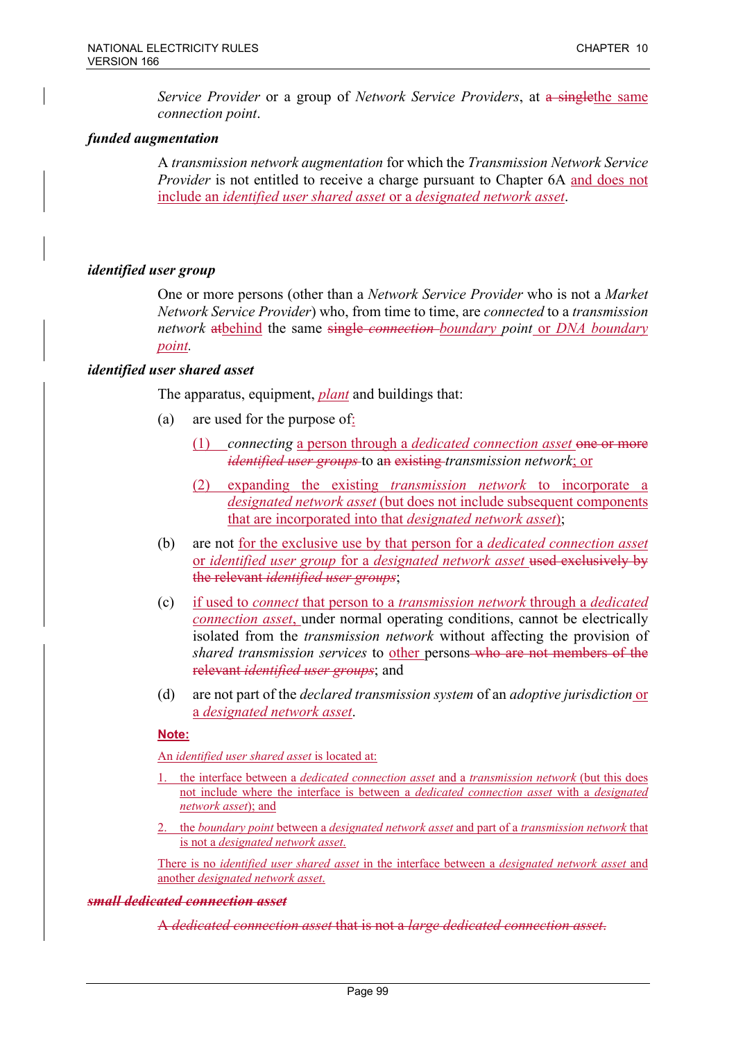*Service Provider* or a group of *Network Service Providers*, at ~~a single~~the same *connection point*.

***funded augmentation***

A *transmission network augmentation* for which the *Transmission Network Service Provider* is not entitled to receive a charge pursuant to Chapter 6A and does not include an *identified user shared asset* or a *designated network asset*.

***identified user group***

One or more persons (other than a *Network Service Provider* who is not a *Market Network Service Provider*) who, from time to time, are *connected* to a *transmission network* ~~at~~behind the same ~~single *connection*~~ *boundary point* or *DNA boundary point*.

***identified user shared asset***

The apparatus, equipment, *plant* and buildings that:

(a) are used for the purpose of:

(1) *connecting* a person through a *dedicated connection asset* ~~one or more *identified user groups*~~ to a~~n existing~~ *transmission network*; or

(2) expanding the existing *transmission network* to incorporate a *designated network asset* (but does not include subsequent components that are incorporated into that *designated network asset*);

(b) are not for the exclusive use by that person for a *dedicated connection asset* or *identified user group* for a *designated network asset* ~~used exclusively by the relevant *identified user groups*~~;

(c) if used to *connect* that person to a *transmission network* through a *dedicated connection asset*, under normal operating conditions, cannot be electrically isolated from the *transmission network* without affecting the provision of *shared transmission services* to other persons ~~who are not members of the relevant *identified user groups*~~; and

(d) are not part of the *declared transmission system* of an *adoptive jurisdiction* or a *designated network asset*.

**Note:**

An *identified user shared asset* is located at:

1. the interface between a *dedicated connection asset* and a *transmission network* (but this does not include where the interface is between a *dedicated connection asset* with a *designated network asset*); and

2. the *boundary point* between a *designated network asset* and part of a *transmission network* that is not a *designated network asset*.

There is no *identified user shared asset* in the interface between a *designated network asset* and another *designated network asset*.

~~***small dedicated connection asset***~~

~~A *dedicated connection asset* that is not a *large dedicated connection asset*.~~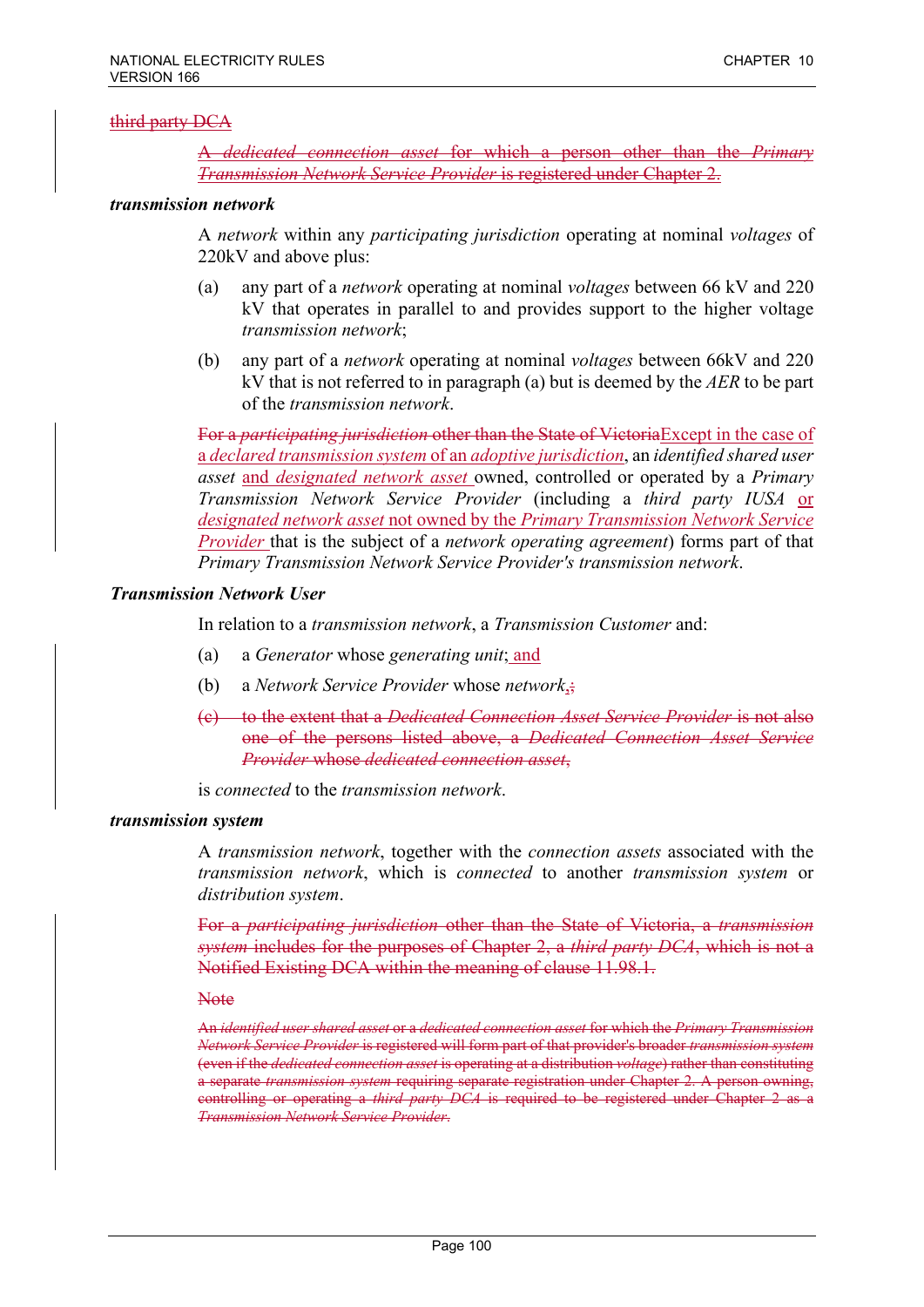~~third party DCA~~

~~A *dedicated connection asset* for which a person other than the *Primary Transmission Network Service Provider* is registered under Chapter 2.~~

***transmission network***

A *network* within any *participating jurisdiction* operating at nominal *voltages* of 220kV and above plus:

(a) any part of a *network* operating at nominal *voltages* between 66 kV and 220 kV that operates in parallel to and provides support to the higher voltage *transmission network*;

(b) any part of a *network* operating at nominal *voltages* between 66kV and 220 kV that is not referred to in paragraph (a) but is deemed by the *AER* to be part of the *transmission network*.

~~For a *participating jurisdiction* other than the State of Victoria~~Except in the case of a *declared transmission system* of an *adoptive jurisdiction*, an *identified shared user asset* and *designated network asset* owned, controlled or operated by a *Primary Transmission Network Service Provider* (including a *third party IUSA* or *designated network asset* not owned by the *Primary Transmission Network Service Provider* that is the subject of a *network operating agreement*) forms part of that Primary Transmission Network Service Provider's transmission network.

***Transmission Network User***

In relation to a *transmission network*, a *Transmission Customer* and:

(a) a *Generator* whose *generating unit*; and

(b) a *Network Service Provider* whose *network*,~~;~~

~~(c) to the extent that a *Dedicated Connection Asset Service Provider* is not also one of the persons listed above, a *Dedicated Connection Asset Service Provider* whose *dedicated connection asset*,~~

is *connected* to the *transmission network*.

***transmission system***

A *transmission network*, together with the *connection assets* associated with the *transmission network*, which is *connected* to another *transmission system* or *distribution system*.

~~For a *participating jurisdiction* other than the State of Victoria, a *transmission system* includes for the purposes of Chapter 2, a *third party DCA*, which is not a Notified Existing DCA within the meaning of clause 11.98.1.~~

~~Note~~

~~An *identified user shared asset* or a *dedicated connection asset* for which the *Primary Transmission Network Service Provider* is registered will form part of that provider's broader *transmission system* (even if the *dedicated connection asset* is operating at a distribution *voltage*) rather than constituting a separate *transmission system* requiring separate registration under Chapter 2. A person owning, controlling or operating a *third party DCA* is required to be registered under Chapter 2 as a *Transmission Network Service Provider*.~~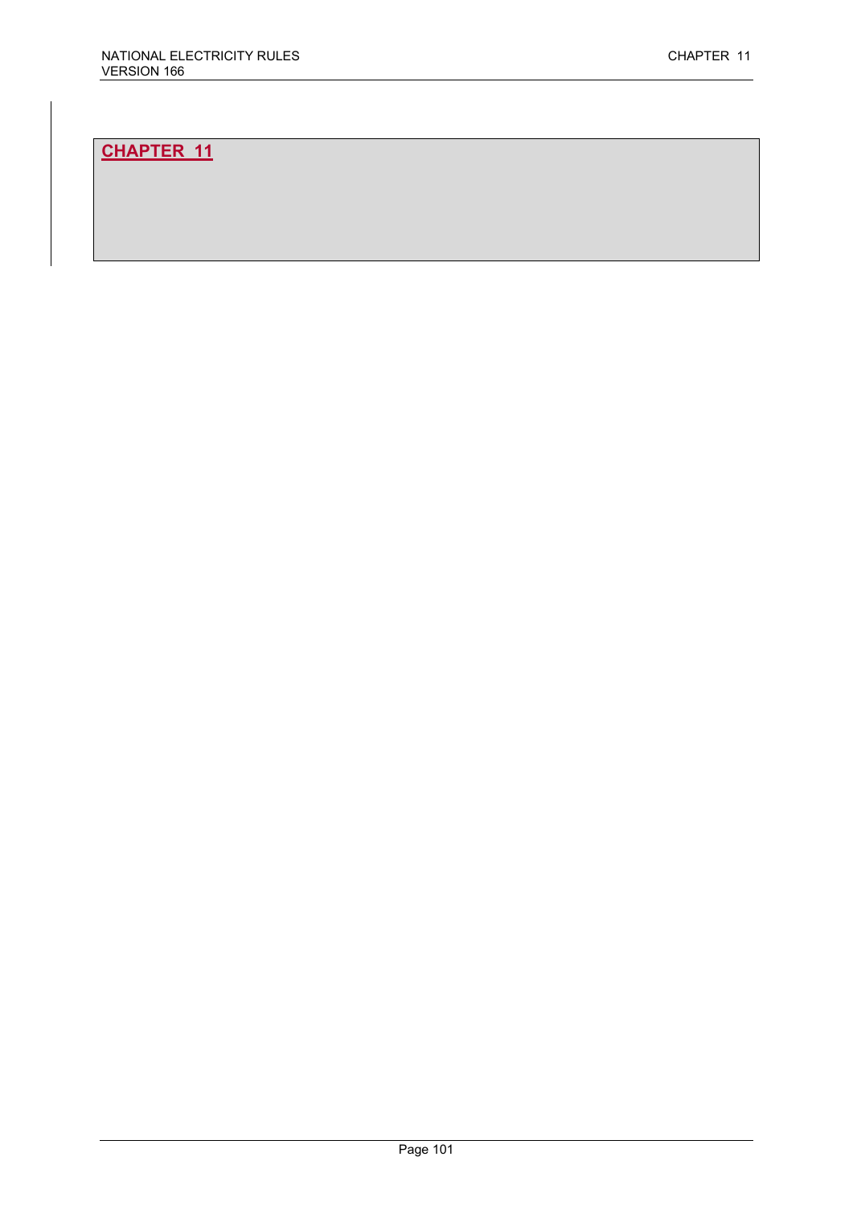# CHAPTER 11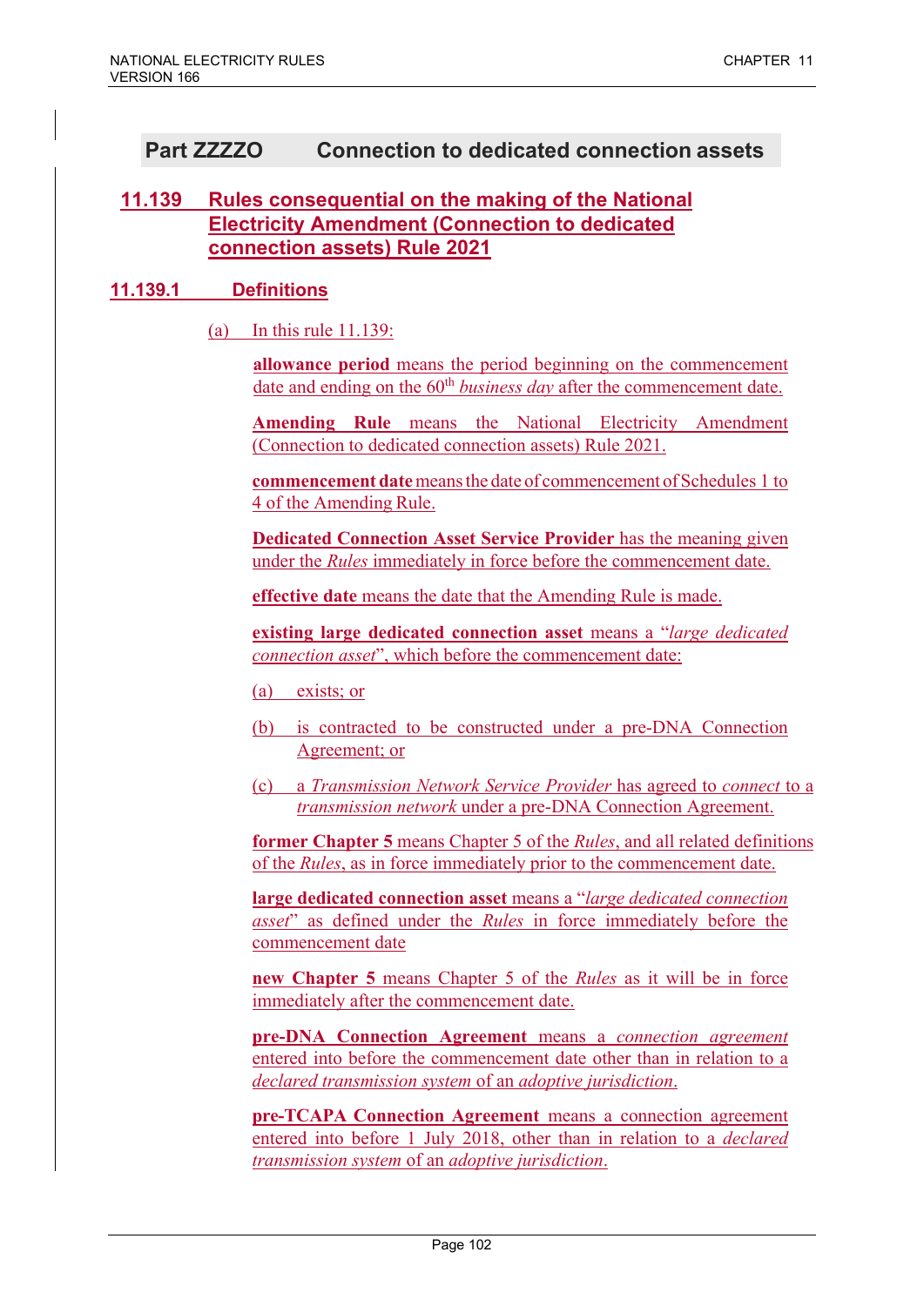## Part ZZZZO Connection to dedicated connection assets

### 11.139 Rules consequential on the making of the National Electricity Amendment (Connection to dedicated connection assets) Rule 2021

#### 11.139.1 Definitions

(a) In this rule 11.139:

**allowance period** means the period beginning on the commencement date and ending on the 60th *business day* after the commencement date.

**Amending Rule** means the National Electricity Amendment (Connection to dedicated connection assets) Rule 2021.

**commencement date** means the date of commencement of Schedules 1 to 4 of the Amending Rule.

**Dedicated Connection Asset Service Provider** has the meaning given under the *Rules* immediately in force before the commencement date.

**effective date** means the date that the Amending Rule is made.

**existing large dedicated connection asset** means a "*large dedicated connection asset*", which before the commencement date:

(a) exists; or

(b) is contracted to be constructed under a pre-DNA Connection Agreement; or

(c) a *Transmission Network Service Provider* has agreed to *connect* to a *transmission network* under a pre-DNA Connection Agreement.

**former Chapter 5** means Chapter 5 of the *Rules*, and all related definitions of the *Rules*, as in force immediately prior to the commencement date.

**large dedicated connection asset** means a "*large dedicated connection asset*" as defined under the *Rules* in force immediately before the commencement date

**new Chapter 5** means Chapter 5 of the *Rules* as it will be in force immediately after the commencement date.

**pre-DNA Connection Agreement** means a *connection agreement* entered into before the commencement date other than in relation to a *declared transmission system* of an *adoptive jurisdiction*.

**pre-TCAPA Connection Agreement** means a connection agreement entered into before 1 July 2018, other than in relation to a *declared transmission system* of an *adoptive jurisdiction*.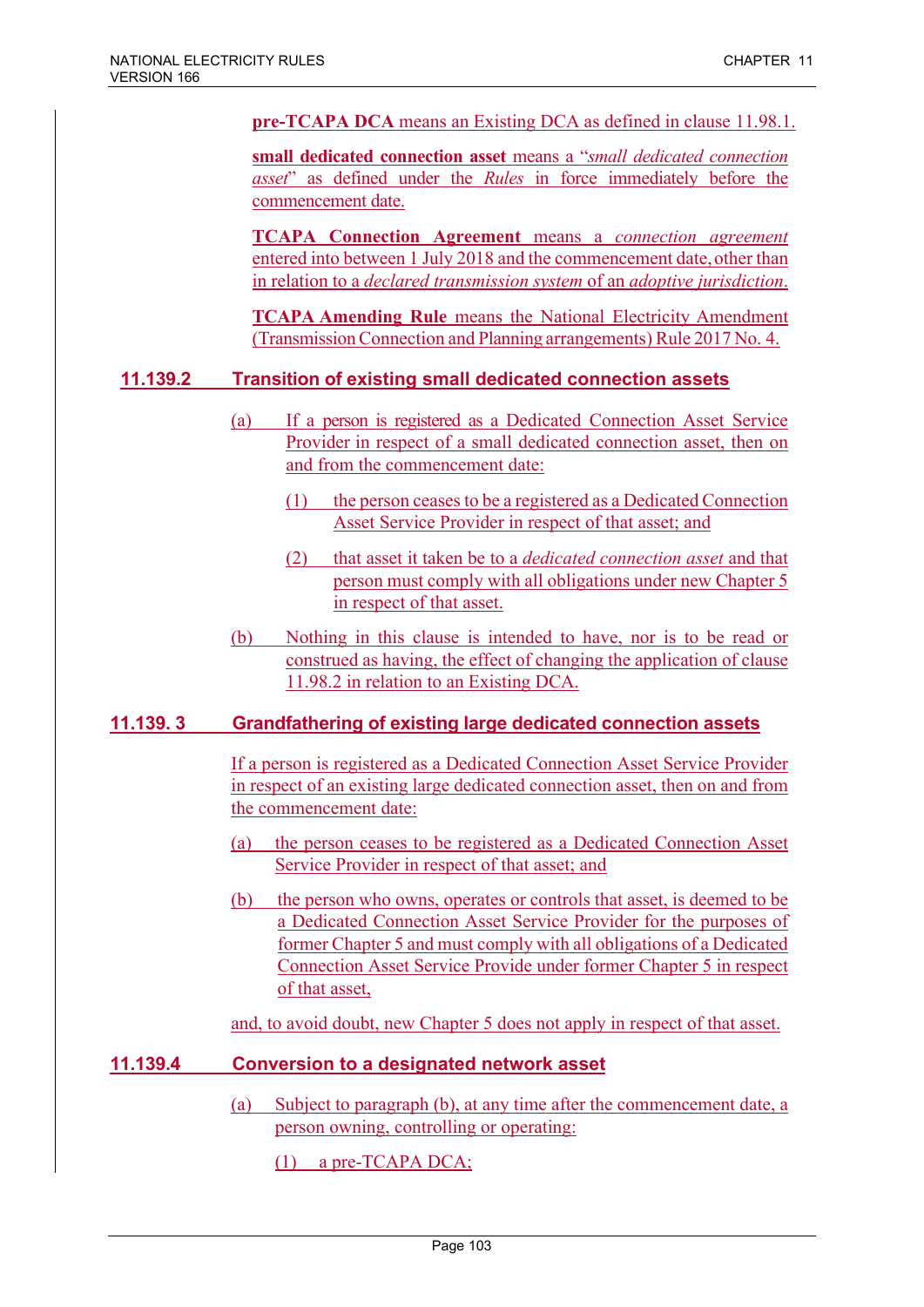**pre-TCAPA DCA** means an Existing DCA as defined in clause 11.98.1.

**small dedicated connection asset** means a "*small dedicated connection asset*" as defined under the *Rules* in force immediately before the commencement date.

**TCAPA Connection Agreement** means a *connection agreement* entered into between 1 July 2018 and the commencement date, other than in relation to a *declared transmission system* of an *adoptive jurisdiction*.

**TCAPA Amending Rule** means the National Electricity Amendment (Transmission Connection and Planning arrangements) Rule 2017 No. 4.

### 11.139.2 Transition of existing small dedicated connection assets

(a) If a person is registered as a Dedicated Connection Asset Service Provider in respect of a small dedicated connection asset, then on and from the commencement date:

(1) the person ceases to be a registered as a Dedicated Connection Asset Service Provider in respect of that asset; and

(2) that asset it taken be to a *dedicated connection asset* and that person must comply with all obligations under new Chapter 5 in respect of that asset.

(b) Nothing in this clause is intended to have, nor is to be read or construed as having, the effect of changing the application of clause 11.98.2 in relation to an Existing DCA.

### 11.139. 3 Grandfathering of existing large dedicated connection assets

If a person is registered as a Dedicated Connection Asset Service Provider in respect of an existing large dedicated connection asset, then on and from the commencement date:

(a) the person ceases to be registered as a Dedicated Connection Asset Service Provider in respect of that asset; and

(b) the person who owns, operates or controls that asset, is deemed to be a Dedicated Connection Asset Service Provider for the purposes of former Chapter 5 and must comply with all obligations of a Dedicated Connection Asset Service Provide under former Chapter 5 in respect of that asset,

and, to avoid doubt, new Chapter 5 does not apply in respect of that asset.

### 11.139.4 Conversion to a designated network asset

(a) Subject to paragraph (b), at any time after the commencement date, a person owning, controlling or operating:

(1) a pre-TCAPA DCA;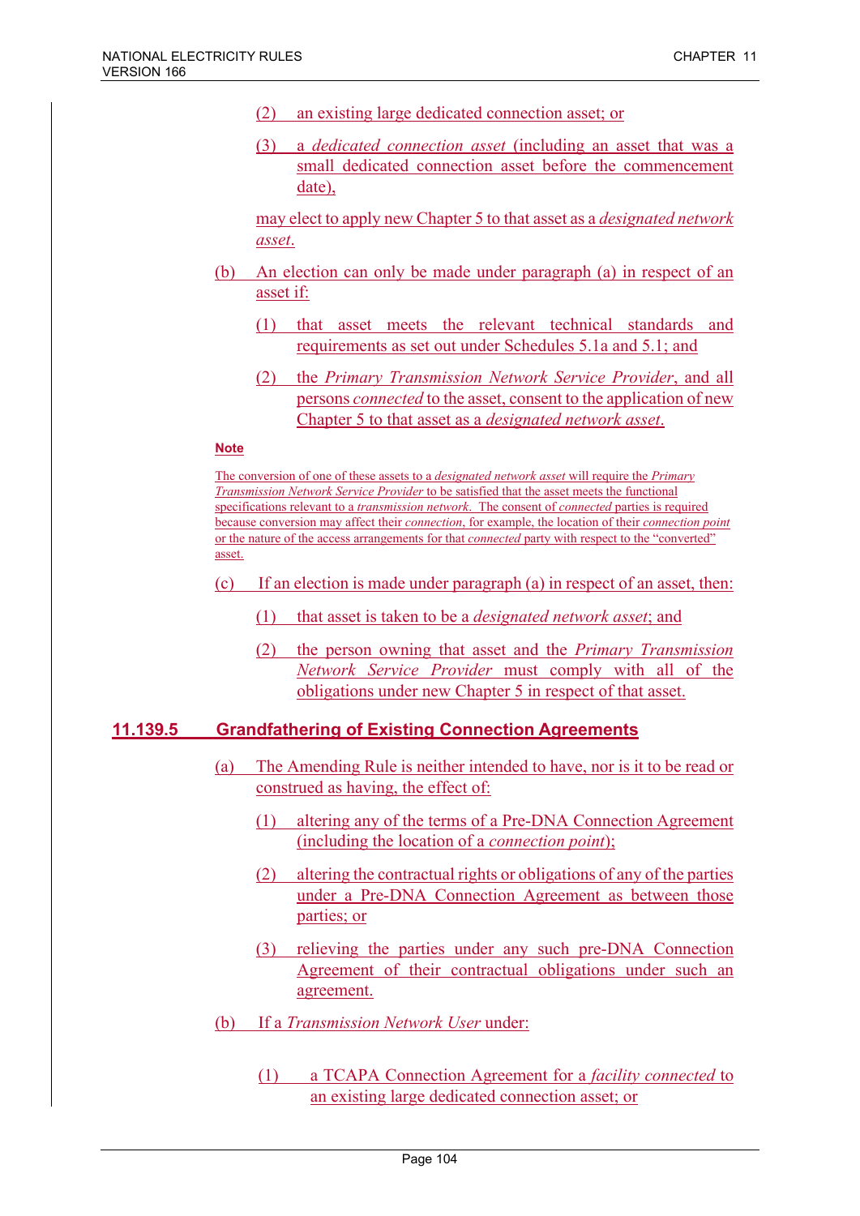(2) an existing large dedicated connection asset; or

(3) a *dedicated connection asset* (including an asset that was a small dedicated connection asset before the commencement date),

may elect to apply new Chapter 5 to that asset as a *designated network asset*.

(b) An election can only be made under paragraph (a) in respect of an asset if:

(1) that asset meets the relevant technical standards and requirements as set out under Schedules 5.1a and 5.1; and

(2) the *Primary Transmission Network Service Provider*, and all persons *connected* to the asset, consent to the application of new Chapter 5 to that asset as a *designated network asset*.

**Note**

The conversion of one of these assets to a *designated network asset* will require the *Primary Transmission Network Service Provider* to be satisfied that the asset meets the functional specifications relevant to a *transmission network*. The consent of *connected* parties is required because conversion may affect their *connection*, for example, the location of their *connection point* or the nature of the access arrangements for that *connected* party with respect to the "converted" asset.

(c) If an election is made under paragraph (a) in respect of an asset, then:

(1) that asset is taken to be a *designated network asset*; and

(2) the person owning that asset and the *Primary Transmission Network Service Provider* must comply with all of the obligations under new Chapter 5 in respect of that asset.

## 11.139.5 Grandfathering of Existing Connection Agreements

(a) The Amending Rule is neither intended to have, nor is it to be read or construed as having, the effect of:

(1) altering any of the terms of a Pre-DNA Connection Agreement (including the location of a *connection point*);

(2) altering the contractual rights or obligations of any of the parties under a Pre-DNA Connection Agreement as between those parties; or

(3) relieving the parties under any such pre-DNA Connection Agreement of their contractual obligations under such an agreement.

(b) If a *Transmission Network User* under:

(1) a TCAPA Connection Agreement for a *facility connected* to an existing large dedicated connection asset; or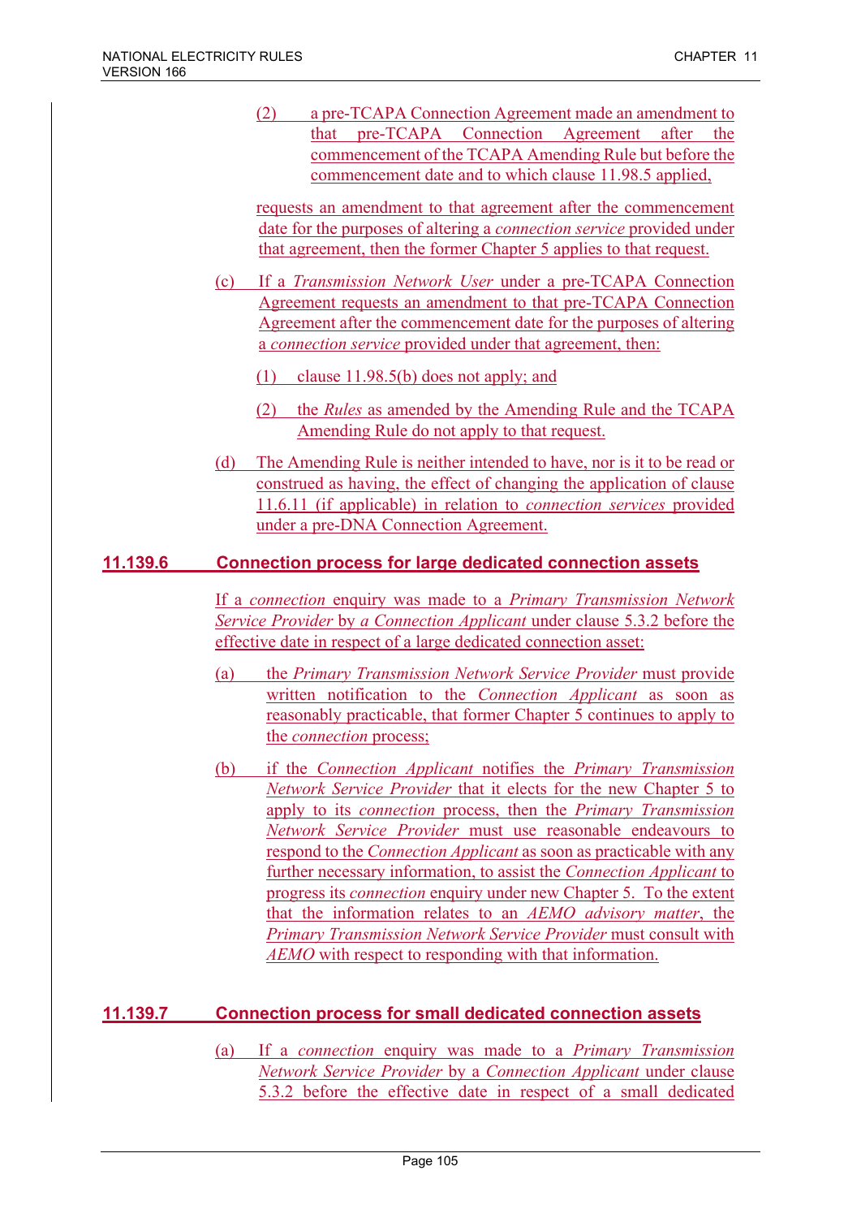(2) a pre-TCAPA Connection Agreement made an amendment to that pre-TCAPA Connection Agreement after the commencement of the TCAPA Amending Rule but before the commencement date and to which clause 11.98.5 applied,

requests an amendment to that agreement after the commencement date for the purposes of altering a *connection service* provided under that agreement, then the former Chapter 5 applies to that request.

(c) If a *Transmission Network User* under a pre-TCAPA Connection Agreement requests an amendment to that pre-TCAPA Connection Agreement after the commencement date for the purposes of altering a *connection service* provided under that agreement, then:

(1) clause 11.98.5(b) does not apply; and

(2) the *Rules* as amended by the Amending Rule and the TCAPA Amending Rule do not apply to that request.

(d) The Amending Rule is neither intended to have, nor is it to be read or construed as having, the effect of changing the application of clause 11.6.11 (if applicable) in relation to *connection services* provided under a pre-DNA Connection Agreement.

## 11.139.6 Connection process for large dedicated connection assets

If a *connection* enquiry was made to a *Primary Transmission Network Service Provider* by a *Connection Applicant* under clause 5.3.2 before the effective date in respect of a large dedicated connection asset:

(a) the *Primary Transmission Network Service Provider* must provide written notification to the *Connection Applicant* as soon as reasonably practicable, that former Chapter 5 continues to apply to the *connection* process;

(b) if the *Connection Applicant* notifies the *Primary Transmission Network Service Provider* that it elects for the new Chapter 5 to apply to its *connection* process, then the *Primary Transmission Network Service Provider* must use reasonable endeavours to respond to the *Connection Applicant* as soon as practicable with any further necessary information, to assist the *Connection Applicant* to progress its *connection* enquiry under new Chapter 5. To the extent that the information relates to an *AEMO advisory matter*, the *Primary Transmission Network Service Provider* must consult with *AEMO* with respect to responding with that information.

## 11.139.7 Connection process for small dedicated connection assets

(a) If a *connection* enquiry was made to a *Primary Transmission Network Service Provider* by a *Connection Applicant* under clause 5.3.2 before the effective date in respect of a small dedicated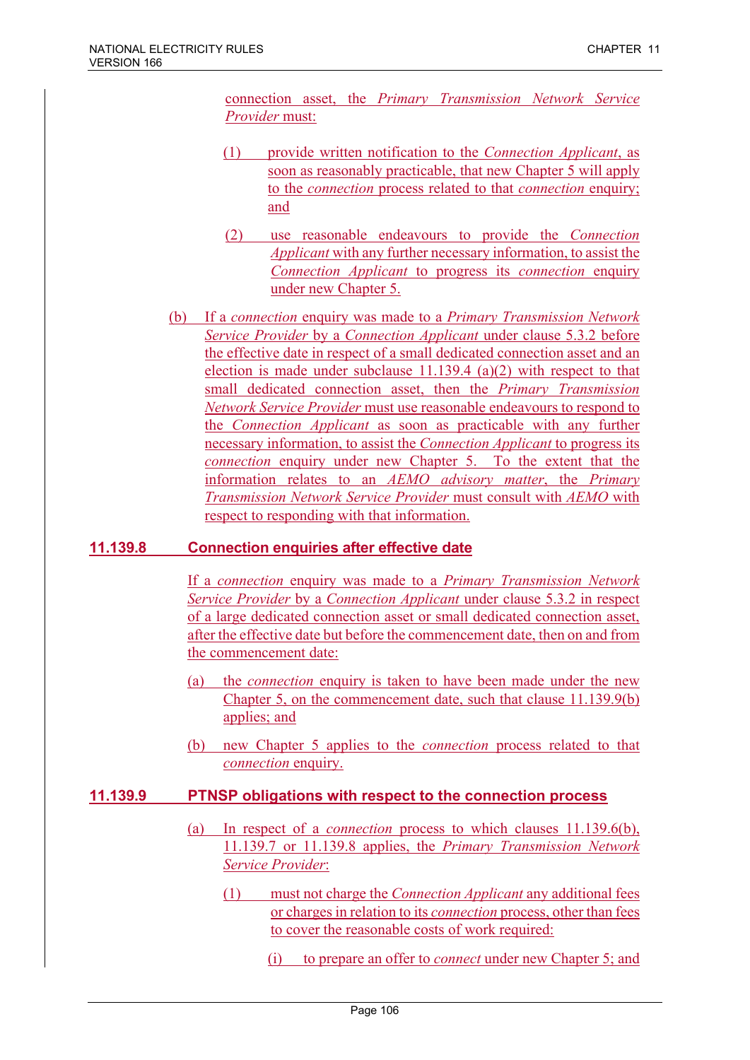connection asset, the *Primary Transmission Network Service Provider* must:

(1) provide written notification to the *Connection Applicant*, as soon as reasonably practicable, that new Chapter 5 will apply to the *connection* process related to that *connection* enquiry; and

(2) use reasonable endeavours to provide the *Connection Applicant* with any further necessary information, to assist the *Connection Applicant* to progress its *connection* enquiry under new Chapter 5.

(b) If a *connection* enquiry was made to a *Primary Transmission Network Service Provider* by a *Connection Applicant* under clause 5.3.2 before the effective date in respect of a small dedicated connection asset and an election is made under subclause 11.139.4 (a)(2) with respect to that small dedicated connection asset, then the *Primary Transmission Network Service Provider* must use reasonable endeavours to respond to the *Connection Applicant* as soon as practicable with any further necessary information, to assist the *Connection Applicant* to progress its *connection* enquiry under new Chapter 5. To the extent that the information relates to an *AEMO advisory matter*, the *Primary Transmission Network Service Provider* must consult with *AEMO* with respect to responding with that information.

## 11.139.8 Connection enquiries after effective date

If a *connection* enquiry was made to a *Primary Transmission Network Service Provider* by a *Connection Applicant* under clause 5.3.2 in respect of a large dedicated connection asset or small dedicated connection asset, after the effective date but before the commencement date, then on and from the commencement date:

(a) the *connection* enquiry is taken to have been made under the new Chapter 5, on the commencement date, such that clause 11.139.9(b) applies; and

(b) new Chapter 5 applies to the *connection* process related to that *connection* enquiry.

## 11.139.9 PTNSP obligations with respect to the connection process

(a) In respect of a *connection* process to which clauses 11.139.6(b), 11.139.7 or 11.139.8 applies, the *Primary Transmission Network Service Provider*:

(1) must not charge the *Connection Applicant* any additional fees or charges in relation to its *connection* process, other than fees to cover the reasonable costs of work required:

(i) to prepare an offer to *connect* under new Chapter 5; and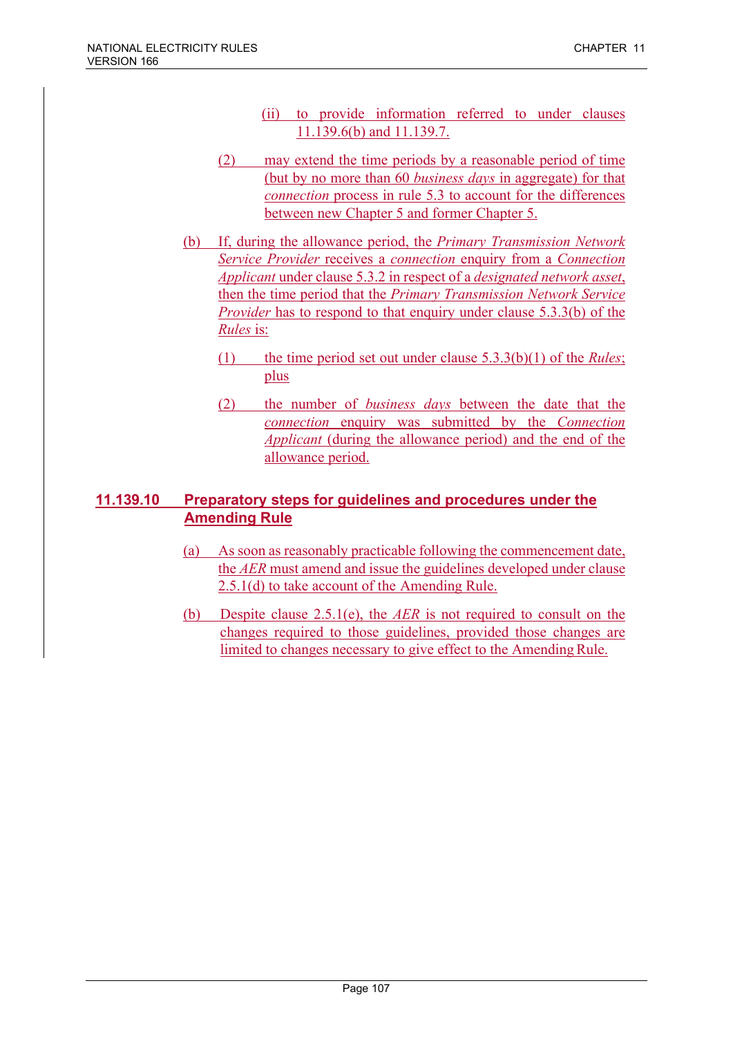(ii) to provide information referred to under clauses 11.139.6(b) and 11.139.7.

(2) may extend the time periods by a reasonable period of time (but by no more than 60 *business days* in aggregate) for that *connection* process in rule 5.3 to account for the differences between new Chapter 5 and former Chapter 5.

(b) If, during the allowance period, the *Primary Transmission Network Service Provider* receives a *connection* enquiry from a *Connection Applicant* under clause 5.3.2 in respect of a *designated network asset*, then the time period that the *Primary Transmission Network Service Provider* has to respond to that enquiry under clause 5.3.3(b) of the *Rules* is:

(1) the time period set out under clause 5.3.3(b)(1) of the *Rules*; plus

(2) the number of *business days* between the date that the *connection* enquiry was submitted by the *Connection Applicant* (during the allowance period) and the end of the allowance period.

### 11.139.10 Preparatory steps for guidelines and procedures under the Amending Rule

(a) As soon as reasonably practicable following the commencement date, the *AER* must amend and issue the guidelines developed under clause 2.5.1(d) to take account of the Amending Rule.

(b) Despite clause 2.5.1(e), the *AER* is not required to consult on the changes required to those guidelines, provided those changes are limited to changes necessary to give effect to the Amending Rule.